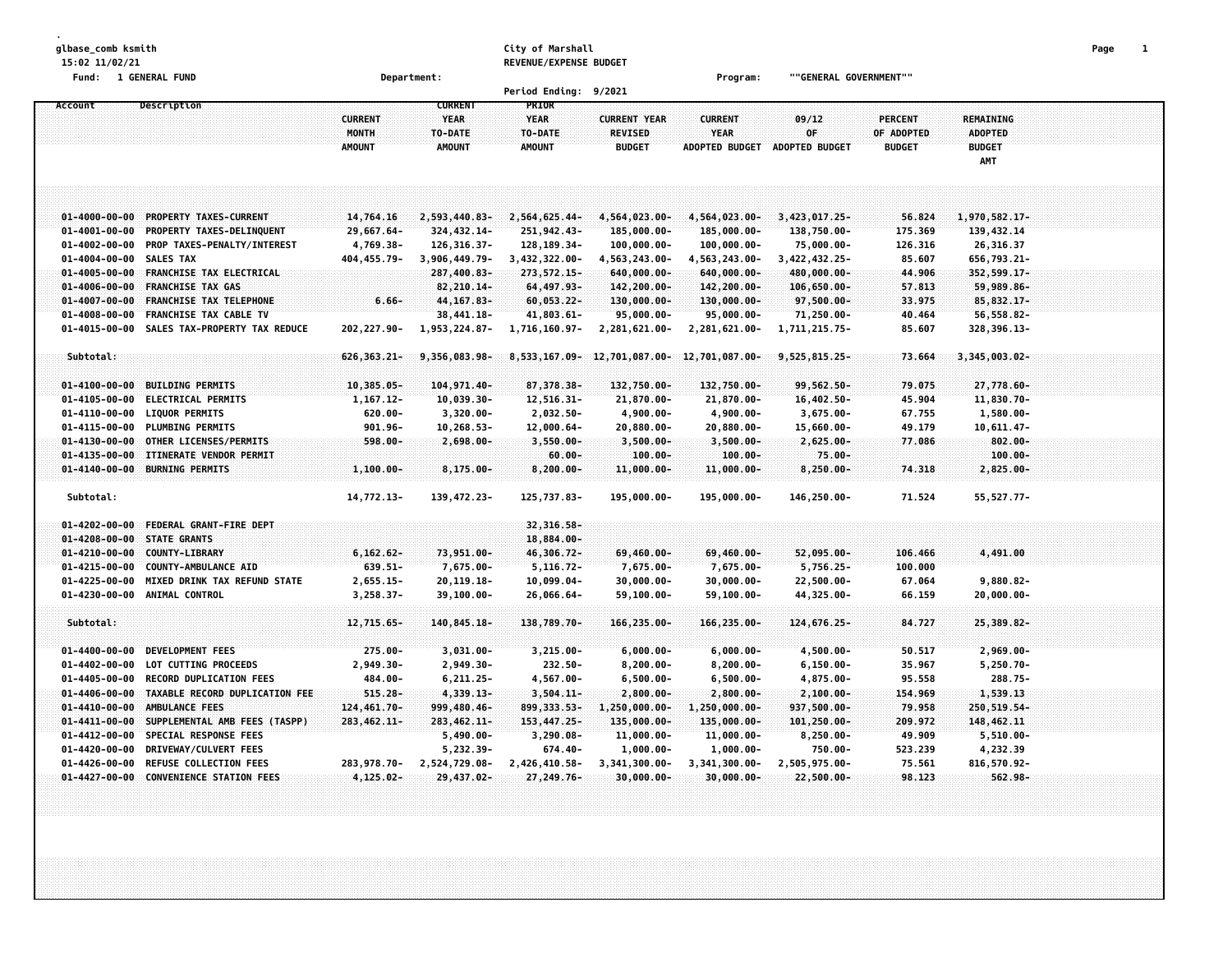glbase_comb ksmith
15:02 11/02/21

**City of Marshall**
**REVENUE/EXPENSE BUDGET**

Fund: 1 GENERAL FUND  Department:  Program: ""GENERAL GOVERNMENT""

Period Ending: 9/2021

| Account | Description | CURRENT MONTH AMOUNT | CURRENT YEAR TO-DATE AMOUNT | PRIOR YEAR TO-DATE AMOUNT | CURRENT YEAR REVISED BUDGET | CURRENT YEAR ADOPTED BUDGET | 09/12 OF ADOPTED BUDGET | PERCENT OF ADOPTED BUDGET | REMAINING ADOPTED BUDGET AMT |
|---|---|---|---|---|---|---|---|---|---|
| 01-4000-00-00 | PROPERTY TAXES-CURRENT | 14,764.16 | 2,593,440.83- | 2,564,625.44- | 4,564,023.00- | 4,564,023.00- | 3,423,017.25- | 56.824 | 1,970,582.17- |
| 01-4001-00-00 | PROPERTY TAXES-DELINQUENT | 29,667.64- | 324,432.14- | 251,942.43- | 185,000.00- | 185,000.00- | 138,750.00- | 175.369 | 139,432.14 |
| 01-4002-00-00 | PROP TAXES-PENALTY/INTEREST | 4,769.38- | 126,316.37- | 128,189.34- | 100,000.00- | 100,000.00- | 75,000.00- | 126.316 | 26,316.37 |
| 01-4004-00-00 | SALES TAX | 404,455.79- | 3,906,449.79- | 3,432,322.00- | 4,563,243.00- | 4,563,243.00- | 3,422,432.25- | 85.607 | 656,793.21- |
| 01-4005-00-00 | FRANCHISE TAX ELECTRICAL | | 287,400.83- | 273,572.15- | 640,000.00- | 640,000.00- | 480,000.00- | 44.906 | 352,599.17- |
| 01-4006-00-00 | FRANCHISE TAX GAS | | 82,210.14- | 64,497.93- | 142,200.00- | 142,200.00- | 106,650.00- | 57.813 | 59,989.86- |
| 01-4007-00-00 | FRANCHISE TAX TELEPHONE | 6.66- | 44,167.83- | 60,053.22- | 130,000.00- | 130,000.00- | 97,500.00- | 33.975 | 85,832.17- |
| 01-4008-00-00 | FRANCHISE TAX CABLE TV | | 38,441.18- | 41,803.61- | 95,000.00- | 95,000.00- | 71,250.00- | 40.464 | 56,558.82- |
| 01-4015-00-00 | SALES TAX-PROPERTY TAX REDUCE | 202,227.90- | 1,953,224.87- | 1,716,160.97- | 2,281,621.00- | 2,281,621.00- | 1,711,215.75- | 85.607 | 328,396.13- |
| Subtotal: | | 626,363.21- | 9,356,083.98- | 8,533,167.09- | 12,701,087.00- | 12,701,087.00- | 9,525,815.25- | 73.664 | 3,345,003.02- |
| 01-4100-00-00 | BUILDING PERMITS | 10,385.05- | 104,971.40- | 87,378.38- | 132,750.00- | 132,750.00- | 99,562.50- | 79.075 | 27,778.60- |
| 01-4105-00-00 | ELECTRICAL PERMITS | 1,167.12- | 10,039.30- | 12,516.31- | 21,870.00- | 21,870.00- | 16,402.50- | 45.904 | 11,830.70- |
| 01-4110-00-00 | LIQUOR PERMITS | 620.00- | 3,320.00- | 2,032.50- | 4,900.00- | 4,900.00- | 3,675.00- | 67.755 | 1,580.00- |
| 01-4115-00-00 | PLUMBING PERMITS | 901.96- | 10,268.53- | 12,000.64- | 20,880.00- | 20,880.00- | 15,660.00- | 49.179 | 10,611.47- |
| 01-4130-00-00 | OTHER LICENSES/PERMITS | 598.00- | 2,698.00- | 3,550.00- | 3,500.00- | 3,500.00- | 2,625.00- | 77.086 | 802.00- |
| 01-4135-00-00 | ITINERATE VENDOR PERMIT | | | 60.00- | 100.00- | 100.00- | 75.00- | | 100.00- |
| 01-4140-00-00 | BURNING PERMITS | 1,100.00- | 8,175.00- | 8,200.00- | 11,000.00- | 11,000.00- | 8,250.00- | 74.318 | 2,825.00- |
| Subtotal: | | 14,772.13- | 139,472.23- | 125,737.83- | 195,000.00- | 195,000.00- | 146,250.00- | 71.524 | 55,527.77- |
| 01-4202-00-00 | FEDERAL GRANT-FIRE DEPT | | | 32,316.58- | | | | | |
| 01-4208-00-00 | STATE GRANTS | | | 18,884.00- | | | | | |
| 01-4210-00-00 | COUNTY-LIBRARY | 6,162.62- | 73,951.00- | 46,306.72- | 69,460.00- | 69,460.00- | 52,095.00- | 106.466 | 4,491.00 |
| 01-4215-00-00 | COUNTY-AMBULANCE AID | 639.51- | 7,675.00- | 5,116.72- | 7,675.00- | 7,675.00- | 5,756.25- | 100.000 | |
| 01-4225-00-00 | MIXED DRINK TAX REFUND STATE | 2,655.15- | 20,119.18- | 10,099.04- | 30,000.00- | 30,000.00- | 22,500.00- | 67.064 | 9,880.82- |
| 01-4230-00-00 | ANIMAL CONTROL | 3,258.37- | 39,100.00- | 26,066.64- | 59,100.00- | 59,100.00- | 44,325.00- | 66.159 | 20,000.00- |
| Subtotal: | | 12,715.65- | 140,845.18- | 138,789.70- | 166,235.00- | 166,235.00- | 124,676.25- | 84.727 | 25,389.82- |
| 01-4400-00-00 | DEVELOPMENT FEES | 275.00- | 3,031.00- | 3,215.00- | 6,000.00- | 6,000.00- | 4,500.00- | 50.517 | 2,969.00- |
| 01-4402-00-00 | LOT CUTTING PROCEEDS | 2,949.30- | 2,949.30- | 232.50- | 8,200.00- | 8,200.00- | 6,150.00- | 35.967 | 5,250.70- |
| 01-4405-00-00 | RECORD DUPLICATION FEES | 484.00- | 6,211.25- | 4,567.00- | 6,500.00- | 6,500.00- | 4,875.00- | 95.558 | 288.75- |
| 01-4406-00-00 | TAXABLE RECORD DUPLICATION FEE | 515.28- | 4,339.13- | 3,504.11- | 2,800.00- | 2,800.00- | 2,100.00- | 154.969 | 1,539.13 |
| 01-4410-00-00 | AMBULANCE FEES | 124,461.70- | 999,480.46- | 899,333.53- | 1,250,000.00- | 1,250,000.00- | 937,500.00- | 79.958 | 250,519.54- |
| 01-4411-00-00 | SUPPLEMENTAL AMB FEES (TASPP) | 283,462.11- | 283,462.11- | 153,447.25- | 135,000.00- | 135,000.00- | 101,250.00- | 209.972 | 148,462.11 |
| 01-4412-00-00 | SPECIAL RESPONSE FEES | | 5,490.00- | 3,290.08- | 11,000.00- | 11,000.00- | 8,250.00- | 49.909 | 5,510.00- |
| 01-4420-00-00 | DRIVEWAY/CULVERT FEES | | 5,232.39- | 674.40- | 1,000.00- | 1,000.00- | 750.00- | 523.239 | 4,232.39 |
| 01-4426-00-00 | REFUSE COLLECTION FEES | 283,978.70- | 2,524,729.08- | 2,426,410.58- | 3,341,300.00- | 3,341,300.00- | 2,505,975.00- | 75.561 | 816,570.92- |
| 01-4427-00-00 | CONVENIENCE STATION FEES | 4,125.02- | 29,437.02- | 27,249.76- | 30,000.00- | 30,000.00- | 22,500.00- | 98.123 | 562.98- |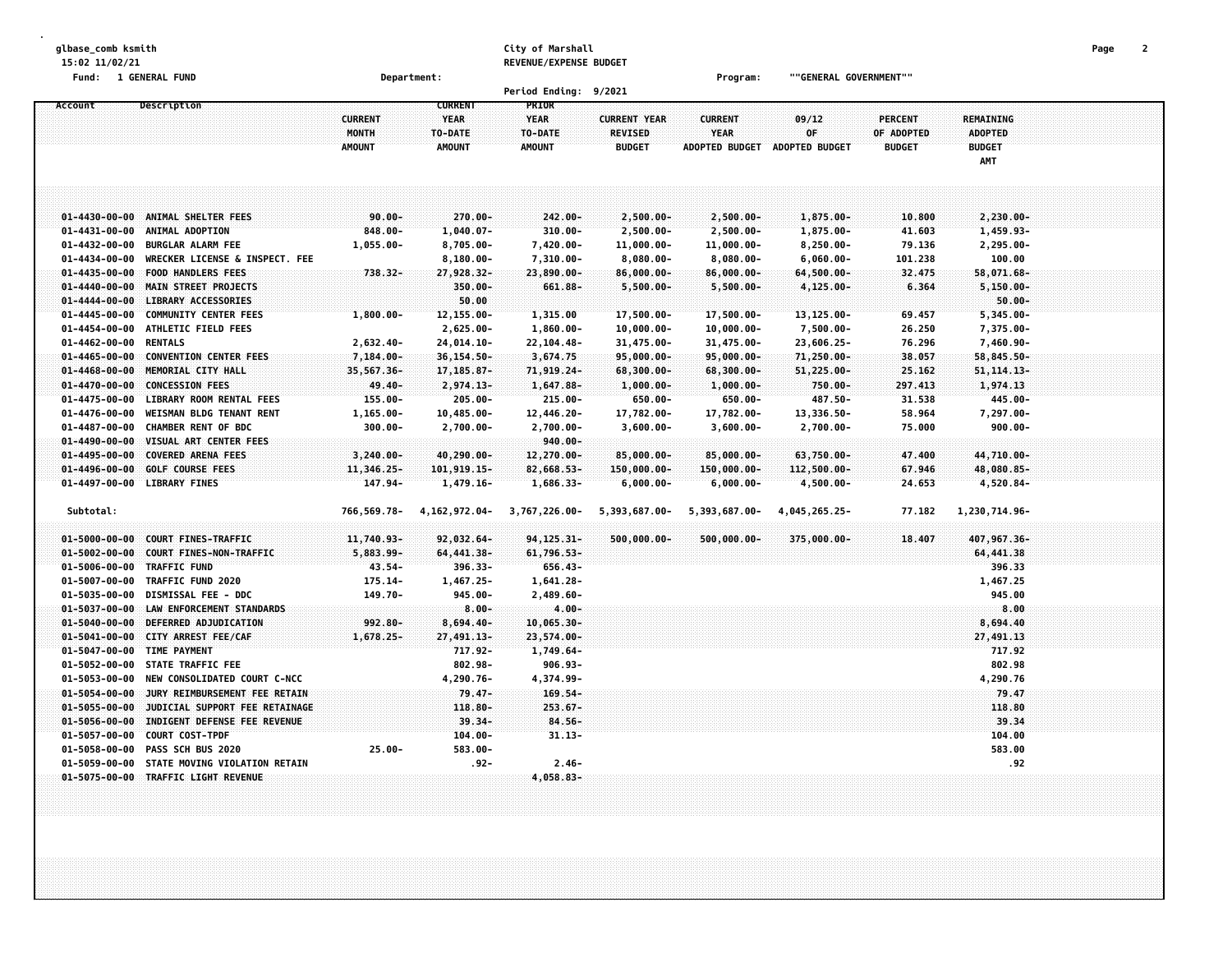glbase_comb ksmith
15:02 11/02/21

**City of Marshall**
**REVENUE/EXPENSE BUDGET**

Fund: 1 GENERAL FUND    Department:    Program: ""GENERAL GOVERNMENT""

Period Ending: 9/2021

| Account | Description | CURRENT MONTH AMOUNT | CURRENT YEAR TO-DATE AMOUNT | PRIOR YEAR TO-DATE AMOUNT | CURRENT YEAR REVISED BUDGET | CURRENT YEAR ADOPTED BUDGET | 09/12 OF ADOPTED BUDGET | PERCENT OF ADOPTED BUDGET | REMAINING ADOPTED BUDGET AMT |
|---|---|---|---|---|---|---|---|---|---|
| 01-4430-00-00 | ANIMAL SHELTER FEES | 90.00- | 270.00- | 242.00- | 2,500.00- | 2,500.00- | 1,875.00- | 10.800 | 2,230.00- |
| 01-4431-00-00 | ANIMAL ADOPTION | 848.00- | 1,040.07- | 310.00- | 2,500.00- | 2,500.00- | 1,875.00- | 41.603 | 1,459.93- |
| 01-4432-00-00 | BURGLAR ALARM FEE | 1,055.00- | 8,705.00- | 7,420.00- | 11,000.00- | 11,000.00- | 8,250.00- | 79.136 | 2,295.00- |
| 01-4434-00-00 | WRECKER LICENSE & INSPECT. FEE | | 8,180.00- | 7,310.00- | 8,080.00- | 8,080.00- | 6,060.00- | 101.238 | 100.00 |
| 01-4435-00-00 | FOOD HANDLERS FEES | 738.32- | 27,928.32- | 23,890.00- | 86,000.00- | 86,000.00- | 64,500.00- | 32.475 | 58,071.68- |
| 01-4440-00-00 | MAIN STREET PROJECTS | | 350.00- | 661.88- | 5,500.00- | 5,500.00- | 4,125.00- | 6.364 | 5,150.00- |
| 01-4444-00-00 | LIBRARY ACCESSORIES | | 50.00 | | | | | | 50.00- |
| 01-4445-00-00 | COMMUNITY CENTER FEES | 1,800.00- | 12,155.00- | 1,315.00 | 17,500.00- | 17,500.00- | 13,125.00- | 69.457 | 5,345.00- |
| 01-4454-00-00 | ATHLETIC FIELD FEES | | 2,625.00- | 1,860.00- | 10,000.00- | 10,000.00- | 7,500.00- | 26.250 | 7,375.00- |
| 01-4462-00-00 | RENTALS | 2,632.40- | 24,014.10- | 22,104.48- | 31,475.00- | 31,475.00- | 23,606.25- | 76.296 | 7,460.90- |
| 01-4465-00-00 | CONVENTION CENTER FEES | 7,184.00- | 36,154.50- | 3,674.75 | 95,000.00- | 95,000.00- | 71,250.00- | 38.057 | 58,845.50- |
| 01-4468-00-00 | MEMORIAL CITY HALL | 35,567.36- | 17,185.87- | 71,919.24- | 68,300.00- | 68,300.00- | 51,225.00- | 25.162 | 51,114.13- |
| 01-4470-00-00 | CONCESSION FEES | 49.40- | 2,974.13- | 1,647.88- | 1,000.00- | 1,000.00- | 750.00- | 297.413 | 1,974.13 |
| 01-4475-00-00 | LIBRARY ROOM RENTAL FEES | 155.00- | 205.00- | 215.00- | 650.00- | 650.00- | 487.50- | 31.538 | 445.00- |
| 01-4476-00-00 | WEISMAN BLDG TENANT RENT | 1,165.00- | 10,485.00- | 12,446.20- | 17,782.00- | 17,782.00- | 13,336.50- | 58.964 | 7,297.00- |
| 01-4487-00-00 | CHAMBER RENT OF BDC | 300.00- | 2,700.00- | 2,700.00- | 3,600.00- | 3,600.00- | 2,700.00- | 75.000 | 900.00- |
| 01-4490-00-00 | VISUAL ART CENTER FEES | | | 940.00- | | | | | |
| 01-4495-00-00 | COVERED ARENA FEES | 3,240.00- | 40,290.00- | 12,270.00- | 85,000.00- | 85,000.00- | 63,750.00- | 47.400 | 44,710.00- |
| 01-4496-00-00 | GOLF COURSE FEES | 11,346.25- | 101,919.15- | 82,668.53- | 150,000.00- | 150,000.00- | 112,500.00- | 67.946 | 48,080.85- |
| 01-4497-00-00 | LIBRARY FINES | 147.94- | 1,479.16- | 1,686.33- | 6,000.00- | 6,000.00- | 4,500.00- | 24.653 | 4,520.84- |
| Subtotal: | | 766,569.78- | 4,162,972.04- | 3,767,226.00- | 5,393,687.00- | 5,393,687.00- | 4,045,265.25- | 77.182 | 1,230,714.96- |
| 01-5000-00-00 | COURT FINES-TRAFFIC | 11,740.93- | 92,032.64- | 94,125.31- | 500,000.00- | 500,000.00- | 375,000.00- | 18.407 | 407,967.36- |
| 01-5002-00-00 | COURT FINES-NON-TRAFFIC | 5,883.99- | 64,441.38- | 61,796.53- | | | | | 64,441.38 |
| 01-5006-00-00 | TRAFFIC FUND | 43.54- | 396.33- | 656.43- | | | | | 396.33 |
| 01-5007-00-00 | TRAFFIC FUND 2020 | 175.14- | 1,467.25- | 1,641.28- | | | | | 1,467.25 |
| 01-5035-00-00 | DISMISSAL FEE - DDC | 149.70- | 945.00- | 2,489.60- | | | | | 945.00 |
| 01-5037-00-00 | LAW ENFORCEMENT STANDARDS | | 8.00- | 4.00- | | | | | 8.00 |
| 01-5040-00-00 | DEFERRED ADJUDICATION | 992.80- | 8,694.40- | 10,065.30- | | | | | 8,694.40 |
| 01-5041-00-00 | CITY ARREST FEE/CAF | 1,678.25- | 27,491.13- | 23,574.00- | | | | | 27,491.13 |
| 01-5047-00-00 | TIME PAYMENT | | 717.92- | 1,749.64- | | | | | 717.92 |
| 01-5052-00-00 | STATE TRAFFIC FEE | | 802.98- | 906.93- | | | | | 802.98 |
| 01-5053-00-00 | NEW CONSOLIDATED COURT C-NCC | | 4,290.76- | 4,374.99- | | | | | 4,290.76 |
| 01-5054-00-00 | JURY REIMBURSEMENT FEE RETAIN | | 79.47- | 169.54- | | | | | 79.47 |
| 01-5055-00-00 | JUDICIAL SUPPORT FEE RETAINAGE | | 118.80- | 253.67- | | | | | 118.80 |
| 01-5056-00-00 | INDIGENT DEFENSE FEE REVENUE | | 39.34- | 84.56- | | | | | 39.34 |
| 01-5057-00-00 | COURT COST-TPDF | | 104.00- | 31.13- | | | | | 104.00 |
| 01-5058-00-00 | PASS SCH BUS 2020 | 25.00- | 583.00- | | | | | | 583.00 |
| 01-5059-00-00 | STATE MOVING VIOLATION RETAIN | | .92- | 2.46- | | | | | .92 |
| 01-5075-00-00 | TRAFFIC LIGHT REVENUE | | | 4,058.83- | | | | | |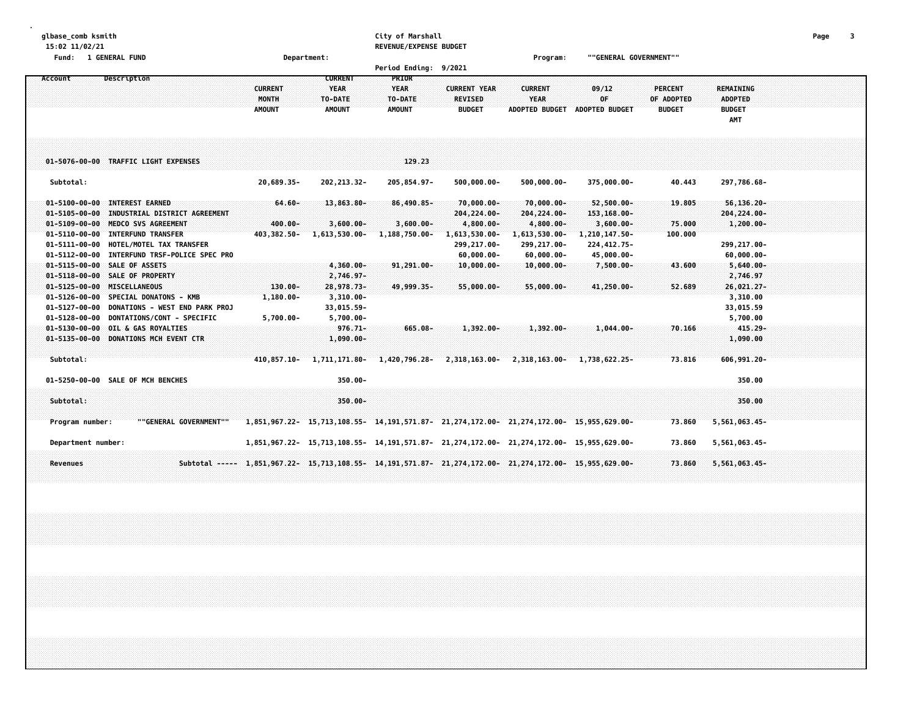glbase_comb ksmith
15:02 11/02/21

**City of Marshall**
**REVENUE/EXPENSE BUDGET**

Fund: 1 GENERAL FUND | Department: | Program: ""GENERAL GOVERNMENT""

Period Ending: 9/2021

| Account | Description | CURRENT MONTH AMOUNT | CURRENT YEAR TO-DATE AMOUNT | PRIOR YEAR TO-DATE AMOUNT | CURRENT YEAR REVISED BUDGET | CURRENT YEAR ADOPTED BUDGET | 09/12 OF ADOPTED BUDGET | PERCENT OF ADOPTED BUDGET | REMAINING ADOPTED BUDGET AMT |
|---|---|---|---|---|---|---|---|---|---|
| 01-5076-00-00 | TRAFFIC LIGHT EXPENSES | | | 129.23 | | | | | |
| Subtotal: | | 20,689.35- | 202,213.32- | 205,854.97- | 500,000.00- | 500,000.00- | 375,000.00- | 40.443 | 297,786.68- |
| 01-5100-00-00 | INTEREST EARNED | 64.60- | 13,863.80- | 86,490.85- | 70,000.00- | 70,000.00- | 52,500.00- | 19.805 | 56,136.20- |
| 01-5105-00-00 | INDUSTRIAL DISTRICT AGREEMENT | | | | 204,224.00- | 204,224.00- | 153,168.00- | | 204,224.00- |
| 01-5109-00-00 | MEDCO SVS AGREEMENT | 400.00- | 3,600.00- | 3,600.00- | 4,800.00- | 4,800.00- | 3,600.00- | 75.000 | 1,200.00- |
| 01-5110-00-00 | INTERFUND TRANSFER | 403,382.50- | 1,613,530.00- | 1,188,750.00- | 1,613,530.00- | 1,613,530.00- | 1,210,147.50- | 100.000 | |
| 01-5111-00-00 | HOTEL/MOTEL TAX TRANSFER | | | | 299,217.00- | 299,217.00- | 224,412.75- | | 299,217.00- |
| 01-5112-00-00 | INTERFUND TRSF-POLICE SPEC PRO | | | | 60,000.00- | 60,000.00- | 45,000.00- | | 60,000.00- |
| 01-5115-00-00 | SALE OF ASSETS | | 4,360.00- | 91,291.00- | 10,000.00- | 10,000.00- | 7,500.00- | 43.600 | 5,640.00- |
| 01-5118-00-00 | SALE OF PROPERTY | | 2,746.97- | | | | | | 2,746.97 |
| 01-5125-00-00 | MISCELLANEOUS | 130.00- | 28,978.73- | 49,999.35- | 55,000.00- | 55,000.00- | 41,250.00- | 52.689 | 26,021.27- |
| 01-5126-00-00 | SPECIAL DONATONS - KMB | 1,180.00- | 3,310.00- | | | | | | 3,310.00 |
| 01-5127-00-00 | DONATIONS - WEST END PARK PROJ | | 33,015.59- | | | | | | 33,015.59 |
| 01-5128-00-00 | DONTATIONS/CONT - SPECIFIC | 5,700.00- | 5,700.00- | | | | | | 5,700.00 |
| 01-5130-00-00 | OIL & GAS ROYALTIES | | 976.71- | 665.08- | 1,392.00- | 1,392.00- | 1,044.00- | 70.166 | 415.29- |
| 01-5135-00-00 | DONATIONS MCH EVENT CTR | | 1,090.00- | | | | | | 1,090.00 |
| Subtotal: | | 410,857.10- | 1,711,171.80- | 1,420,796.28- | 2,318,163.00- | 2,318,163.00- | 1,738,622.25- | 73.816 | 606,991.20- |
| 01-5250-00-00 | SALE OF MCH BENCHES | | 350.00- | | | | | | 350.00 |
| Subtotal: | | | 350.00- | | | | | | 350.00 |
| Program number: | ""GENERAL GOVERNMENT"" | 1,851,967.22- | 15,713,108.55- | 14,191,571.87- | 21,274,172.00- | 21,274,172.00- | 15,955,629.00- | 73.860 | 5,561,063.45- |
| Department number: | | 1,851,967.22- | 15,713,108.55- | 14,191,571.87- | 21,274,172.00- | 21,274,172.00- | 15,955,629.00- | 73.860 | 5,561,063.45- |
| Revenues | Subtotal ----- | 1,851,967.22- | 15,713,108.55- | 14,191,571.87- | 21,274,172.00- | 21,274,172.00- | 15,955,629.00- | 73.860 | 5,561,063.45- |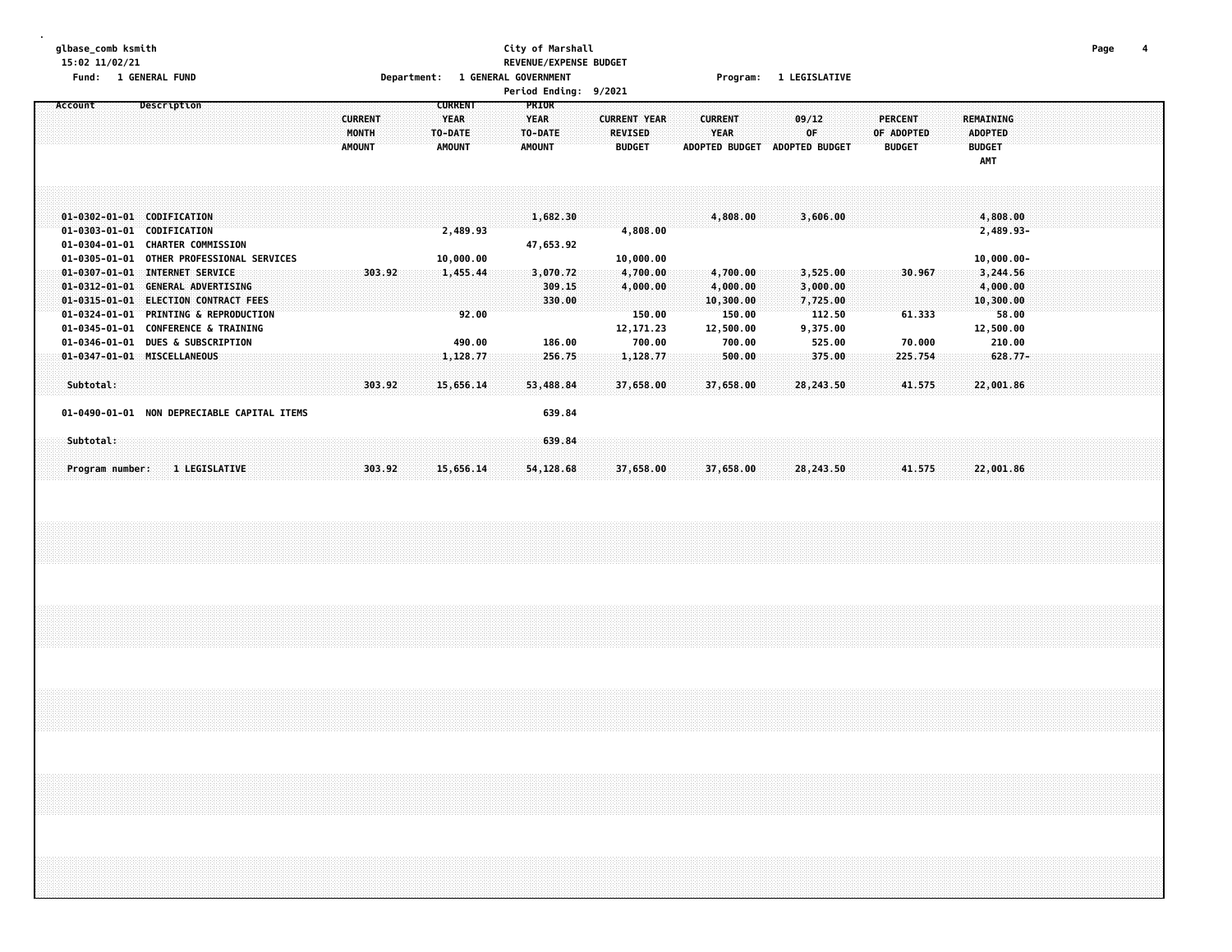glbase_comb ksmith
15:02 11/02/21

Fund: 1 GENERAL FUND

City of Marshall
REVENUE/EXPENSE BUDGET

Department: 1 GENERAL GOVERNMENT

Program: 1 LEGISLATIVE

Period Ending: 9/2021

| Account | Description | CURRENT MONTH AMOUNT | CURRENT YEAR TO-DATE AMOUNT | PRIOR YEAR TO-DATE AMOUNT | CURRENT YEAR REVISED BUDGET | CURRENT YEAR ADOPTED BUDGET | 09/12 OF ADOPTED BUDGET | PERCENT OF ADOPTED BUDGET | REMAINING ADOPTED BUDGET AMT |
|---|---|---|---|---|---|---|---|---|---|
| 01-0302-01-01 | CODIFICATION | | | 1,682.30 | | 4,808.00 | 3,606.00 | | 4,808.00 |
| 01-0303-01-01 | CODIFICATION | | 2,489.93 | | 4,808.00 | | | | 2,489.93- |
| 01-0304-01-01 | CHARTER COMMISSION | | | 47,653.92 | | | | | |
| 01-0305-01-01 | OTHER PROFESSIONAL SERVICES | | 10,000.00 | | 10,000.00 | | | | 10,000.00- |
| 01-0307-01-01 | INTERNET SERVICE | 303.92 | 1,455.44 | 3,070.72 | 4,700.00 | 4,700.00 | 3,525.00 | 30.967 | 3,244.56 |
| 01-0312-01-01 | GENERAL ADVERTISING | | | 309.15 | 4,000.00 | 4,000.00 | 3,000.00 | | 4,000.00 |
| 01-0315-01-01 | ELECTION CONTRACT FEES | | | 330.00 | | 10,300.00 | 7,725.00 | | 10,300.00 |
| 01-0324-01-01 | PRINTING & REPRODUCTION | | 92.00 | | 150.00 | 150.00 | 112.50 | 61.333 | 58.00 |
| 01-0345-01-01 | CONFERENCE & TRAINING | | | | 12,171.23 | 12,500.00 | 9,375.00 | | 12,500.00 |
| 01-0346-01-01 | DUES & SUBSCRIPTION | | 490.00 | 186.00 | 700.00 | 700.00 | 525.00 | 70.000 | 210.00 |
| 01-0347-01-01 | MISCELLANEOUS | | 1,128.77 | 256.75 | 1,128.77 | 500.00 | 375.00 | 225.754 | 628.77- |
| Subtotal: | | 303.92 | 15,656.14 | 53,488.84 | 37,658.00 | 37,658.00 | 28,243.50 | 41.575 | 22,001.86 |
| 01-0490-01-01 | NON DEPRECIABLE CAPITAL ITEMS | | | 639.84 | | | | | |
| Subtotal: | | | | 639.84 | | | | | |
| Program number: | 1 LEGISLATIVE | 303.92 | 15,656.14 | 54,128.68 | 37,658.00 | 37,658.00 | 28,243.50 | 41.575 | 22,001.86 |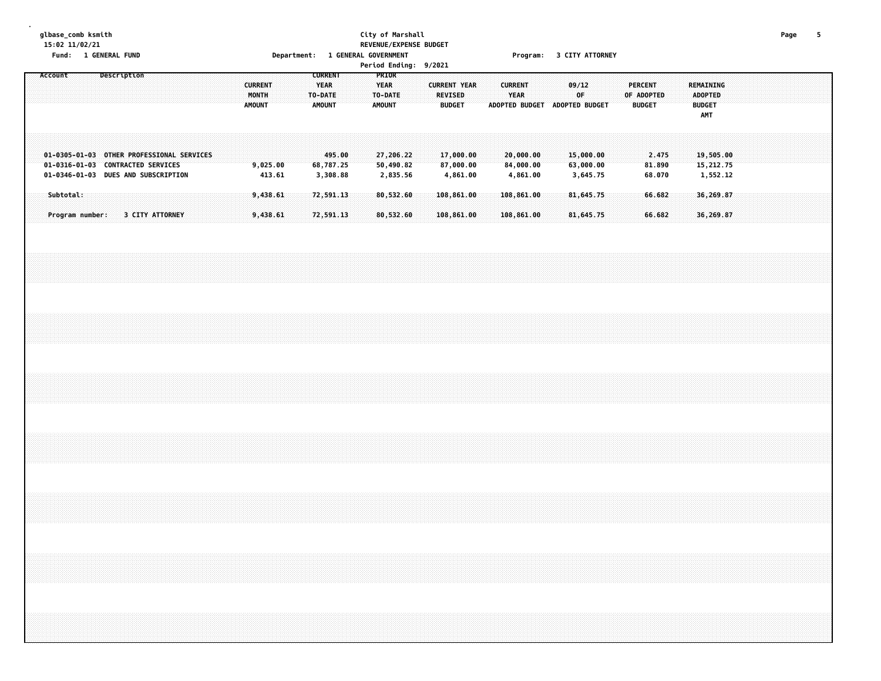City of Marshall
REVENUE/EXPENSE BUDGET

glbase_comb ksmith
15:02 11/02/21

Fund: 1 GENERAL FUND    Department: 1 GENERAL GOVERNMENT    Program: 3 CITY ATTORNEY

Period Ending: 9/2021

| Account | Description | CURRENT MONTH AMOUNT | CURRENT YEAR TO-DATE AMOUNT | PRIOR YEAR TO-DATE AMOUNT | CURRENT YEAR REVISED BUDGET | CURRENT YEAR ADOPTED BUDGET | 09/12 OF ADOPTED BUDGET | PERCENT OF ADOPTED BUDGET | REMAINING ADOPTED BUDGET AMT |
|---|---|---|---|---|---|---|---|---|---|
| 01-0305-01-03 | OTHER PROFESSIONAL SERVICES | | 495.00 | 27,206.22 | 17,000.00 | 20,000.00 | 15,000.00 | 2.475 | 19,505.00 |
| 01-0316-01-03 | CONTRACTED SERVICES | 9,025.00 | 68,787.25 | 50,490.82 | 87,000.00 | 84,000.00 | 63,000.00 | 81.890 | 15,212.75 |
| 01-0346-01-03 | DUES AND SUBSCRIPTION | 413.61 | 3,308.88 | 2,835.56 | 4,861.00 | 4,861.00 | 3,645.75 | 68.070 | 1,552.12 |
| Subtotal: | | 9,438.61 | 72,591.13 | 80,532.60 | 108,861.00 | 108,861.00 | 81,645.75 | 66.682 | 36,269.87 |
| Program number: | 3 CITY ATTORNEY | 9,438.61 | 72,591.13 | 80,532.60 | 108,861.00 | 108,861.00 | 81,645.75 | 66.682 | 36,269.87 |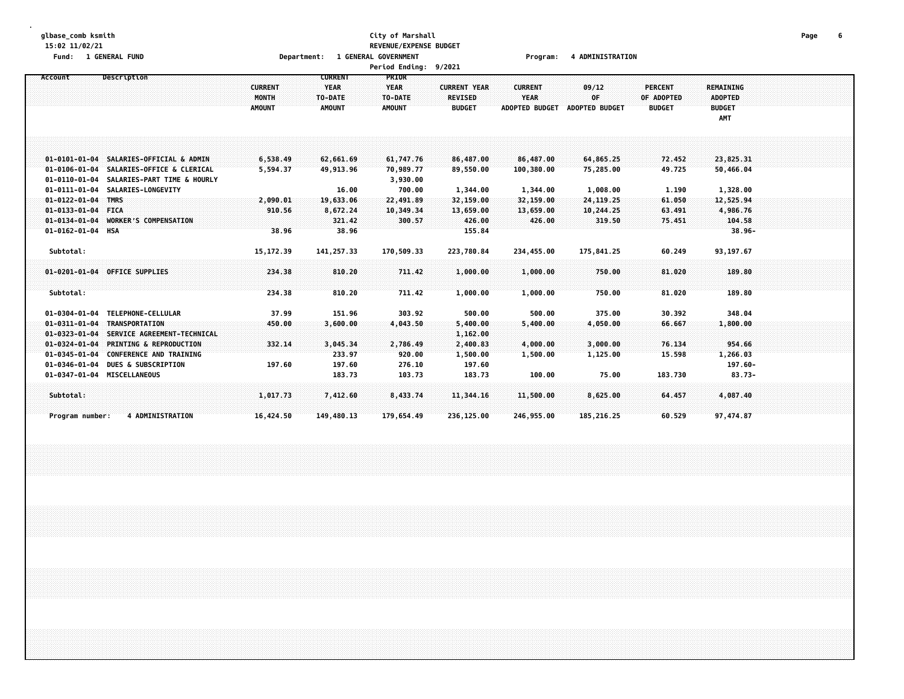City of Marshall

REVENUE/EXPENSE BUDGET

Fund: 1 GENERAL FUND — Department: 1 GENERAL GOVERNMENT — Program: 4 ADMINISTRATION

Period Ending: 9/2021

| Account | Description | CURRENT MONTH AMOUNT | CURRENT YEAR TO-DATE AMOUNT | PRIOR YEAR TO-DATE AMOUNT | CURRENT YEAR REVISED BUDGET | CURRENT YEAR ADOPTED BUDGET | 09/12 OF ADOPTED BUDGET | PERCENT OF ADOPTED BUDGET | REMAINING ADOPTED BUDGET AMT |
|---|---|---|---|---|---|---|---|---|---|
| 01-0101-01-04 | SALARIES-OFFICIAL & ADMIN | 6,538.49 | 62,661.69 | 61,747.76 | 86,487.00 | 86,487.00 | 64,865.25 | 72.452 | 23,825.31 |
| 01-0106-01-04 | SALARIES-OFFICE & CLERICAL | 5,594.37 | 49,913.96 | 70,989.77 | 89,550.00 | 100,380.00 | 75,285.00 | 49.725 | 50,466.04 |
| 01-0110-01-04 | SALARIES-PART TIME & HOURLY | | | 3,930.00 | | | | | |
| 01-0111-01-04 | SALARIES-LONGEVITY | | 16.00 | 700.00 | 1,344.00 | 1,344.00 | 1,008.00 | 1.190 | 1,328.00 |
| 01-0122-01-04 | TMRS | 2,090.01 | 19,633.06 | 22,491.89 | 32,159.00 | 32,159.00 | 24,119.25 | 61.050 | 12,525.94 |
| 01-0133-01-04 | FICA | 910.56 | 8,672.24 | 10,349.34 | 13,659.00 | 13,659.00 | 10,244.25 | 63.491 | 4,986.76 |
| 01-0134-01-04 | WORKER'S COMPENSATION | | 321.42 | 300.57 | 426.00 | 426.00 | 319.50 | 75.451 | 104.58 |
| 01-0162-01-04 | HSA | 38.96 | 38.96 | | 155.84 | | | | 38.96- |
| Subtotal: | | 15,172.39 | 141,257.33 | 170,509.33 | 223,780.84 | 234,455.00 | 175,841.25 | 60.249 | 93,197.67 |
| 01-0201-01-04 | OFFICE SUPPLIES | 234.38 | 810.20 | 711.42 | 1,000.00 | 1,000.00 | 750.00 | 81.020 | 189.80 |
| Subtotal: | | 234.38 | 810.20 | 711.42 | 1,000.00 | 1,000.00 | 750.00 | 81.020 | 189.80 |
| 01-0304-01-04 | TELEPHONE-CELLULAR | 37.99 | 151.96 | 303.92 | 500.00 | 500.00 | 375.00 | 30.392 | 348.04 |
| 01-0311-01-04 | TRANSPORTATION | 450.00 | 3,600.00 | 4,043.50 | 5,400.00 | 5,400.00 | 4,050.00 | 66.667 | 1,800.00 |
| 01-0323-01-04 | SERVICE AGREEMENT-TECHNICAL | | | | 1,162.00 | | | | |
| 01-0324-01-04 | PRINTING & REPRODUCTION | 332.14 | 3,045.34 | 2,786.49 | 2,400.83 | 4,000.00 | 3,000.00 | 76.134 | 954.66 |
| 01-0345-01-04 | CONFERENCE AND TRAINING | | 233.97 | 920.00 | 1,500.00 | 1,500.00 | 1,125.00 | 15.598 | 1,266.03 |
| 01-0346-01-04 | DUES & SUBSCRIPTION | 197.60 | 197.60 | 276.10 | 197.60 | | | | 197.60- |
| 01-0347-01-04 | MISCELLANEOUS | | 183.73 | 103.73 | 183.73 | 100.00 | 75.00 | 183.730 | 83.73- |
| Subtotal: | | 1,017.73 | 7,412.60 | 8,433.74 | 11,344.16 | 11,500.00 | 8,625.00 | 64.457 | 4,087.40 |
| Program number: | 4 ADMINISTRATION | 16,424.50 | 149,480.13 | 179,654.49 | 236,125.00 | 246,955.00 | 185,216.25 | 60.529 | 97,474.87 |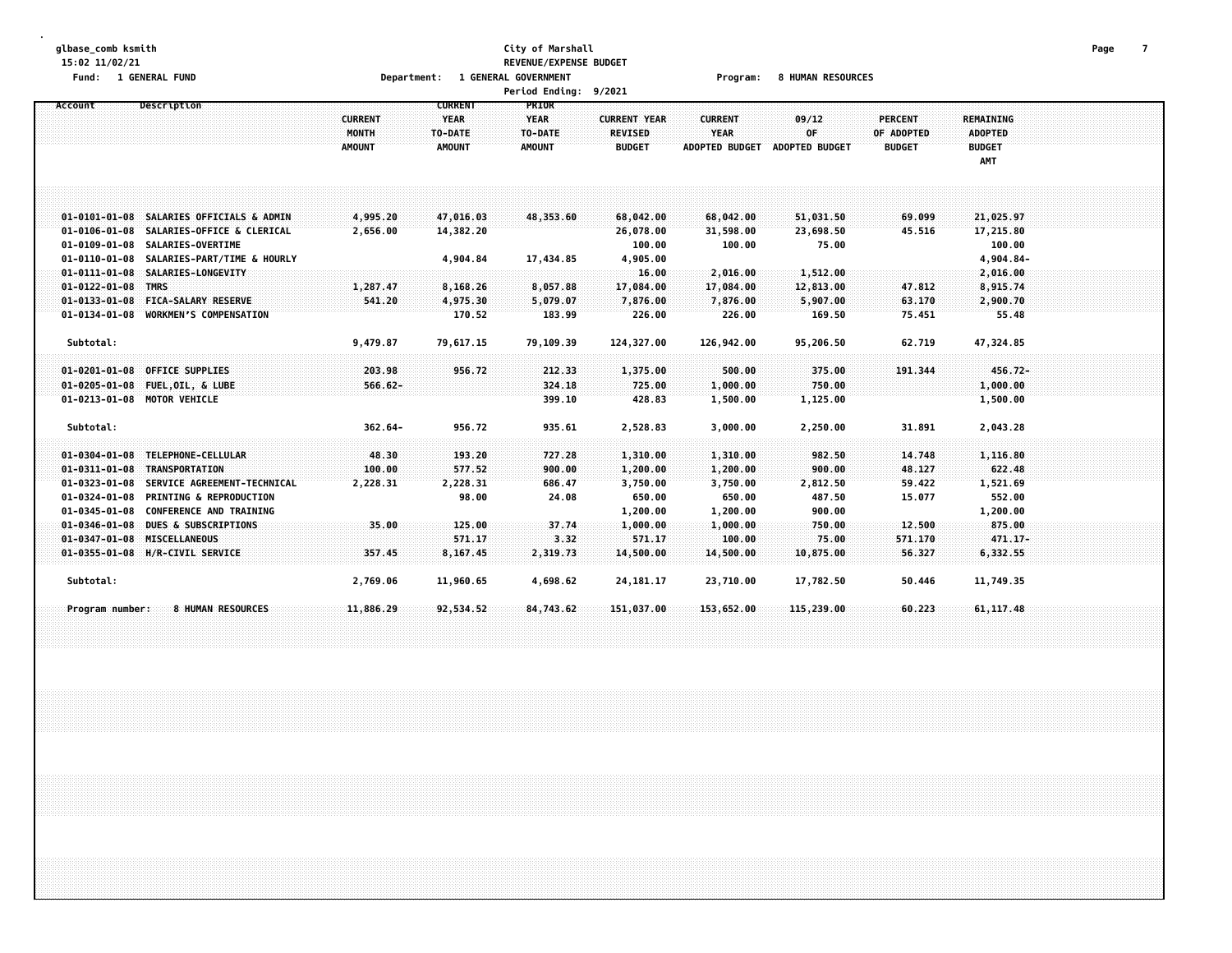glbase_comb ksmith
15:02 11/02/21
Fund: 1 GENERAL FUND

City of Marshall
REVENUE/EXPENSE BUDGET
Department: 1 GENERAL GOVERNMENT
Period Ending: 9/2021

Program: 8 HUMAN RESOURCES

| Account | Description | CURRENT MONTH AMOUNT | CURRENT YEAR TO-DATE AMOUNT | PRIOR YEAR TO-DATE AMOUNT | CURRENT YEAR REVISED BUDGET | CURRENT YEAR ADOPTED BUDGET | 09/12 OF ADOPTED BUDGET | PERCENT OF ADOPTED BUDGET | REMAINING ADOPTED BUDGET AMT |
|---|---|---|---|---|---|---|---|---|---|
| 01-0101-01-08 | SALARIES OFFICIALS & ADMIN | 4,995.20 | 47,016.03 | 48,353.60 | 68,042.00 | 68,042.00 | 51,031.50 | 69.099 | 21,025.97 |
| 01-0106-01-08 | SALARIES-OFFICE & CLERICAL | 2,656.00 | 14,382.20 | | 26,078.00 | 31,598.00 | 23,698.50 | 45.516 | 17,215.80 |
| 01-0109-01-08 | SALARIES-OVERTIME | | | | 100.00 | 100.00 | 75.00 | | 100.00 |
| 01-0110-01-08 | SALARIES-PART/TIME & HOURLY | | 4,904.84 | 17,434.85 | 4,905.00 | | | | 4,904.84- |
| 01-0111-01-08 | SALARIES-LONGEVITY | | | | 16.00 | 2,016.00 | 1,512.00 | | 2,016.00 |
| 01-0122-01-08 | TMRS | 1,287.47 | 8,168.26 | 8,057.88 | 17,084.00 | 17,084.00 | 12,813.00 | 47.812 | 8,915.74 |
| 01-0133-01-08 | FICA-SALARY RESERVE | 541.20 | 4,975.30 | 5,079.07 | 7,876.00 | 7,876.00 | 5,907.00 | 63.170 | 2,900.70 |
| 01-0134-01-08 | WORKMEN'S COMPENSATION | | 170.52 | 183.99 | 226.00 | 226.00 | 169.50 | 75.451 | 55.48 |
| Subtotal: | | 9,479.87 | 79,617.15 | 79,109.39 | 124,327.00 | 126,942.00 | 95,206.50 | 62.719 | 47,324.85 |
| 01-0201-01-08 | OFFICE SUPPLIES | 203.98 | 956.72 | 212.33 | 1,375.00 | 500.00 | 375.00 | 191.344 | 456.72- |
| 01-0205-01-08 | FUEL,OIL, & LUBE | 566.62- | | 324.18 | 725.00 | 1,000.00 | 750.00 | | 1,000.00 |
| 01-0213-01-08 | MOTOR VEHICLE | | | 399.10 | 428.83 | 1,500.00 | 1,125.00 | | 1,500.00 |
| Subtotal: | | 362.64- | 956.72 | 935.61 | 2,528.83 | 3,000.00 | 2,250.00 | 31.891 | 2,043.28 |
| 01-0304-01-08 | TELEPHONE-CELLULAR | 48.30 | 193.20 | 727.28 | 1,310.00 | 1,310.00 | 982.50 | 14.748 | 1,116.80 |
| 01-0311-01-08 | TRANSPORTATION | 100.00 | 577.52 | 900.00 | 1,200.00 | 1,200.00 | 900.00 | 48.127 | 622.48 |
| 01-0323-01-08 | SERVICE AGREEMENT-TECHNICAL | 2,228.31 | 2,228.31 | 686.47 | 3,750.00 | 3,750.00 | 2,812.50 | 59.422 | 1,521.69 |
| 01-0324-01-08 | PRINTING & REPRODUCTION | | 98.00 | 24.08 | 650.00 | 650.00 | 487.50 | 15.077 | 552.00 |
| 01-0345-01-08 | CONFERENCE AND TRAINING | | | | 1,200.00 | 1,200.00 | 900.00 | | 1,200.00 |
| 01-0346-01-08 | DUES & SUBSCRIPTIONS | 35.00 | 125.00 | 37.74 | 1,000.00 | 1,000.00 | 750.00 | 12.500 | 875.00 |
| 01-0347-01-08 | MISCELLANEOUS | | 571.17 | 3.32 | 571.17 | 100.00 | 75.00 | 571.170 | 471.17- |
| 01-0355-01-08 | H/R-CIVIL SERVICE | 357.45 | 8,167.45 | 2,319.73 | 14,500.00 | 14,500.00 | 10,875.00 | 56.327 | 6,332.55 |
| Subtotal: | | 2,769.06 | 11,960.65 | 4,698.62 | 24,181.17 | 23,710.00 | 17,782.50 | 50.446 | 11,749.35 |
| Program number: | 8 HUMAN RESOURCES | 11,886.29 | 92,534.52 | 84,743.62 | 151,037.00 | 153,652.00 | 115,239.00 | 60.223 | 61,117.48 |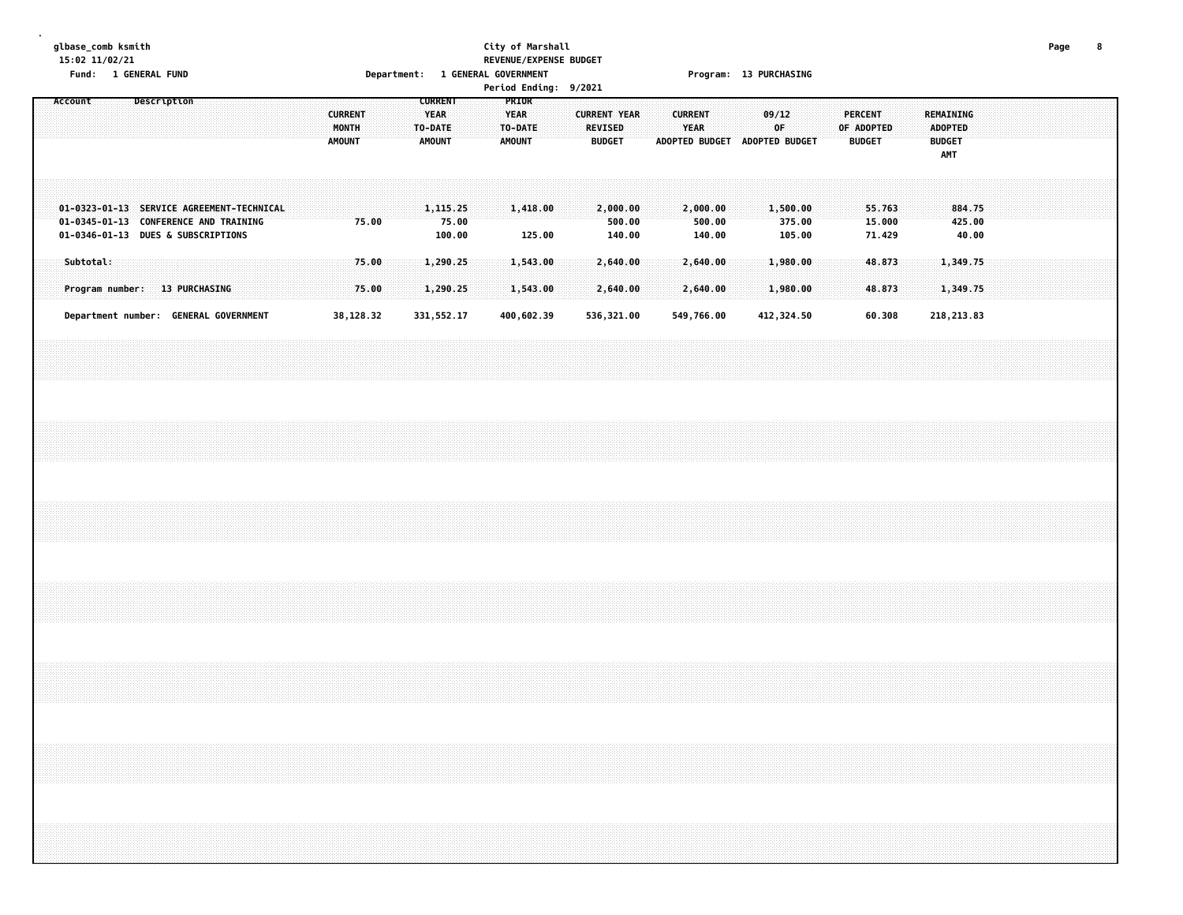glbase_comb ksmith
15:02 11/02/21
Fund: 1 GENERAL FUND

**City of Marshall**
**REVENUE/EXPENSE BUDGET**
Department: 1 GENERAL GOVERNMENT — Program: 13 PURCHASING
Period Ending: 9/2021

| Account | Description | CURRENT MONTH AMOUNT | CURRENT YEAR TO-DATE AMOUNT | PRIOR YEAR TO-DATE AMOUNT | CURRENT YEAR REVISED BUDGET | CURRENT YEAR ADOPTED BUDGET | 09/12 OF ADOPTED BUDGET | PERCENT OF ADOPTED BUDGET | REMAINING ADOPTED BUDGET AMT |
|---|---|---|---|---|---|---|---|---|---|
| 01-0323-01-13 | SERVICE AGREEMENT-TECHNICAL | | 1,115.25 | 1,418.00 | 2,000.00 | 2,000.00 | 1,500.00 | 55.763 | 884.75 |
| 01-0345-01-13 | CONFERENCE AND TRAINING | 75.00 | 75.00 | | 500.00 | 500.00 | 375.00 | 15.000 | 425.00 |
| 01-0346-01-13 | DUES & SUBSCRIPTIONS | | 100.00 | 125.00 | 140.00 | 140.00 | 105.00 | 71.429 | 40.00 |
| Subtotal: | | 75.00 | 1,290.25 | 1,543.00 | 2,640.00 | 2,640.00 | 1,980.00 | 48.873 | 1,349.75 |
| Program number: | 13 PURCHASING | 75.00 | 1,290.25 | 1,543.00 | 2,640.00 | 2,640.00 | 1,980.00 | 48.873 | 1,349.75 |
| Department number: | GENERAL GOVERNMENT | 38,128.32 | 331,552.17 | 400,602.39 | 536,321.00 | 549,766.00 | 412,324.50 | 60.308 | 218,213.83 |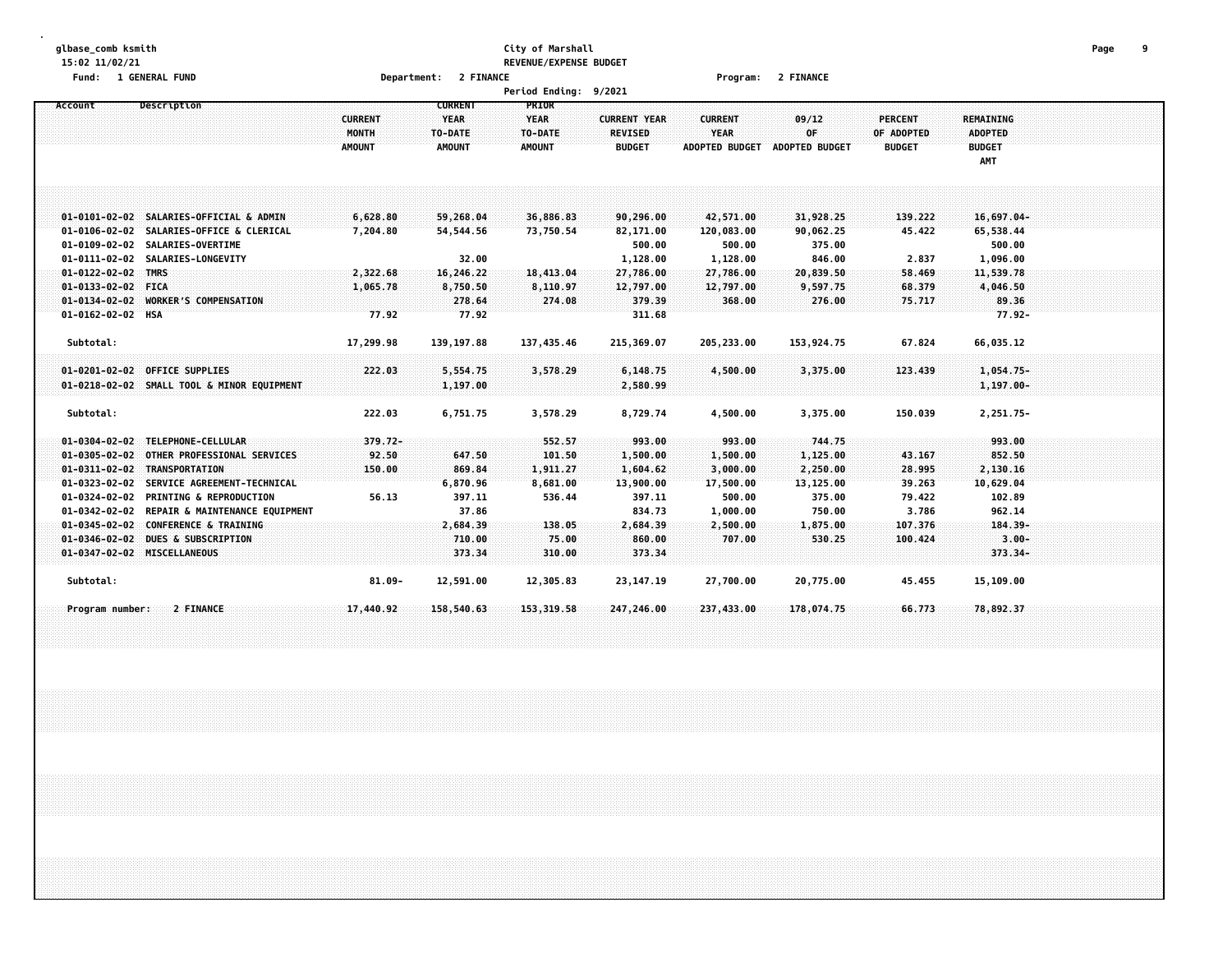City of Marshall
REVENUE/EXPENSE BUDGET

Fund: 1 GENERAL FUND — Department: 2 FINANCE — Program: 2 FINANCE

Period Ending: 9/2021

| Account | Description | CURRENT MONTH AMOUNT | CURRENT YEAR TO-DATE AMOUNT | PRIOR YEAR TO-DATE AMOUNT | CURRENT YEAR REVISED BUDGET | CURRENT YEAR ADOPTED BUDGET | 09/12 OF ADOPTED BUDGET | PERCENT OF ADOPTED BUDGET | REMAINING ADOPTED BUDGET AMT |
|---|---|---|---|---|---|---|---|---|---|
| 01-0101-02-02 | SALARIES-OFFICIAL & ADMIN | 6,628.80 | 59,268.04 | 36,886.83 | 90,296.00 | 42,571.00 | 31,928.25 | 139.222 | 16,697.04- |
| 01-0106-02-02 | SALARIES-OFFICE & CLERICAL | 7,204.80 | 54,544.56 | 73,750.54 | 82,171.00 | 120,083.00 | 90,062.25 | 45.422 | 65,538.44 |
| 01-0109-02-02 | SALARIES-OVERTIME | | | | 500.00 | 500.00 | 375.00 | | 500.00 |
| 01-0111-02-02 | SALARIES-LONGEVITY | | 32.00 | | 1,128.00 | 1,128.00 | 846.00 | 2.837 | 1,096.00 |
| 01-0122-02-02 | TMRS | 2,322.68 | 16,246.22 | 18,413.04 | 27,786.00 | 27,786.00 | 20,839.50 | 58.469 | 11,539.78 |
| 01-0133-02-02 | FICA | 1,065.78 | 8,750.50 | 8,110.97 | 12,797.00 | 12,797.00 | 9,597.75 | 68.379 | 4,046.50 |
| 01-0134-02-02 | WORKER'S COMPENSATION | | 278.64 | 274.08 | 379.39 | 368.00 | 276.00 | 75.717 | 89.36 |
| 01-0162-02-02 | HSA | 77.92 | 77.92 | | 311.68 | | | | 77.92- |
| Subtotal: | | 17,299.98 | 139,197.88 | 137,435.46 | 215,369.07 | 205,233.00 | 153,924.75 | 67.824 | 66,035.12 |
| 01-0201-02-02 | OFFICE SUPPLIES | 222.03 | 5,554.75 | 3,578.29 | 6,148.75 | 4,500.00 | 3,375.00 | 123.439 | 1,054.75- |
| 01-0218-02-02 | SMALL TOOL & MINOR EQUIPMENT | | 1,197.00 | | 2,580.99 | | | | 1,197.00- |
| Subtotal: | | 222.03 | 6,751.75 | 3,578.29 | 8,729.74 | 4,500.00 | 3,375.00 | 150.039 | 2,251.75- |
| 01-0304-02-02 | TELEPHONE-CELLULAR | 379.72- | | 552.57 | 993.00 | 993.00 | 744.75 | | 993.00 |
| 01-0305-02-02 | OTHER PROFESSIONAL SERVICES | 92.50 | 647.50 | 101.50 | 1,500.00 | 1,500.00 | 1,125.00 | 43.167 | 852.50 |
| 01-0311-02-02 | TRANSPORTATION | 150.00 | 869.84 | 1,911.27 | 1,604.62 | 3,000.00 | 2,250.00 | 28.995 | 2,130.16 |
| 01-0323-02-02 | SERVICE AGREEMENT-TECHNICAL | | 6,870.96 | 8,681.00 | 13,900.00 | 17,500.00 | 13,125.00 | 39.263 | 10,629.04 |
| 01-0324-02-02 | PRINTING & REPRODUCTION | 56.13 | 397.11 | 536.44 | 397.11 | 500.00 | 375.00 | 79.422 | 102.89 |
| 01-0342-02-02 | REPAIR & MAINTENANCE EQUIPMENT | | 37.86 | | 834.73 | 1,000.00 | 750.00 | 3.786 | 962.14 |
| 01-0345-02-02 | CONFERENCE & TRAINING | | 2,684.39 | 138.05 | 2,684.39 | 2,500.00 | 1,875.00 | 107.376 | 184.39- |
| 01-0346-02-02 | DUES & SUBSCRIPTION | | 710.00 | 75.00 | 860.00 | 707.00 | 530.25 | 100.424 | 3.00- |
| 01-0347-02-02 | MISCELLANEOUS | | 373.34 | 310.00 | 373.34 | | | | 373.34- |
| Subtotal: | | 81.09- | 12,591.00 | 12,305.83 | 23,147.19 | 27,700.00 | 20,775.00 | 45.455 | 15,109.00 |
| Program number: | 2 FINANCE | 17,440.92 | 158,540.63 | 153,319.58 | 247,246.00 | 237,433.00 | 178,074.75 | 66.773 | 78,892.37 |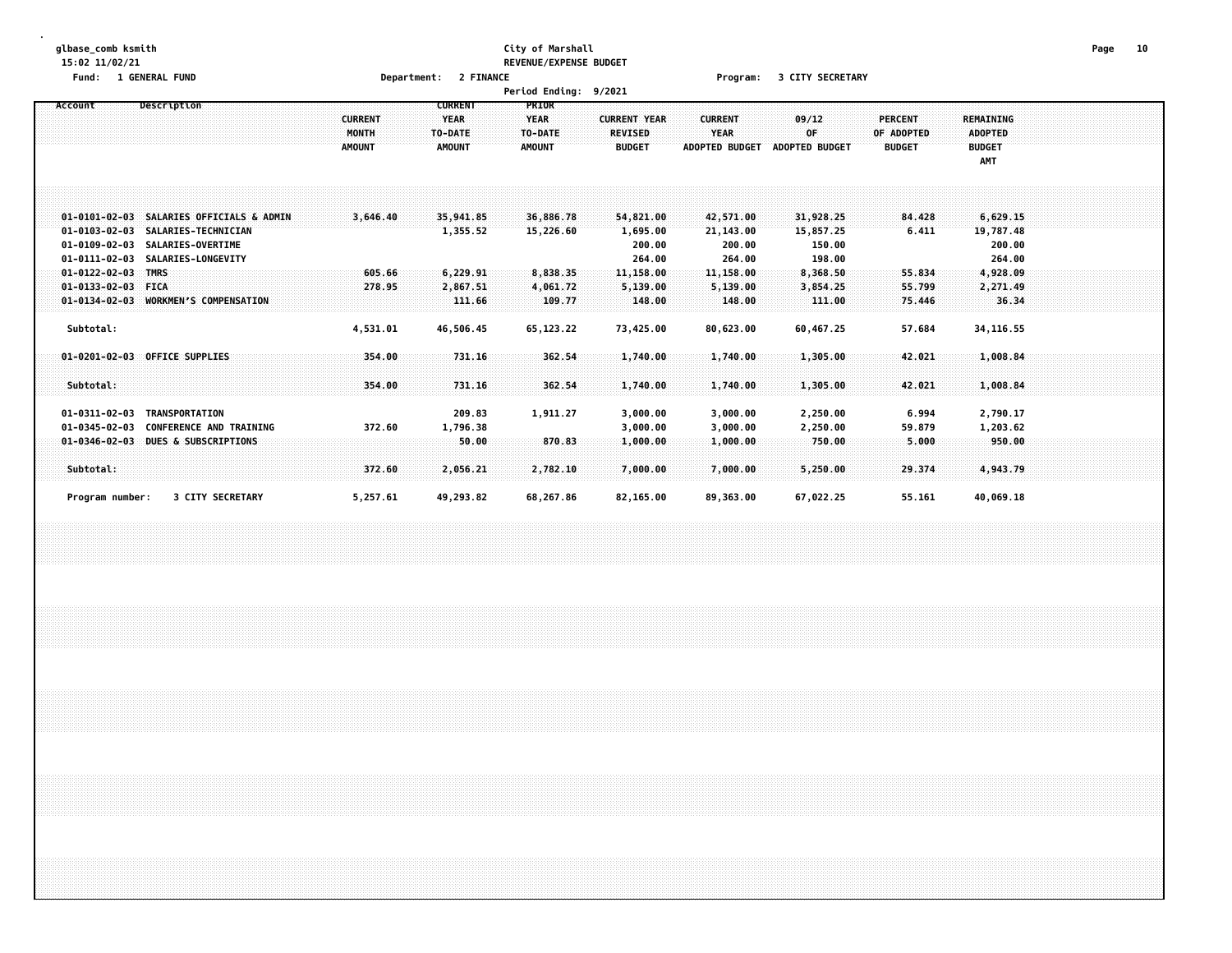City of Marshall
REVENUE/EXPENSE BUDGET

Fund: 1 GENERAL FUND    Department: 2 FINANCE    Program: 3 CITY SECRETARY

Period Ending: 9/2021

| Account | Description | CURRENT MONTH AMOUNT | CURRENT YEAR TO-DATE AMOUNT | PRIOR YEAR TO-DATE AMOUNT | CURRENT YEAR REVISED BUDGET | CURRENT YEAR ADOPTED BUDGET | 09/12 OF ADOPTED BUDGET | PERCENT OF ADOPTED BUDGET | REMAINING ADOPTED BUDGET AMT |
|---|---|---|---|---|---|---|---|---|---|
| 01-0101-02-03 | SALARIES OFFICIALS & ADMIN | 3,646.40 | 35,941.85 | 36,886.78 | 54,821.00 | 42,571.00 | 31,928.25 | 84.428 | 6,629.15 |
| 01-0103-02-03 | SALARIES-TECHNICIAN | | 1,355.52 | 15,226.60 | 1,695.00 | 21,143.00 | 15,857.25 | 6.411 | 19,787.48 |
| 01-0109-02-03 | SALARIES-OVERTIME | | | | 200.00 | 200.00 | 150.00 | | 200.00 |
| 01-0111-02-03 | SALARIES-LONGEVITY | | | | 264.00 | 264.00 | 198.00 | | 264.00 |
| 01-0122-02-03 | TMRS | 605.66 | 6,229.91 | 8,838.35 | 11,158.00 | 11,158.00 | 8,368.50 | 55.834 | 4,928.09 |
| 01-0133-02-03 | FICA | 278.95 | 2,867.51 | 4,061.72 | 5,139.00 | 5,139.00 | 3,854.25 | 55.799 | 2,271.49 |
| 01-0134-02-03 | WORKMEN'S COMPENSATION | | 111.66 | 109.77 | 148.00 | 148.00 | 111.00 | 75.446 | 36.34 |
| Subtotal: | | 4,531.01 | 46,506.45 | 65,123.22 | 73,425.00 | 80,623.00 | 60,467.25 | 57.684 | 34,116.55 |
| 01-0201-02-03 | OFFICE SUPPLIES | 354.00 | 731.16 | 362.54 | 1,740.00 | 1,740.00 | 1,305.00 | 42.021 | 1,008.84 |
| Subtotal: | | 354.00 | 731.16 | 362.54 | 1,740.00 | 1,740.00 | 1,305.00 | 42.021 | 1,008.84 |
| 01-0311-02-03 | TRANSPORTATION | | 209.83 | 1,911.27 | 3,000.00 | 3,000.00 | 2,250.00 | 6.994 | 2,790.17 |
| 01-0345-02-03 | CONFERENCE AND TRAINING | 372.60 | 1,796.38 | | 3,000.00 | 3,000.00 | 2,250.00 | 59.879 | 1,203.62 |
| 01-0346-02-03 | DUES & SUBSCRIPTIONS | | 50.00 | 870.83 | 1,000.00 | 1,000.00 | 750.00 | 5.000 | 950.00 |
| Subtotal: | | 372.60 | 2,056.21 | 2,782.10 | 7,000.00 | 7,000.00 | 5,250.00 | 29.374 | 4,943.79 |
| Program number: | 3 CITY SECRETARY | 5,257.61 | 49,293.82 | 68,267.86 | 82,165.00 | 89,363.00 | 67,022.25 | 55.161 | 40,069.18 |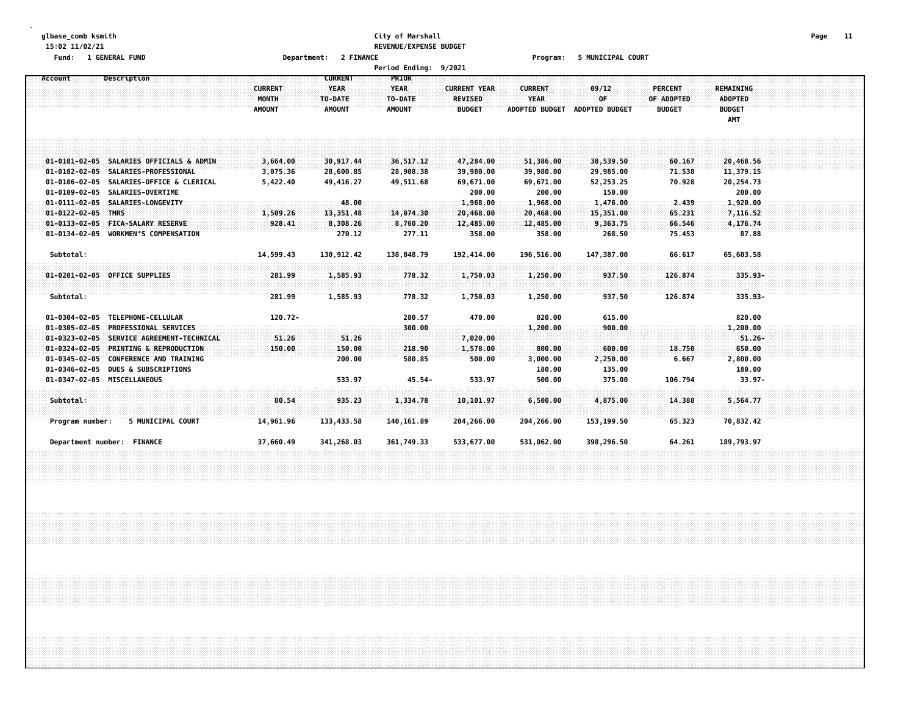glbase_comb ksmith
15:02 11/02/21

**City of Marshall**
**REVENUE/EXPENSE BUDGET**
**Period Ending: 9/2021**

Fund: 1 GENERAL FUND — Department: 2 FINANCE — Program: 5 MUNICIPAL COURT

| Account | Description | CURRENT MONTH AMOUNT | CURRENT YEAR TO-DATE AMOUNT | PRIOR YEAR TO-DATE AMOUNT | CURRENT YEAR REVISED BUDGET | CURRENT YEAR ADOPTED BUDGET | 09/12 OF ADOPTED BUDGET | PERCENT OF ADOPTED BUDGET | REMAINING ADOPTED BUDGET AMT |
|---|---|---|---|---|---|---|---|---|---|
| 01-0101-02-05 | SALARIES OFFICIALS & ADMIN | 3,664.00 | 30,917.44 | 36,517.12 | 47,284.00 | 51,386.00 | 38,539.50 | 60.167 | 20,468.56 |
| 01-0102-02-05 | SALARIES-PROFESSIONAL | 3,075.36 | 28,600.85 | 28,908.38 | 39,980.00 | 39,980.00 | 29,985.00 | 71.538 | 11,379.15 |
| 01-0106-02-05 | SALARIES-OFFICE & CLERICAL | 5,422.40 | 49,416.27 | 49,511.68 | 69,671.00 | 69,671.00 | 52,253.25 | 70.928 | 20,254.73 |
| 01-0109-02-05 | SALARIES-OVERTIME | | | | 200.00 | 200.00 | 150.00 | | 200.00 |
| 01-0111-02-05 | SALARIES-LONGEVITY | | 48.00 | | 1,968.00 | 1,968.00 | 1,476.00 | 2.439 | 1,920.00 |
| 01-0122-02-05 | TMRS | 1,509.26 | 13,351.48 | 14,074.30 | 20,468.00 | 20,468.00 | 15,351.00 | 65.231 | 7,116.52 |
| 01-0133-02-05 | FICA-SALARY RESERVE | 928.41 | 8,308.26 | 8,760.20 | 12,485.00 | 12,485.00 | 9,363.75 | 66.546 | 4,176.74 |
| 01-0134-02-05 | WORKMEN'S COMPENSATION | | 270.12 | 277.11 | 358.00 | 358.00 | 268.50 | 75.453 | 87.88 |
| Subtotal: | | 14,599.43 | 130,912.42 | 138,048.79 | 192,414.00 | 196,516.00 | 147,387.00 | 66.617 | 65,603.58 |
| 01-0201-02-05 | OFFICE SUPPLIES | 281.99 | 1,585.93 | 778.32 | 1,750.03 | 1,250.00 | 937.50 | 126.874 | 335.93- |
| Subtotal: | | 281.99 | 1,585.93 | 778.32 | 1,750.03 | 1,250.00 | 937.50 | 126.874 | 335.93- |
| 01-0304-02-05 | TELEPHONE-CELLULAR | 120.72- | | 280.57 | 470.00 | 820.00 | 615.00 | | 820.00 |
| 01-0305-02-05 | PROFESSIONAL SERVICES | | | 300.00 | | 1,200.00 | 900.00 | | 1,200.00 |
| 01-0323-02-05 | SERVICE AGREEMENT-TECHNICAL | 51.26 | 51.26 | | 7,020.00 | | | | 51.26- |
| 01-0324-02-05 | PRINTING & REPRODUCTION | 150.00 | 150.00 | 218.90 | 1,578.00 | 800.00 | 600.00 | 18.750 | 650.00 |
| 01-0345-02-05 | CONFERENCE AND TRAINING | | 200.00 | 580.85 | 500.00 | 3,000.00 | 2,250.00 | 6.667 | 2,800.00 |
| 01-0346-02-05 | DUES & SUBSCRIPTIONS | | | | | 180.00 | 135.00 | | 180.00 |
| 01-0347-02-05 | MISCELLANEOUS | | 533.97 | 45.54- | 533.97 | 500.00 | 375.00 | 106.794 | 33.97- |
| Subtotal: | | 80.54 | 935.23 | 1,334.78 | 10,101.97 | 6,500.00 | 4,875.00 | 14.388 | 5,564.77 |
| Program number: | 5 MUNICIPAL COURT | 14,961.96 | 133,433.58 | 140,161.89 | 204,266.00 | 204,266.00 | 153,199.50 | 65.323 | 70,832.42 |
| Department number: | FINANCE | 37,660.49 | 341,268.03 | 361,749.33 | 533,677.00 | 531,062.00 | 398,296.50 | 64.261 | 189,793.97 |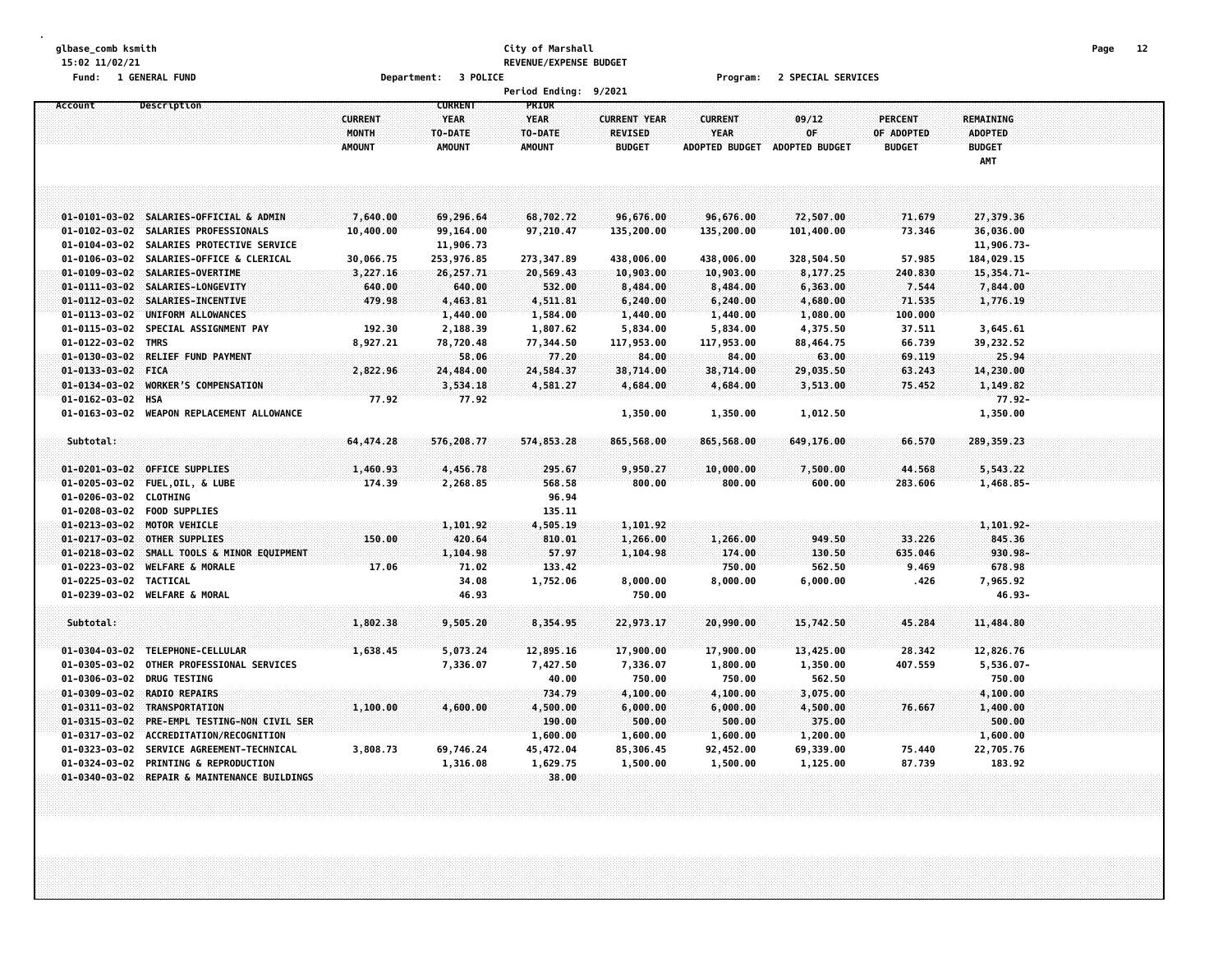glbase_comb ksmith
15:02 11/02/21
Fund: 1 GENERAL FUND

# City of Marshall
## REVENUE/EXPENSE BUDGET

Department: 3 POLICE — Program: 2 SPECIAL SERVICES

Period Ending: 9/2021

| Account | Description | CURRENT MONTH AMOUNT | CURRENT YEAR TO-DATE AMOUNT | PRIOR YEAR TO-DATE AMOUNT | CURRENT YEAR REVISED BUDGET | CURRENT YEAR ADOPTED BUDGET | 09/12 OF ADOPTED BUDGET | PERCENT OF ADOPTED BUDGET | REMAINING ADOPTED BUDGET AMT |
|---|---|---|---|---|---|---|---|---|---|
| 01-0101-03-02 | SALARIES-OFFICIAL & ADMIN | 7,640.00 | 69,296.64 | 68,702.72 | 96,676.00 | 96,676.00 | 72,507.00 | 71.679 | 27,379.36 |
| 01-0102-03-02 | SALARIES PROFESSIONALS | 10,400.00 | 99,164.00 | 97,210.47 | 135,200.00 | 135,200.00 | 101,400.00 | 73.346 | 36,036.00 |
| 01-0104-03-02 | SALARIES PROTECTIVE SERVICE | | 11,906.73 | | | | | | 11,906.73- |
| 01-0106-03-02 | SALARIES-OFFICE & CLERICAL | 30,066.75 | 253,976.85 | 273,347.89 | 438,006.00 | 438,006.00 | 328,504.50 | 57.985 | 184,029.15 |
| 01-0109-03-02 | SALARIES-OVERTIME | 3,227.16 | 26,257.71 | 20,569.43 | 10,903.00 | 10,903.00 | 8,177.25 | 240.830 | 15,354.71- |
| 01-0111-03-02 | SALARIES-LONGEVITY | 640.00 | 640.00 | 532.00 | 8,484.00 | 8,484.00 | 6,363.00 | 7.544 | 7,844.00 |
| 01-0112-03-02 | SALARIES-INCENTIVE | 479.98 | 4,463.81 | 4,511.81 | 6,240.00 | 6,240.00 | 4,680.00 | 71.535 | 1,776.19 |
| 01-0113-03-02 | UNIFORM ALLOWANCES | | 1,440.00 | 1,584.00 | 1,440.00 | 1,440.00 | 1,080.00 | 100.000 | |
| 01-0115-03-02 | SPECIAL ASSIGNMENT PAY | 192.30 | 2,188.39 | 1,807.62 | 5,834.00 | 5,834.00 | 4,375.50 | 37.511 | 3,645.61 |
| 01-0122-03-02 | TMRS | 8,927.21 | 78,720.48 | 77,344.50 | 117,953.00 | 117,953.00 | 88,464.75 | 66.739 | 39,232.52 |
| 01-0130-03-02 | RELIEF FUND PAYMENT | | 58.06 | 77.20 | 84.00 | 84.00 | 63.00 | 69.119 | 25.94 |
| 01-0133-03-02 | FICA | 2,822.96 | 24,484.00 | 24,584.37 | 38,714.00 | 38,714.00 | 29,035.50 | 63.243 | 14,230.00 |
| 01-0134-03-02 | WORKER'S COMPENSATION | | 3,534.18 | 4,581.27 | 4,684.00 | 4,684.00 | 3,513.00 | 75.452 | 1,149.82 |
| 01-0162-03-02 | HSA | 77.92 | 77.92 | | | | | | 77.92- |
| 01-0163-03-02 | WEAPON REPLACEMENT ALLOWANCE | | | | 1,350.00 | 1,350.00 | 1,012.50 | | 1,350.00 |
| Subtotal: | | 64,474.28 | 576,208.77 | 574,853.28 | 865,568.00 | 865,568.00 | 649,176.00 | 66.570 | 289,359.23 |
| 01-0201-03-02 | OFFICE SUPPLIES | 1,460.93 | 4,456.78 | 295.67 | 9,950.27 | 10,000.00 | 7,500.00 | 44.568 | 5,543.22 |
| 01-0205-03-02 | FUEL,OIL, & LUBE | 174.39 | 2,268.85 | 568.58 | 800.00 | 800.00 | 600.00 | 283.606 | 1,468.85- |
| 01-0206-03-02 | CLOTHING | | | 96.94 | | | | | |
| 01-0208-03-02 | FOOD SUPPLIES | | | 135.11 | | | | | |
| 01-0213-03-02 | MOTOR VEHICLE | | 1,101.92 | 4,505.19 | 1,101.92 | | | | 1,101.92- |
| 01-0217-03-02 | OTHER SUPPLIES | 150.00 | 420.64 | 810.01 | 1,266.00 | 1,266.00 | 949.50 | 33.226 | 845.36 |
| 01-0218-03-02 | SMALL TOOLS & MINOR EQUIPMENT | | 1,104.98 | 57.97 | 1,104.98 | 174.00 | 130.50 | 635.046 | 930.98- |
| 01-0223-03-02 | WELFARE & MORALE | 17.06 | 71.02 | 133.42 | | 750.00 | 562.50 | 9.469 | 678.98 |
| 01-0225-03-02 | TACTICAL | | 34.08 | 1,752.06 | 8,000.00 | 8,000.00 | 6,000.00 | .426 | 7,965.92 |
| 01-0239-03-02 | WELFARE & MORAL | | 46.93 | | 750.00 | | | | 46.93- |
| Subtotal: | | 1,802.38 | 9,505.20 | 8,354.95 | 22,973.17 | 20,990.00 | 15,742.50 | 45.284 | 11,484.80 |
| 01-0304-03-02 | TELEPHONE-CELLULAR | 1,638.45 | 5,073.24 | 12,895.16 | 17,900.00 | 17,900.00 | 13,425.00 | 28.342 | 12,826.76 |
| 01-0305-03-02 | OTHER PROFESSIONAL SERVICES | | 7,336.07 | 7,427.50 | 7,336.07 | 1,800.00 | 1,350.00 | 407.559 | 5,536.07- |
| 01-0306-03-02 | DRUG TESTING | | | 40.00 | 750.00 | 750.00 | 562.50 | | 750.00 |
| 01-0309-03-02 | RADIO REPAIRS | | | 734.79 | 4,100.00 | 4,100.00 | 3,075.00 | | 4,100.00 |
| 01-0311-03-02 | TRANSPORTATION | 1,100.00 | 4,600.00 | 4,500.00 | 6,000.00 | 6,000.00 | 4,500.00 | 76.667 | 1,400.00 |
| 01-0315-03-02 | PRE-EMPL TESTING-NON CIVIL SER | | | 190.00 | 500.00 | 500.00 | 375.00 | | 500.00 |
| 01-0317-03-02 | ACCREDITATION/RECOGNITION | | | 1,600.00 | 1,600.00 | 1,600.00 | 1,200.00 | | 1,600.00 |
| 01-0323-03-02 | SERVICE AGREEMENT-TECHNICAL | 3,808.73 | 69,746.24 | 45,472.04 | 85,306.45 | 92,452.00 | 69,339.00 | 75.440 | 22,705.76 |
| 01-0324-03-02 | PRINTING & REPRODUCTION | | 1,316.08 | 1,629.75 | 1,500.00 | 1,500.00 | 1,125.00 | 87.739 | 183.92 |
| 01-0340-03-02 | REPAIR & MAINTENANCE BUILDINGS | | | 38.00 | | | | | |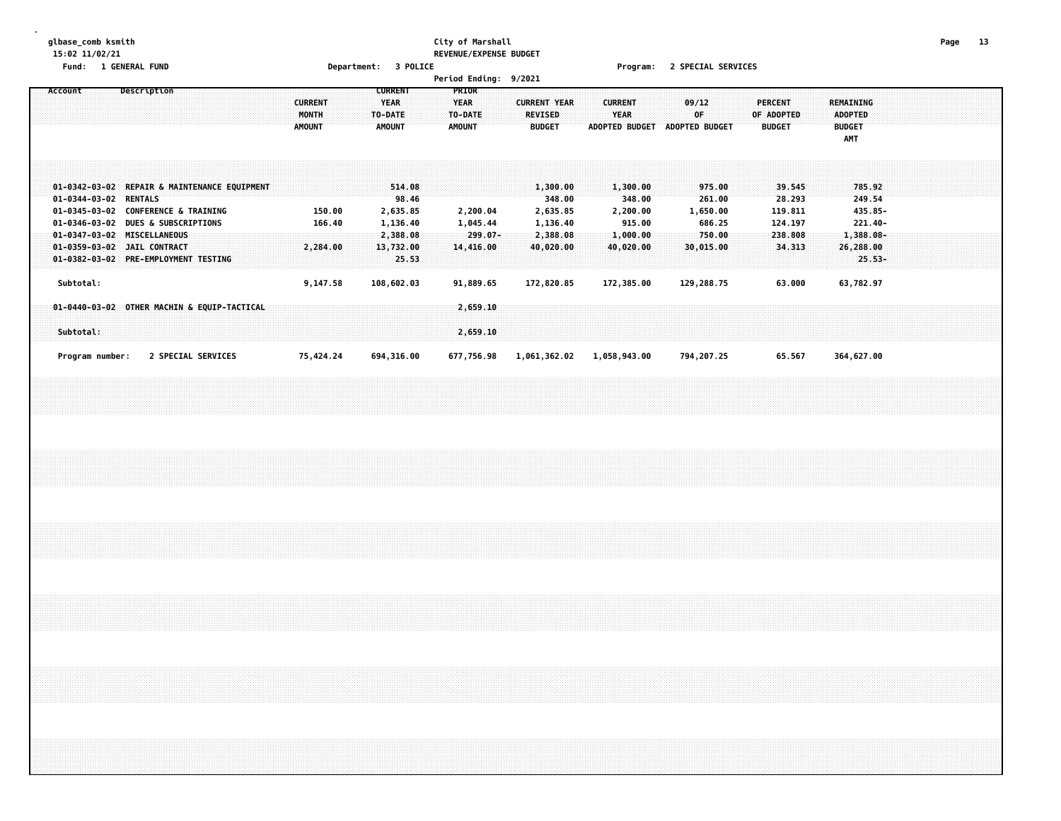glbase_comb ksmith
15:02 11/02/21

# City of Marshall
## REVENUE/EXPENSE BUDGET

Fund: 1 GENERAL FUND    Department: 3 POLICE    Program: 2 SPECIAL SERVICES

Period Ending: 9/2021

| Account | Description | CURRENT MONTH AMOUNT | CURRENT YEAR TO-DATE AMOUNT | PRIOR YEAR TO-DATE AMOUNT | CURRENT YEAR REVISED BUDGET | CURRENT YEAR ADOPTED BUDGET | 09/12 OF ADOPTED BUDGET | PERCENT OF ADOPTED BUDGET | REMAINING ADOPTED BUDGET AMT |
|---|---|---|---|---|---|---|---|---|---|
| 01-0342-03-02 | REPAIR & MAINTENANCE EQUIPMENT | | 514.08 | | 1,300.00 | 1,300.00 | 975.00 | 39.545 | 785.92 |
| 01-0344-03-02 | RENTALS | | 98.46 | | 348.00 | 348.00 | 261.00 | 28.293 | 249.54 |
| 01-0345-03-02 | CONFERENCE & TRAINING | 150.00 | 2,635.85 | 2,200.04 | 2,635.85 | 2,200.00 | 1,650.00 | 119.811 | 435.85- |
| 01-0346-03-02 | DUES & SUBSCRIPTIONS | 166.40 | 1,136.40 | 1,045.44 | 1,136.40 | 915.00 | 686.25 | 124.197 | 221.40- |
| 01-0347-03-02 | MISCELLANEOUS | | 2,388.08 | 299.07- | 2,388.08 | 1,000.00 | 750.00 | 238.808 | 1,388.08- |
| 01-0359-03-02 | JAIL CONTRACT | 2,284.00 | 13,732.00 | 14,416.00 | 40,020.00 | 40,020.00 | 30,015.00 | 34.313 | 26,288.00 |
| 01-0382-03-02 | PRE-EMPLOYMENT TESTING | | 25.53 | | | | | | 25.53- |
| Subtotal: | | 9,147.58 | 108,602.03 | 91,889.65 | 172,820.85 | 172,385.00 | 129,288.75 | 63.000 | 63,782.97 |
| 01-0440-03-02 | OTHER MACHIN & EQUIP-TACTICAL | | | 2,659.10 | | | | | |
| Subtotal: | | | | 2,659.10 | | | | | |
| Program number: | 2 SPECIAL SERVICES | 75,424.24 | 694,316.00 | 677,756.98 | 1,061,362.02 | 1,058,943.00 | 794,207.25 | 65.567 | 364,627.00 |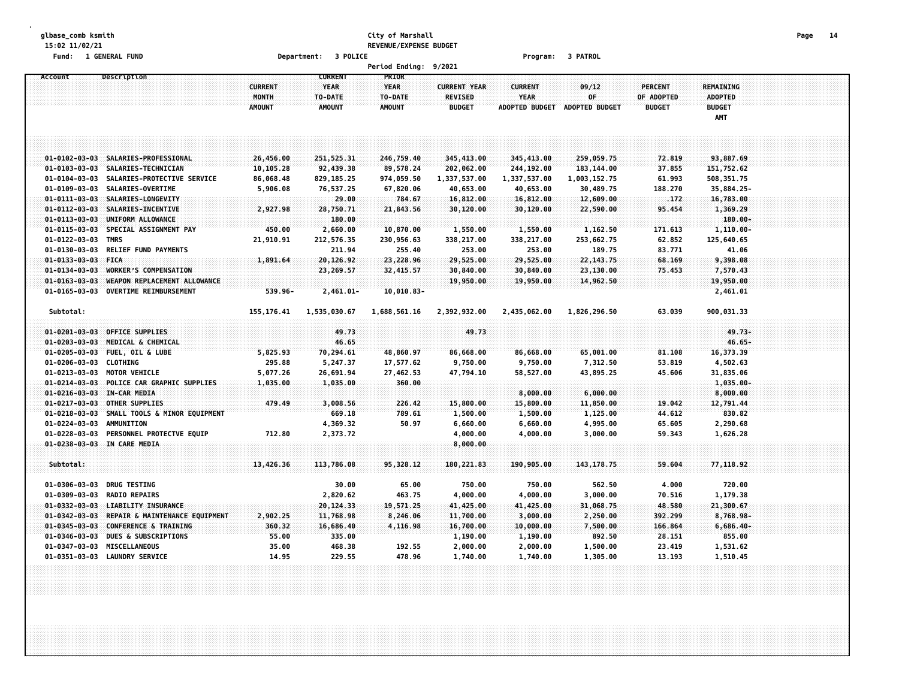City of Marshall
REVENUE/EXPENSE BUDGET

Fund: 1 GENERAL FUND | Department: 3 POLICE | Program: 3 PATROL

Period Ending: 9/2021

| Account | Description | CURRENT MONTH AMOUNT | CURRENT YEAR TO-DATE AMOUNT | PRIOR YEAR TO-DATE AMOUNT | CURRENT YEAR REVISED BUDGET | CURRENT YEAR ADOPTED BUDGET | 09/12 OF ADOPTED BUDGET | PERCENT OF ADOPTED BUDGET | REMAINING ADOPTED BUDGET AMT |
|---|---|---|---|---|---|---|---|---|---|
| 01-0102-03-03 | SALARIES-PROFESSIONAL | 26,456.00 | 251,525.31 | 246,759.40 | 345,413.00 | 345,413.00 | 259,059.75 | 72.819 | 93,887.69 |
| 01-0103-03-03 | SALARIES-TECHNICIAN | 10,105.28 | 92,439.38 | 89,578.24 | 202,062.00 | 244,192.00 | 183,144.00 | 37.855 | 151,752.62 |
| 01-0104-03-03 | SALARIES-PROTECTIVE SERVICE | 86,068.48 | 829,185.25 | 974,059.50 | 1,337,537.00 | 1,337,537.00 | 1,003,152.75 | 61.993 | 508,351.75 |
| 01-0109-03-03 | SALARIES-OVERTIME | 5,906.08 | 76,537.25 | 67,820.06 | 40,653.00 | 40,653.00 | 30,489.75 | 188.270 | 35,884.25- |
| 01-0111-03-03 | SALARIES-LONGEVITY | | 29.00 | 784.67 | 16,812.00 | 16,812.00 | 12,609.00 | .172 | 16,783.00 |
| 01-0112-03-03 | SALARIES-INCENTIVE | 2,927.98 | 28,750.71 | 21,843.56 | 30,120.00 | 30,120.00 | 22,590.00 | 95.454 | 1,369.29 |
| 01-0113-03-03 | UNIFORM ALLOWANCE | | 180.00 | | | | | | 180.00- |
| 01-0115-03-03 | SPECIAL ASSIGNMENT PAY | 450.00 | 2,660.00 | 10,870.00 | 1,550.00 | 1,550.00 | 1,162.50 | 171.613 | 1,110.00- |
| 01-0122-03-03 | TMRS | 21,910.91 | 212,576.35 | 230,956.63 | 338,217.00 | 338,217.00 | 253,662.75 | 62.852 | 125,640.65 |
| 01-0130-03-03 | RELIEF FUND PAYMENTS | | 211.94 | 255.40 | 253.00 | 253.00 | 189.75 | 83.771 | 41.06 |
| 01-0133-03-03 | FICA | 1,891.64 | 20,126.92 | 23,228.96 | 29,525.00 | 29,525.00 | 22,143.75 | 68.169 | 9,398.08 |
| 01-0134-03-03 | WORKER'S COMPENSATION | | 23,269.57 | 32,415.57 | 30,840.00 | 30,840.00 | 23,130.00 | 75.453 | 7,570.43 |
| 01-0163-03-03 | WEAPON REPLACEMENT ALLOWANCE | | | | 19,950.00 | 19,950.00 | 14,962.50 | | 19,950.00 |
| 01-0165-03-03 | OVERTIME REIMBURSEMENT | 539.96- | 2,461.01- | 10,010.83- | | | | | 2,461.01 |
| Subtotal: | | 155,176.41 | 1,535,030.67 | 1,688,561.16 | 2,392,932.00 | 2,435,062.00 | 1,826,296.50 | 63.039 | 900,031.33 |
| 01-0201-03-03 | OFFICE SUPPLIES | | 49.73 | | 49.73 | | | | 49.73- |
| 01-0203-03-03 | MEDICAL & CHEMICAL | | 46.65 | | | | | | 46.65- |
| 01-0205-03-03 | FUEL, OIL & LUBE | 5,825.93 | 70,294.61 | 48,860.97 | 86,668.00 | 86,668.00 | 65,001.00 | 81.108 | 16,373.39 |
| 01-0206-03-03 | CLOTHING | 295.88 | 5,247.37 | 17,577.62 | 9,750.00 | 9,750.00 | 7,312.50 | 53.819 | 4,502.63 |
| 01-0213-03-03 | MOTOR VEHICLE | 5,077.26 | 26,691.94 | 27,462.53 | 47,794.10 | 58,527.00 | 43,895.25 | 45.606 | 31,835.06 |
| 01-0214-03-03 | POLICE CAR GRAPHIC SUPPLIES | 1,035.00 | 1,035.00 | 360.00 | | | | | 1,035.00- |
| 01-0216-03-03 | IN-CAR MEDIA | | | | | 8,000.00 | 6,000.00 | | 8,000.00 |
| 01-0217-03-03 | OTHER SUPPLIES | 479.49 | 3,008.56 | 226.42 | 15,800.00 | 15,800.00 | 11,850.00 | 19.042 | 12,791.44 |
| 01-0218-03-03 | SMALL TOOLS & MINOR EQUIPMENT | | 669.18 | 789.61 | 1,500.00 | 1,500.00 | 1,125.00 | 44.612 | 830.82 |
| 01-0224-03-03 | AMMUNITION | | 4,369.32 | 50.97 | 6,660.00 | 6,660.00 | 4,995.00 | 65.605 | 2,290.68 |
| 01-0228-03-03 | PERSONNEL PROTECTVE EQUIP | 712.80 | 2,373.72 | | 4,000.00 | 4,000.00 | 3,000.00 | 59.343 | 1,626.28 |
| 01-0238-03-03 | IN CARE MEDIA | | | | 8,000.00 | | | | |
| Subtotal: | | 13,426.36 | 113,786.08 | 95,328.12 | 180,221.83 | 190,905.00 | 143,178.75 | 59.604 | 77,118.92 |
| 01-0306-03-03 | DRUG TESTING | | 30.00 | 65.00 | 750.00 | 750.00 | 562.50 | 4.000 | 720.00 |
| 01-0309-03-03 | RADIO REPAIRS | | 2,820.62 | 463.75 | 4,000.00 | 4,000.00 | 3,000.00 | 70.516 | 1,179.38 |
| 01-0332-03-03 | LIABILITY INSURANCE | | 20,124.33 | 19,571.25 | 41,425.00 | 41,425.00 | 31,068.75 | 48.580 | 21,300.67 |
| 01-0342-03-03 | REPAIR & MAINTENANCE EQUIPMENT | 2,902.25 | 11,768.98 | 8,246.06 | 11,700.00 | 3,000.00 | 2,250.00 | 392.299 | 8,768.98- |
| 01-0345-03-03 | CONFERENCE & TRAINING | 360.32 | 16,686.40 | 4,116.98 | 16,700.00 | 10,000.00 | 7,500.00 | 166.864 | 6,686.40- |
| 01-0346-03-03 | DUES & SUBSCRIPTIONS | 55.00 | 335.00 | | 1,190.00 | 1,190.00 | 892.50 | 28.151 | 855.00 |
| 01-0347-03-03 | MISCELLANEOUS | 35.00 | 468.38 | 192.55 | 2,000.00 | 2,000.00 | 1,500.00 | 23.419 | 1,531.62 |
| 01-0351-03-03 | LAUNDRY SERVICE | 14.95 | 229.55 | 478.96 | 1,740.00 | 1,740.00 | 1,305.00 | 13.193 | 1,510.45 |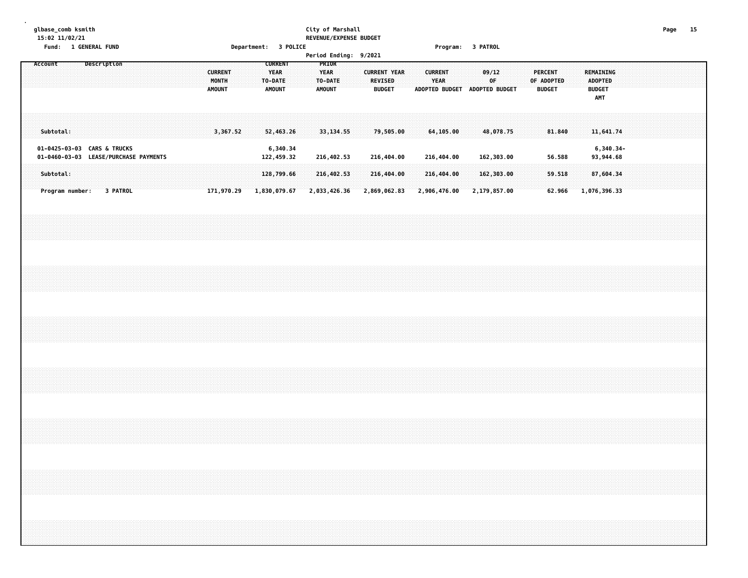glbase_comb ksmith
15:02 11/02/21

City of Marshall
REVENUE/EXPENSE BUDGET

Fund: 1 GENERAL FUND | Department: 3 POLICE | Program: 3 PATROL

Period Ending: 9/2021

| Account | Description | CURRENT MONTH AMOUNT | CURRENT YEAR TO-DATE AMOUNT | PRIOR YEAR TO-DATE AMOUNT | CURRENT YEAR REVISED BUDGET | CURRENT YEAR ADOPTED BUDGET | 09/12 OF ADOPTED BUDGET | PERCENT OF ADOPTED BUDGET | REMAINING ADOPTED BUDGET AMT |
|---|---|---|---|---|---|---|---|---|---|
| Subtotal: | | 3,367.52 | 52,463.26 | 33,134.55 | 79,505.00 | 64,105.00 | 48,078.75 | 81.840 | 11,641.74 |
| 01-0425-03-03 | CARS & TRUCKS | | 6,340.34 | | | | | | 6,340.34- |
| 01-0460-03-03 | LEASE/PURCHASE PAYMENTS | | 122,459.32 | 216,402.53 | 216,404.00 | 216,404.00 | 162,303.00 | 56.588 | 93,944.68 |
| Subtotal: | | | 128,799.66 | 216,402.53 | 216,404.00 | 216,404.00 | 162,303.00 | 59.518 | 87,604.34 |
| Program number: | 3 PATROL | 171,970.29 | 1,830,079.67 | 2,033,426.36 | 2,869,062.83 | 2,906,476.00 | 2,179,857.00 | 62.966 | 1,076,396.33 |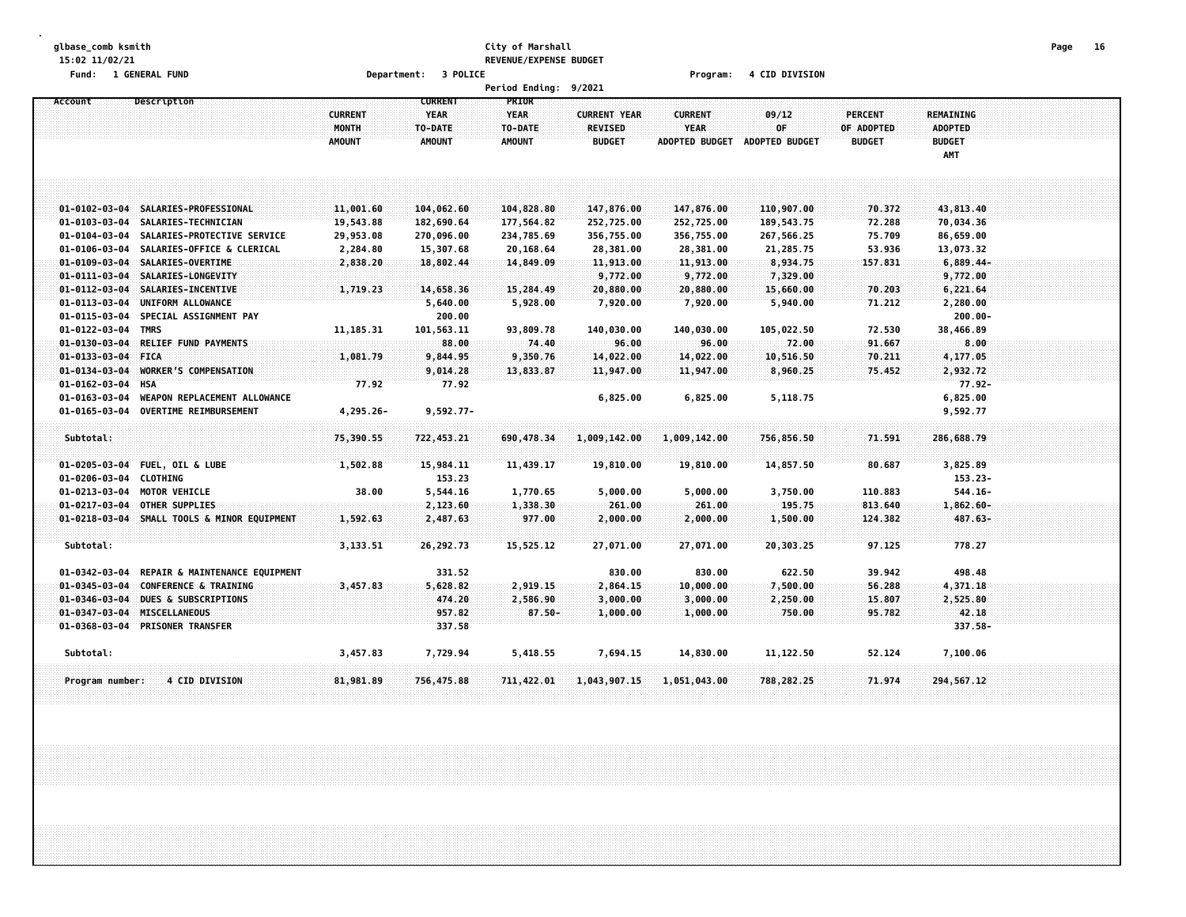glbase_comb ksmith
15:02 11/02/21

Fund: 1 GENERAL FUND

**City of Marshall**
**REVENUE/EXPENSE BUDGET**

Department: 3 POLICE — Program: 4 CID DIVISION

Period Ending: 9/2021

| Account | Description | CURRENT MONTH AMOUNT | CURRENT YEAR TO-DATE AMOUNT | PRIOR YEAR TO-DATE AMOUNT | CURRENT YEAR REVISED BUDGET | CURRENT YEAR ADOPTED BUDGET | 09/12 OF ADOPTED BUDGET | PERCENT OF ADOPTED BUDGET | REMAINING ADOPTED BUDGET AMT |
|---|---|---|---|---|---|---|---|---|---|
| 01-0102-03-04 | SALARIES-PROFESSIONAL | 11,001.60 | 104,062.60 | 104,828.80 | 147,876.00 | 147,876.00 | 110,907.00 | 70.372 | 43,813.40 |
| 01-0103-03-04 | SALARIES-TECHNICIAN | 19,543.88 | 182,690.64 | 177,564.82 | 252,725.00 | 252,725.00 | 189,543.75 | 72.288 | 70,034.36 |
| 01-0104-03-04 | SALARIES-PROTECTIVE SERVICE | 29,953.08 | 270,096.00 | 234,785.69 | 356,755.00 | 356,755.00 | 267,566.25 | 75.709 | 86,659.00 |
| 01-0106-03-04 | SALARIES-OFFICE & CLERICAL | 2,284.80 | 15,307.68 | 20,168.64 | 28,381.00 | 28,381.00 | 21,285.75 | 53.936 | 13,073.32 |
| 01-0109-03-04 | SALARIES-OVERTIME | 2,838.20 | 18,802.44 | 14,849.09 | 11,913.00 | 11,913.00 | 8,934.75 | 157.831 | 6,889.44- |
| 01-0111-03-04 | SALARIES-LONGEVITY | | | | 9,772.00 | 9,772.00 | 7,329.00 | | 9,772.00 |
| 01-0112-03-04 | SALARIES-INCENTIVE | 1,719.23 | 14,658.36 | 15,284.49 | 20,880.00 | 20,880.00 | 15,660.00 | 70.203 | 6,221.64 |
| 01-0113-03-04 | UNIFORM ALLOWANCE | | 5,640.00 | 5,928.00 | 7,920.00 | 7,920.00 | 5,940.00 | 71.212 | 2,280.00 |
| 01-0115-03-04 | SPECIAL ASSIGNMENT PAY | | 200.00 | | | | | | 200.00- |
| 01-0122-03-04 | TMRS | 11,185.31 | 101,563.11 | 93,809.78 | 140,030.00 | 140,030.00 | 105,022.50 | 72.530 | 38,466.89 |
| 01-0130-03-04 | RELIEF FUND PAYMENTS | | 88.00 | 74.40 | 96.00 | 96.00 | 72.00 | 91.667 | 8.00 |
| 01-0133-03-04 | FICA | 1,081.79 | 9,844.95 | 9,350.76 | 14,022.00 | 14,022.00 | 10,516.50 | 70.211 | 4,177.05 |
| 01-0134-03-04 | WORKER'S COMPENSATION | | 9,014.28 | 13,833.87 | 11,947.00 | 11,947.00 | 8,960.25 | 75.452 | 2,932.72 |
| 01-0162-03-04 | HSA | 77.92 | 77.92 | | | | | | 77.92- |
| 01-0163-03-04 | WEAPON REPLACEMENT ALLOWANCE | | | | 6,825.00 | 6,825.00 | 5,118.75 | | 6,825.00 |
| 01-0165-03-04 | OVERTIME REIMBURSEMENT | 4,295.26- | 9,592.77- | | | | | | 9,592.77 |
| Subtotal: | | 75,390.55 | 722,453.21 | 690,478.34 | 1,009,142.00 | 1,009,142.00 | 756,856.50 | 71.591 | 286,688.79 |
| 01-0205-03-04 | FUEL, OIL & LUBE | 1,502.88 | 15,984.11 | 11,439.17 | 19,810.00 | 19,810.00 | 14,857.50 | 80.687 | 3,825.89 |
| 01-0206-03-04 | CLOTHING | | 153.23 | | | | | | 153.23- |
| 01-0213-03-04 | MOTOR VEHICLE | 38.00 | 5,544.16 | 1,770.65 | 5,000.00 | 5,000.00 | 3,750.00 | 110.883 | 544.16- |
| 01-0217-03-04 | OTHER SUPPLIES | | 2,123.60 | 1,338.30 | 261.00 | 261.00 | 195.75 | 813.640 | 1,862.60- |
| 01-0218-03-04 | SMALL TOOLS & MINOR EQUIPMENT | 1,592.63 | 2,487.63 | 977.00 | 2,000.00 | 2,000.00 | 1,500.00 | 124.382 | 487.63- |
| Subtotal: | | 3,133.51 | 26,292.73 | 15,525.12 | 27,071.00 | 27,071.00 | 20,303.25 | 97.125 | 778.27 |
| 01-0342-03-04 | REPAIR & MAINTENANCE EQUIPMENT | | 331.52 | | 830.00 | 830.00 | 622.50 | 39.942 | 498.48 |
| 01-0345-03-04 | CONFERENCE & TRAINING | 3,457.83 | 5,628.82 | 2,919.15 | 2,864.15 | 10,000.00 | 7,500.00 | 56.288 | 4,371.18 |
| 01-0346-03-04 | DUES & SUBSCRIPTIONS | | 474.20 | 2,586.90 | 3,000.00 | 3,000.00 | 2,250.00 | 15.807 | 2,525.80 |
| 01-0347-03-04 | MISCELLANEOUS | | 957.82 | 87.50- | 1,000.00 | 1,000.00 | 750.00 | 95.782 | 42.18 |
| 01-0368-03-04 | PRISONER TRANSFER | | 337.58 | | | | | | 337.58- |
| Subtotal: | | 3,457.83 | 7,729.94 | 5,418.55 | 7,694.15 | 14,830.00 | 11,122.50 | 52.124 | 7,100.06 |
| Program number: | 4 CID DIVISION | 81,981.89 | 756,475.88 | 711,422.01 | 1,043,907.15 | 1,051,043.00 | 788,282.25 | 71.974 | 294,567.12 |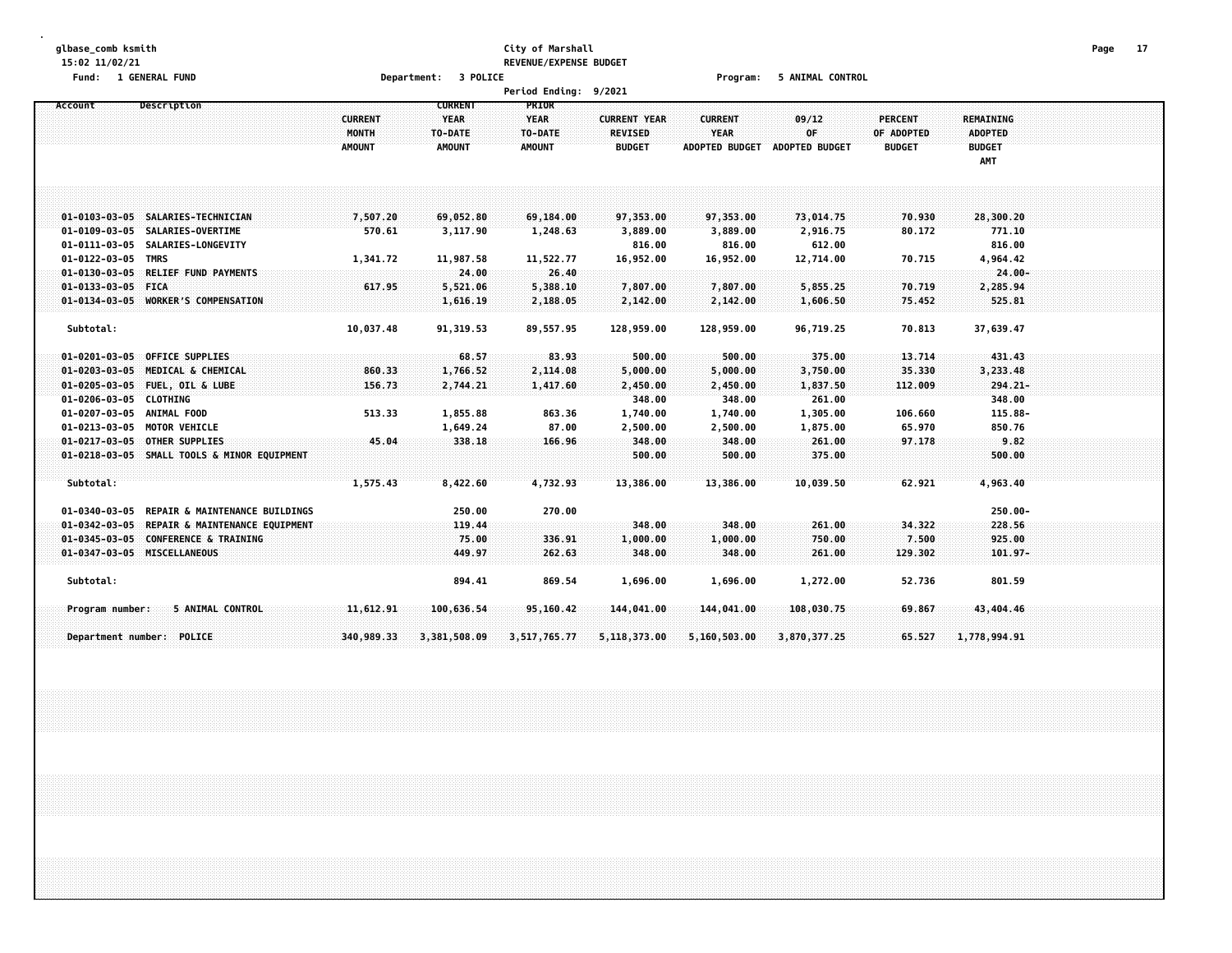glbase_comb ksmith
15:02 11/02/21

Fund: 1 GENERAL FUND

**City of Marshall**
**REVENUE/EXPENSE BUDGET**

Department: 3 POLICE

Program: 5 ANIMAL CONTROL

Period Ending: 9/2021

| Account | Description | CURRENT MONTH AMOUNT | CURRENT YEAR TO-DATE AMOUNT | PRIOR YEAR TO-DATE AMOUNT | CURRENT YEAR REVISED BUDGET | CURRENT YEAR ADOPTED BUDGET | 09/12 OF ADOPTED BUDGET | PERCENT OF ADOPTED BUDGET | REMAINING ADOPTED BUDGET AMT |
|---|---|---|---|---|---|---|---|---|---|
| 01-0103-03-05 | SALARIES-TECHNICIAN | 7,507.20 | 69,052.80 | 69,184.00 | 97,353.00 | 97,353.00 | 73,014.75 | 70.930 | 28,300.20 |
| 01-0109-03-05 | SALARIES-OVERTIME | 570.61 | 3,117.90 | 1,248.63 | 3,889.00 | 3,889.00 | 2,916.75 | 80.172 | 771.10 |
| 01-0111-03-05 | SALARIES-LONGEVITY | | | | 816.00 | 816.00 | 612.00 | | 816.00 |
| 01-0122-03-05 | TMRS | 1,341.72 | 11,987.58 | 11,522.77 | 16,952.00 | 16,952.00 | 12,714.00 | 70.715 | 4,964.42 |
| 01-0130-03-05 | RELIEF FUND PAYMENTS | | 24.00 | 26.40 | | | | | 24.00- |
| 01-0133-03-05 | FICA | 617.95 | 5,521.06 | 5,388.10 | 7,807.00 | 7,807.00 | 5,855.25 | 70.719 | 2,285.94 |
| 01-0134-03-05 | WORKER'S COMPENSATION | | 1,616.19 | 2,188.05 | 2,142.00 | 2,142.00 | 1,606.50 | 75.452 | 525.81 |
| Subtotal: | | 10,037.48 | 91,319.53 | 89,557.95 | 128,959.00 | 128,959.00 | 96,719.25 | 70.813 | 37,639.47 |
| 01-0201-03-05 | OFFICE SUPPLIES | | 68.57 | 83.93 | 500.00 | 500.00 | 375.00 | 13.714 | 431.43 |
| 01-0203-03-05 | MEDICAL & CHEMICAL | 860.33 | 1,766.52 | 2,114.08 | 5,000.00 | 5,000.00 | 3,750.00 | 35.330 | 3,233.48 |
| 01-0205-03-05 | FUEL, OIL & LUBE | 156.73 | 2,744.21 | 1,417.60 | 2,450.00 | 2,450.00 | 1,837.50 | 112.009 | 294.21- |
| 01-0206-03-05 | CLOTHING | | | | 348.00 | 348.00 | 261.00 | | 348.00 |
| 01-0207-03-05 | ANIMAL FOOD | 513.33 | 1,855.88 | 863.36 | 1,740.00 | 1,740.00 | 1,305.00 | 106.660 | 115.88- |
| 01-0213-03-05 | MOTOR VEHICLE | | 1,649.24 | 87.00 | 2,500.00 | 2,500.00 | 1,875.00 | 65.970 | 850.76 |
| 01-0217-03-05 | OTHER SUPPLIES | 45.04 | 338.18 | 166.96 | 348.00 | 348.00 | 261.00 | 97.178 | 9.82 |
| 01-0218-03-05 | SMALL TOOLS & MINOR EQUIPMENT | | | | 500.00 | 500.00 | 375.00 | | 500.00 |
| Subtotal: | | 1,575.43 | 8,422.60 | 4,732.93 | 13,386.00 | 13,386.00 | 10,039.50 | 62.921 | 4,963.40 |
| 01-0340-03-05 | REPAIR & MAINTENANCE BUILDINGS | | 250.00 | 270.00 | | | | | 250.00- |
| 01-0342-03-05 | REPAIR & MAINTENANCE EQUIPMENT | | 119.44 | | 348.00 | 348.00 | 261.00 | 34.322 | 228.56 |
| 01-0345-03-05 | CONFERENCE & TRAINING | | 75.00 | 336.91 | 1,000.00 | 1,000.00 | 750.00 | 7.500 | 925.00 |
| 01-0347-03-05 | MISCELLANEOUS | | 449.97 | 262.63 | 348.00 | 348.00 | 261.00 | 129.302 | 101.97- |
| Subtotal: | | | 894.41 | 869.54 | 1,696.00 | 1,696.00 | 1,272.00 | 52.736 | 801.59 |
| Program number: | 5 ANIMAL CONTROL | 11,612.91 | 100,636.54 | 95,160.42 | 144,041.00 | 144,041.00 | 108,030.75 | 69.867 | 43,404.46 |
| Department number: | POLICE | 340,989.33 | 3,381,508.09 | 3,517,765.77 | 5,118,373.00 | 5,160,503.00 | 3,870,377.25 | 65.527 | 1,778,994.91 |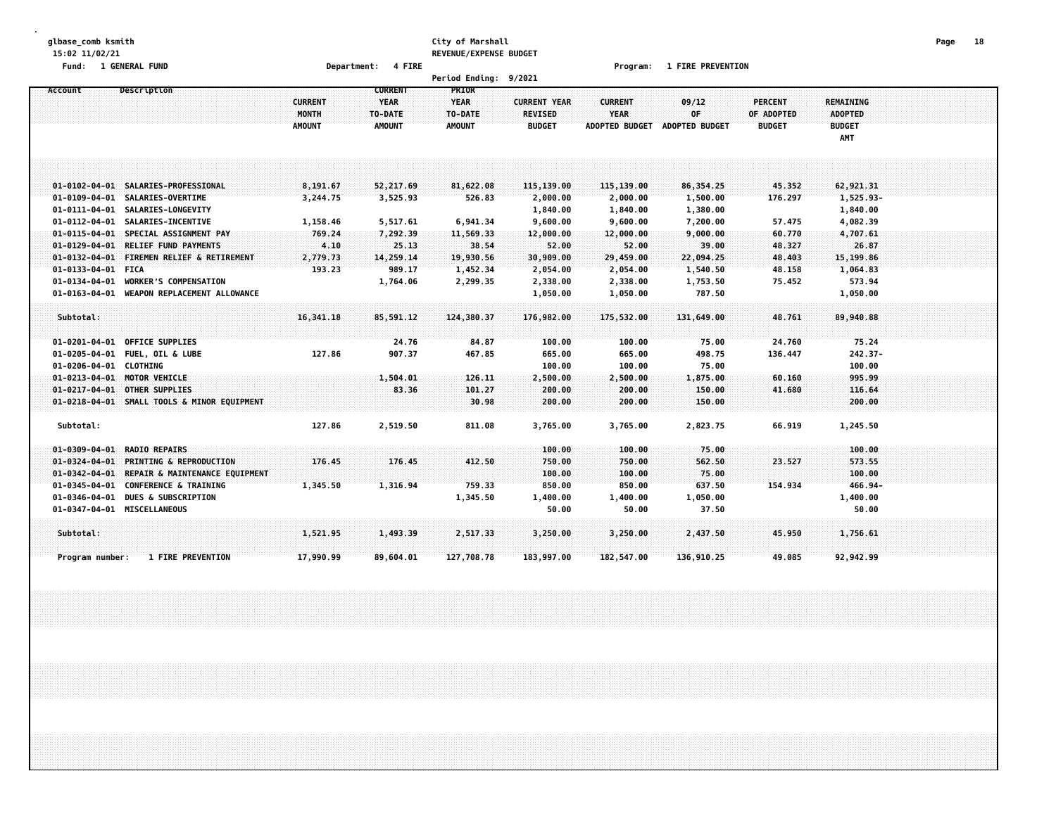glbase_comb ksmith
15:02 11/02/21

City of Marshall
REVENUE/EXPENSE BUDGET

Fund: 1 GENERAL FUND    Department: 4 FIRE    Program: 1 FIRE PREVENTION

Period Ending: 9/2021

| Account | Description | CURRENT MONTH AMOUNT | CURRENT YEAR TO-DATE AMOUNT | PRIOR YEAR TO-DATE AMOUNT | CURRENT YEAR REVISED BUDGET | CURRENT YEAR ADOPTED BUDGET | 09/12 OF ADOPTED BUDGET | PERCENT OF ADOPTED BUDGET | REMAINING ADOPTED BUDGET AMT |
|---|---|---|---|---|---|---|---|---|---|
| 01-0102-04-01 | SALARIES-PROFESSIONAL | 8,191.67 | 52,217.69 | 81,622.08 | 115,139.00 | 115,139.00 | 86,354.25 | 45.352 | 62,921.31 |
| 01-0109-04-01 | SALARIES-OVERTIME | 3,244.75 | 3,525.93 | 526.83 | 2,000.00 | 2,000.00 | 1,500.00 | 176.297 | 1,525.93- |
| 01-0111-04-01 | SALARIES-LONGEVITY | | | | 1,840.00 | 1,840.00 | 1,380.00 | | 1,840.00 |
| 01-0112-04-01 | SALARIES-INCENTIVE | 1,158.46 | 5,517.61 | 6,941.34 | 9,600.00 | 9,600.00 | 7,200.00 | 57.475 | 4,082.39 |
| 01-0115-04-01 | SPECIAL ASSIGNMENT PAY | 769.24 | 7,292.39 | 11,569.33 | 12,000.00 | 12,000.00 | 9,000.00 | 60.770 | 4,707.61 |
| 01-0129-04-01 | RELIEF FUND PAYMENTS | 4.10 | 25.13 | 38.54 | 52.00 | 52.00 | 39.00 | 48.327 | 26.87 |
| 01-0132-04-01 | FIREMEN RELIEF & RETIREMENT | 2,779.73 | 14,259.14 | 19,930.56 | 30,909.00 | 29,459.00 | 22,094.25 | 48.403 | 15,199.86 |
| 01-0133-04-01 | FICA | 193.23 | 989.17 | 1,452.34 | 2,054.00 | 2,054.00 | 1,540.50 | 48.158 | 1,064.83 |
| 01-0134-04-01 | WORKER'S COMPENSATION | | 1,764.06 | 2,299.35 | 2,338.00 | 2,338.00 | 1,753.50 | 75.452 | 573.94 |
| 01-0163-04-01 | WEAPON REPLACEMENT ALLOWANCE | | | | 1,050.00 | 1,050.00 | 787.50 | | 1,050.00 |
| Subtotal: | | 16,341.18 | 85,591.12 | 124,380.37 | 176,982.00 | 175,532.00 | 131,649.00 | 48.761 | 89,940.88 |
| 01-0201-04-01 | OFFICE SUPPLIES | | 24.76 | 84.87 | 100.00 | 100.00 | 75.00 | 24.760 | 75.24 |
| 01-0205-04-01 | FUEL, OIL & LUBE | 127.86 | 907.37 | 467.85 | 665.00 | 665.00 | 498.75 | 136.447 | 242.37- |
| 01-0206-04-01 | CLOTHING | | | | 100.00 | 100.00 | 75.00 | | 100.00 |
| 01-0213-04-01 | MOTOR VEHICLE | | 1,504.01 | 126.11 | 2,500.00 | 2,500.00 | 1,875.00 | 60.160 | 995.99 |
| 01-0217-04-01 | OTHER SUPPLIES | | 83.36 | 101.27 | 200.00 | 200.00 | 150.00 | 41.680 | 116.64 |
| 01-0218-04-01 | SMALL TOOLS & MINOR EQUIPMENT | | | 30.98 | 200.00 | 200.00 | 150.00 | | 200.00 |
| Subtotal: | | 127.86 | 2,519.50 | 811.08 | 3,765.00 | 3,765.00 | 2,823.75 | 66.919 | 1,245.50 |
| 01-0309-04-01 | RADIO REPAIRS | | | | 100.00 | 100.00 | 75.00 | | 100.00 |
| 01-0324-04-01 | PRINTING & REPRODUCTION | 176.45 | 176.45 | 412.50 | 750.00 | 750.00 | 562.50 | 23.527 | 573.55 |
| 01-0342-04-01 | REPAIR & MAINTENANCE EQUIPMENT | | | | 100.00 | 100.00 | 75.00 | | 100.00 |
| 01-0345-04-01 | CONFERENCE & TRAINING | 1,345.50 | 1,316.94 | 759.33 | 850.00 | 850.00 | 637.50 | 154.934 | 466.94- |
| 01-0346-04-01 | DUES & SUBSCRIPTION | | | 1,345.50 | 1,400.00 | 1,400.00 | 1,050.00 | | 1,400.00 |
| 01-0347-04-01 | MISCELLANEOUS | | | | 50.00 | 50.00 | 37.50 | | 50.00 |
| Subtotal: | | 1,521.95 | 1,493.39 | 2,517.33 | 3,250.00 | 3,250.00 | 2,437.50 | 45.950 | 1,756.61 |
| Program number: | 1 FIRE PREVENTION | 17,990.99 | 89,604.01 | 127,708.78 | 183,997.00 | 182,547.00 | 136,910.25 | 49.085 | 92,942.99 |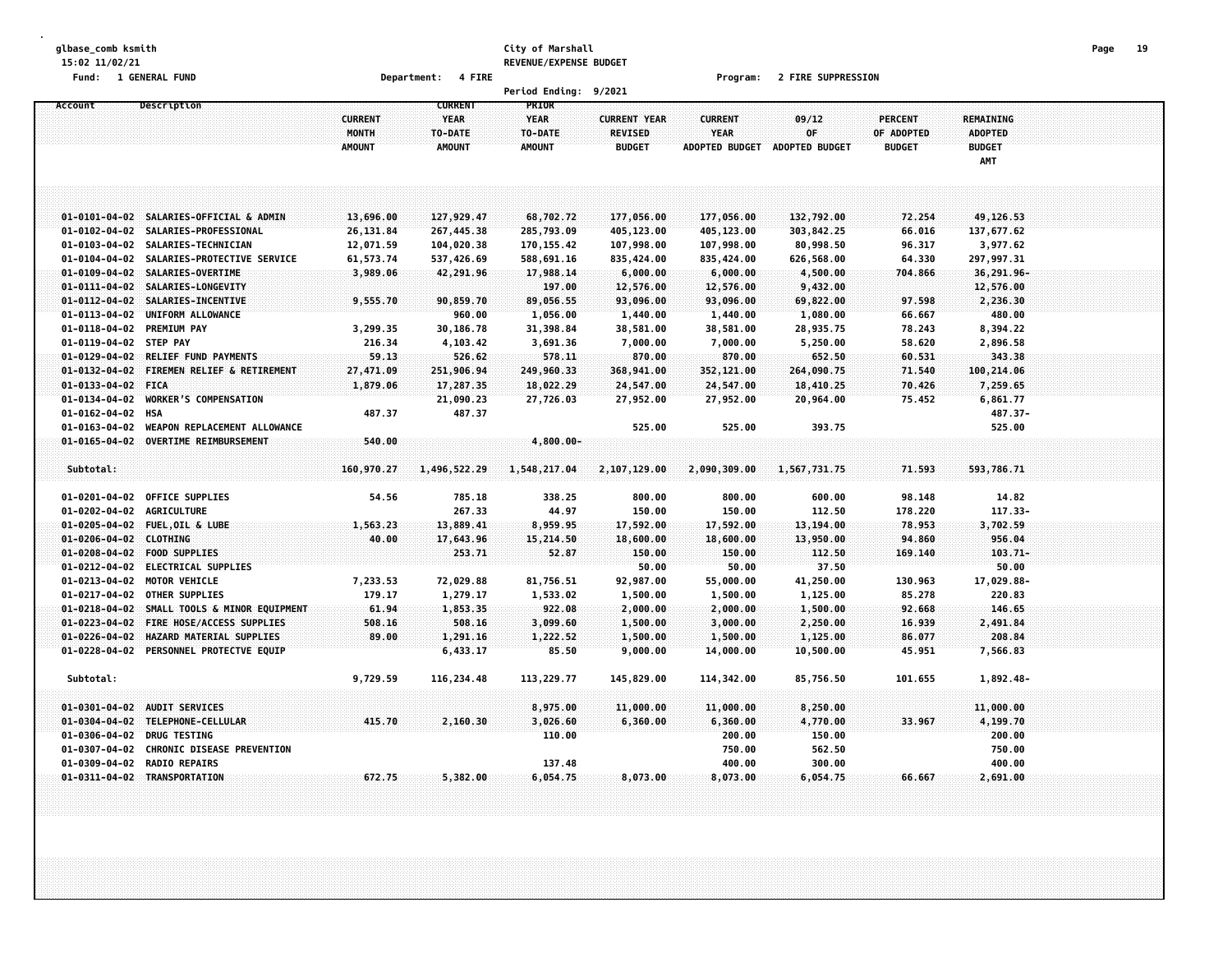glbase_comb ksmith
15:02 11/02/21

City of Marshall
REVENUE/EXPENSE BUDGET

Fund: 1 GENERAL FUND | Department: 4 FIRE | Program: 2 FIRE SUPPRESSION

Period Ending: 9/2021

| Account | Description | CURRENT MONTH AMOUNT | CURRENT YEAR TO-DATE AMOUNT | PRIOR YEAR TO-DATE AMOUNT | CURRENT YEAR REVISED BUDGET | CURRENT YEAR ADOPTED BUDGET | 09/12 OF ADOPTED BUDGET | PERCENT OF ADOPTED BUDGET | REMAINING ADOPTED BUDGET AMT |
|---|---|---|---|---|---|---|---|---|---|
| 01-0101-04-02 | SALARIES-OFFICIAL & ADMIN | 13,696.00 | 127,929.47 | 68,702.72 | 177,056.00 | 177,056.00 | 132,792.00 | 72.254 | 49,126.53 |
| 01-0102-04-02 | SALARIES-PROFESSIONAL | 26,131.84 | 267,445.38 | 285,793.09 | 405,123.00 | 405,123.00 | 303,842.25 | 66.016 | 137,677.62 |
| 01-0103-04-02 | SALARIES-TECHNICIAN | 12,071.59 | 104,020.38 | 170,155.42 | 107,998.00 | 107,998.00 | 80,998.50 | 96.317 | 3,977.62 |
| 01-0104-04-02 | SALARIES-PROTECTIVE SERVICE | 61,573.74 | 537,426.69 | 588,691.16 | 835,424.00 | 835,424.00 | 626,568.00 | 64.330 | 297,997.31 |
| 01-0109-04-02 | SALARIES-OVERTIME | 3,989.06 | 42,291.96 | 17,988.14 | 6,000.00 | 6,000.00 | 4,500.00 | 704.866 | 36,291.96- |
| 01-0111-04-02 | SALARIES-LONGEVITY | | | 197.00 | 12,576.00 | 12,576.00 | 9,432.00 | | 12,576.00 |
| 01-0112-04-02 | SALARIES-INCENTIVE | 9,555.70 | 90,859.70 | 89,056.55 | 93,096.00 | 93,096.00 | 69,822.00 | 97.598 | 2,236.30 |
| 01-0113-04-02 | UNIFORM ALLOWANCE | | 960.00 | 1,056.00 | 1,440.00 | 1,440.00 | 1,080.00 | 66.667 | 480.00 |
| 01-0118-04-02 | PREMIUM PAY | 3,299.35 | 30,186.78 | 31,398.84 | 38,581.00 | 38,581.00 | 28,935.75 | 78.243 | 8,394.22 |
| 01-0119-04-02 | STEP PAY | 216.34 | 4,103.42 | 3,691.36 | 7,000.00 | 7,000.00 | 5,250.00 | 58.620 | 2,896.58 |
| 01-0129-04-02 | RELIEF FUND PAYMENTS | 59.13 | 526.62 | 578.11 | 870.00 | 870.00 | 652.50 | 60.531 | 343.38 |
| 01-0132-04-02 | FIREMEN RELIEF & RETIREMENT | 27,471.09 | 251,906.94 | 249,960.33 | 368,941.00 | 352,121.00 | 264,090.75 | 71.540 | 100,214.06 |
| 01-0133-04-02 | FICA | 1,879.06 | 17,287.35 | 18,022.29 | 24,547.00 | 24,547.00 | 18,410.25 | 70.426 | 7,259.65 |
| 01-0134-04-02 | WORKER'S COMPENSATION | | 21,090.23 | 27,726.03 | 27,952.00 | 27,952.00 | 20,964.00 | 75.452 | 6,861.77 |
| 01-0162-04-02 | HSA | 487.37 | 487.37 | | | | | | 487.37- |
| 01-0163-04-02 | WEAPON REPLACEMENT ALLOWANCE | | | | 525.00 | 525.00 | 393.75 | | 525.00 |
| 01-0165-04-02 | OVERTIME REIMBURSEMENT | 540.00 | | 4,800.00- | | | | | |
| Subtotal: | | 160,970.27 | 1,496,522.29 | 1,548,217.04 | 2,107,129.00 | 2,090,309.00 | 1,567,731.75 | 71.593 | 593,786.71 |
| 01-0201-04-02 | OFFICE SUPPLIES | 54.56 | 785.18 | 338.25 | 800.00 | 800.00 | 600.00 | 98.148 | 14.82 |
| 01-0202-04-02 | AGRICULTURE | | 267.33 | 44.97 | 150.00 | 150.00 | 112.50 | 178.220 | 117.33- |
| 01-0205-04-02 | FUEL,OIL & LUBE | 1,563.23 | 13,889.41 | 8,959.95 | 17,592.00 | 17,592.00 | 13,194.00 | 78.953 | 3,702.59 |
| 01-0206-04-02 | CLOTHING | 40.00 | 17,643.96 | 15,214.50 | 18,600.00 | 18,600.00 | 13,950.00 | 94.860 | 956.04 |
| 01-0208-04-02 | FOOD SUPPLIES | | 253.71 | 52.87 | 150.00 | 150.00 | 112.50 | 169.140 | 103.71- |
| 01-0212-04-02 | ELECTRICAL SUPPLIES | | | | 50.00 | 50.00 | 37.50 | | 50.00 |
| 01-0213-04-02 | MOTOR VEHICLE | 7,233.53 | 72,029.88 | 81,756.51 | 92,987.00 | 55,000.00 | 41,250.00 | 130.963 | 17,029.88- |
| 01-0217-04-02 | OTHER SUPPLIES | 179.17 | 1,279.17 | 1,533.02 | 1,500.00 | 1,500.00 | 1,125.00 | 85.278 | 220.83 |
| 01-0218-04-02 | SMALL TOOLS & MINOR EQUIPMENT | 61.94 | 1,853.35 | 922.08 | 2,000.00 | 2,000.00 | 1,500.00 | 92.668 | 146.65 |
| 01-0223-04-02 | FIRE HOSE/ACCESS SUPPLIES | 508.16 | 508.16 | 3,099.60 | 1,500.00 | 3,000.00 | 2,250.00 | 16.939 | 2,491.84 |
| 01-0226-04-02 | HAZARD MATERIAL SUPPLIES | 89.00 | 1,291.16 | 1,222.52 | 1,500.00 | 1,500.00 | 1,125.00 | 86.077 | 208.84 |
| 01-0228-04-02 | PERSONNEL PROTECTVE EQUIP | | 6,433.17 | 85.50 | 9,000.00 | 14,000.00 | 10,500.00 | 45.951 | 7,566.83 |
| Subtotal: | | 9,729.59 | 116,234.48 | 113,229.77 | 145,829.00 | 114,342.00 | 85,756.50 | 101.655 | 1,892.48- |
| 01-0301-04-02 | AUDIT SERVICES | | | 8,975.00 | 11,000.00 | 11,000.00 | 8,250.00 | | 11,000.00 |
| 01-0304-04-02 | TELEPHONE-CELLULAR | 415.70 | 2,160.30 | 3,026.60 | 6,360.00 | 6,360.00 | 4,770.00 | 33.967 | 4,199.70 |
| 01-0306-04-02 | DRUG TESTING | | | 110.00 | | 200.00 | 150.00 | | 200.00 |
| 01-0307-04-02 | CHRONIC DISEASE PREVENTION | | | | | 750.00 | 562.50 | | 750.00 |
| 01-0309-04-02 | RADIO REPAIRS | | | 137.48 | | 400.00 | 300.00 | | 400.00 |
| 01-0311-04-02 | TRANSPORTATION | 672.75 | 5,382.00 | 6,054.75 | 8,073.00 | 8,073.00 | 6,054.75 | 66.667 | 2,691.00 |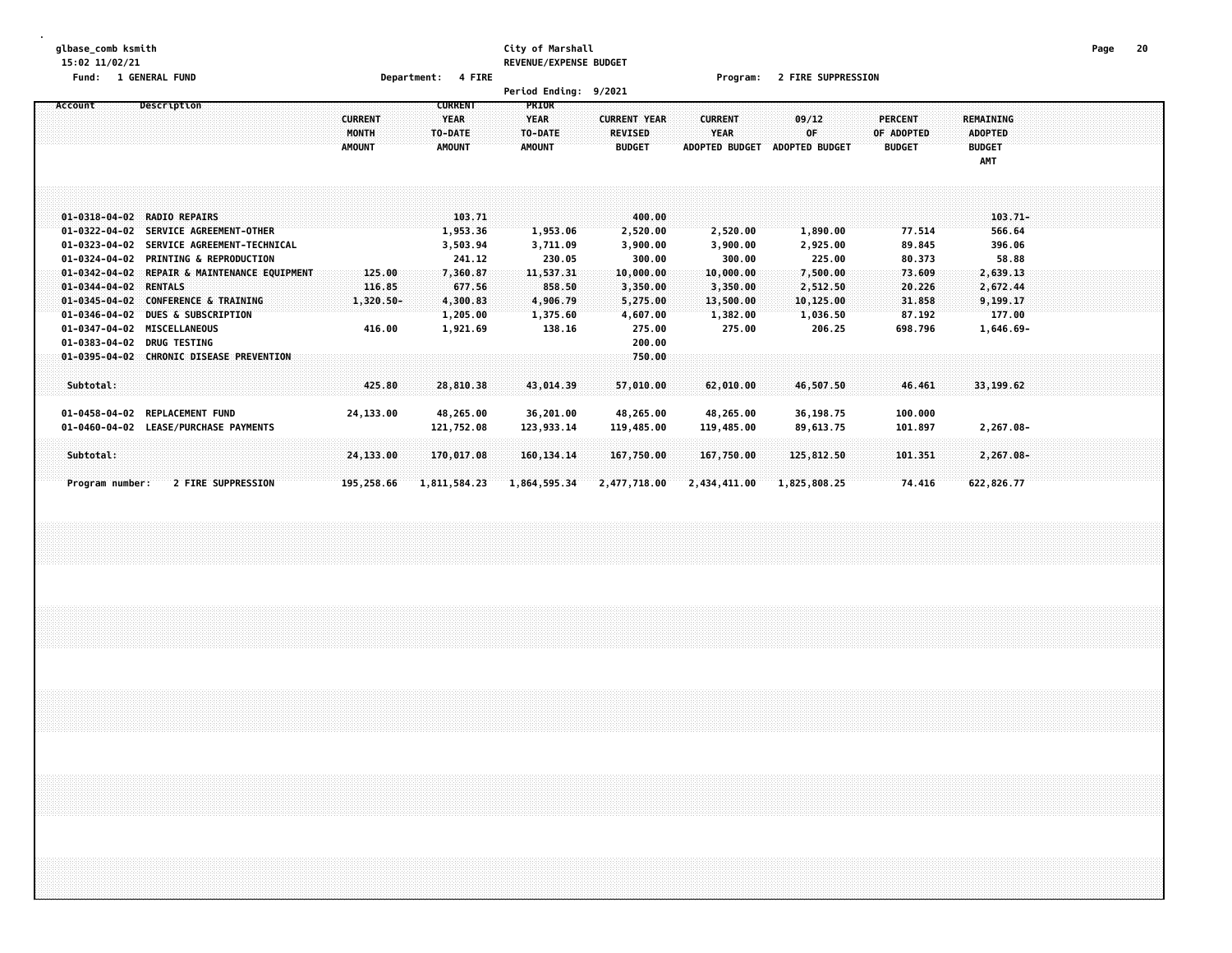glbase_comb ksmith
15:02 11/02/21

Fund: 1 GENERAL FUND

City of Marshall
REVENUE/EXPENSE BUDGET

Department: 4 FIRE

Program: 2 FIRE SUPPRESSION

Period Ending: 9/2021

| Account | Description | CURRENT MONTH AMOUNT | CURRENT YEAR TO-DATE AMOUNT | PRIOR YEAR TO-DATE AMOUNT | CURRENT YEAR REVISED BUDGET | CURRENT YEAR ADOPTED BUDGET | 09/12 OF ADOPTED BUDGET | PERCENT OF ADOPTED BUDGET | REMAINING ADOPTED BUDGET AMT |
|---|---|---|---|---|---|---|---|---|---|
| 01-0318-04-02 | RADIO REPAIRS | | 103.71 | | 400.00 | | | | 103.71- |
| 01-0322-04-02 | SERVICE AGREEMENT-OTHER | | 1,953.36 | 1,953.06 | 2,520.00 | 2,520.00 | 1,890.00 | 77.514 | 566.64 |
| 01-0323-04-02 | SERVICE AGREEMENT-TECHNICAL | | 3,503.94 | 3,711.09 | 3,900.00 | 3,900.00 | 2,925.00 | 89.845 | 396.06 |
| 01-0324-04-02 | PRINTING & REPRODUCTION | | 241.12 | 230.05 | 300.00 | 300.00 | 225.00 | 80.373 | 58.88 |
| 01-0342-04-02 | REPAIR & MAINTENANCE EQUIPMENT | 125.00 | 7,360.87 | 11,537.31 | 10,000.00 | 10,000.00 | 7,500.00 | 73.609 | 2,639.13 |
| 01-0344-04-02 | RENTALS | 116.85 | 677.56 | 858.50 | 3,350.00 | 3,350.00 | 2,512.50 | 20.226 | 2,672.44 |
| 01-0345-04-02 | CONFERENCE & TRAINING | 1,320.50- | 4,300.83 | 4,906.79 | 5,275.00 | 13,500.00 | 10,125.00 | 31.858 | 9,199.17 |
| 01-0346-04-02 | DUES & SUBSCRIPTION | | 1,205.00 | 1,375.60 | 4,607.00 | 1,382.00 | 1,036.50 | 87.192 | 177.00 |
| 01-0347-04-02 | MISCELLANEOUS | 416.00 | 1,921.69 | 138.16 | 275.00 | 275.00 | 206.25 | 698.796 | 1,646.69- |
| 01-0383-04-02 | DRUG TESTING | | | | 200.00 | | | | |
| 01-0395-04-02 | CHRONIC DISEASE PREVENTION | | | | 750.00 | | | | |
| Subtotal: | | 425.80 | 28,810.38 | 43,014.39 | 57,010.00 | 62,010.00 | 46,507.50 | 46.461 | 33,199.62 |
| 01-0458-04-02 | REPLACEMENT FUND | 24,133.00 | 48,265.00 | 36,201.00 | 48,265.00 | 48,265.00 | 36,198.75 | 100.000 | |
| 01-0460-04-02 | LEASE/PURCHASE PAYMENTS | | 121,752.08 | 123,933.14 | 119,485.00 | 119,485.00 | 89,613.75 | 101.897 | 2,267.08- |
| Subtotal: | | 24,133.00 | 170,017.08 | 160,134.14 | 167,750.00 | 167,750.00 | 125,812.50 | 101.351 | 2,267.08- |
| Program number: | 2 FIRE SUPPRESSION | 195,258.66 | 1,811,584.23 | 1,864,595.34 | 2,477,718.00 | 2,434,411.00 | 1,825,808.25 | 74.416 | 622,826.77 |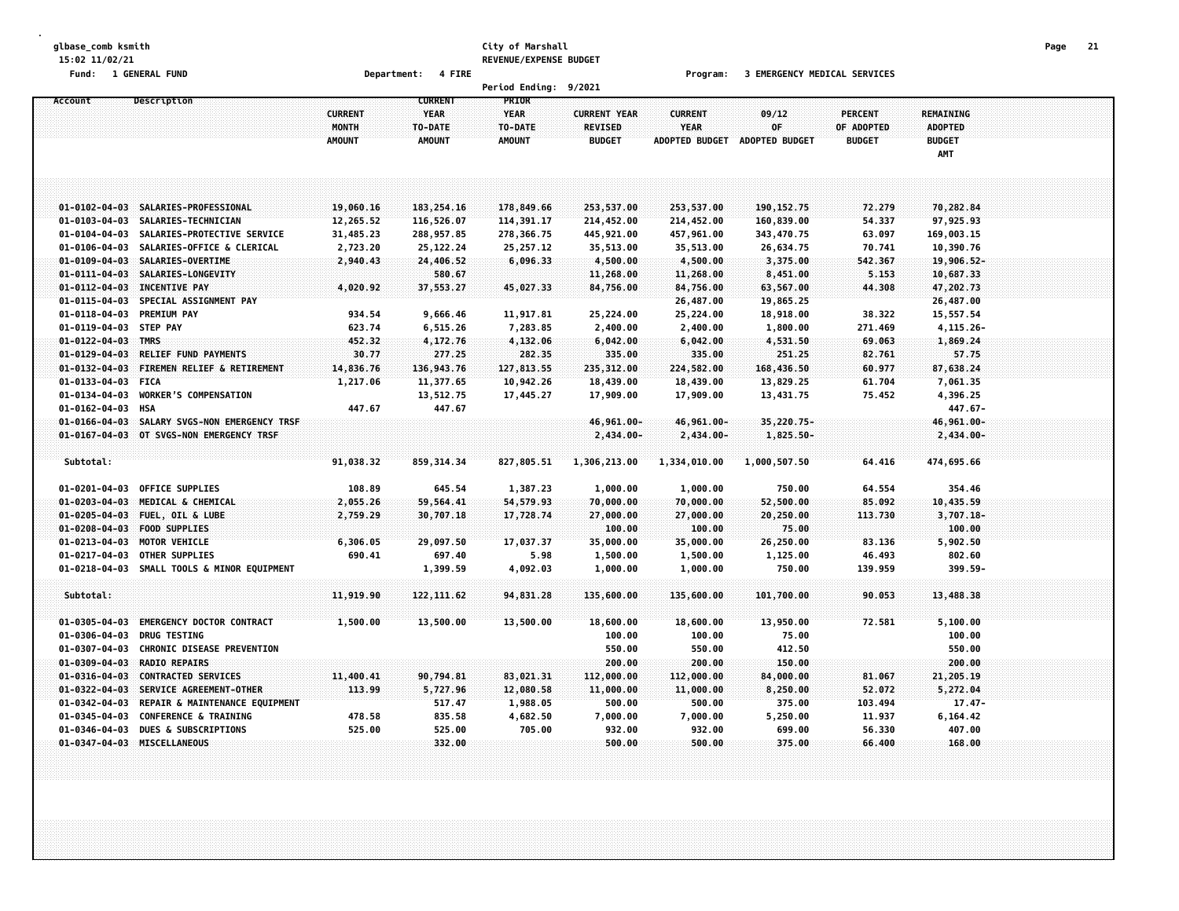glbase_comb ksmith
15:02 11/02/21

Fund: 1 GENERAL FUND | Department: 4 FIRE | Program: 3 EMERGENCY MEDICAL SERVICES

City of Marshall
REVENUE/EXPENSE BUDGET
Period Ending: 9/2021

| Account | Description | CURRENT MONTH AMOUNT | CURRENT YEAR TO-DATE AMOUNT | PRIOR YEAR TO-DATE AMOUNT | CURRENT YEAR REVISED BUDGET | CURRENT YEAR ADOPTED BUDGET | 09/12 OF ADOPTED BUDGET | PERCENT OF ADOPTED BUDGET | REMAINING ADOPTED BUDGET AMT |
|---|---|---|---|---|---|---|---|---|---|
| 01-0102-04-03 | SALARIES-PROFESSIONAL | 19,060.16 | 183,254.16 | 178,849.66 | 253,537.00 | 253,537.00 | 190,152.75 | 72.279 | 70,282.84 |
| 01-0103-04-03 | SALARIES-TECHNICIAN | 12,265.52 | 116,526.07 | 114,391.17 | 214,452.00 | 214,452.00 | 160,839.00 | 54.337 | 97,925.93 |
| 01-0104-04-03 | SALARIES-PROTECTIVE SERVICE | 31,485.23 | 288,957.85 | 278,366.75 | 445,921.00 | 457,961.00 | 343,470.75 | 63.097 | 169,003.15 |
| 01-0106-04-03 | SALARIES-OFFICE & CLERICAL | 2,723.20 | 25,122.24 | 25,257.12 | 35,513.00 | 35,513.00 | 26,634.75 | 70.741 | 10,390.76 |
| 01-0109-04-03 | SALARIES-OVERTIME | 2,940.43 | 24,406.52 | 6,096.33 | 4,500.00 | 4,500.00 | 3,375.00 | 542.367 | 19,906.52- |
| 01-0111-04-03 | SALARIES-LONGEVITY | | 580.67 | | 11,268.00 | 11,268.00 | 8,451.00 | 5.153 | 10,687.33 |
| 01-0112-04-03 | INCENTIVE PAY | 4,020.92 | 37,553.27 | 45,027.33 | 84,756.00 | 84,756.00 | 63,567.00 | 44.308 | 47,202.73 |
| 01-0115-04-03 | SPECIAL ASSIGNMENT PAY | | | | | 26,487.00 | 19,865.25 | | 26,487.00 |
| 01-0118-04-03 | PREMIUM PAY | 934.54 | 9,666.46 | 11,917.81 | 25,224.00 | 25,224.00 | 18,918.00 | 38.322 | 15,557.54 |
| 01-0119-04-03 | STEP PAY | 623.74 | 6,515.26 | 7,283.85 | 2,400.00 | 2,400.00 | 1,800.00 | 271.469 | 4,115.26- |
| 01-0122-04-03 | TMRS | 452.32 | 4,172.76 | 4,132.06 | 6,042.00 | 6,042.00 | 4,531.50 | 69.063 | 1,869.24 |
| 01-0129-04-03 | RELIEF FUND PAYMENTS | 30.77 | 277.25 | 282.35 | 335.00 | 335.00 | 251.25 | 82.761 | 57.75 |
| 01-0132-04-03 | FIREMEN RELIEF & RETIREMENT | 14,836.76 | 136,943.76 | 127,813.55 | 235,312.00 | 224,582.00 | 168,436.50 | 60.977 | 87,638.24 |
| 01-0133-04-03 | FICA | 1,217.06 | 11,377.65 | 10,942.26 | 18,439.00 | 18,439.00 | 13,829.25 | 61.704 | 7,061.35 |
| 01-0134-04-03 | WORKER'S COMPENSATION | | 13,512.75 | 17,445.27 | 17,909.00 | 17,909.00 | 13,431.75 | 75.452 | 4,396.25 |
| 01-0162-04-03 | HSA | 447.67 | 447.67 | | | | | | 447.67- |
| 01-0166-04-03 | SALARY SVGS-NON EMERGENCY TRSF | | | | 46,961.00- | 46,961.00- | 35,220.75- | | 46,961.00- |
| 01-0167-04-03 | OT SVGS-NON EMERGENCY TRSF | | | | 2,434.00- | 2,434.00- | 1,825.50- | | 2,434.00- |
| Subtotal: | | 91,038.32 | 859,314.34 | 827,805.51 | 1,306,213.00 | 1,334,010.00 | 1,000,507.50 | 64.416 | 474,695.66 |
| 01-0201-04-03 | OFFICE SUPPLIES | 108.89 | 645.54 | 1,387.23 | 1,000.00 | 1,000.00 | 750.00 | 64.554 | 354.46 |
| 01-0203-04-03 | MEDICAL & CHEMICAL | 2,055.26 | 59,564.41 | 54,579.93 | 70,000.00 | 70,000.00 | 52,500.00 | 85.092 | 10,435.59 |
| 01-0205-04-03 | FUEL, OIL & LUBE | 2,759.29 | 30,707.18 | 17,728.74 | 27,000.00 | 27,000.00 | 20,250.00 | 113.730 | 3,707.18- |
| 01-0208-04-03 | FOOD SUPPLIES | | | | 100.00 | 100.00 | 75.00 | | 100.00 |
| 01-0213-04-03 | MOTOR VEHICLE | 6,306.05 | 29,097.50 | 17,037.37 | 35,000.00 | 35,000.00 | 26,250.00 | 83.136 | 5,902.50 |
| 01-0217-04-03 | OTHER SUPPLIES | 690.41 | 697.40 | 5.98 | 1,500.00 | 1,500.00 | 1,125.00 | 46.493 | 802.60 |
| 01-0218-04-03 | SMALL TOOLS & MINOR EQUIPMENT | | 1,399.59 | 4,092.03 | 1,000.00 | 1,000.00 | 750.00 | 139.959 | 399.59- |
| Subtotal: | | 11,919.90 | 122,111.62 | 94,831.28 | 135,600.00 | 135,600.00 | 101,700.00 | 90.053 | 13,488.38 |
| 01-0305-04-03 | EMERGENCY DOCTOR CONTRACT | 1,500.00 | 13,500.00 | 13,500.00 | 18,600.00 | 18,600.00 | 13,950.00 | 72.581 | 5,100.00 |
| 01-0306-04-03 | DRUG TESTING | | | | 100.00 | 100.00 | 75.00 | | 100.00 |
| 01-0307-04-03 | CHRONIC DISEASE PREVENTION | | | | 550.00 | 550.00 | 412.50 | | 550.00 |
| 01-0309-04-03 | RADIO REPAIRS | | | | 200.00 | 200.00 | 150.00 | | 200.00 |
| 01-0316-04-03 | CONTRACTED SERVICES | 11,400.41 | 90,794.81 | 83,021.31 | 112,000.00 | 112,000.00 | 84,000.00 | 81.067 | 21,205.19 |
| 01-0322-04-03 | SERVICE AGREEMENT-OTHER | 113.99 | 5,727.96 | 12,080.58 | 11,000.00 | 11,000.00 | 8,250.00 | 52.072 | 5,272.04 |
| 01-0342-04-03 | REPAIR & MAINTENANCE EQUIPMENT | | 517.47 | 1,988.05 | 500.00 | 500.00 | 375.00 | 103.494 | 17.47- |
| 01-0345-04-03 | CONFERENCE & TRAINING | 478.58 | 835.58 | 4,682.50 | 7,000.00 | 7,000.00 | 5,250.00 | 11.937 | 6,164.42 |
| 01-0346-04-03 | DUES & SUBSCRIPTIONS | 525.00 | 525.00 | 705.00 | 932.00 | 932.00 | 699.00 | 56.330 | 407.00 |
| 01-0347-04-03 | MISCELLANEOUS | | 332.00 | | 500.00 | 500.00 | 375.00 | 66.400 | 168.00 |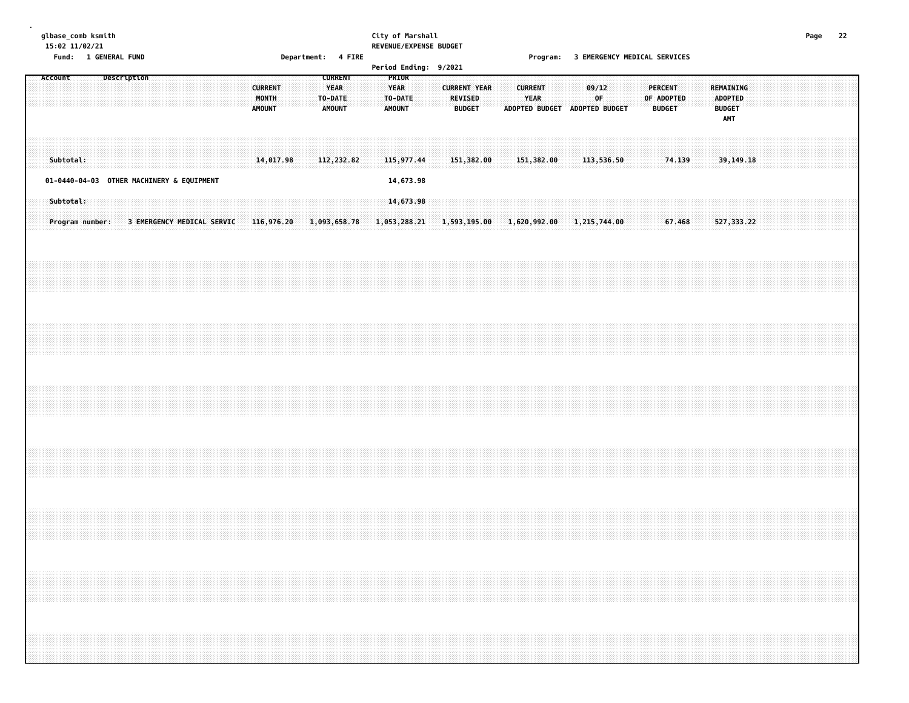glbase_comb ksmith
15:02 11/02/21

**City of Marshall**
**REVENUE/EXPENSE BUDGET**
**Period Ending: 9/2021**

Fund: 1 GENERAL FUND    Department: 4 FIRE    Program: 3 EMERGENCY MEDICAL SERVICES

| Account | Description | CURRENT MONTH AMOUNT | CURRENT YEAR TO-DATE AMOUNT | PRIOR YEAR TO-DATE AMOUNT | CURRENT YEAR REVISED BUDGET | CURRENT YEAR ADOPTED BUDGET | 09/12 OF ADOPTED BUDGET | PERCENT OF ADOPTED BUDGET | REMAINING ADOPTED BUDGET AMT |
|---|---|---|---|---|---|---|---|---|---|
| Subtotal: | | 14,017.98 | 112,232.82 | 115,977.44 | 151,382.00 | 151,382.00 | 113,536.50 | 74.139 | 39,149.18 |
| 01-0440-04-03 | OTHER MACHINERY & EQUIPMENT | | | 14,673.98 | | | | | |
| Subtotal: | | | | 14,673.98 | | | | | |
| Program number: | 3 EMERGENCY MEDICAL SERVIC | 116,976.20 | 1,093,658.78 | 1,053,288.21 | 1,593,195.00 | 1,620,992.00 | 1,215,744.00 | 67.468 | 527,333.22 |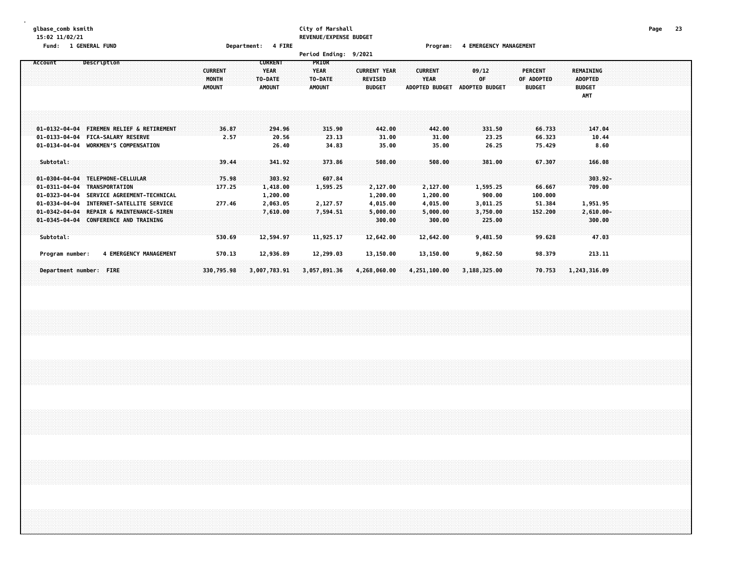glbase_comb ksmith
15:02 11/02/21

City of Marshall
REVENUE/EXPENSE BUDGET

Fund: 1 GENERAL FUND    Department: 4 FIRE    Program: 4 EMERGENCY MANAGEMENT

Period Ending: 9/2021

| Account | Description | CURRENT MONTH AMOUNT | CURRENT YEAR TO-DATE AMOUNT | PRIOR YEAR TO-DATE AMOUNT | CURRENT YEAR REVISED BUDGET | CURRENT YEAR ADOPTED BUDGET | 09/12 OF ADOPTED BUDGET | PERCENT OF ADOPTED BUDGET | REMAINING ADOPTED BUDGET AMT |
|---|---|---|---|---|---|---|---|---|---|
| 01-0132-04-04 | FIREMEN RELIEF & RETIREMENT | 36.87 | 294.96 | 315.90 | 442.00 | 442.00 | 331.50 | 66.733 | 147.04 |
| 01-0133-04-04 | FICA-SALARY RESERVE | 2.57 | 20.56 | 23.13 | 31.00 | 31.00 | 23.25 | 66.323 | 10.44 |
| 01-0134-04-04 | WORKMEN'S COMPENSATION | | 26.40 | 34.83 | 35.00 | 35.00 | 26.25 | 75.429 | 8.60 |
| Subtotal: | | 39.44 | 341.92 | 373.86 | 508.00 | 508.00 | 381.00 | 67.307 | 166.08 |
| 01-0304-04-04 | TELEPHONE-CELLULAR | 75.98 | 303.92 | 607.84 | | | | | 303.92- |
| 01-0311-04-04 | TRANSPORTATION | 177.25 | 1,418.00 | 1,595.25 | 2,127.00 | 2,127.00 | 1,595.25 | 66.667 | 709.00 |
| 01-0323-04-04 | SERVICE AGREEMENT-TECHNICAL | | 1,200.00 | | 1,200.00 | 1,200.00 | 900.00 | 100.000 | |
| 01-0334-04-04 | INTERNET-SATELLITE SERVICE | 277.46 | 2,063.05 | 2,127.57 | 4,015.00 | 4,015.00 | 3,011.25 | 51.384 | 1,951.95 |
| 01-0342-04-04 | REPAIR & MAINTENANCE-SIREN | | 7,610.00 | 7,594.51 | 5,000.00 | 5,000.00 | 3,750.00 | 152.200 | 2,610.00- |
| 01-0345-04-04 | CONFERENCE AND TRAINING | | | | 300.00 | 300.00 | 225.00 | | 300.00 |
| Subtotal: | | 530.69 | 12,594.97 | 11,925.17 | 12,642.00 | 12,642.00 | 9,481.50 | 99.628 | 47.03 |
| Program number: | 4 EMERGENCY MANAGEMENT | 570.13 | 12,936.89 | 12,299.03 | 13,150.00 | 13,150.00 | 9,862.50 | 98.379 | 213.11 |
| Department number: | FIRE | 330,795.98 | 3,007,783.91 | 3,057,891.36 | 4,268,060.00 | 4,251,100.00 | 3,188,325.00 | 70.753 | 1,243,316.09 |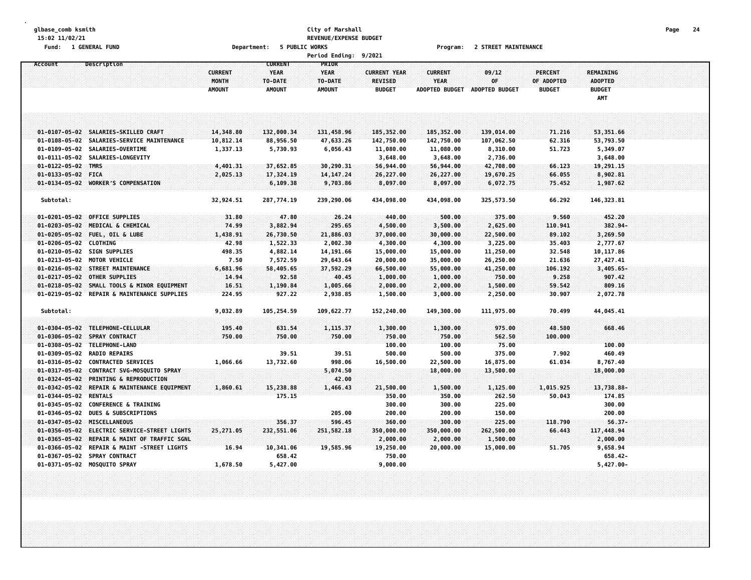glbase_comb ksmith
15:02 11/02/21

Fund: 1 GENERAL FUND

**City of Marshall**
**REVENUE/EXPENSE BUDGET**

Department: 5 PUBLIC WORKS　　Program: 2 STREET MAINTENANCE

Period Ending: 9/2021

| Account | Description | CURRENT MONTH AMOUNT | CURRENT YEAR TO-DATE AMOUNT | PRIOR YEAR TO-DATE AMOUNT | CURRENT YEAR REVISED BUDGET | CURRENT YEAR ADOPTED BUDGET | 09/12 OF ADOPTED BUDGET | PERCENT OF ADOPTED BUDGET | REMAINING ADOPTED BUDGET AMT |
|---|---|---|---|---|---|---|---|---|---|
| 01-0107-05-02 | SALARIES-SKILLED CRAFT | 14,348.80 | 132,000.34 | 131,458.96 | 185,352.00 | 185,352.00 | 139,014.00 | 71.216 | 53,351.66 |
| 01-0108-05-02 | SALARIES-SERVICE MAINTENANCE | 10,812.14 | 88,956.50 | 47,633.26 | 142,750.00 | 142,750.00 | 107,062.50 | 62.316 | 53,793.50 |
| 01-0109-05-02 | SALARIES-OVERTIME | 1,337.13 | 5,730.93 | 6,056.43 | 11,080.00 | 11,080.00 | 8,310.00 | 51.723 | 5,349.07 |
| 01-0111-05-02 | SALARIES-LONGEVITY | | | | 3,648.00 | 3,648.00 | 2,736.00 | | 3,648.00 |
| 01-0122-05-02 | TMRS | 4,401.31 | 37,652.85 | 30,290.31 | 56,944.00 | 56,944.00 | 42,708.00 | 66.123 | 19,291.15 |
| 01-0133-05-02 | FICA | 2,025.13 | 17,324.19 | 14,147.24 | 26,227.00 | 26,227.00 | 19,670.25 | 66.055 | 8,902.81 |
| 01-0134-05-02 | WORKER'S COMPENSATION | | 6,109.38 | 9,703.86 | 8,097.00 | 8,097.00 | 6,072.75 | 75.452 | 1,987.62 |
| Subtotal: | | 32,924.51 | 287,774.19 | 239,290.06 | 434,098.00 | 434,098.00 | 325,573.50 | 66.292 | 146,323.81 |
| 01-0201-05-02 | OFFICE SUPPLIES | 31.80 | 47.80 | 26.24 | 440.00 | 500.00 | 375.00 | 9.560 | 452.20 |
| 01-0203-05-02 | MEDICAL & CHEMICAL | 74.99 | 3,882.94 | 295.65 | 4,500.00 | 3,500.00 | 2,625.00 | 110.941 | 382.94- |
| 01-0205-05-02 | FUEL, OIL & LUBE | 1,438.91 | 26,730.50 | 21,886.03 | 37,000.00 | 30,000.00 | 22,500.00 | 89.102 | 3,269.50 |
| 01-0206-05-02 | CLOTHING | 42.98 | 1,522.33 | 2,002.30 | 4,300.00 | 4,300.00 | 3,225.00 | 35.403 | 2,777.67 |
| 01-0210-05-02 | SIGN SUPPLIES | 498.35 | 4,882.14 | 14,191.66 | 15,000.00 | 15,000.00 | 11,250.00 | 32.548 | 10,117.86 |
| 01-0213-05-02 | MOTOR VEHICLE | 7.50 | 7,572.59 | 29,643.64 | 20,000.00 | 35,000.00 | 26,250.00 | 21.636 | 27,427.41 |
| 01-0216-05-02 | STREET MAINTENANCE | 6,681.96 | 58,405.65 | 37,592.29 | 66,500.00 | 55,000.00 | 41,250.00 | 106.192 | 3,405.65- |
| 01-0217-05-02 | OTHER SUPPLIES | 14.94 | 92.58 | 40.45 | 1,000.00 | 1,000.00 | 750.00 | 9.258 | 907.42 |
| 01-0218-05-02 | SMALL TOOLS & MINOR EQUIPMENT | 16.51 | 1,190.84 | 1,005.66 | 2,000.00 | 2,000.00 | 1,500.00 | 59.542 | 809.16 |
| 01-0219-05-02 | REPAIR & MAINTENANCE SUPPLIES | 224.95 | 927.22 | 2,938.85 | 1,500.00 | 3,000.00 | 2,250.00 | 30.907 | 2,072.78 |
| Subtotal: | | 9,032.89 | 105,254.59 | 109,622.77 | 152,240.00 | 149,300.00 | 111,975.00 | 70.499 | 44,045.41 |
| 01-0304-05-02 | TELEPHONE-CELLULAR | 195.40 | 631.54 | 1,115.37 | 1,300.00 | 1,300.00 | 975.00 | 48.580 | 668.46 |
| 01-0306-05-02 | SPRAY CONTRACT | 750.00 | 750.00 | 750.00 | 750.00 | 750.00 | 562.50 | 100.000 | |
| 01-0308-05-02 | TELEPHONE-LAND | | | | 100.00 | 100.00 | 75.00 | | 100.00 |
| 01-0309-05-02 | RADIO REPAIRS | | 39.51 | 39.51 | 500.00 | 500.00 | 375.00 | 7.902 | 460.49 |
| 01-0316-05-02 | CONTRACTED SERVICES | 1,066.66 | 13,732.60 | 998.06 | 16,500.00 | 22,500.00 | 16,875.00 | 61.034 | 8,767.40 |
| 01-0317-05-02 | CONTRACT SVG-MOSQUITO SPRAY | | | 5,074.50 | | 18,000.00 | 13,500.00 | | 18,000.00 |
| 01-0324-05-02 | PRINTING & REPRODUCTION | | | 42.00 | | | | | |
| 01-0342-05-02 | REPAIR & MAINTENANCE EQUIPMENT | 1,860.61 | 15,238.88 | 1,466.43 | 21,500.00 | 1,500.00 | 1,125.00 | 1,015.925 | 13,738.88- |
| 01-0344-05-02 | RENTALS | | 175.15 | | 350.00 | 350.00 | 262.50 | 50.043 | 174.85 |
| 01-0345-05-02 | CONFERENCE & TRAINING | | | | 300.00 | 300.00 | 225.00 | | 300.00 |
| 01-0346-05-02 | DUES & SUBSCRIPTIONS | | | 205.00 | 200.00 | 200.00 | 150.00 | | 200.00 |
| 01-0347-05-02 | MISCELLANEOUS | | 356.37 | 596.45 | 360.00 | 300.00 | 225.00 | 118.790 | 56.37- |
| 01-0356-05-02 | ELECTRIC SERVICE-STREET LIGHTS | 25,271.05 | 232,551.06 | 251,582.18 | 350,000.00 | 350,000.00 | 262,500.00 | 66.443 | 117,448.94 |
| 01-0365-05-02 | REPAIR & MAINT OF TRAFFIC SGNL | | | | 2,000.00 | 2,000.00 | 1,500.00 | | 2,000.00 |
| 01-0366-05-02 | REPAIR & MAINT -STREET LIGHTS | 16.94 | 10,341.06 | 19,585.96 | 19,250.00 | 20,000.00 | 15,000.00 | 51.705 | 9,658.94 |
| 01-0367-05-02 | SPRAY CONTRACT | | 658.42 | | 750.00 | | | | 658.42- |
| 01-0371-05-02 | MOSQUITO SPRAY | 1,678.50 | 5,427.00 | | 9,000.00 | | | | 5,427.00- |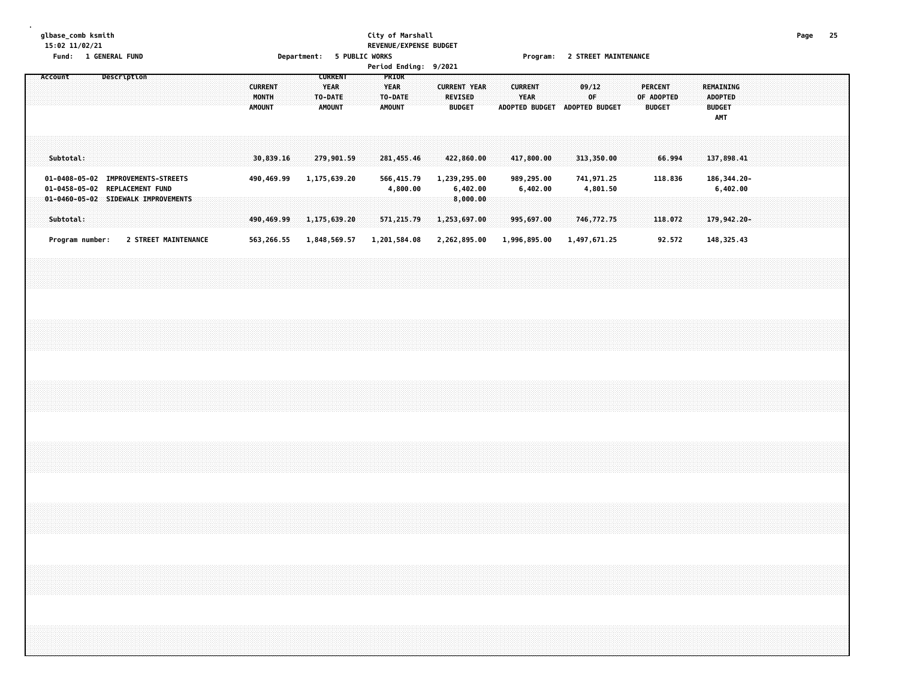glbase_comb ksmith
15:02 11/02/21

City of Marshall
REVENUE/EXPENSE BUDGET

Fund: 1 GENERAL FUND | Department: 5 PUBLIC WORKS | Program: 2 STREET MAINTENANCE

Period Ending: 9/2021

| Account | Description | CURRENT MONTH AMOUNT | CURRENT YEAR TO-DATE AMOUNT | PRIOR YEAR TO-DATE AMOUNT | CURRENT YEAR REVISED BUDGET | CURRENT YEAR ADOPTED BUDGET | 09/12 OF ADOPTED BUDGET | PERCENT OF ADOPTED BUDGET | REMAINING ADOPTED BUDGET AMT |
|---|---|---|---|---|---|---|---|---|---|
| Subtotal: | | 30,839.16 | 279,901.59 | 281,455.46 | 422,860.00 | 417,800.00 | 313,350.00 | 66.994 | 137,898.41 |
| 01-0408-05-02 | IMPROVEMENTS-STREETS | 490,469.99 | 1,175,639.20 | 566,415.79 | 1,239,295.00 | 989,295.00 | 741,971.25 | 118.836 | 186,344.20- |
| 01-0458-05-02 | REPLACEMENT FUND | | | 4,800.00 | 6,402.00 | 6,402.00 | 4,801.50 | | 6,402.00 |
| 01-0460-05-02 | SIDEWALK IMPROVEMENTS | | | | 8,000.00 | | | | |
| Subtotal: | | 490,469.99 | 1,175,639.20 | 571,215.79 | 1,253,697.00 | 995,697.00 | 746,772.75 | 118.072 | 179,942.20- |
| Program number: | 2 STREET MAINTENANCE | 563,266.55 | 1,848,569.57 | 1,201,584.08 | 2,262,895.00 | 1,996,895.00 | 1,497,671.25 | 92.572 | 148,325.43 |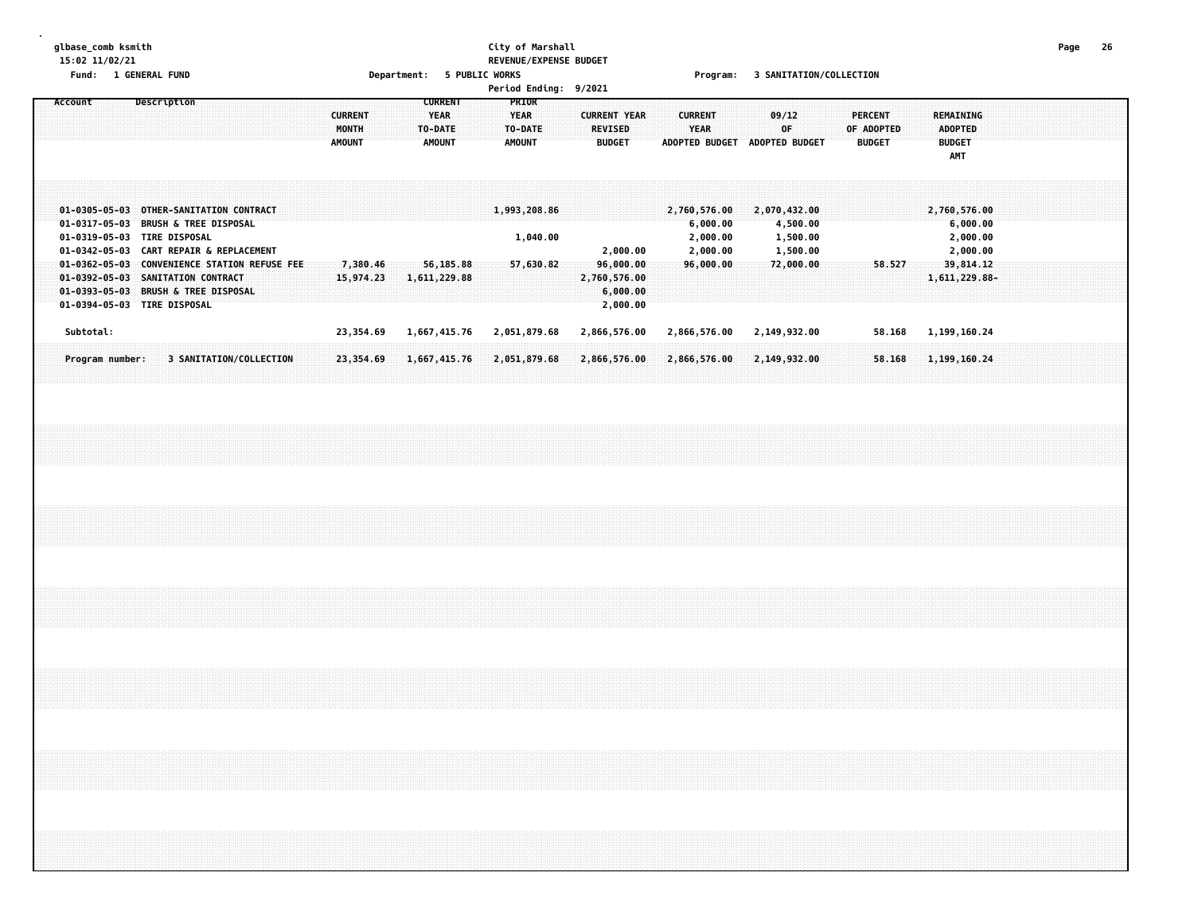glbase_comb ksmith
15:02 11/02/21

**City of Marshall**
**REVENUE/EXPENSE BUDGET**
**Period Ending: 9/2021**

Fund: 1 GENERAL FUND    Department: 5 PUBLIC WORKS    Program: 3 SANITATION/COLLECTION

| Account | Description | CURRENT MONTH AMOUNT | CURRENT YEAR TO-DATE AMOUNT | PRIOR YEAR TO-DATE AMOUNT | CURRENT YEAR REVISED BUDGET | CURRENT YEAR ADOPTED BUDGET | 09/12 OF ADOPTED BUDGET | PERCENT OF ADOPTED BUDGET | REMAINING ADOPTED BUDGET AMT |
|---|---|---|---|---|---|---|---|---|---|
| 01-0305-05-03 | OTHER-SANITATION CONTRACT | | | 1,993,208.86 | | 2,760,576.00 | 2,070,432.00 | | 2,760,576.00 |
| 01-0317-05-03 | BRUSH & TREE DISPOSAL | | | | | 6,000.00 | 4,500.00 | | 6,000.00 |
| 01-0319-05-03 | TIRE DISPOSAL | | | 1,040.00 | | 2,000.00 | 1,500.00 | | 2,000.00 |
| 01-0342-05-03 | CART REPAIR & REPLACEMENT | | | | 2,000.00 | 2,000.00 | 1,500.00 | | 2,000.00 |
| 01-0362-05-03 | CONVENIENCE STATION REFUSE FEE | 7,380.46 | 56,185.88 | 57,630.82 | 96,000.00 | 96,000.00 | 72,000.00 | 58.527 | 39,814.12 |
| 01-0392-05-03 | SANITATION CONTRACT | 15,974.23 | 1,611,229.88 | | 2,760,576.00 | | | | 1,611,229.88- |
| 01-0393-05-03 | BRUSH & TREE DISPOSAL | | | | 6,000.00 | | | | |
| 01-0394-05-03 | TIRE DISPOSAL | | | | 2,000.00 | | | | |
| Subtotal: | | 23,354.69 | 1,667,415.76 | 2,051,879.68 | 2,866,576.00 | 2,866,576.00 | 2,149,932.00 | 58.168 | 1,199,160.24 |
| Program number: | 3 SANITATION/COLLECTION | 23,354.69 | 1,667,415.76 | 2,051,879.68 | 2,866,576.00 | 2,866,576.00 | 2,149,932.00 | 58.168 | 1,199,160.24 |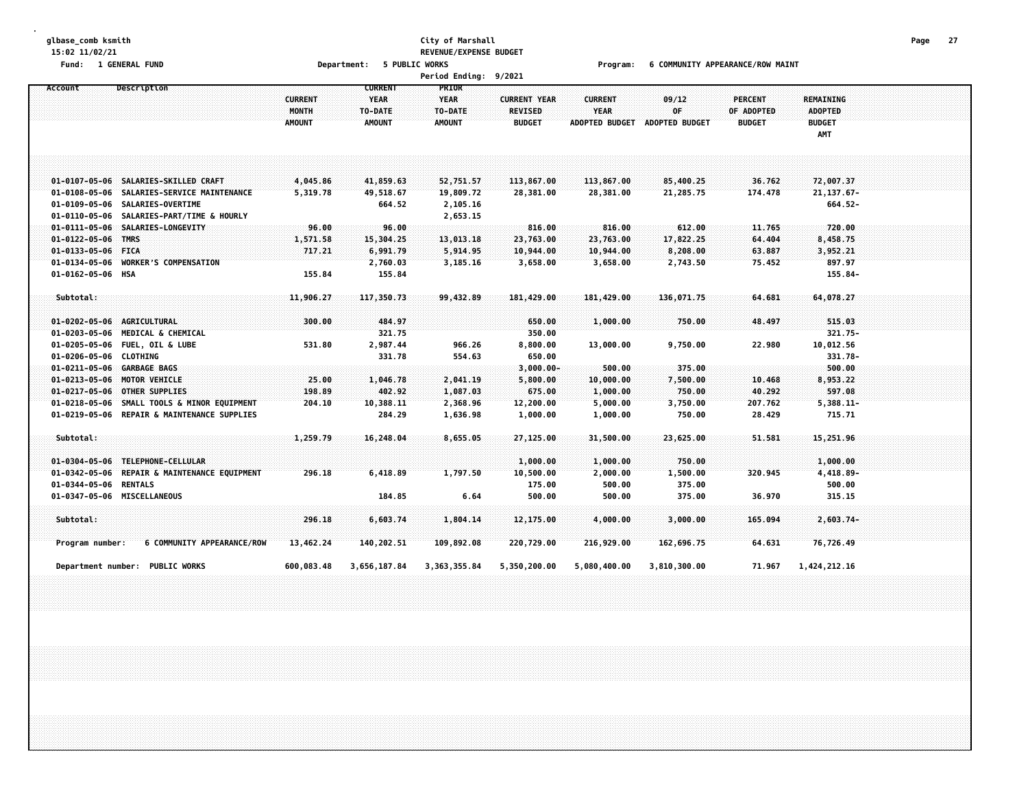City of Marshall
REVENUE/EXPENSE BUDGET
Period Ending: 9/2021

Fund: 1 GENERAL FUND    Department: 5 PUBLIC WORKS    Program: 6 COMMUNITY APPEARANCE/ROW MAINT

| Account | Description | CURRENT MONTH AMOUNT | CURRENT YEAR TO-DATE AMOUNT | PRIOR YEAR TO-DATE AMOUNT | CURRENT YEAR REVISED BUDGET | CURRENT YEAR ADOPTED BUDGET | 09/12 OF ADOPTED BUDGET | PERCENT OF ADOPTED BUDGET | REMAINING ADOPTED BUDGET AMT |
|---|---|---|---|---|---|---|---|---|---|
| 01-0107-05-06 | SALARIES-SKILLED CRAFT | 4,045.86 | 41,859.63 | 52,751.57 | 113,867.00 | 113,867.00 | 85,400.25 | 36.762 | 72,007.37 |
| 01-0108-05-06 | SALARIES-SERVICE MAINTENANCE | 5,319.78 | 49,518.67 | 19,809.72 | 28,381.00 | 28,381.00 | 21,285.75 | 174.478 | 21,137.67- |
| 01-0109-05-06 | SALARIES-OVERTIME | | 664.52 | 2,105.16 | | | | | 664.52- |
| 01-0110-05-06 | SALARIES-PART/TIME & HOURLY | | | 2,653.15 | | | | | |
| 01-0111-05-06 | SALARIES-LONGEVITY | 96.00 | 96.00 | | 816.00 | 816.00 | 612.00 | 11.765 | 720.00 |
| 01-0122-05-06 | TMRS | 1,571.58 | 15,304.25 | 13,013.18 | 23,763.00 | 23,763.00 | 17,822.25 | 64.404 | 8,458.75 |
| 01-0133-05-06 | FICA | 717.21 | 6,991.79 | 5,914.95 | 10,944.00 | 10,944.00 | 8,208.00 | 63.887 | 3,952.21 |
| 01-0134-05-06 | WORKER'S COMPENSATION | | 2,760.03 | 3,185.16 | 3,658.00 | 3,658.00 | 2,743.50 | 75.452 | 897.97 |
| 01-0162-05-06 | HSA | 155.84 | 155.84 | | | | | | 155.84- |
| Subtotal: | | 11,906.27 | 117,350.73 | 99,432.89 | 181,429.00 | 181,429.00 | 136,071.75 | 64.681 | 64,078.27 |
| 01-0202-05-06 | AGRICULTURAL | 300.00 | 484.97 | | 650.00 | 1,000.00 | 750.00 | 48.497 | 515.03 |
| 01-0203-05-06 | MEDICAL & CHEMICAL | | 321.75 | | 350.00 | | | | 321.75- |
| 01-0205-05-06 | FUEL, OIL & LUBE | 531.80 | 2,987.44 | 966.26 | 8,800.00 | 13,000.00 | 9,750.00 | 22.980 | 10,012.56 |
| 01-0206-05-06 | CLOTHING | | 331.78 | 554.63 | 650.00 | | | | 331.78- |
| 01-0211-05-06 | GARBAGE BAGS | | | | 3,000.00- | 500.00 | 375.00 | | 500.00 |
| 01-0213-05-06 | MOTOR VEHICLE | 25.00 | 1,046.78 | 2,041.19 | 5,800.00 | 10,000.00 | 7,500.00 | 10.468 | 8,953.22 |
| 01-0217-05-06 | OTHER SUPPLIES | 198.89 | 402.92 | 1,087.03 | 675.00 | 1,000.00 | 750.00 | 40.292 | 597.08 |
| 01-0218-05-06 | SMALL TOOLS & MINOR EQUIPMENT | 204.10 | 10,388.11 | 2,368.96 | 12,200.00 | 5,000.00 | 3,750.00 | 207.762 | 5,388.11- |
| 01-0219-05-06 | REPAIR & MAINTENANCE SUPPLIES | | 284.29 | 1,636.98 | 1,000.00 | 1,000.00 | 750.00 | 28.429 | 715.71 |
| Subtotal: | | 1,259.79 | 16,248.04 | 8,655.05 | 27,125.00 | 31,500.00 | 23,625.00 | 51.581 | 15,251.96 |
| 01-0304-05-06 | TELEPHONE-CELLULAR | | | | 1,000.00 | 1,000.00 | 750.00 | | 1,000.00 |
| 01-0342-05-06 | REPAIR & MAINTENANCE EQUIPMENT | 296.18 | 6,418.89 | 1,797.50 | 10,500.00 | 2,000.00 | 1,500.00 | 320.945 | 4,418.89- |
| 01-0344-05-06 | RENTALS | | | | 175.00 | 500.00 | 375.00 | | 500.00 |
| 01-0347-05-06 | MISCELLANEOUS | | 184.85 | 6.64 | 500.00 | 500.00 | 375.00 | 36.970 | 315.15 |
| Subtotal: | | 296.18 | 6,603.74 | 1,804.14 | 12,175.00 | 4,000.00 | 3,000.00 | 165.094 | 2,603.74- |
| Program number: | 6 COMMUNITY APPEARANCE/ROW | 13,462.24 | 140,202.51 | 109,892.08 | 220,729.00 | 216,929.00 | 162,696.75 | 64.631 | 76,726.49 |
| Department number: | PUBLIC WORKS | 600,083.48 | 3,656,187.84 | 3,363,355.84 | 5,350,200.00 | 5,080,400.00 | 3,810,300.00 | 71.967 | 1,424,212.16 |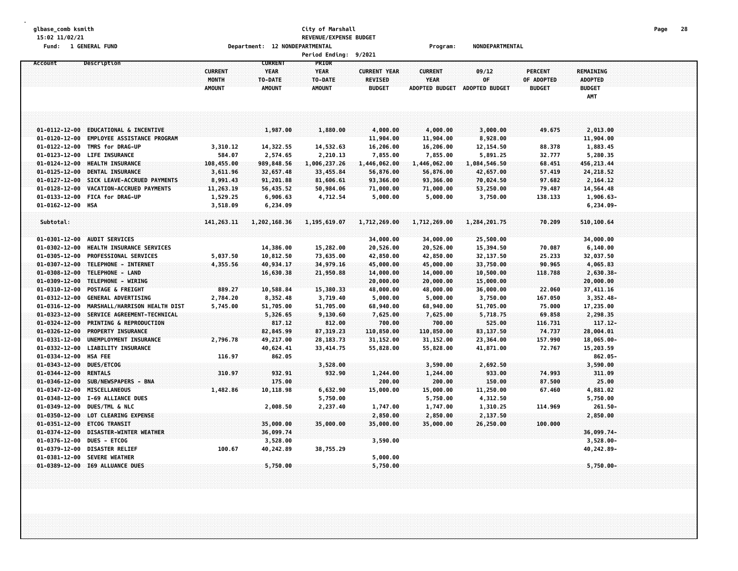glbase_comb ksmith
15:02 11/02/21
Fund: 1 GENERAL FUND

**City of Marshall**
**REVENUE/EXPENSE BUDGET**
Department: 12 NONDEPARTMENTAL
Program: NONDEPARTMENTAL
Period Ending: 9/2021

| Account | Description | CURRENT MONTH AMOUNT | CURRENT YEAR TO-DATE AMOUNT | PRIOR YEAR TO-DATE AMOUNT | CURRENT YEAR REVISED BUDGET | CURRENT YEAR ADOPTED BUDGET | 09/12 OF ADOPTED BUDGET | PERCENT OF ADOPTED BUDGET | REMAINING ADOPTED BUDGET AMT |
|---|---|---|---|---|---|---|---|---|---|
| 01-0112-12-00 | EDUCATIONAL & INCENTIVE | | 1,987.00 | 1,880.00 | 4,000.00 | 4,000.00 | 3,000.00 | 49.675 | 2,013.00 |
| 01-0120-12-00 | EMPLOYEE ASSISTANCE PROGRAM | | | | 11,904.00 | 11,904.00 | 8,928.00 | | 11,904.00 |
| 01-0122-12-00 | TMRS for DRAG-UP | 3,310.12 | 14,322.55 | 14,532.63 | 16,206.00 | 16,206.00 | 12,154.50 | 88.378 | 1,883.45 |
| 01-0123-12-00 | LIFE INSURANCE | 584.07 | 2,574.65 | 2,210.13 | 7,855.00 | 7,855.00 | 5,891.25 | 32.777 | 5,280.35 |
| 01-0124-12-00 | HEALTH INSURANCE | 108,455.00 | 989,848.56 | 1,006,237.26 | 1,446,062.00 | 1,446,062.00 | 1,084,546.50 | 68.451 | 456,213.44 |
| 01-0125-12-00 | DENTAL INSURANCE | 3,611.96 | 32,657.48 | 33,455.84 | 56,876.00 | 56,876.00 | 42,657.00 | 57.419 | 24,218.52 |
| 01-0127-12-00 | SICK LEAVE-ACCRUED PAYMENTS | 8,991.43 | 91,201.88 | 81,606.61 | 93,366.00 | 93,366.00 | 70,024.50 | 97.682 | 2,164.12 |
| 01-0128-12-00 | VACATION-ACCRUED PAYMENTS | 11,263.19 | 56,435.52 | 50,984.06 | 71,000.00 | 71,000.00 | 53,250.00 | 79.487 | 14,564.48 |
| 01-0133-12-00 | FICA for DRAG-UP | 1,529.25 | 6,906.63 | 4,712.54 | 5,000.00 | 5,000.00 | 3,750.00 | 138.133 | 1,906.63- |
| 01-0162-12-00 | HSA | 3,518.09 | 6,234.09 | | | | | | 6,234.09- |
| Subtotal: | | 141,263.11 | 1,202,168.36 | 1,195,619.07 | 1,712,269.00 | 1,712,269.00 | 1,284,201.75 | 70.209 | 510,100.64 |
| 01-0301-12-00 | AUDIT SERVICES | | | | 34,000.00 | 34,000.00 | 25,500.00 | | 34,000.00 |
| 01-0302-12-00 | HEALTH INSURANCE SERVICES | | 14,386.00 | 15,282.00 | 20,526.00 | 20,526.00 | 15,394.50 | 70.087 | 6,140.00 |
| 01-0305-12-00 | PROFESSIONAL SERVICES | 5,037.50 | 10,812.50 | 73,635.00 | 42,850.00 | 42,850.00 | 32,137.50 | 25.233 | 32,037.50 |
| 01-0307-12-00 | TELEPHONE - INTERNET | 4,355.56 | 40,934.17 | 34,979.16 | 45,000.00 | 45,000.00 | 33,750.00 | 90.965 | 4,065.83 |
| 01-0308-12-00 | TELEPHONE - LAND | | 16,630.38 | 21,950.88 | 14,000.00 | 14,000.00 | 10,500.00 | 118.788 | 2,630.38- |
| 01-0309-12-00 | TELEPHONE - WIRING | | | | 20,000.00 | 20,000.00 | 15,000.00 | | 20,000.00 |
| 01-0310-12-00 | POSTAGE & FREIGHT | 889.27 | 10,588.84 | 15,380.33 | 48,000.00 | 48,000.00 | 36,000.00 | 22.060 | 37,411.16 |
| 01-0312-12-00 | GENERAL ADVERTISING | 2,784.20 | 8,352.48 | 3,719.40 | 5,000.00 | 5,000.00 | 3,750.00 | 167.050 | 3,352.48- |
| 01-0316-12-00 | MARSHALL/HARRISON HEALTH DIST | 5,745.00 | 51,705.00 | 51,705.00 | 68,940.00 | 68,940.00 | 51,705.00 | 75.000 | 17,235.00 |
| 01-0323-12-00 | SERVICE AGREEMENT-TECHNICAL | | 5,326.65 | 9,130.60 | 7,625.00 | 7,625.00 | 5,718.75 | 69.858 | 2,298.35 |
| 01-0324-12-00 | PRINTING & REPRODUCTION | | 817.12 | 812.00 | 700.00 | 700.00 | 525.00 | 116.731 | 117.12- |
| 01-0326-12-00 | PROPERTY INSURANCE | | 82,845.99 | 87,319.23 | 110,850.00 | 110,850.00 | 83,137.50 | 74.737 | 28,004.01 |
| 01-0331-12-00 | UNEMPLOYMENT INSURANCE | 2,796.78 | 49,217.00 | 28,183.73 | 31,152.00 | 31,152.00 | 23,364.00 | 157.990 | 18,065.00- |
| 01-0332-12-00 | LIABILITY INSURANCE | | 40,624.41 | 33,414.75 | 55,828.00 | 55,828.00 | 41,871.00 | 72.767 | 15,203.59 |
| 01-0334-12-00 | HSA FEE | 116.97 | 862.05 | | | | | | 862.05- |
| 01-0343-12-00 | DUES/ETCOG | | | 3,528.00 | | 3,590.00 | 2,692.50 | | 3,590.00 |
| 01-0344-12-00 | RENTALS | 310.97 | 932.91 | 932.90 | 1,244.00 | 1,244.00 | 933.00 | 74.993 | 311.09 |
| 01-0346-12-00 | SUB/NEWSPAPERS - BNA | | 175.00 | | 200.00 | 200.00 | 150.00 | 87.500 | 25.00 |
| 01-0347-12-00 | MISCELLANEOUS | 1,482.86 | 10,118.98 | 6,632.90 | 15,000.00 | 15,000.00 | 11,250.00 | 67.460 | 4,881.02 |
| 01-0348-12-00 | I-69 ALLIANCE DUES | | | 5,750.00 | | 5,750.00 | 4,312.50 | | 5,750.00 |
| 01-0349-12-00 | DUES/TML & NLC | | 2,008.50 | 2,237.40 | 1,747.00 | 1,747.00 | 1,310.25 | 114.969 | 261.50- |
| 01-0350-12-00 | LOT CLEARING EXPENSE | | | | 2,850.00 | 2,850.00 | 2,137.50 | | 2,850.00 |
| 01-0351-12-00 | ETCOG TRANSIT | | 35,000.00 | 35,000.00 | 35,000.00 | 35,000.00 | 26,250.00 | 100.000 | |
| 01-0374-12-00 | DISASTER-WINTER WEATHER | | 36,099.74 | | | | | | 36,099.74- |
| 01-0376-12-00 | DUES - ETCOG | | 3,528.00 | | 3,590.00 | | | | 3,528.00- |
| 01-0379-12-00 | DISASTER RELIEF | 100.67 | 40,242.89 | 38,755.29 | | | | | 40,242.89- |
| 01-0381-12-00 | SEVERE WEATHER | | | | 5,000.00 | | | | |
| 01-0389-12-00 | I69 ALLUANCE DUES | | 5,750.00 | | 5,750.00 | | | | 5,750.00- |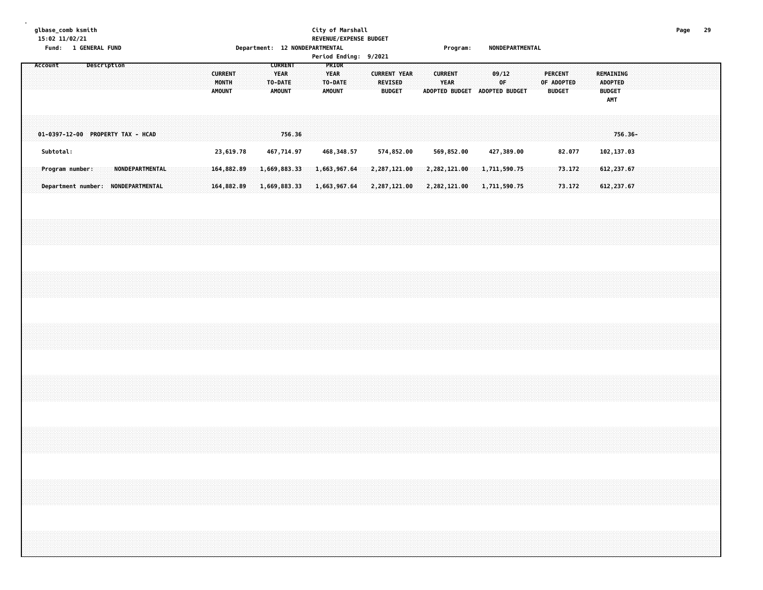glbase_comb ksmith
15:02 11/02/21
Fund: 1 GENERAL FUND

City of Marshall
REVENUE/EXPENSE BUDGET
Department: 12 NONDEPARTMENTAL
Program: NONDEPARTMENTAL
Period Ending: 9/2021

| Account Description | CURRENT MONTH AMOUNT | CURRENT YEAR TO-DATE AMOUNT | PRIOR YEAR TO-DATE AMOUNT | CURRENT YEAR REVISED BUDGET | CURRENT YEAR ADOPTED BUDGET | 09/12 OF ADOPTED BUDGET | PERCENT OF ADOPTED BUDGET | REMAINING ADOPTED BUDGET AMT |
|---|---|---|---|---|---|---|---|---|
| 01-0397-12-00 PROPERTY TAX - HCAD | | 756.36 | | | | | | 756.36- |
| Subtotal: | 23,619.78 | 467,714.97 | 468,348.57 | 574,852.00 | 569,852.00 | 427,389.00 | 82.077 | 102,137.03 |
| Program number: NONDEPARTMENTAL | 164,882.89 | 1,669,883.33 | 1,663,967.64 | 2,287,121.00 | 2,282,121.00 | 1,711,590.75 | 73.172 | 612,237.67 |
| Department number: NONDEPARTMENTAL | 164,882.89 | 1,669,883.33 | 1,663,967.64 | 2,287,121.00 | 2,282,121.00 | 1,711,590.75 | 73.172 | 612,237.67 |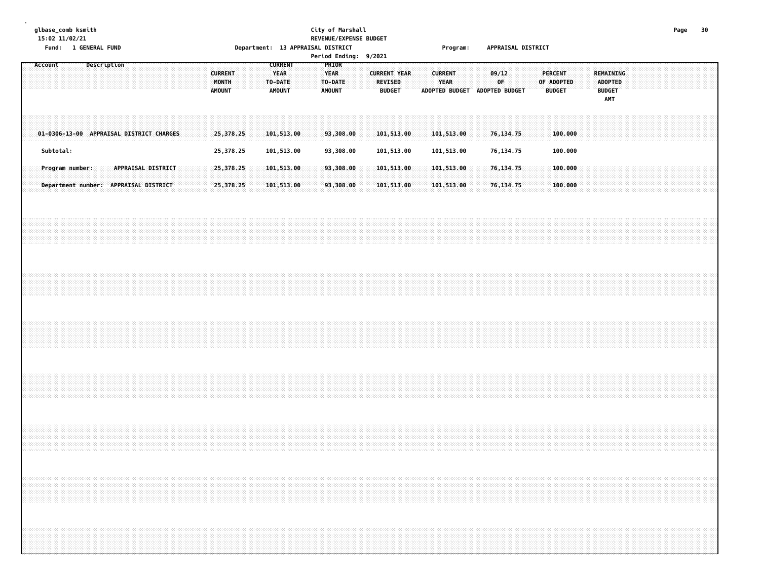glbase_comb ksmith
15:02 11/02/21
Fund: 1 GENERAL FUND

City of Marshall
REVENUE/EXPENSE BUDGET
Department: 13 APPRAISAL DISTRICT
Period Ending: 9/2021

Program: APPRAISAL DISTRICT

| Account | Description | CURRENT MONTH AMOUNT | CURRENT YEAR TO-DATE AMOUNT | PRIOR YEAR TO-DATE AMOUNT | CURRENT YEAR REVISED BUDGET | CURRENT YEAR ADOPTED BUDGET | 09/12 OF ADOPTED BUDGET | PERCENT OF ADOPTED BUDGET | REMAINING ADOPTED BUDGET AMT |
|---|---|---|---|---|---|---|---|---|---|
| 01-0306-13-00 | APPRAISAL DISTRICT CHARGES | 25,378.25 | 101,513.00 | 93,308.00 | 101,513.00 | 101,513.00 | 76,134.75 | 100.000 | |
| Subtotal: | | 25,378.25 | 101,513.00 | 93,308.00 | 101,513.00 | 101,513.00 | 76,134.75 | 100.000 | |
| Program number: | APPRAISAL DISTRICT | 25,378.25 | 101,513.00 | 93,308.00 | 101,513.00 | 101,513.00 | 76,134.75 | 100.000 | |
| Department number: | APPRAISAL DISTRICT | 25,378.25 | 101,513.00 | 93,308.00 | 101,513.00 | 101,513.00 | 76,134.75 | 100.000 | |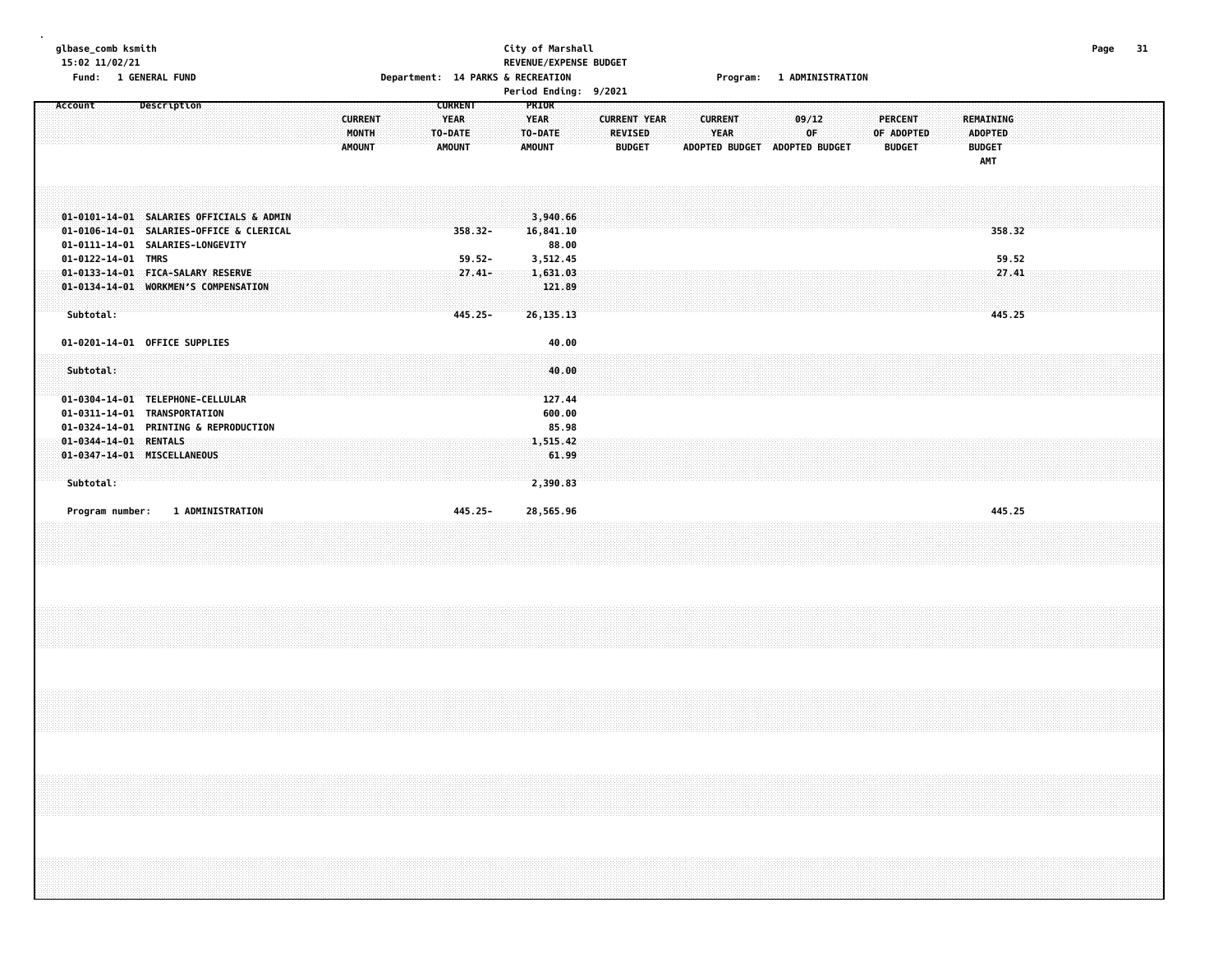glbase_comb ksmith
15:02 11/02/21

City of Marshall
REVENUE/EXPENSE BUDGET

Fund: 1 GENERAL FUND    Department: 14 PARKS & RECREATION    Program: 1 ADMINISTRATION

Period Ending: 9/2021

| Account | Description | CURRENT MONTH AMOUNT | CURRENT YEAR TO-DATE AMOUNT | PRIOR YEAR TO-DATE AMOUNT | CURRENT YEAR REVISED BUDGET | CURRENT YEAR ADOPTED BUDGET | 09/12 OF ADOPTED BUDGET | PERCENT OF ADOPTED BUDGET | REMAINING ADOPTED BUDGET AMT |
|---|---|---|---|---|---|---|---|---|---|
| 01-0101-14-01 | SALARIES OFFICIALS & ADMIN | | | 3,940.66 | | | | | |
| 01-0106-14-01 | SALARIES-OFFICE & CLERICAL | | 358.32- | 16,841.10 | | | | | 358.32 |
| 01-0111-14-01 | SALARIES-LONGEVITY | | | 88.00 | | | | | |
| 01-0122-14-01 | TMRS | | 59.52- | 3,512.45 | | | | | 59.52 |
| 01-0133-14-01 | FICA-SALARY RESERVE | | 27.41- | 1,631.03 | | | | | 27.41 |
| 01-0134-14-01 | WORKMEN'S COMPENSATION | | | 121.89 | | | | | |
| Subtotal: | | | 445.25- | 26,135.13 | | | | | 445.25 |
| 01-0201-14-01 | OFFICE SUPPLIES | | | 40.00 | | | | | |
| Subtotal: | | | | 40.00 | | | | | |
| 01-0304-14-01 | TELEPHONE-CELLULAR | | | 127.44 | | | | | |
| 01-0311-14-01 | TRANSPORTATION | | | 600.00 | | | | | |
| 01-0324-14-01 | PRINTING & REPRODUCTION | | | 85.98 | | | | | |
| 01-0344-14-01 | RENTALS | | | 1,515.42 | | | | | |
| 01-0347-14-01 | MISCELLANEOUS | | | 61.99 | | | | | |
| Subtotal: | | | | 2,390.83 | | | | | |
| Program number: | 1 ADMINISTRATION | | 445.25- | 28,565.96 | | | | | 445.25 |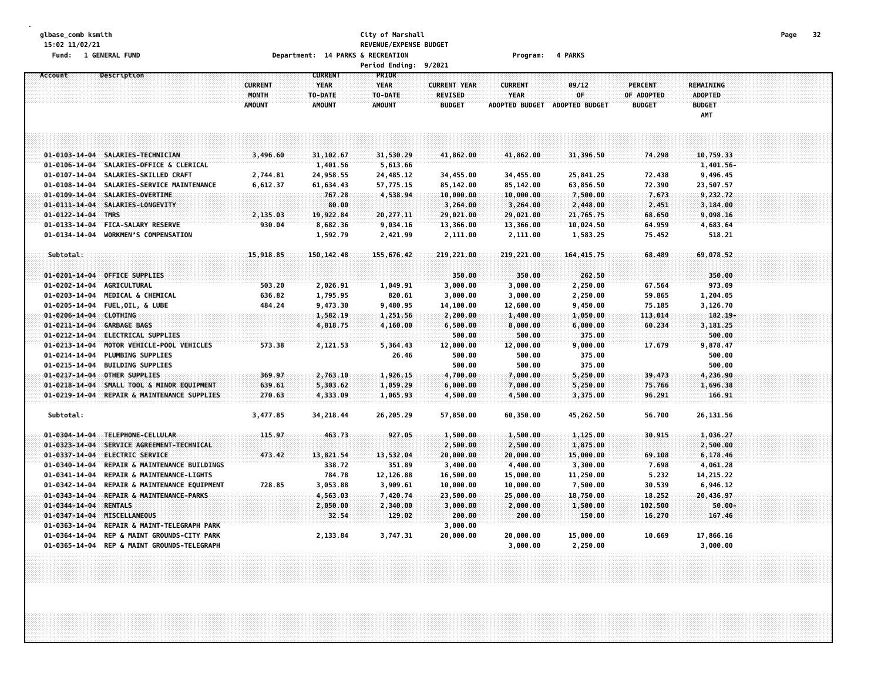glbase_comb ksmith
15:02 11/02/21
Fund: 1 GENERAL FUND

City of Marshall
REVENUE/EXPENSE BUDGET
Department: 14 PARKS & RECREATION
Period Ending: 9/2021

Program: 4 PARKS

| Account | Description | CURRENT MONTH AMOUNT | CURRENT YEAR TO-DATE AMOUNT | PRIOR YEAR TO-DATE AMOUNT | CURRENT YEAR REVISED BUDGET | CURRENT YEAR ADOPTED BUDGET | 09/12 OF ADOPTED BUDGET | PERCENT OF ADOPTED BUDGET | REMAINING ADOPTED BUDGET AMT |
|---|---|---|---|---|---|---|---|---|---|
| 01-0103-14-04 | SALARIES-TECHNICIAN | 3,496.60 | 31,102.67 | 31,530.29 | 41,862.00 | 41,862.00 | 31,396.50 | 74.298 | 10,759.33 |
| 01-0106-14-04 | SALARIES-OFFICE & CLERICAL | | 1,401.56 | 5,613.66 | | | | | 1,401.56- |
| 01-0107-14-04 | SALARIES-SKILLED CRAFT | 2,744.81 | 24,958.55 | 24,485.12 | 34,455.00 | 34,455.00 | 25,841.25 | 72.438 | 9,496.45 |
| 01-0108-14-04 | SALARIES-SERVICE MAINTENANCE | 6,612.37 | 61,634.43 | 57,775.15 | 85,142.00 | 85,142.00 | 63,856.50 | 72.390 | 23,507.57 |
| 01-0109-14-04 | SALARIES-OVERTIME | | 767.28 | 4,538.94 | 10,000.00 | 10,000.00 | 7,500.00 | 7.673 | 9,232.72 |
| 01-0111-14-04 | SALARIES-LONGEVITY | | 80.00 | | 3,264.00 | 3,264.00 | 2,448.00 | 2.451 | 3,184.00 |
| 01-0122-14-04 | TMRS | 2,135.03 | 19,922.84 | 20,277.11 | 29,021.00 | 29,021.00 | 21,765.75 | 68.650 | 9,098.16 |
| 01-0133-14-04 | FICA-SALARY RESERVE | 930.04 | 8,682.36 | 9,034.16 | 13,366.00 | 13,366.00 | 10,024.50 | 64.959 | 4,683.64 |
| 01-0134-14-04 | WORKMEN'S COMPENSATION | | 1,592.79 | 2,421.99 | 2,111.00 | 2,111.00 | 1,583.25 | 75.452 | 518.21 |
| Subtotal: | | 15,918.85 | 150,142.48 | 155,676.42 | 219,221.00 | 219,221.00 | 164,415.75 | 68.489 | 69,078.52 |
| 01-0201-14-04 | OFFICE SUPPLIES | | | | 350.00 | 350.00 | 262.50 | | 350.00 |
| 01-0202-14-04 | AGRICULTURAL | 503.20 | 2,026.91 | 1,049.91 | 3,000.00 | 3,000.00 | 2,250.00 | 67.564 | 973.09 |
| 01-0203-14-04 | MEDICAL & CHEMICAL | 636.82 | 1,795.95 | 820.61 | 3,000.00 | 3,000.00 | 2,250.00 | 59.865 | 1,204.05 |
| 01-0205-14-04 | FUEL,OIL, & LUBE | 484.24 | 9,473.30 | 9,480.95 | 14,100.00 | 12,600.00 | 9,450.00 | 75.185 | 3,126.70 |
| 01-0206-14-04 | CLOTHING | | 1,582.19 | 1,251.56 | 2,200.00 | 1,400.00 | 1,050.00 | 113.014 | 182.19- |
| 01-0211-14-04 | GARBAGE BAGS | | 4,818.75 | 4,160.00 | 6,500.00 | 8,000.00 | 6,000.00 | 60.234 | 3,181.25 |
| 01-0212-14-04 | ELECTRICAL SUPPLIES | | | | 500.00 | 500.00 | 375.00 | | 500.00 |
| 01-0213-14-04 | MOTOR VEHICLE-POOL VEHICLES | 573.38 | 2,121.53 | 5,364.43 | 12,000.00 | 12,000.00 | 9,000.00 | 17.679 | 9,878.47 |
| 01-0214-14-04 | PLUMBING SUPPLIES | | | 26.46 | 500.00 | 500.00 | 375.00 | | 500.00 |
| 01-0215-14-04 | BUILDING SUPPLIES | | | | 500.00 | 500.00 | 375.00 | | 500.00 |
| 01-0217-14-04 | OTHER SUPPLIES | 369.97 | 2,763.10 | 1,926.15 | 4,700.00 | 7,000.00 | 5,250.00 | 39.473 | 4,236.90 |
| 01-0218-14-04 | SMALL TOOL & MINOR EQUIPMENT | 639.61 | 5,303.62 | 1,059.29 | 6,000.00 | 7,000.00 | 5,250.00 | 75.766 | 1,696.38 |
| 01-0219-14-04 | REPAIR & MAINTENANCE SUPPLIES | 270.63 | 4,333.09 | 1,065.93 | 4,500.00 | 4,500.00 | 3,375.00 | 96.291 | 166.91 |
| Subtotal: | | 3,477.85 | 34,218.44 | 26,205.29 | 57,850.00 | 60,350.00 | 45,262.50 | 56.700 | 26,131.56 |
| 01-0304-14-04 | TELEPHONE-CELLULAR | 115.97 | 463.73 | 927.05 | 1,500.00 | 1,500.00 | 1,125.00 | 30.915 | 1,036.27 |
| 01-0323-14-04 | SERVICE AGREEMENT-TECHNICAL | | | | 2,500.00 | 2,500.00 | 1,875.00 | | 2,500.00 |
| 01-0337-14-04 | ELECTRIC SERVICE | 473.42 | 13,821.54 | 13,532.04 | 20,000.00 | 20,000.00 | 15,000.00 | 69.108 | 6,178.46 |
| 01-0340-14-04 | REPAIR & MAINTENANCE BUILDINGS | | 338.72 | 351.89 | 3,400.00 | 4,400.00 | 3,300.00 | 7.698 | 4,061.28 |
| 01-0341-14-04 | REPAIR & MAINTENANCE-LIGHTS | | 784.78 | 12,126.88 | 16,500.00 | 15,000.00 | 11,250.00 | 5.232 | 14,215.22 |
| 01-0342-14-04 | REPAIR & MAINTENANCE EQUIPMENT | 728.85 | 3,053.88 | 3,909.61 | 10,000.00 | 10,000.00 | 7,500.00 | 30.539 | 6,946.12 |
| 01-0343-14-04 | REPAIR & MAINTENANCE-PARKS | | 4,563.03 | 7,420.74 | 23,500.00 | 25,000.00 | 18,750.00 | 18.252 | 20,436.97 |
| 01-0344-14-04 | RENTALS | | 2,050.00 | 2,340.00 | 3,000.00 | 2,000.00 | 1,500.00 | 102.500 | 50.00- |
| 01-0347-14-04 | MISCELLANEOUS | | 32.54 | 129.02 | 200.00 | 200.00 | 150.00 | 16.270 | 167.46 |
| 01-0363-14-04 | REPAIR & MAINT-TELEGRAPH PARK | | | | 3,000.00 | | | | |
| 01-0364-14-04 | REP & MAINT GROUNDS-CITY PARK | | 2,133.84 | 3,747.31 | 20,000.00 | 20,000.00 | 15,000.00 | 10.669 | 17,866.16 |
| 01-0365-14-04 | REP & MAINT GROUNDS-TELEGRAPH | | | | | 3,000.00 | 2,250.00 | | 3,000.00 |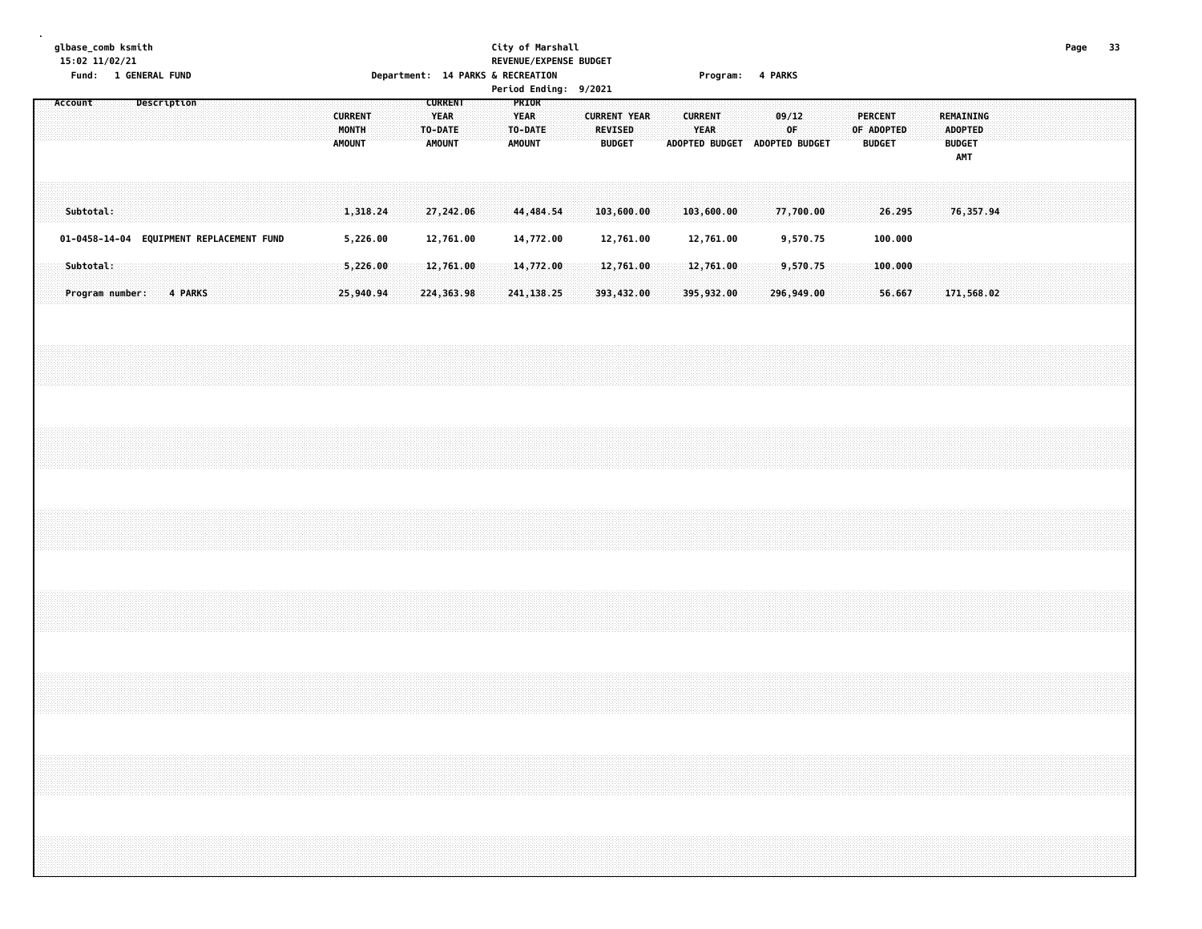glbase_comb ksmith
15:02 11/02/21
Fund: 1 GENERAL FUND

City of Marshall
REVENUE/EXPENSE BUDGET
Department: 14 PARKS & RECREATION
Period Ending: 9/2021

Program: 4 PARKS

| Account | Description | CURRENT MONTH AMOUNT | CURRENT YEAR TO-DATE AMOUNT | PRIOR YEAR TO-DATE AMOUNT | CURRENT YEAR REVISED BUDGET | CURRENT YEAR ADOPTED BUDGET | 09/12 OF ADOPTED BUDGET | PERCENT OF ADOPTED BUDGET | REMAINING ADOPTED BUDGET AMT |
|---|---|---|---|---|---|---|---|---|---|
| Subtotal: | | 1,318.24 | 27,242.06 | 44,484.54 | 103,600.00 | 103,600.00 | 77,700.00 | 26.295 | 76,357.94 |
| 01-0458-14-04 | EQUIPMENT REPLACEMENT FUND | 5,226.00 | 12,761.00 | 14,772.00 | 12,761.00 | 12,761.00 | 9,570.75 | 100.000 | |
| Subtotal: | | 5,226.00 | 12,761.00 | 14,772.00 | 12,761.00 | 12,761.00 | 9,570.75 | 100.000 | |
| Program number: | 4 PARKS | 25,940.94 | 224,363.98 | 241,138.25 | 393,432.00 | 395,932.00 | 296,949.00 | 56.667 | 171,568.02 |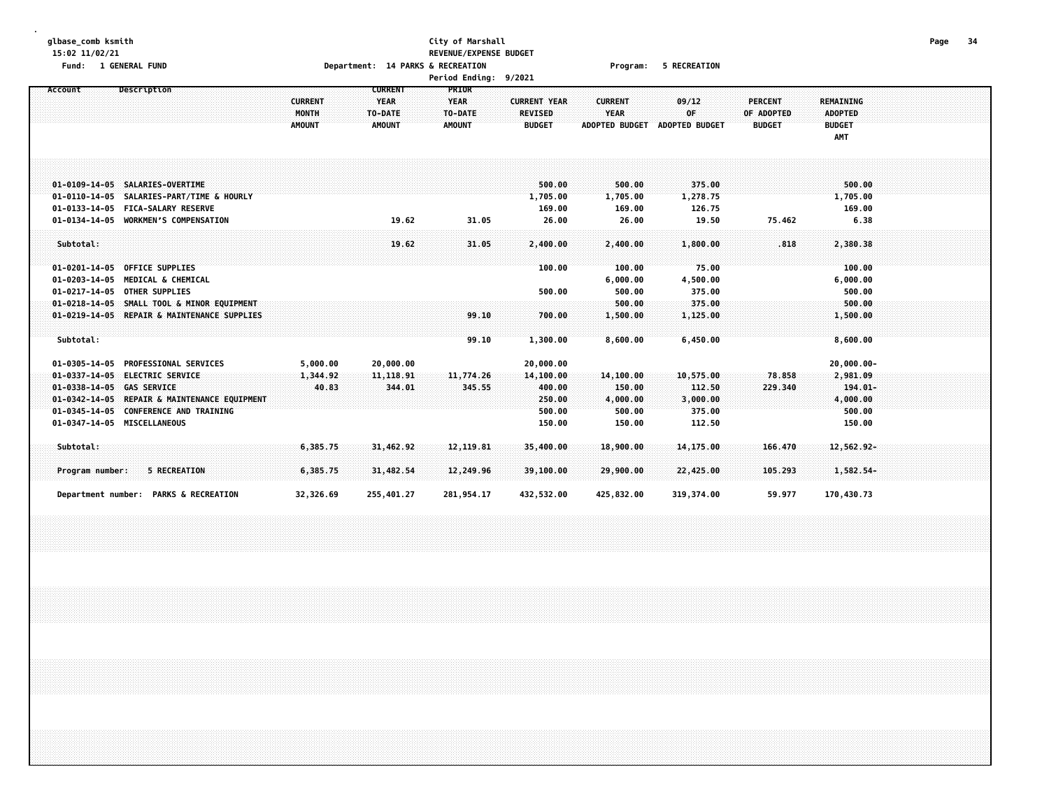glbase_comb ksmith
15:02 11/02/21
Fund: 1 GENERAL FUND

**City of Marshall**
**REVENUE/EXPENSE BUDGET**
Department: 14 PARKS & RECREATION
Period Ending: 9/2021
Program: 5 RECREATION

| Account | Description | CURRENT MONTH AMOUNT | CURRENT YEAR TO-DATE AMOUNT | PRIOR YEAR TO-DATE AMOUNT | CURRENT YEAR REVISED BUDGET | CURRENT YEAR ADOPTED BUDGET | 09/12 OF ADOPTED BUDGET | PERCENT OF ADOPTED BUDGET | REMAINING ADOPTED BUDGET AMT |
|---|---|---|---|---|---|---|---|---|---|
| 01-0109-14-05 | SALARIES-OVERTIME | | | | 500.00 | 500.00 | 375.00 | | 500.00 |
| 01-0110-14-05 | SALARIES-PART/TIME & HOURLY | | | | 1,705.00 | 1,705.00 | 1,278.75 | | 1,705.00 |
| 01-0133-14-05 | FICA-SALARY RESERVE | | | | 169.00 | 169.00 | 126.75 | | 169.00 |
| 01-0134-14-05 | WORKMEN'S COMPENSATION | | 19.62 | 31.05 | 26.00 | 26.00 | 19.50 | 75.462 | 6.38 |
| Subtotal: | | | 19.62 | 31.05 | 2,400.00 | 2,400.00 | 1,800.00 | .818 | 2,380.38 |
| 01-0201-14-05 | OFFICE SUPPLIES | | | | 100.00 | 100.00 | 75.00 | | 100.00 |
| 01-0203-14-05 | MEDICAL & CHEMICAL | | | | | 6,000.00 | 4,500.00 | | 6,000.00 |
| 01-0217-14-05 | OTHER SUPPLIES | | | | 500.00 | 500.00 | 375.00 | | 500.00 |
| 01-0218-14-05 | SMALL TOOL & MINOR EQUIPMENT | | | | | 500.00 | 375.00 | | 500.00 |
| 01-0219-14-05 | REPAIR & MAINTENANCE SUPPLIES | | | 99.10 | 700.00 | 1,500.00 | 1,125.00 | | 1,500.00 |
| Subtotal: | | | | 99.10 | 1,300.00 | 8,600.00 | 6,450.00 | | 8,600.00 |
| 01-0305-14-05 | PROFESSIONAL SERVICES | 5,000.00 | 20,000.00 | | 20,000.00 | | | | 20,000.00- |
| 01-0337-14-05 | ELECTRIC SERVICE | 1,344.92 | 11,118.91 | 11,774.26 | 14,100.00 | 14,100.00 | 10,575.00 | 78.858 | 2,981.09 |
| 01-0338-14-05 | GAS SERVICE | 40.83 | 344.01 | 345.55 | 400.00 | 150.00 | 112.50 | 229.340 | 194.01- |
| 01-0342-14-05 | REPAIR & MAINTENANCE EQUIPMENT | | | | 250.00 | 4,000.00 | 3,000.00 | | 4,000.00 |
| 01-0345-14-05 | CONFERENCE AND TRAINING | | | | 500.00 | 500.00 | 375.00 | | 500.00 |
| 01-0347-14-05 | MISCELLANEOUS | | | | 150.00 | 150.00 | 112.50 | | 150.00 |
| Subtotal: | | 6,385.75 | 31,462.92 | 12,119.81 | 35,400.00 | 18,900.00 | 14,175.00 | 166.470 | 12,562.92- |
| Program number: | 5 RECREATION | 6,385.75 | 31,482.54 | 12,249.96 | 39,100.00 | 29,900.00 | 22,425.00 | 105.293 | 1,582.54- |
| Department number: | PARKS & RECREATION | 32,326.69 | 255,401.27 | 281,954.17 | 432,532.00 | 425,832.00 | 319,374.00 | 59.977 | 170,430.73 |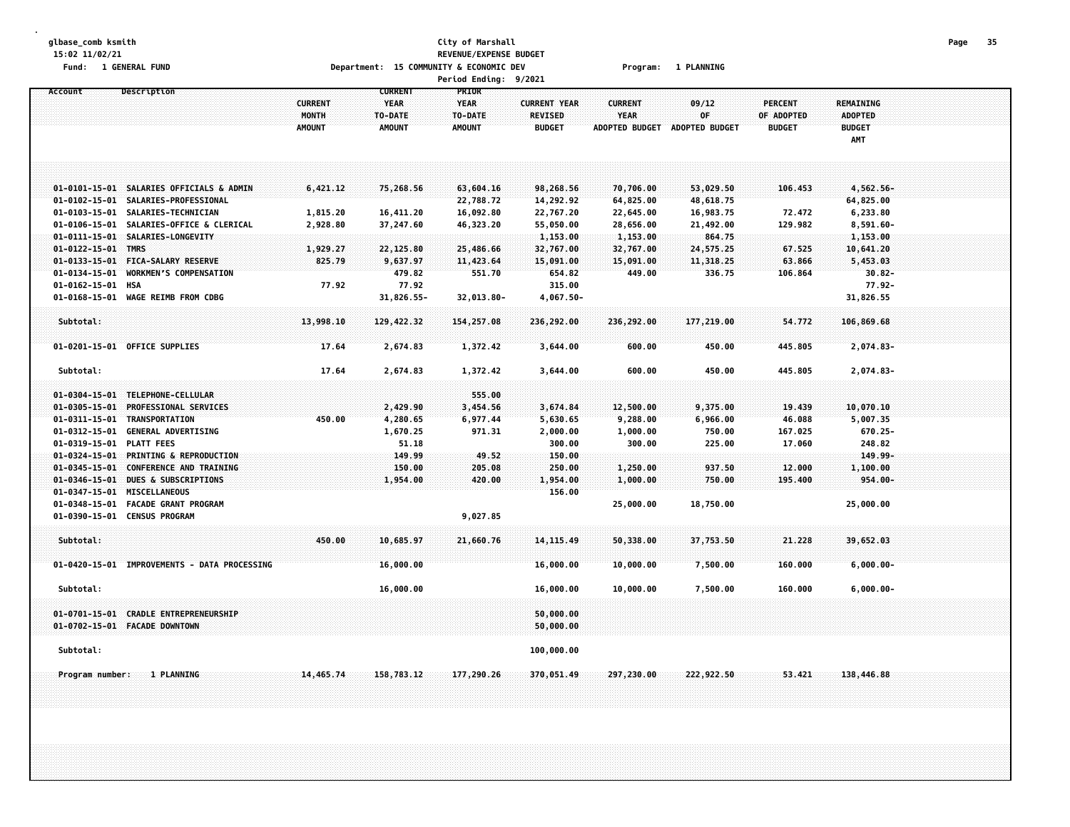glbase_comb ksmith
15:02 11/02/21
Fund: 1 GENERAL FUND

City of Marshall
REVENUE/EXPENSE BUDGET
Department: 15 COMMUNITY & ECONOMIC DEV
Program: 1 PLANNING
Period Ending: 9/2021

| Account | Description | CURRENT MONTH AMOUNT | CURRENT YEAR TO-DATE AMOUNT | PRIOR YEAR TO-DATE AMOUNT | CURRENT YEAR REVISED BUDGET | CURRENT YEAR ADOPTED BUDGET | 09/12 OF ADOPTED BUDGET | PERCENT OF ADOPTED BUDGET | REMAINING ADOPTED BUDGET AMT |
|---|---|---|---|---|---|---|---|---|---|
| 01-0101-15-01 | SALARIES OFFICIALS & ADMIN | 6,421.12 | 75,268.56 | 63,604.16 | 98,268.56 | 70,706.00 | 53,029.50 | 106.453 | 4,562.56- |
| 01-0102-15-01 | SALARIES-PROFESSIONAL | | | 22,788.72 | 14,292.92 | 64,825.00 | 48,618.75 | | 64,825.00 |
| 01-0103-15-01 | SALARIES-TECHNICIAN | 1,815.20 | 16,411.20 | 16,092.80 | 22,767.20 | 22,645.00 | 16,983.75 | 72.472 | 6,233.80 |
| 01-0106-15-01 | SALARIES-OFFICE & CLERICAL | 2,928.80 | 37,247.60 | 46,323.20 | 55,050.00 | 28,656.00 | 21,492.00 | 129.982 | 8,591.60- |
| 01-0111-15-01 | SALARIES-LONGEVITY | | | | 1,153.00 | 1,153.00 | 864.75 | | 1,153.00 |
| 01-0122-15-01 | TMRS | 1,929.27 | 22,125.80 | 25,486.66 | 32,767.00 | 32,767.00 | 24,575.25 | 67.525 | 10,641.20 |
| 01-0133-15-01 | FICA-SALARY RESERVE | 825.79 | 9,637.97 | 11,423.64 | 15,091.00 | 15,091.00 | 11,318.25 | 63.866 | 5,453.03 |
| 01-0134-15-01 | WORKMEN'S COMPENSATION | | 479.82 | 551.70 | 654.82 | 449.00 | 336.75 | 106.864 | 30.82- |
| 01-0162-15-01 | HSA | 77.92 | 77.92 | | 315.00 | | | | 77.92- |
| 01-0168-15-01 | WAGE REIMB FROM CDBG | | 31,826.55- | 32,013.80- | 4,067.50- | | | | 31,826.55 |
| Subtotal: | | 13,998.10 | 129,422.32 | 154,257.08 | 236,292.00 | 236,292.00 | 177,219.00 | 54.772 | 106,869.68 |
| 01-0201-15-01 | OFFICE SUPPLIES | 17.64 | 2,674.83 | 1,372.42 | 3,644.00 | 600.00 | 450.00 | 445.805 | 2,074.83- |
| Subtotal: | | 17.64 | 2,674.83 | 1,372.42 | 3,644.00 | 600.00 | 450.00 | 445.805 | 2,074.83- |
| 01-0304-15-01 | TELEPHONE-CELLULAR | | | 555.00 | | | | | |
| 01-0305-15-01 | PROFESSIONAL SERVICES | | 2,429.90 | 3,454.56 | 3,674.84 | 12,500.00 | 9,375.00 | 19.439 | 10,070.10 |
| 01-0311-15-01 | TRANSPORTATION | 450.00 | 4,280.65 | 6,977.44 | 5,630.65 | 9,288.00 | 6,966.00 | 46.088 | 5,007.35 |
| 01-0312-15-01 | GENERAL ADVERTISING | | 1,670.25 | 971.31 | 2,000.00 | 1,000.00 | 750.00 | 167.025 | 670.25- |
| 01-0319-15-01 | PLATT FEES | | 51.18 | | 300.00 | 300.00 | 225.00 | 17.060 | 248.82 |
| 01-0324-15-01 | PRINTING & REPRODUCTION | | 149.99 | 49.52 | 150.00 | | | | 149.99- |
| 01-0345-15-01 | CONFERENCE AND TRAINING | | 150.00 | 205.08 | 250.00 | 1,250.00 | 937.50 | 12.000 | 1,100.00 |
| 01-0346-15-01 | DUES & SUBSCRIPTIONS | | 1,954.00 | 420.00 | 1,954.00 | 1,000.00 | 750.00 | 195.400 | 954.00- |
| 01-0347-15-01 | MISCELLANEOUS | | | | 156.00 | | | | |
| 01-0348-15-01 | FACADE GRANT PROGRAM | | | | | 25,000.00 | 18,750.00 | | 25,000.00 |
| 01-0390-15-01 | CENSUS PROGRAM | | | 9,027.85 | | | | | |
| Subtotal: | | 450.00 | 10,685.97 | 21,660.76 | 14,115.49 | 50,338.00 | 37,753.50 | 21.228 | 39,652.03 |
| 01-0420-15-01 | IMPROVEMENTS - DATA PROCESSING | | 16,000.00 | | 16,000.00 | 10,000.00 | 7,500.00 | 160.000 | 6,000.00- |
| Subtotal: | | | 16,000.00 | | 16,000.00 | 10,000.00 | 7,500.00 | 160.000 | 6,000.00- |
| 01-0701-15-01 | CRADLE ENTREPRENEURSHIP | | | | 50,000.00 | | | | |
| 01-0702-15-01 | FACADE DOWNTOWN | | | | 50,000.00 | | | | |
| Subtotal: | | | | | 100,000.00 | | | | |
| Program number: | 1 PLANNING | 14,465.74 | 158,783.12 | 177,290.26 | 370,051.49 | 297,230.00 | 222,922.50 | 53.421 | 138,446.88 |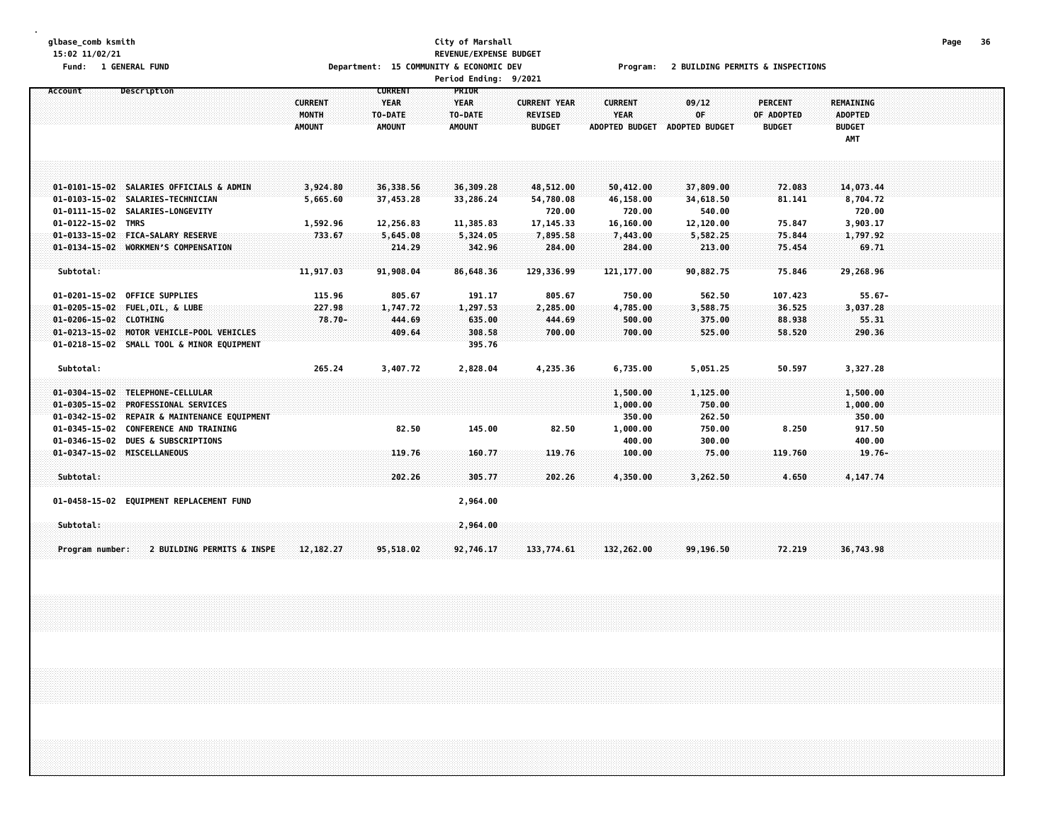glbase_comb ksmith
15:02 11/02/21
Fund: 1 GENERAL FUND

City of Marshall
REVENUE/EXPENSE BUDGET
Department: 15 COMMUNITY & ECONOMIC DEV
Period Ending: 9/2021

Program: 2 BUILDING PERMITS & INSPECTIONS

| Account | Description | CURRENT MONTH AMOUNT | CURRENT YEAR TO-DATE AMOUNT | PRIOR YEAR TO-DATE AMOUNT | CURRENT YEAR REVISED BUDGET | CURRENT YEAR ADOPTED BUDGET | 09/12 OF ADOPTED BUDGET | PERCENT OF ADOPTED BUDGET | REMAINING ADOPTED BUDGET AMT |
|---|---|---|---|---|---|---|---|---|---|
| 01-0101-15-02 | SALARIES OFFICIALS & ADMIN | 3,924.80 | 36,338.56 | 36,309.28 | 48,512.00 | 50,412.00 | 37,809.00 | 72.083 | 14,073.44 |
| 01-0103-15-02 | SALARIES-TECHNICIAN | 5,665.60 | 37,453.28 | 33,286.24 | 54,780.08 | 46,158.00 | 34,618.50 | 81.141 | 8,704.72 |
| 01-0111-15-02 | SALARIES-LONGEVITY | | | | 720.00 | 720.00 | 540.00 | | 720.00 |
| 01-0122-15-02 | TMRS | 1,592.96 | 12,256.83 | 11,385.83 | 17,145.33 | 16,160.00 | 12,120.00 | 75.847 | 3,903.17 |
| 01-0133-15-02 | FICA-SALARY RESERVE | 733.67 | 5,645.08 | 5,324.05 | 7,895.58 | 7,443.00 | 5,582.25 | 75.844 | 1,797.92 |
| 01-0134-15-02 | WORKMEN'S COMPENSATION | | 214.29 | 342.96 | 284.00 | 284.00 | 213.00 | 75.454 | 69.71 |
| Subtotal: | | 11,917.03 | 91,908.04 | 86,648.36 | 129,336.99 | 121,177.00 | 90,882.75 | 75.846 | 29,268.96 |
| 01-0201-15-02 | OFFICE SUPPLIES | 115.96 | 805.67 | 191.17 | 805.67 | 750.00 | 562.50 | 107.423 | 55.67- |
| 01-0205-15-02 | FUEL,OIL, & LUBE | 227.98 | 1,747.72 | 1,297.53 | 2,285.00 | 4,785.00 | 3,588.75 | 36.525 | 3,037.28 |
| 01-0206-15-02 | CLOTHING | 78.70- | 444.69 | 635.00 | 444.69 | 500.00 | 375.00 | 88.938 | 55.31 |
| 01-0213-15-02 | MOTOR VEHICLE-POOL VEHICLES | | 409.64 | 308.58 | 700.00 | 700.00 | 525.00 | 58.520 | 290.36 |
| 01-0218-15-02 | SMALL TOOL & MINOR EQUIPMENT | | | 395.76 | | | | | |
| Subtotal: | | 265.24 | 3,407.72 | 2,828.04 | 4,235.36 | 6,735.00 | 5,051.25 | 50.597 | 3,327.28 |
| 01-0304-15-02 | TELEPHONE-CELLULAR | | | | | 1,500.00 | 1,125.00 | | 1,500.00 |
| 01-0305-15-02 | PROFESSIONAL SERVICES | | | | | 1,000.00 | 750.00 | | 1,000.00 |
| 01-0342-15-02 | REPAIR & MAINTENANCE EQUIPMENT | | | | | 350.00 | 262.50 | | 350.00 |
| 01-0345-15-02 | CONFERENCE AND TRAINING | | 82.50 | 145.00 | 82.50 | 1,000.00 | 750.00 | 8.250 | 917.50 |
| 01-0346-15-02 | DUES & SUBSCRIPTIONS | | | | | 400.00 | 300.00 | | 400.00 |
| 01-0347-15-02 | MISCELLANEOUS | | 119.76 | 160.77 | 119.76 | 100.00 | 75.00 | 119.760 | 19.76- |
| Subtotal: | | | 202.26 | 305.77 | 202.26 | 4,350.00 | 3,262.50 | 4.650 | 4,147.74 |
| 01-0458-15-02 | EQUIPMENT REPLACEMENT FUND | | | 2,964.00 | | | | | |
| Subtotal: | | | | 2,964.00 | | | | | |
| Program number: | 2 BUILDING PERMITS & INSPE | 12,182.27 | 95,518.02 | 92,746.17 | 133,774.61 | 132,262.00 | 99,196.50 | 72.219 | 36,743.98 |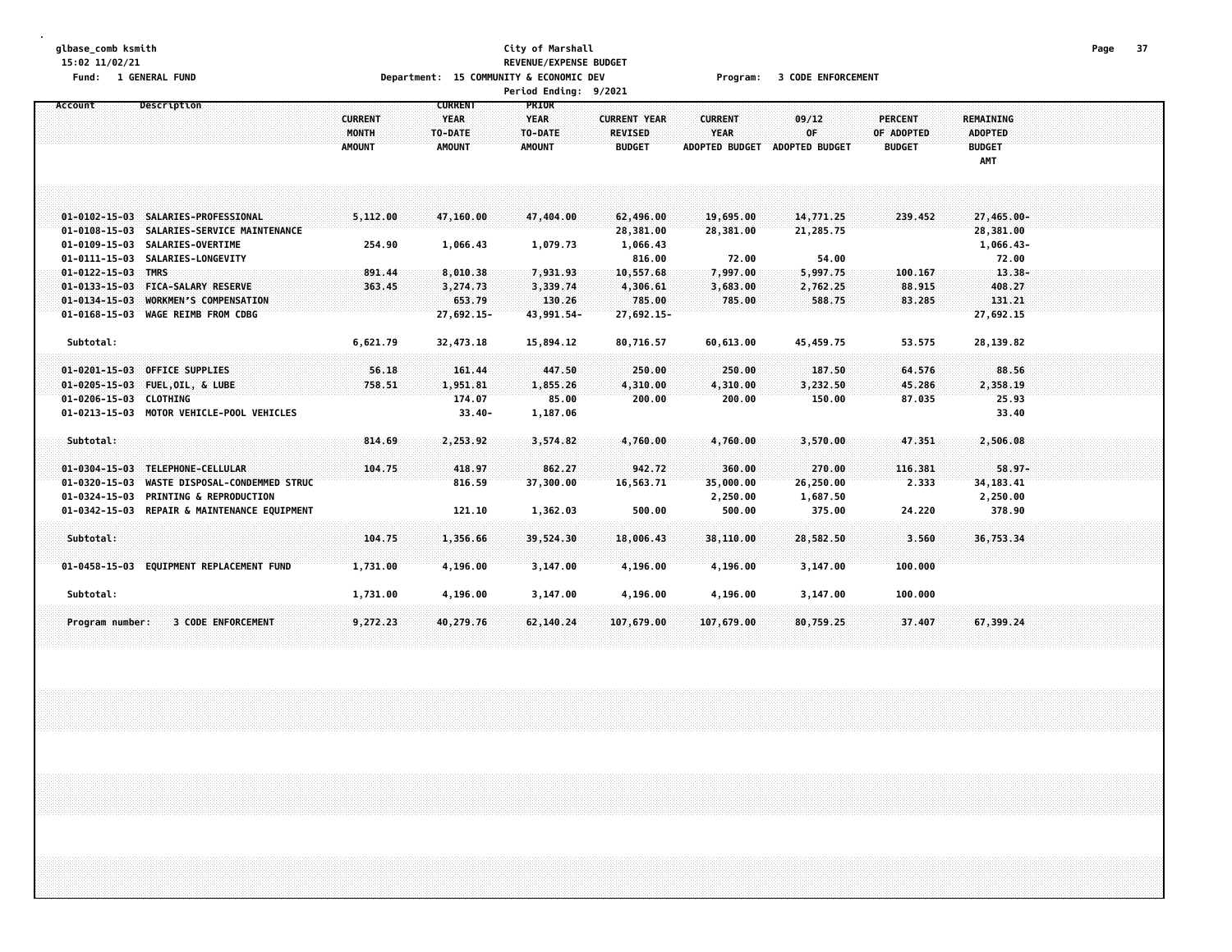glbase_comb ksmith
15:02 11/02/21
Fund: 1 GENERAL FUND

City of Marshall
REVENUE/EXPENSE BUDGET
Department: 15 COMMUNITY & ECONOMIC DEV
Period Ending: 9/2021

Program: 3 CODE ENFORCEMENT

| Account | Description | CURRENT MONTH AMOUNT | CURRENT YEAR TO-DATE AMOUNT | PRIOR YEAR TO-DATE AMOUNT | CURRENT YEAR REVISED BUDGET | CURRENT YEAR ADOPTED BUDGET | 09/12 OF ADOPTED BUDGET | PERCENT OF ADOPTED BUDGET | REMAINING ADOPTED BUDGET AMT |
|---|---|---|---|---|---|---|---|---|---|
| 01-0102-15-03 | SALARIES-PROFESSIONAL | 5,112.00 | 47,160.00 | 47,404.00 | 62,496.00 | 19,695.00 | 14,771.25 | 239.452 | 27,465.00- |
| 01-0108-15-03 | SALARIES-SERVICE MAINTENANCE | | | | 28,381.00 | 28,381.00 | 21,285.75 | | 28,381.00 |
| 01-0109-15-03 | SALARIES-OVERTIME | 254.90 | 1,066.43 | 1,079.73 | 1,066.43 | | | | 1,066.43- |
| 01-0111-15-03 | SALARIES-LONGEVITY | | | | 816.00 | 72.00 | 54.00 | | 72.00 |
| 01-0122-15-03 | TMRS | 891.44 | 8,010.38 | 7,931.93 | 10,557.68 | 7,997.00 | 5,997.75 | 100.167 | 13.38- |
| 01-0133-15-03 | FICA-SALARY RESERVE | 363.45 | 3,274.73 | 3,339.74 | 4,306.61 | 3,683.00 | 2,762.25 | 88.915 | 408.27 |
| 01-0134-15-03 | WORKMEN'S COMPENSATION | | 653.79 | 130.26 | 785.00 | 785.00 | 588.75 | 83.285 | 131.21 |
| 01-0168-15-03 | WAGE REIMB FROM CDBG | | 27,692.15- | 43,991.54- | 27,692.15- | | | | 27,692.15 |
| Subtotal: | | 6,621.79 | 32,473.18 | 15,894.12 | 80,716.57 | 60,613.00 | 45,459.75 | 53.575 | 28,139.82 |
| 01-0201-15-03 | OFFICE SUPPLIES | 56.18 | 161.44 | 447.50 | 250.00 | 250.00 | 187.50 | 64.576 | 88.56 |
| 01-0205-15-03 | FUEL,OIL, & LUBE | 758.51 | 1,951.81 | 1,855.26 | 4,310.00 | 4,310.00 | 3,232.50 | 45.286 | 2,358.19 |
| 01-0206-15-03 | CLOTHING | | 174.07 | 85.00 | 200.00 | 200.00 | 150.00 | 87.035 | 25.93 |
| 01-0213-15-03 | MOTOR VEHICLE-POOL VEHICLES | | 33.40- | 1,187.06 | | | | | 33.40 |
| Subtotal: | | 814.69 | 2,253.92 | 3,574.82 | 4,760.00 | 4,760.00 | 3,570.00 | 47.351 | 2,506.08 |
| 01-0304-15-03 | TELEPHONE-CELLULAR | 104.75 | 418.97 | 862.27 | 942.72 | 360.00 | 270.00 | 116.381 | 58.97- |
| 01-0320-15-03 | WASTE DISPOSAL-CONDEMMED STRUC | | 816.59 | 37,300.00 | 16,563.71 | 35,000.00 | 26,250.00 | 2.333 | 34,183.41 |
| 01-0324-15-03 | PRINTING & REPRODUCTION | | | | | 2,250.00 | 1,687.50 | | 2,250.00 |
| 01-0342-15-03 | REPAIR & MAINTENANCE EQUIPMENT | | 121.10 | 1,362.03 | 500.00 | 500.00 | 375.00 | 24.220 | 378.90 |
| Subtotal: | | 104.75 | 1,356.66 | 39,524.30 | 18,006.43 | 38,110.00 | 28,582.50 | 3.560 | 36,753.34 |
| 01-0458-15-03 | EQUIPMENT REPLACEMENT FUND | 1,731.00 | 4,196.00 | 3,147.00 | 4,196.00 | 4,196.00 | 3,147.00 | 100.000 | |
| Subtotal: | | 1,731.00 | 4,196.00 | 3,147.00 | 4,196.00 | 4,196.00 | 3,147.00 | 100.000 | |
| Program number: | 3 CODE ENFORCEMENT | 9,272.23 | 40,279.76 | 62,140.24 | 107,679.00 | 107,679.00 | 80,759.25 | 37.407 | 67,399.24 |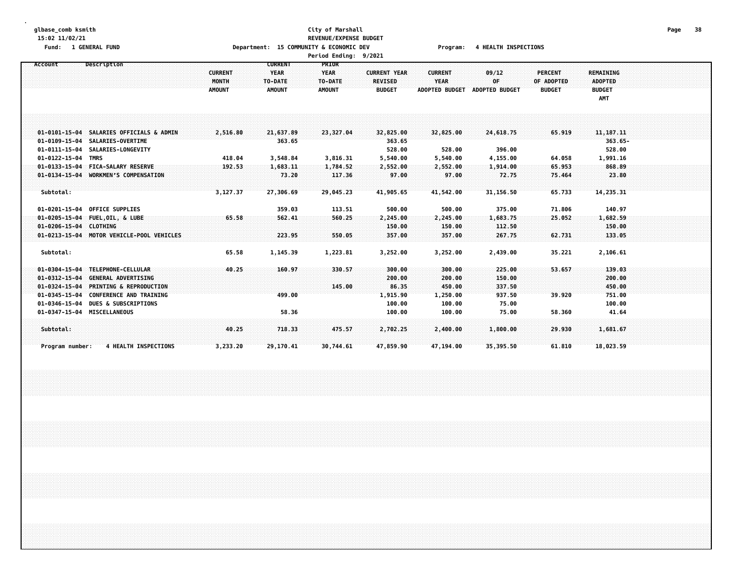glbase_comb ksmith
15:02 11/02/21
Fund: 1 GENERAL FUND

City of Marshall
REVENUE/EXPENSE BUDGET
Department: 15 COMMUNITY & ECONOMIC DEV
Program: 4 HEALTH INSPECTIONS
Period Ending: 9/2021

| Account | Description | CURRENT MONTH AMOUNT | CURRENT YEAR TO-DATE AMOUNT | PRIOR YEAR TO-DATE AMOUNT | CURRENT YEAR REVISED BUDGET | CURRENT YEAR ADOPTED BUDGET | 09/12 OF ADOPTED BUDGET | PERCENT OF ADOPTED BUDGET | REMAINING ADOPTED BUDGET AMT |
|---|---|---|---|---|---|---|---|---|---|
| 01-0101-15-04 | SALARIES OFFICIALS & ADMIN | 2,516.80 | 21,637.89 | 23,327.04 | 32,825.00 | 32,825.00 | 24,618.75 | 65.919 | 11,187.11 |
| 01-0109-15-04 | SALARIES-OVERTIME | | 363.65 | | 363.65 | | | | 363.65- |
| 01-0111-15-04 | SALARIES-LONGEVITY | | | | 528.00 | 528.00 | 396.00 | | 528.00 |
| 01-0122-15-04 | TMRS | 418.04 | 3,548.84 | 3,816.31 | 5,540.00 | 5,540.00 | 4,155.00 | 64.058 | 1,991.16 |
| 01-0133-15-04 | FICA-SALARY RESERVE | 192.53 | 1,683.11 | 1,784.52 | 2,552.00 | 2,552.00 | 1,914.00 | 65.953 | 868.89 |
| 01-0134-15-04 | WORKMEN'S COMPENSATION | | 73.20 | 117.36 | 97.00 | 97.00 | 72.75 | 75.464 | 23.80 |
| Subtotal: | | 3,127.37 | 27,306.69 | 29,045.23 | 41,905.65 | 41,542.00 | 31,156.50 | 65.733 | 14,235.31 |
| 01-0201-15-04 | OFFICE SUPPLIES | | 359.03 | 113.51 | 500.00 | 500.00 | 375.00 | 71.806 | 140.97 |
| 01-0205-15-04 | FUEL,OIL, & LUBE | 65.58 | 562.41 | 560.25 | 2,245.00 | 2,245.00 | 1,683.75 | 25.052 | 1,682.59 |
| 01-0206-15-04 | CLOTHING | | | | 150.00 | 150.00 | 112.50 | | 150.00 |
| 01-0213-15-04 | MOTOR VEHICLE-POOL VEHICLES | | 223.95 | 550.05 | 357.00 | 357.00 | 267.75 | 62.731 | 133.05 |
| Subtotal: | | 65.58 | 1,145.39 | 1,223.81 | 3,252.00 | 3,252.00 | 2,439.00 | 35.221 | 2,106.61 |
| 01-0304-15-04 | TELEPHONE-CELLULAR | 40.25 | 160.97 | 330.57 | 300.00 | 300.00 | 225.00 | 53.657 | 139.03 |
| 01-0312-15-04 | GENERAL ADVERTISING | | | | 200.00 | 200.00 | 150.00 | | 200.00 |
| 01-0324-15-04 | PRINTING & REPRODUCTION | | | 145.00 | 86.35 | 450.00 | 337.50 | | 450.00 |
| 01-0345-15-04 | CONFERENCE AND TRAINING | | 499.00 | | 1,915.90 | 1,250.00 | 937.50 | 39.920 | 751.00 |
| 01-0346-15-04 | DUES & SUBSCRIPTIONS | | | | 100.00 | 100.00 | 75.00 | | 100.00 |
| 01-0347-15-04 | MISCELLANEOUS | | 58.36 | | 100.00 | 100.00 | 75.00 | 58.360 | 41.64 |
| Subtotal: | | 40.25 | 718.33 | 475.57 | 2,702.25 | 2,400.00 | 1,800.00 | 29.930 | 1,681.67 |
| Program number: | 4 HEALTH INSPECTIONS | 3,233.20 | 29,170.41 | 30,744.61 | 47,859.90 | 47,194.00 | 35,395.50 | 61.810 | 18,023.59 |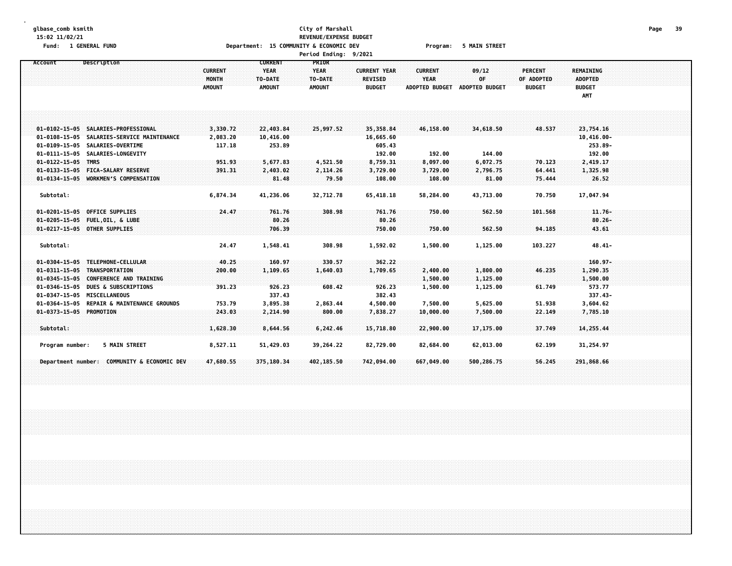glbase_comb ksmith
15:02 11/02/21
Fund: 1 GENERAL FUND

City of Marshall
REVENUE/EXPENSE BUDGET
Department: 15 COMMUNITY & ECONOMIC DEV
Program: 5 MAIN STREET
Period Ending: 9/2021

| Account | Description | CURRENT MONTH AMOUNT | CURRENT YEAR TO-DATE AMOUNT | PRIOR YEAR TO-DATE AMOUNT | CURRENT YEAR REVISED BUDGET | CURRENT YEAR ADOPTED BUDGET | 09/12 OF ADOPTED BUDGET | PERCENT OF ADOPTED BUDGET | REMAINING ADOPTED BUDGET AMT |
|---|---|---|---|---|---|---|---|---|---|
| 01-0102-15-05 | SALARIES-PROFESSIONAL | 3,330.72 | 22,403.84 | 25,997.52 | 35,358.84 | 46,158.00 | 34,618.50 | 48.537 | 23,754.16 |
| 01-0108-15-05 | SALARIES-SERVICE MAINTENANCE | 2,083.20 | 10,416.00 | | 16,665.60 | | | | 10,416.00- |
| 01-0109-15-05 | SALARIES-OVERTIME | 117.18 | 253.89 | | 605.43 | | | | 253.89- |
| 01-0111-15-05 | SALARIES-LONGEVITY | | | | 192.00 | 192.00 | 144.00 | | 192.00 |
| 01-0122-15-05 | TMRS | 951.93 | 5,677.83 | 4,521.50 | 8,759.31 | 8,097.00 | 6,072.75 | 70.123 | 2,419.17 |
| 01-0133-15-05 | FICA-SALARY RESERVE | 391.31 | 2,403.02 | 2,114.26 | 3,729.00 | 3,729.00 | 2,796.75 | 64.441 | 1,325.98 |
| 01-0134-15-05 | WORKMEN'S COMPENSATION | | 81.48 | 79.50 | 108.00 | 108.00 | 81.00 | 75.444 | 26.52 |
| Subtotal: | | 6,874.34 | 41,236.06 | 32,712.78 | 65,418.18 | 58,284.00 | 43,713.00 | 70.750 | 17,047.94 |
| 01-0201-15-05 | OFFICE SUPPLIES | 24.47 | 761.76 | 308.98 | 761.76 | 750.00 | 562.50 | 101.568 | 11.76- |
| 01-0205-15-05 | FUEL,OIL, & LUBE | | 80.26 | | 80.26 | | | | 80.26- |
| 01-0217-15-05 | OTHER SUPPLIES | | 706.39 | | 750.00 | 750.00 | 562.50 | 94.185 | 43.61 |
| Subtotal: | | 24.47 | 1,548.41 | 308.98 | 1,592.02 | 1,500.00 | 1,125.00 | 103.227 | 48.41- |
| 01-0304-15-05 | TELEPHONE-CELLULAR | 40.25 | 160.97 | 330.57 | 362.22 | | | | 160.97- |
| 01-0311-15-05 | TRANSPORTATION | 200.00 | 1,109.65 | 1,640.03 | 1,709.65 | 2,400.00 | 1,800.00 | 46.235 | 1,290.35 |
| 01-0345-15-05 | CONFERENCE AND TRAINING | | | | | 1,500.00 | 1,125.00 | | 1,500.00 |
| 01-0346-15-05 | DUES & SUBSCRIPTIONS | 391.23 | 926.23 | 608.42 | 926.23 | 1,500.00 | 1,125.00 | 61.749 | 573.77 |
| 01-0347-15-05 | MISCELLANEOUS | | 337.43 | | 382.43 | | | | 337.43- |
| 01-0364-15-05 | REPAIR & MAINTENANCE GROUNDS | 753.79 | 3,895.38 | 2,863.44 | 4,500.00 | 7,500.00 | 5,625.00 | 51.938 | 3,604.62 |
| 01-0373-15-05 | PROMOTION | 243.03 | 2,214.90 | 800.00 | 7,838.27 | 10,000.00 | 7,500.00 | 22.149 | 7,785.10 |
| Subtotal: | | 1,628.30 | 8,644.56 | 6,242.46 | 15,718.80 | 22,900.00 | 17,175.00 | 37.749 | 14,255.44 |
| Program number: | 5 MAIN STREET | 8,527.11 | 51,429.03 | 39,264.22 | 82,729.00 | 82,684.00 | 62,013.00 | 62.199 | 31,254.97 |
| Department number: | COMMUNITY & ECONOMIC DEV | 47,680.55 | 375,180.34 | 402,185.50 | 742,094.00 | 667,049.00 | 500,286.75 | 56.245 | 291,868.66 |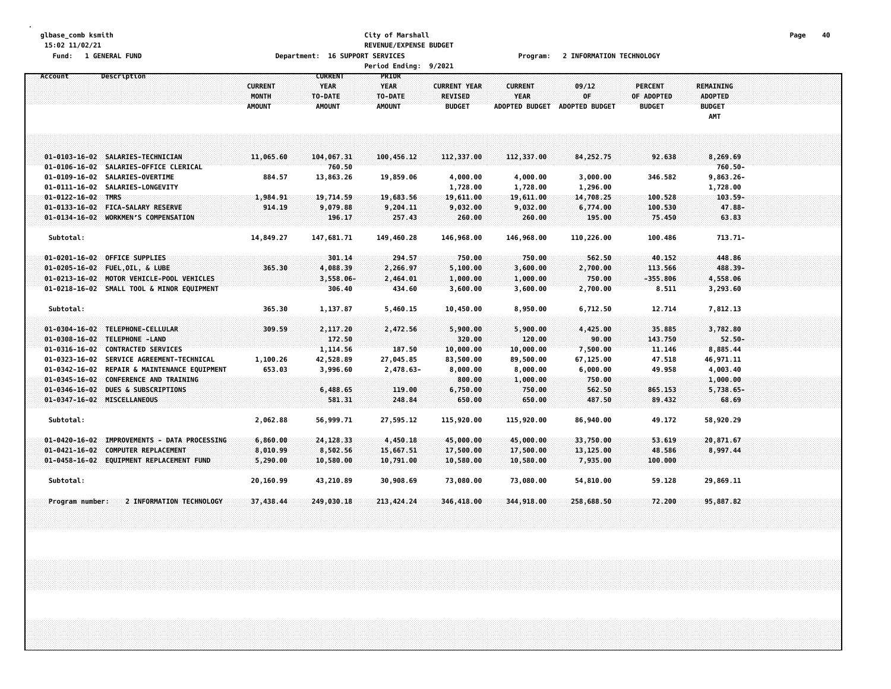glbase_comb ksmith
15:02 11/02/21
Fund: 1 GENERAL FUND

City of Marshall
REVENUE/EXPENSE BUDGET
Department: 16 SUPPORT SERVICES
Period Ending: 9/2021

Program: 2 INFORMATION TECHNOLOGY

| Account | Description | CURRENT MONTH AMOUNT | CURRENT YEAR TO-DATE AMOUNT | PRIOR YEAR TO-DATE AMOUNT | CURRENT YEAR REVISED BUDGET | CURRENT YEAR ADOPTED BUDGET | 09/12 OF ADOPTED BUDGET | PERCENT OF ADOPTED BUDGET | REMAINING ADOPTED BUDGET AMT |
|---|---|---|---|---|---|---|---|---|---|
| 01-0103-16-02 | SALARIES-TECHNICIAN | 11,065.60 | 104,067.31 | 100,456.12 | 112,337.00 | 112,337.00 | 84,252.75 | 92.638 | 8,269.69 |
| 01-0106-16-02 | SALARIES-OFFICE CLERICAL | | 760.50 | | | | | | 760.50- |
| 01-0109-16-02 | SALARIES-OVERTIME | 884.57 | 13,863.26 | 19,859.06 | 4,000.00 | 4,000.00 | 3,000.00 | 346.582 | 9,863.26- |
| 01-0111-16-02 | SALARIES-LONGEVITY | | | | 1,728.00 | 1,728.00 | 1,296.00 | | 1,728.00 |
| 01-0122-16-02 | TMRS | 1,984.91 | 19,714.59 | 19,683.56 | 19,611.00 | 19,611.00 | 14,708.25 | 100.528 | 103.59- |
| 01-0133-16-02 | FICA-SALARY RESERVE | 914.19 | 9,079.88 | 9,204.11 | 9,032.00 | 9,032.00 | 6,774.00 | 100.530 | 47.88- |
| 01-0134-16-02 | WORKMEN'S COMPENSATION | | 196.17 | 257.43 | 260.00 | 260.00 | 195.00 | 75.450 | 63.83 |
| Subtotal: | | 14,849.27 | 147,681.71 | 149,460.28 | 146,968.00 | 146,968.00 | 110,226.00 | 100.486 | 713.71- |
| 01-0201-16-02 | OFFICE SUPPLIES | | 301.14 | 294.57 | 750.00 | 750.00 | 562.50 | 40.152 | 448.86 |
| 01-0205-16-02 | FUEL,OIL, & LUBE | 365.30 | 4,088.39 | 2,266.97 | 5,100.00 | 3,600.00 | 2,700.00 | 113.566 | 488.39- |
| 01-0213-16-02 | MOTOR VEHICLE-POOL VEHICLES | | 3,558.06- | 2,464.01 | 1,000.00 | 1,000.00 | 750.00 | -355.806 | 4,558.06 |
| 01-0218-16-02 | SMALL TOOL & MINOR EQUIPMENT | | 306.40 | 434.60 | 3,600.00 | 3,600.00 | 2,700.00 | 8.511 | 3,293.60 |
| Subtotal: | | 365.30 | 1,137.87 | 5,460.15 | 10,450.00 | 8,950.00 | 6,712.50 | 12.714 | 7,812.13 |
| 01-0304-16-02 | TELEPHONE-CELLULAR | 309.59 | 2,117.20 | 2,472.56 | 5,900.00 | 5,900.00 | 4,425.00 | 35.885 | 3,782.80 |
| 01-0308-16-02 | TELEPHONE -LAND | | 172.50 | | 320.00 | 120.00 | 90.00 | 143.750 | 52.50- |
| 01-0316-16-02 | CONTRACTED SERVICES | | 1,114.56 | 187.50 | 10,000.00 | 10,000.00 | 7,500.00 | 11.146 | 8,885.44 |
| 01-0323-16-02 | SERVICE AGREEMENT-TECHNICAL | 1,100.26 | 42,528.89 | 27,045.85 | 83,500.00 | 89,500.00 | 67,125.00 | 47.518 | 46,971.11 |
| 01-0342-16-02 | REPAIR & MAINTENANCE EQUIPMENT | 653.03 | 3,996.60 | 2,478.63- | 8,000.00 | 8,000.00 | 6,000.00 | 49.958 | 4,003.40 |
| 01-0345-16-02 | CONFERENCE AND TRAINING | | | | 800.00 | 1,000.00 | 750.00 | | 1,000.00 |
| 01-0346-16-02 | DUES & SUBSCRIPTIONS | | 6,488.65 | 119.00 | 6,750.00 | 750.00 | 562.50 | 865.153 | 5,738.65- |
| 01-0347-16-02 | MISCELLANEOUS | | 581.31 | 248.84 | 650.00 | 650.00 | 487.50 | 89.432 | 68.69 |
| Subtotal: | | 2,062.88 | 56,999.71 | 27,595.12 | 115,920.00 | 115,920.00 | 86,940.00 | 49.172 | 58,920.29 |
| 01-0420-16-02 | IMPROVEMENTS - DATA PROCESSING | 6,860.00 | 24,128.33 | 4,450.18 | 45,000.00 | 45,000.00 | 33,750.00 | 53.619 | 20,871.67 |
| 01-0421-16-02 | COMPUTER REPLACEMENT | 8,010.99 | 8,502.56 | 15,667.51 | 17,500.00 | 17,500.00 | 13,125.00 | 48.586 | 8,997.44 |
| 01-0458-16-02 | EQUIPMENT REPLACEMENT FUND | 5,290.00 | 10,580.00 | 10,791.00 | 10,580.00 | 10,580.00 | 7,935.00 | 100.000 | |
| Subtotal: | | 20,160.99 | 43,210.89 | 30,908.69 | 73,080.00 | 73,080.00 | 54,810.00 | 59.128 | 29,869.11 |
| Program number: | 2 INFORMATION TECHNOLOGY | 37,438.44 | 249,030.18 | 213,424.24 | 346,418.00 | 344,918.00 | 258,688.50 | 72.200 | 95,887.82 |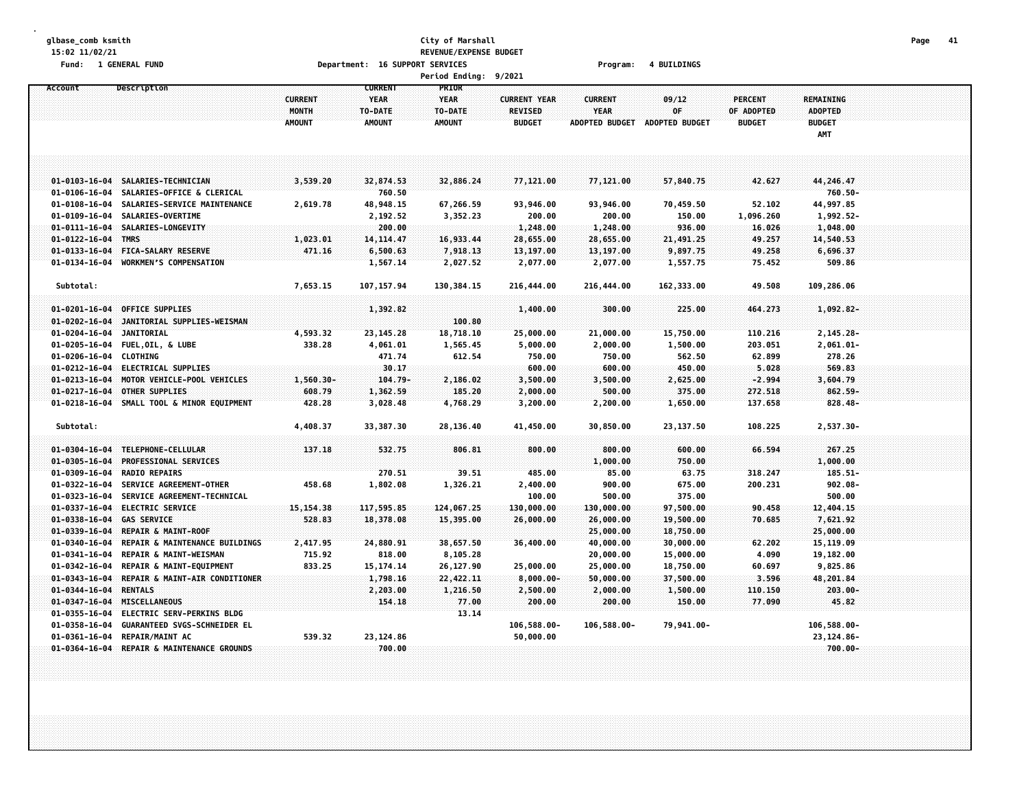glbase_comb ksmith
15:02 11/02/21
Fund: 1 GENERAL FUND

City of Marshall
REVENUE/EXPENSE BUDGET
Department: 16 SUPPORT SERVICES    Program: 4 BUILDINGS
Period Ending: 9/2021

| Account | Description | CURRENT MONTH AMOUNT | CURRENT YEAR TO-DATE AMOUNT | PRIOR YEAR TO-DATE AMOUNT | CURRENT YEAR REVISED BUDGET | CURRENT YEAR ADOPTED BUDGET | 09/12 OF ADOPTED BUDGET | PERCENT OF ADOPTED BUDGET | REMAINING ADOPTED BUDGET AMT |
|---|---|---|---|---|---|---|---|---|---|
| 01-0103-16-04 | SALARIES-TECHNICIAN | 3,539.20 | 32,874.53 | 32,886.24 | 77,121.00 | 77,121.00 | 57,840.75 | 42.627 | 44,246.47 |
| 01-0106-16-04 | SALARIES-OFFICE & CLERICAL | | 760.50 | | | | | | 760.50- |
| 01-0108-16-04 | SALARIES-SERVICE MAINTENANCE | 2,619.78 | 48,948.15 | 67,266.59 | 93,946.00 | 93,946.00 | 70,459.50 | 52.102 | 44,997.85 |
| 01-0109-16-04 | SALARIES-OVERTIME | | 2,192.52 | 3,352.23 | 200.00 | 200.00 | 150.00 | 1,096.260 | 1,992.52- |
| 01-0111-16-04 | SALARIES-LONGEVITY | | 200.00 | | 1,248.00 | 1,248.00 | 936.00 | 16.026 | 1,048.00 |
| 01-0122-16-04 | TMRS | 1,023.01 | 14,114.47 | 16,933.44 | 28,655.00 | 28,655.00 | 21,491.25 | 49.257 | 14,540.53 |
| 01-0133-16-04 | FICA-SALARY RESERVE | 471.16 | 6,500.63 | 7,918.13 | 13,197.00 | 13,197.00 | 9,897.75 | 49.258 | 6,696.37 |
| 01-0134-16-04 | WORKMEN'S COMPENSATION | | 1,567.14 | 2,027.52 | 2,077.00 | 2,077.00 | 1,557.75 | 75.452 | 509.86 |
| Subtotal: | | 7,653.15 | 107,157.94 | 130,384.15 | 216,444.00 | 216,444.00 | 162,333.00 | 49.508 | 109,286.06 |
| 01-0201-16-04 | OFFICE SUPPLIES | | 1,392.82 | | 1,400.00 | 300.00 | 225.00 | 464.273 | 1,092.82- |
| 01-0202-16-04 | JANITORIAL SUPPLIES-WEISMAN | | | 100.80 | | | | | |
| 01-0204-16-04 | JANITORIAL | 4,593.32 | 23,145.28 | 18,718.10 | 25,000.00 | 21,000.00 | 15,750.00 | 110.216 | 2,145.28- |
| 01-0205-16-04 | FUEL,OIL, & LUBE | 338.28 | 4,061.01 | 1,565.45 | 5,000.00 | 2,000.00 | 1,500.00 | 203.051 | 2,061.01- |
| 01-0206-16-04 | CLOTHING | | 471.74 | 612.54 | 750.00 | 750.00 | 562.50 | 62.899 | 278.26 |
| 01-0212-16-04 | ELECTRICAL SUPPLIES | | 30.17 | | 600.00 | 600.00 | 450.00 | 5.028 | 569.83 |
| 01-0213-16-04 | MOTOR VEHICLE-POOL VEHICLES | 1,560.30- | 104.79- | 2,186.02 | 3,500.00 | 3,500.00 | 2,625.00 | -2.994 | 3,604.79 |
| 01-0217-16-04 | OTHER SUPPLIES | 608.79 | 1,362.59 | 185.20 | 2,000.00 | 500.00 | 375.00 | 272.518 | 862.59- |
| 01-0218-16-04 | SMALL TOOL & MINOR EQUIPMENT | 428.28 | 3,028.48 | 4,768.29 | 3,200.00 | 2,200.00 | 1,650.00 | 137.658 | 828.48- |
| Subtotal: | | 4,408.37 | 33,387.30 | 28,136.40 | 41,450.00 | 30,850.00 | 23,137.50 | 108.225 | 2,537.30- |
| 01-0304-16-04 | TELEPHONE-CELLULAR | 137.18 | 532.75 | 806.81 | 800.00 | 800.00 | 600.00 | 66.594 | 267.25 |
| 01-0305-16-04 | PROFESSIONAL SERVICES | | | | | 1,000.00 | 750.00 | | 1,000.00 |
| 01-0309-16-04 | RADIO REPAIRS | | 270.51 | 39.51 | 485.00 | 85.00 | 63.75 | 318.247 | 185.51- |
| 01-0322-16-04 | SERVICE AGREEMENT-OTHER | 458.68 | 1,802.08 | 1,326.21 | 2,400.00 | 900.00 | 675.00 | 200.231 | 902.08- |
| 01-0323-16-04 | SERVICE AGREEMENT-TECHNICAL | | | | 100.00 | 500.00 | 375.00 | | 500.00 |
| 01-0337-16-04 | ELECTRIC SERVICE | 15,154.38 | 117,595.85 | 124,067.25 | 130,000.00 | 130,000.00 | 97,500.00 | 90.458 | 12,404.15 |
| 01-0338-16-04 | GAS SERVICE | 528.83 | 18,378.08 | 15,395.00 | 26,000.00 | 26,000.00 | 19,500.00 | 70.685 | 7,621.92 |
| 01-0339-16-04 | REPAIR & MAINT-ROOF | | | | | 25,000.00 | 18,750.00 | | 25,000.00 |
| 01-0340-16-04 | REPAIR & MAINTENANCE BUILDINGS | 2,417.95 | 24,880.91 | 38,657.50 | 36,400.00 | 40,000.00 | 30,000.00 | 62.202 | 15,119.09 |
| 01-0341-16-04 | REPAIR & MAINT-WEISMAN | 715.92 | 818.00 | 8,105.28 | | 20,000.00 | 15,000.00 | 4.090 | 19,182.00 |
| 01-0342-16-04 | REPAIR & MAINT-EQUIPMENT | 833.25 | 15,174.14 | 26,127.90 | 25,000.00 | 25,000.00 | 18,750.00 | 60.697 | 9,825.86 |
| 01-0343-16-04 | REPAIR & MAINT-AIR CONDITIONER | | 1,798.16 | 22,422.11 | 8,000.00- | 50,000.00 | 37,500.00 | 3.596 | 48,201.84 |
| 01-0344-16-04 | RENTALS | | 2,203.00 | 1,216.50 | 2,500.00 | 2,000.00 | 1,500.00 | 110.150 | 203.00- |
| 01-0347-16-04 | MISCELLANEOUS | | 154.18 | 77.00 | 200.00 | 200.00 | 150.00 | 77.090 | 45.82 |
| 01-0355-16-04 | ELECTRIC SERV-PERKINS BLDG | | | 13.14 | | | | | |
| 01-0358-16-04 | GUARANTEED SVGS-SCHNEIDER EL | | | | 106,588.00- | 106,588.00- | 79,941.00- | | 106,588.00- |
| 01-0361-16-04 | REPAIR/MAINT AC | 539.32 | 23,124.86 | | 50,000.00 | | | | 23,124.86- |
| 01-0364-16-04 | REPAIR & MAINTENANCE GROUNDS | | 700.00 | | | | | | 700.00- |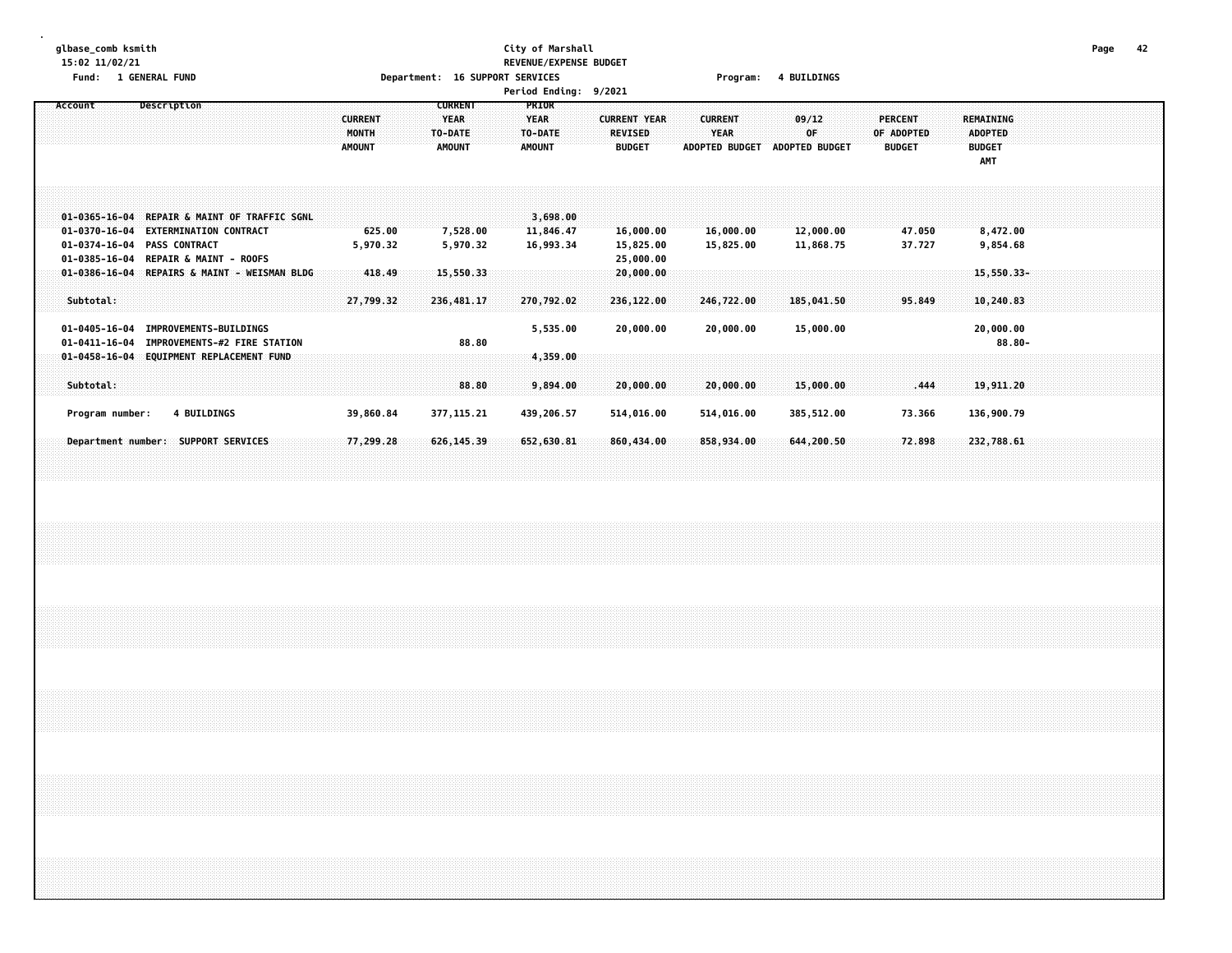glbase_comb ksmith
15:02 11/02/21

Fund: 1 GENERAL FUND

City of Marshall
REVENUE/EXPENSE BUDGET

Department: 16 SUPPORT SERVICES    Program: 4 BUILDINGS

Period Ending: 9/2021

| Account | Description | CURRENT MONTH AMOUNT | CURRENT YEAR TO-DATE AMOUNT | PRIOR YEAR TO-DATE AMOUNT | CURRENT YEAR REVISED BUDGET | CURRENT YEAR ADOPTED BUDGET | 09/12 OF ADOPTED BUDGET | PERCENT OF ADOPTED BUDGET | REMAINING ADOPTED BUDGET AMT |
|---|---|---|---|---|---|---|---|---|---|
| 01-0365-16-04 | REPAIR & MAINT OF TRAFFIC SGNL | | | 3,698.00 | | | | | |
| 01-0370-16-04 | EXTERMINATION CONTRACT | 625.00 | 7,528.00 | 11,846.47 | 16,000.00 | 16,000.00 | 12,000.00 | 47.050 | 8,472.00 |
| 01-0374-16-04 | PASS CONTRACT | 5,970.32 | 5,970.32 | 16,993.34 | 15,825.00 | 15,825.00 | 11,868.75 | 37.727 | 9,854.68 |
| 01-0385-16-04 | REPAIR & MAINT - ROOFS | | | | 25,000.00 | | | | |
| 01-0386-16-04 | REPAIRS & MAINT - WEISMAN BLDG | 418.49 | 15,550.33 | | 20,000.00 | | | | 15,550.33- |
| Subtotal: | | 27,799.32 | 236,481.17 | 270,792.02 | 236,122.00 | 246,722.00 | 185,041.50 | 95.849 | 10,240.83 |
| 01-0405-16-04 | IMPROVEMENTS-BUILDINGS | | | 5,535.00 | 20,000.00 | 20,000.00 | 15,000.00 | | 20,000.00 |
| 01-0411-16-04 | IMPROVEMENTS-#2 FIRE STATION | | 88.80 | | | | | | 88.80- |
| 01-0458-16-04 | EQUIPMENT REPLACEMENT FUND | | | 4,359.00 | | | | | |
| Subtotal: | | | 88.80 | 9,894.00 | 20,000.00 | 20,000.00 | 15,000.00 | .444 | 19,911.20 |
| Program number: | 4 BUILDINGS | 39,860.84 | 377,115.21 | 439,206.57 | 514,016.00 | 514,016.00 | 385,512.00 | 73.366 | 136,900.79 |
| Department number: | SUPPORT SERVICES | 77,299.28 | 626,145.39 | 652,630.81 | 860,434.00 | 858,934.00 | 644,200.50 | 72.898 | 232,788.61 |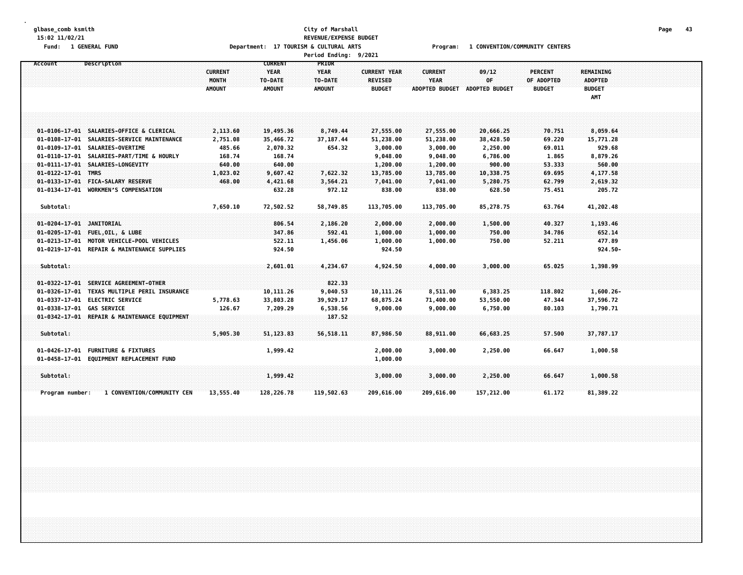glbase_comb ksmith
15:02 11/02/21
Fund: 1 GENERAL FUND

**City of Marshall**
**REVENUE/EXPENSE BUDGET**
Department: 17 TOURISM & CULTURAL ARTS
Program: 1 CONVENTION/COMMUNITY CENTERS
Period Ending: 9/2021

| Account | Description | CURRENT MONTH AMOUNT | CURRENT YEAR TO-DATE AMOUNT | PRIOR YEAR TO-DATE AMOUNT | CURRENT YEAR REVISED BUDGET | CURRENT YEAR ADOPTED BUDGET | 09/12 OF ADOPTED BUDGET | PERCENT OF ADOPTED BUDGET | REMAINING ADOPTED BUDGET AMT |
|---|---|---|---|---|---|---|---|---|---|
| 01-0106-17-01 | SALARIES-OFFICE & CLERICAL | 2,113.60 | 19,495.36 | 8,749.44 | 27,555.00 | 27,555.00 | 20,666.25 | 70.751 | 8,059.64 |
| 01-0108-17-01 | SALARIES-SERVICE MAINTENANCE | 2,751.08 | 35,466.72 | 37,187.44 | 51,238.00 | 51,238.00 | 38,428.50 | 69.220 | 15,771.28 |
| 01-0109-17-01 | SALARIES-OVERTIME | 485.66 | 2,070.32 | 654.32 | 3,000.00 | 3,000.00 | 2,250.00 | 69.011 | 929.68 |
| 01-0110-17-01 | SALARIES-PART/TIME & HOURLY | 168.74 | 168.74 | | 9,048.00 | 9,048.00 | 6,786.00 | 1.865 | 8,879.26 |
| 01-0111-17-01 | SALARIES-LONGEVITY | 640.00 | 640.00 | | 1,200.00 | 1,200.00 | 900.00 | 53.333 | 560.00 |
| 01-0122-17-01 | TMRS | 1,023.02 | 9,607.42 | 7,622.32 | 13,785.00 | 13,785.00 | 10,338.75 | 69.695 | 4,177.58 |
| 01-0133-17-01 | FICA-SALARY RESERVE | 468.00 | 4,421.68 | 3,564.21 | 7,041.00 | 7,041.00 | 5,280.75 | 62.799 | 2,619.32 |
| 01-0134-17-01 | WORKMEN'S COMPENSATION | | 632.28 | 972.12 | 838.00 | 838.00 | 628.50 | 75.451 | 205.72 |
| Subtotal: | | 7,650.10 | 72,502.52 | 58,749.85 | 113,705.00 | 113,705.00 | 85,278.75 | 63.764 | 41,202.48 |
| 01-0204-17-01 | JANITORIAL | | 806.54 | 2,186.20 | 2,000.00 | 2,000.00 | 1,500.00 | 40.327 | 1,193.46 |
| 01-0205-17-01 | FUEL,OIL, & LUBE | | 347.86 | 592.41 | 1,000.00 | 1,000.00 | 750.00 | 34.786 | 652.14 |
| 01-0213-17-01 | MOTOR VEHICLE-POOL VEHICLES | | 522.11 | 1,456.06 | 1,000.00 | 1,000.00 | 750.00 | 52.211 | 477.89 |
| 01-0219-17-01 | REPAIR & MAINTENANCE SUPPLIES | | 924.50 | | 924.50 | | | | 924.50- |
| Subtotal: | | | 2,601.01 | 4,234.67 | 4,924.50 | 4,000.00 | 3,000.00 | 65.025 | 1,398.99 |
| 01-0322-17-01 | SERVICE AGREEMENT-OTHER | | | 822.33 | | | | | |
| 01-0326-17-01 | TEXAS MULTIPLE PERIL INSURANCE | | 10,111.26 | 9,040.53 | 10,111.26 | 8,511.00 | 6,383.25 | 118.802 | 1,600.26- |
| 01-0337-17-01 | ELECTRIC SERVICE | 5,778.63 | 33,803.28 | 39,929.17 | 68,875.24 | 71,400.00 | 53,550.00 | 47.344 | 37,596.72 |
| 01-0338-17-01 | GAS SERVICE | 126.67 | 7,209.29 | 6,538.56 | 9,000.00 | 9,000.00 | 6,750.00 | 80.103 | 1,790.71 |
| 01-0342-17-01 | REPAIR & MAINTENANCE EQUIPMENT | | | 187.52 | | | | | |
| Subtotal: | | 5,905.30 | 51,123.83 | 56,518.11 | 87,986.50 | 88,911.00 | 66,683.25 | 57.500 | 37,787.17 |
| 01-0426-17-01 | FURNITURE & FIXTURES | | 1,999.42 | | 2,000.00 | 3,000.00 | 2,250.00 | 66.647 | 1,000.58 |
| 01-0458-17-01 | EQUIPMENT REPLACEMENT FUND | | | | 1,000.00 | | | | |
| Subtotal: | | | 1,999.42 | | 3,000.00 | 3,000.00 | 2,250.00 | 66.647 | 1,000.58 |
| Program number: | 1 CONVENTION/COMMUNITY CEN | 13,555.40 | 128,226.78 | 119,502.63 | 209,616.00 | 209,616.00 | 157,212.00 | 61.172 | 81,389.22 |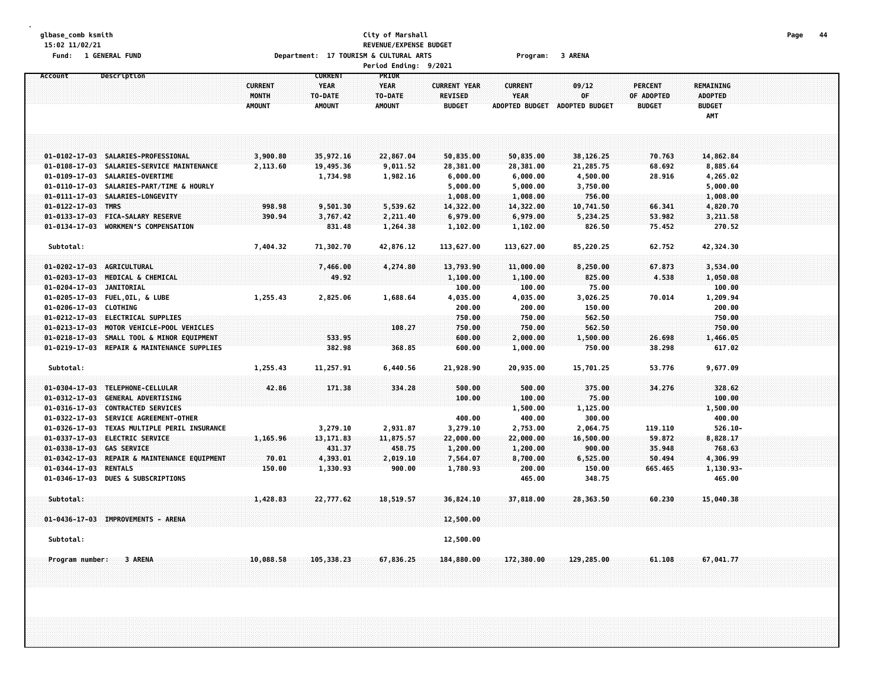glbase_comb ksmith
15:02 11/02/21
Fund: 1 GENERAL FUND

City of Marshall
REVENUE/EXPENSE BUDGET
Department: 17 TOURISM & CULTURAL ARTS
Period Ending: 9/2021

Program: 3 ARENA

| Account | Description | CURRENT MONTH AMOUNT | CURRENT YEAR TO-DATE AMOUNT | PRIOR YEAR TO-DATE AMOUNT | CURRENT YEAR REVISED BUDGET | CURRENT YEAR ADOPTED BUDGET | 09/12 OF ADOPTED BUDGET | PERCENT OF ADOPTED BUDGET | REMAINING ADOPTED BUDGET AMT |
|---|---|---|---|---|---|---|---|---|---|
| 01-0102-17-03 | SALARIES-PROFESSIONAL | 3,900.80 | 35,972.16 | 22,867.04 | 50,835.00 | 50,835.00 | 38,126.25 | 70.763 | 14,862.84 |
| 01-0108-17-03 | SALARIES-SERVICE MAINTENANCE | 2,113.60 | 19,495.36 | 9,011.52 | 28,381.00 | 28,381.00 | 21,285.75 | 68.692 | 8,885.64 |
| 01-0109-17-03 | SALARIES-OVERTIME | | 1,734.98 | 1,982.16 | 6,000.00 | 6,000.00 | 4,500.00 | 28.916 | 4,265.02 |
| 01-0110-17-03 | SALARIES-PART/TIME & HOURLY | | | | 5,000.00 | 5,000.00 | 3,750.00 | | 5,000.00 |
| 01-0111-17-03 | SALARIES-LONGEVITY | | | | 1,008.00 | 1,008.00 | 756.00 | | 1,008.00 |
| 01-0122-17-03 | TMRS | 998.98 | 9,501.30 | 5,539.62 | 14,322.00 | 14,322.00 | 10,741.50 | 66.341 | 4,820.70 |
| 01-0133-17-03 | FICA-SALARY RESERVE | 390.94 | 3,767.42 | 2,211.40 | 6,979.00 | 6,979.00 | 5,234.25 | 53.982 | 3,211.58 |
| 01-0134-17-03 | WORKMEN'S COMPENSATION | | 831.48 | 1,264.38 | 1,102.00 | 1,102.00 | 826.50 | 75.452 | 270.52 |
| Subtotal: | | 7,404.32 | 71,302.70 | 42,876.12 | 113,627.00 | 113,627.00 | 85,220.25 | 62.752 | 42,324.30 |
| 01-0202-17-03 | AGRICULTURAL | | 7,466.00 | 4,274.80 | 13,793.90 | 11,000.00 | 8,250.00 | 67.873 | 3,534.00 |
| 01-0203-17-03 | MEDICAL & CHEMICAL | | 49.92 | | 1,100.00 | 1,100.00 | 825.00 | 4.538 | 1,050.08 |
| 01-0204-17-03 | JANITORIAL | | | | 100.00 | 100.00 | 75.00 | | 100.00 |
| 01-0205-17-03 | FUEL,OIL, & LUBE | 1,255.43 | 2,825.06 | 1,688.64 | 4,035.00 | 4,035.00 | 3,026.25 | 70.014 | 1,209.94 |
| 01-0206-17-03 | CLOTHING | | | | 200.00 | 200.00 | 150.00 | | 200.00 |
| 01-0212-17-03 | ELECTRICAL SUPPLIES | | | | 750.00 | 750.00 | 562.50 | | 750.00 |
| 01-0213-17-03 | MOTOR VEHICLE-POOL VEHICLES | | | 108.27 | 750.00 | 750.00 | 562.50 | | 750.00 |
| 01-0218-17-03 | SMALL TOOL & MINOR EQUIPMENT | | 533.95 | | 600.00 | 2,000.00 | 1,500.00 | 26.698 | 1,466.05 |
| 01-0219-17-03 | REPAIR & MAINTENANCE SUPPLIES | | 382.98 | 368.85 | 600.00 | 1,000.00 | 750.00 | 38.298 | 617.02 |
| Subtotal: | | 1,255.43 | 11,257.91 | 6,440.56 | 21,928.90 | 20,935.00 | 15,701.25 | 53.776 | 9,677.09 |
| 01-0304-17-03 | TELEPHONE-CELLULAR | 42.86 | 171.38 | 334.28 | 500.00 | 500.00 | 375.00 | 34.276 | 328.62 |
| 01-0312-17-03 | GENERAL ADVERTISING | | | | 100.00 | 100.00 | 75.00 | | 100.00 |
| 01-0316-17-03 | CONTRACTED SERVICES | | | | | 1,500.00 | 1,125.00 | | 1,500.00 |
| 01-0322-17-03 | SERVICE AGREEMENT-OTHER | | | | 400.00 | 400.00 | 300.00 | | 400.00 |
| 01-0326-17-03 | TEXAS MULTIPLE PERIL INSURANCE | | 3,279.10 | 2,931.87 | 3,279.10 | 2,753.00 | 2,064.75 | 119.110 | 526.10- |
| 01-0337-17-03 | ELECTRIC SERVICE | 1,165.96 | 13,171.83 | 11,875.57 | 22,000.00 | 22,000.00 | 16,500.00 | 59.872 | 8,828.17 |
| 01-0338-17-03 | GAS SERVICE | | 431.37 | 458.75 | 1,200.00 | 1,200.00 | 900.00 | 35.948 | 768.63 |
| 01-0342-17-03 | REPAIR & MAINTENANCE EQUIPMENT | 70.01 | 4,393.01 | 2,019.10 | 7,564.07 | 8,700.00 | 6,525.00 | 50.494 | 4,306.99 |
| 01-0344-17-03 | RENTALS | 150.00 | 1,330.93 | 900.00 | 1,780.93 | 200.00 | 150.00 | 665.465 | 1,130.93- |
| 01-0346-17-03 | DUES & SUBSCRIPTIONS | | | | | 465.00 | 348.75 | | 465.00 |
| Subtotal: | | 1,428.83 | 22,777.62 | 18,519.57 | 36,824.10 | 37,818.00 | 28,363.50 | 60.230 | 15,040.38 |
| 01-0436-17-03 | IMPROVEMENTS - ARENA | | | | 12,500.00 | | | | |
| Subtotal: | | | | | 12,500.00 | | | | |
| Program number: | 3 ARENA | 10,088.58 | 105,338.23 | 67,836.25 | 184,880.00 | 172,380.00 | 129,285.00 | 61.108 | 67,041.77 |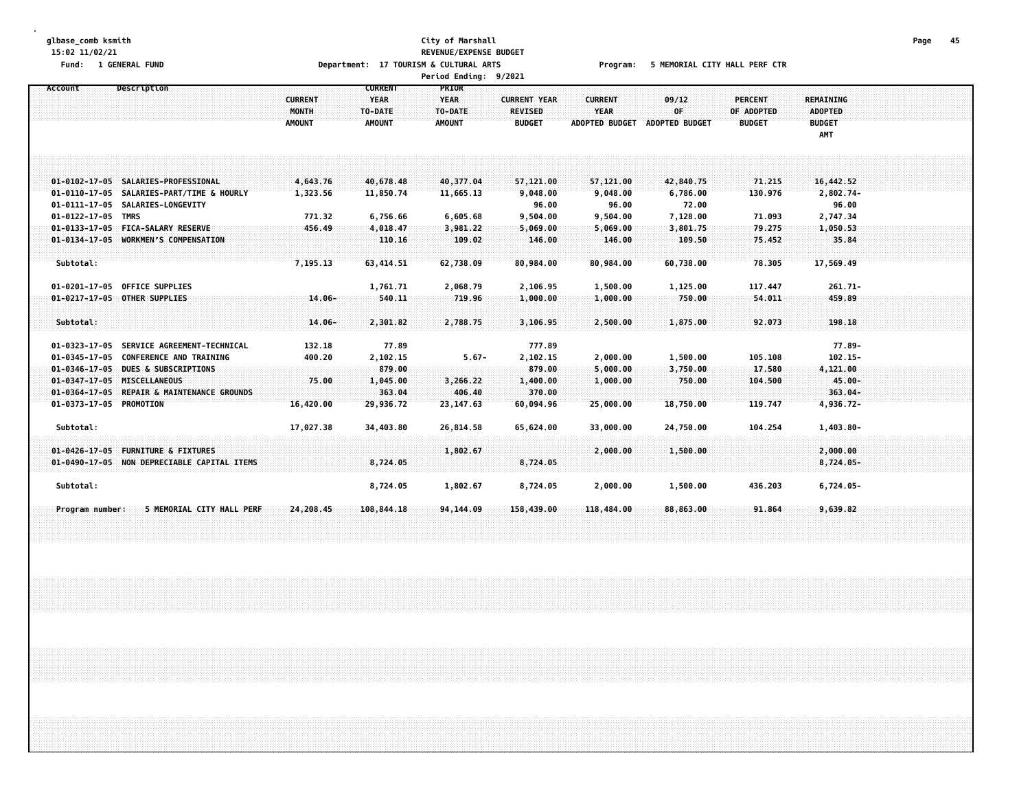glbase_comb ksmith
15:02 11/02/21

**City of Marshall**
**REVENUE/EXPENSE BUDGET**

Fund: 1 GENERAL FUND — Department: 17 TOURISM & CULTURAL ARTS — Program: 5 MEMORIAL CITY HALL PERF CTR

Period Ending: 9/2021

| Account | Description | CURRENT MONTH AMOUNT | CURRENT YEAR TO-DATE AMOUNT | PRIOR YEAR TO-DATE AMOUNT | CURRENT YEAR REVISED BUDGET | CURRENT YEAR ADOPTED BUDGET | 09/12 OF ADOPTED BUDGET | PERCENT OF ADOPTED BUDGET | REMAINING ADOPTED BUDGET AMT |
|---|---|---|---|---|---|---|---|---|---|
| 01-0102-17-05 | SALARIES-PROFESSIONAL | 4,643.76 | 40,678.48 | 40,377.04 | 57,121.00 | 57,121.00 | 42,840.75 | 71.215 | 16,442.52 |
| 01-0110-17-05 | SALARIES-PART/TIME & HOURLY | 1,323.56 | 11,850.74 | 11,665.13 | 9,048.00 | 9,048.00 | 6,786.00 | 130.976 | 2,802.74- |
| 01-0111-17-05 | SALARIES-LONGEVITY | | | | 96.00 | 96.00 | 72.00 | | 96.00 |
| 01-0122-17-05 | TMRS | 771.32 | 6,756.66 | 6,605.68 | 9,504.00 | 9,504.00 | 7,128.00 | 71.093 | 2,747.34 |
| 01-0133-17-05 | FICA-SALARY RESERVE | 456.49 | 4,018.47 | 3,981.22 | 5,069.00 | 5,069.00 | 3,801.75 | 79.275 | 1,050.53 |
| 01-0134-17-05 | WORKMEN'S COMPENSATION | | 110.16 | 109.02 | 146.00 | 146.00 | 109.50 | 75.452 | 35.84 |
| Subtotal: | | 7,195.13 | 63,414.51 | 62,738.09 | 80,984.00 | 80,984.00 | 60,738.00 | 78.305 | 17,569.49 |
| 01-0201-17-05 | OFFICE SUPPLIES | | 1,761.71 | 2,068.79 | 2,106.95 | 1,500.00 | 1,125.00 | 117.447 | 261.71- |
| 01-0217-17-05 | OTHER SUPPLIES | 14.06- | 540.11 | 719.96 | 1,000.00 | 1,000.00 | 750.00 | 54.011 | 459.89 |
| Subtotal: | | 14.06- | 2,301.82 | 2,788.75 | 3,106.95 | 2,500.00 | 1,875.00 | 92.073 | 198.18 |
| 01-0323-17-05 | SERVICE AGREEMENT-TECHNICAL | 132.18 | 77.89 | | 777.89 | | | | 77.89- |
| 01-0345-17-05 | CONFERENCE AND TRAINING | 400.20 | 2,102.15 | 5.67- | 2,102.15 | 2,000.00 | 1,500.00 | 105.108 | 102.15- |
| 01-0346-17-05 | DUES & SUBSCRIPTIONS | | 879.00 | | 879.00 | 5,000.00 | 3,750.00 | 17.580 | 4,121.00 |
| 01-0347-17-05 | MISCELLANEOUS | 75.00 | 1,045.00 | 3,266.22 | 1,400.00 | 1,000.00 | 750.00 | 104.500 | 45.00- |
| 01-0364-17-05 | REPAIR & MAINTENANCE GROUNDS | | 363.04 | 406.40 | 370.00 | | | | 363.04- |
| 01-0373-17-05 | PROMOTION | 16,420.00 | 29,936.72 | 23,147.63 | 60,094.96 | 25,000.00 | 18,750.00 | 119.747 | 4,936.72- |
| Subtotal: | | 17,027.38 | 34,403.80 | 26,814.58 | 65,624.00 | 33,000.00 | 24,750.00 | 104.254 | 1,403.80- |
| 01-0426-17-05 | FURNITURE & FIXTURES | | | 1,802.67 | | 2,000.00 | 1,500.00 | | 2,000.00 |
| 01-0490-17-05 | NON DEPRECIABLE CAPITAL ITEMS | | 8,724.05 | | 8,724.05 | | | | 8,724.05- |
| Subtotal: | | | 8,724.05 | 1,802.67 | 8,724.05 | 2,000.00 | 1,500.00 | 436.203 | 6,724.05- |
| Program number: | 5 MEMORIAL CITY HALL PERF | 24,208.45 | 108,844.18 | 94,144.09 | 158,439.00 | 118,484.00 | 88,863.00 | 91.864 | 9,639.82 |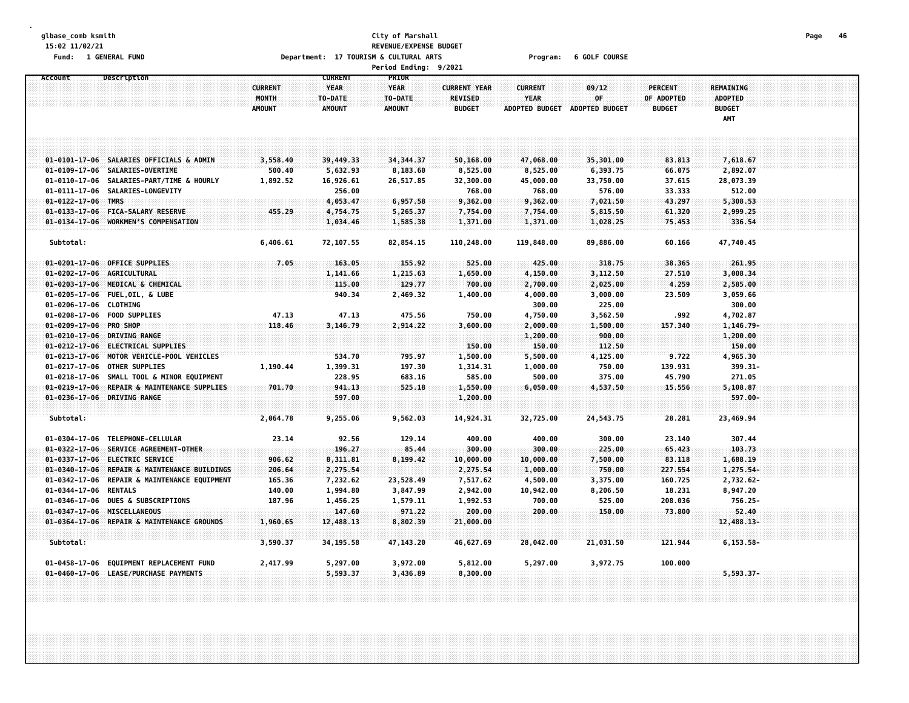glbase_comb ksmith
15:02 11/02/21
Fund: 1 GENERAL FUND

City of Marshall
REVENUE/EXPENSE BUDGET
Department: 17 TOURISM & CULTURAL ARTS
Program: 6 GOLF COURSE
Period Ending: 9/2021

| Account | Description | CURRENT MONTH AMOUNT | CURRENT YEAR TO-DATE AMOUNT | PRIOR YEAR TO-DATE AMOUNT | CURRENT YEAR REVISED BUDGET | CURRENT YEAR ADOPTED BUDGET | 09/12 OF ADOPTED BUDGET | PERCENT OF ADOPTED BUDGET | REMAINING ADOPTED BUDGET AMT |
|---|---|---|---|---|---|---|---|---|---|
| 01-0101-17-06 | SALARIES OFFICIALS & ADMIN | 3,558.40 | 39,449.33 | 34,344.37 | 50,168.00 | 47,068.00 | 35,301.00 | 83.813 | 7,618.67 |
| 01-0109-17-06 | SALARIES-OVERTIME | 500.40 | 5,632.93 | 8,183.60 | 8,525.00 | 8,525.00 | 6,393.75 | 66.075 | 2,892.07 |
| 01-0110-17-06 | SALARIES-PART/TIME & HOURLY | 1,892.52 | 16,926.61 | 26,517.85 | 32,300.00 | 45,000.00 | 33,750.00 | 37.615 | 28,073.39 |
| 01-0111-17-06 | SALARIES-LONGEVITY | | 256.00 | | 768.00 | 768.00 | 576.00 | 33.333 | 512.00 |
| 01-0122-17-06 | TMRS | | 4,053.47 | 6,957.58 | 9,362.00 | 9,362.00 | 7,021.50 | 43.297 | 5,308.53 |
| 01-0133-17-06 | FICA-SALARY RESERVE | 455.29 | 4,754.75 | 5,265.37 | 7,754.00 | 7,754.00 | 5,815.50 | 61.320 | 2,999.25 |
| 01-0134-17-06 | WORKMEN'S COMPENSATION | | 1,034.46 | 1,585.38 | 1,371.00 | 1,371.00 | 1,028.25 | 75.453 | 336.54 |
| Subtotal: | | 6,406.61 | 72,107.55 | 82,854.15 | 110,248.00 | 119,848.00 | 89,886.00 | 60.166 | 47,740.45 |
| 01-0201-17-06 | OFFICE SUPPLIES | 7.05 | 163.05 | 155.92 | 525.00 | 425.00 | 318.75 | 38.365 | 261.95 |
| 01-0202-17-06 | AGRICULTURAL | | 1,141.66 | 1,215.63 | 1,650.00 | 4,150.00 | 3,112.50 | 27.510 | 3,008.34 |
| 01-0203-17-06 | MEDICAL & CHEMICAL | | 115.00 | 129.77 | 700.00 | 2,700.00 | 2,025.00 | 4.259 | 2,585.00 |
| 01-0205-17-06 | FUEL,OIL, & LUBE | | 940.34 | 2,469.32 | 1,400.00 | 4,000.00 | 3,000.00 | 23.509 | 3,059.66 |
| 01-0206-17-06 | CLOTHING | | | | | 300.00 | 225.00 | | 300.00 |
| 01-0208-17-06 | FOOD SUPPLIES | 47.13 | 47.13 | 475.56 | 750.00 | 4,750.00 | 3,562.50 | .992 | 4,702.87 |
| 01-0209-17-06 | PRO SHOP | 118.46 | 3,146.79 | 2,914.22 | 3,600.00 | 2,000.00 | 1,500.00 | 157.340 | 1,146.79- |
| 01-0210-17-06 | DRIVING RANGE | | | | | 1,200.00 | 900.00 | | 1,200.00 |
| 01-0212-17-06 | ELECTRICAL SUPPLIES | | | | 150.00 | 150.00 | 112.50 | | 150.00 |
| 01-0213-17-06 | MOTOR VEHICLE-POOL VEHICLES | | 534.70 | 795.97 | 1,500.00 | 5,500.00 | 4,125.00 | 9.722 | 4,965.30 |
| 01-0217-17-06 | OTHER SUPPLIES | 1,190.44 | 1,399.31 | 197.30 | 1,314.31 | 1,000.00 | 750.00 | 139.931 | 399.31- |
| 01-0218-17-06 | SMALL TOOL & MINOR EQUIPMENT | | 228.95 | 683.16 | 585.00 | 500.00 | 375.00 | 45.790 | 271.05 |
| 01-0219-17-06 | REPAIR & MAINTENANCE SUPPLIES | 701.70 | 941.13 | 525.18 | 1,550.00 | 6,050.00 | 4,537.50 | 15.556 | 5,108.87 |
| 01-0236-17-06 | DRIVING RANGE | | 597.00 | | 1,200.00 | | | | 597.00- |
| Subtotal: | | 2,064.78 | 9,255.06 | 9,562.03 | 14,924.31 | 32,725.00 | 24,543.75 | 28.281 | 23,469.94 |
| 01-0304-17-06 | TELEPHONE-CELLULAR | 23.14 | 92.56 | 129.14 | 400.00 | 400.00 | 300.00 | 23.140 | 307.44 |
| 01-0322-17-06 | SERVICE AGREEMENT-OTHER | | 196.27 | 85.44 | 300.00 | 300.00 | 225.00 | 65.423 | 103.73 |
| 01-0337-17-06 | ELECTRIC SERVICE | 906.62 | 8,311.81 | 8,199.42 | 10,000.00 | 10,000.00 | 7,500.00 | 83.118 | 1,688.19 |
| 01-0340-17-06 | REPAIR & MAINTENANCE BUILDINGS | 206.64 | 2,275.54 | | 2,275.54 | 1,000.00 | 750.00 | 227.554 | 1,275.54- |
| 01-0342-17-06 | REPAIR & MAINTENANCE EQUIPMENT | 165.36 | 7,232.62 | 23,528.49 | 7,517.62 | 4,500.00 | 3,375.00 | 160.725 | 2,732.62- |
| 01-0344-17-06 | RENTALS | 140.00 | 1,994.80 | 3,847.99 | 2,942.00 | 10,942.00 | 8,206.50 | 18.231 | 8,947.20 |
| 01-0346-17-06 | DUES & SUBSCRIPTIONS | 187.96 | 1,456.25 | 1,579.11 | 1,992.53 | 700.00 | 525.00 | 208.036 | 756.25- |
| 01-0347-17-06 | MISCELLANEOUS | | 147.60 | 971.22 | 200.00 | 200.00 | 150.00 | 73.800 | 52.40 |
| 01-0364-17-06 | REPAIR & MAINTENANCE GROUNDS | 1,960.65 | 12,488.13 | 8,802.39 | 21,000.00 | | | | 12,488.13- |
| Subtotal: | | 3,590.37 | 34,195.58 | 47,143.20 | 46,627.69 | 28,042.00 | 21,031.50 | 121.944 | 6,153.58- |
| 01-0458-17-06 | EQUIPMENT REPLACEMENT FUND | 2,417.99 | 5,297.00 | 3,972.00 | 5,812.00 | 5,297.00 | 3,972.75 | 100.000 | |
| 01-0460-17-06 | LEASE/PURCHASE PAYMENTS | | 5,593.37 | 3,436.89 | 8,300.00 | | | | 5,593.37- |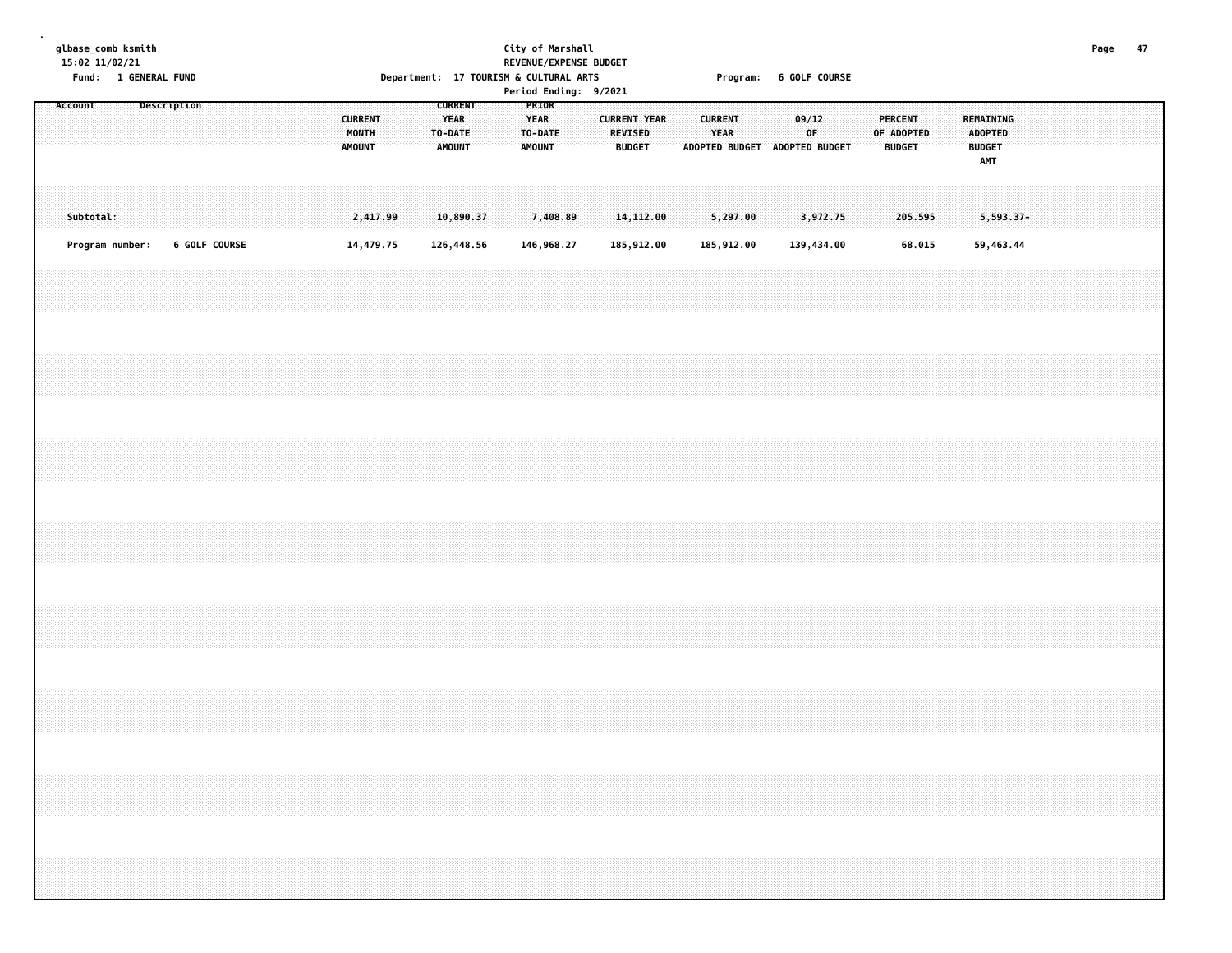glbase_comb ksmith
15:02 11/02/21
Fund: 1 GENERAL FUND

City of Marshall
REVENUE/EXPENSE BUDGET
Department: 17 TOURISM & CULTURAL ARTS
Period Ending: 9/2021

Program: 6 GOLF COURSE

| Account | Description | CURRENT MONTH AMOUNT | CURRENT YEAR TO-DATE AMOUNT | PRIOR YEAR TO-DATE AMOUNT | CURRENT YEAR REVISED BUDGET | CURRENT YEAR ADOPTED BUDGET | 09/12 OF ADOPTED BUDGET | PERCENT OF ADOPTED BUDGET | REMAINING ADOPTED BUDGET AMT |
|---|---|---|---|---|---|---|---|---|---|
| Subtotal: | | 2,417.99 | 10,890.37 | 7,408.89 | 14,112.00 | 5,297.00 | 3,972.75 | 205.595 | 5,593.37- |
| Program number: | 6 GOLF COURSE | 14,479.75 | 126,448.56 | 146,968.27 | 185,912.00 | 185,912.00 | 139,434.00 | 68.015 | 59,463.44 |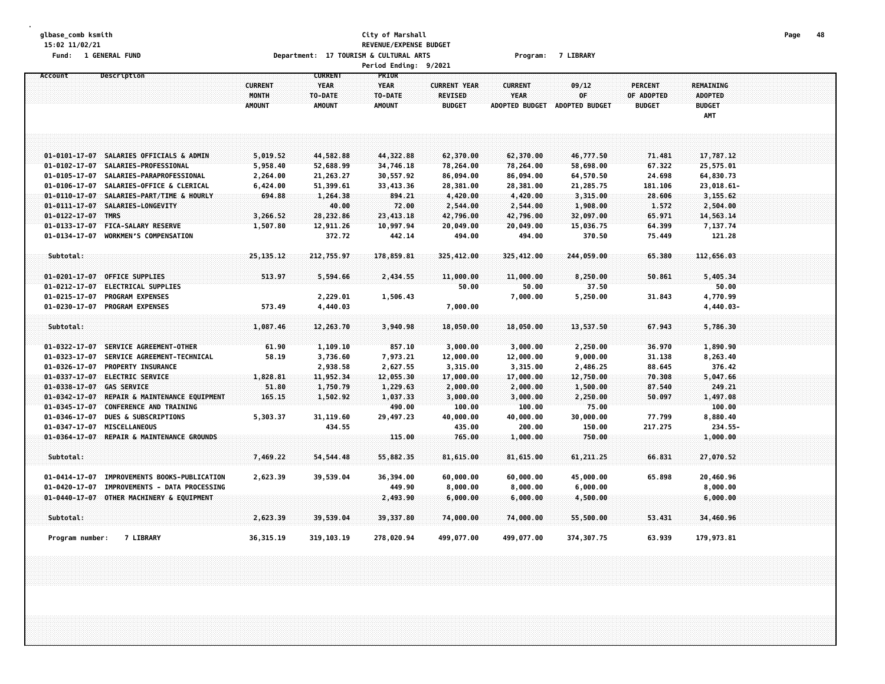glbase_comb ksmith
15:02 11/02/21
Fund: 1 GENERAL FUND

City of Marshall
REVENUE/EXPENSE BUDGET
Department: 17 TOURISM & CULTURAL ARTS    Program: 7 LIBRARY
Period Ending: 9/2021

| Account | Description | CURRENT MONTH AMOUNT | CURRENT YEAR TO-DATE AMOUNT | PRIOR YEAR TO-DATE AMOUNT | CURRENT YEAR REVISED BUDGET | CURRENT YEAR ADOPTED BUDGET | 09/12 OF ADOPTED BUDGET | PERCENT OF ADOPTED BUDGET | REMAINING ADOPTED BUDGET AMT |
|---|---|---|---|---|---|---|---|---|---|
| 01-0101-17-07 | SALARIES OFFICIALS & ADMIN | 5,019.52 | 44,582.88 | 44,322.88 | 62,370.00 | 62,370.00 | 46,777.50 | 71.481 | 17,787.12 |
| 01-0102-17-07 | SALARIES-PROFESSIONAL | 5,958.40 | 52,688.99 | 34,746.18 | 78,264.00 | 78,264.00 | 58,698.00 | 67.322 | 25,575.01 |
| 01-0105-17-07 | SALARIES-PARAPROFESSIONAL | 2,264.00 | 21,263.27 | 30,557.92 | 86,094.00 | 86,094.00 | 64,570.50 | 24.698 | 64,830.73 |
| 01-0106-17-07 | SALARIES-OFFICE & CLERICAL | 6,424.00 | 51,399.61 | 33,413.36 | 28,381.00 | 28,381.00 | 21,285.75 | 181.106 | 23,018.61- |
| 01-0110-17-07 | SALARIES-PART/TIME & HOURLY | 694.88 | 1,264.38 | 894.21 | 4,420.00 | 4,420.00 | 3,315.00 | 28.606 | 3,155.62 |
| 01-0111-17-07 | SALARIES-LONGEVITY | | 40.00 | 72.00 | 2,544.00 | 2,544.00 | 1,908.00 | 1.572 | 2,504.00 |
| 01-0122-17-07 | TMRS | 3,266.52 | 28,232.86 | 23,413.18 | 42,796.00 | 42,796.00 | 32,097.00 | 65.971 | 14,563.14 |
| 01-0133-17-07 | FICA-SALARY RESERVE | 1,507.80 | 12,911.26 | 10,997.94 | 20,049.00 | 20,049.00 | 15,036.75 | 64.399 | 7,137.74 |
| 01-0134-17-07 | WORKMEN'S COMPENSATION | | 372.72 | 442.14 | 494.00 | 494.00 | 370.50 | 75.449 | 121.28 |
| Subtotal: | | 25,135.12 | 212,755.97 | 178,859.81 | 325,412.00 | 325,412.00 | 244,059.00 | 65.380 | 112,656.03 |
| 01-0201-17-07 | OFFICE SUPPLIES | 513.97 | 5,594.66 | 2,434.55 | 11,000.00 | 11,000.00 | 8,250.00 | 50.861 | 5,405.34 |
| 01-0212-17-07 | ELECTRICAL SUPPLIES | | | | 50.00 | 50.00 | 37.50 | | 50.00 |
| 01-0215-17-07 | PROGRAM EXPENSES | | 2,229.01 | 1,506.43 | | 7,000.00 | 5,250.00 | 31.843 | 4,770.99 |
| 01-0230-17-07 | PROGRAM EXPENSES | 573.49 | 4,440.03 | | 7,000.00 | | | | 4,440.03- |
| Subtotal: | | 1,087.46 | 12,263.70 | 3,940.98 | 18,050.00 | 18,050.00 | 13,537.50 | 67.943 | 5,786.30 |
| 01-0322-17-07 | SERVICE AGREEMENT-OTHER | 61.90 | 1,109.10 | 857.10 | 3,000.00 | 3,000.00 | 2,250.00 | 36.970 | 1,890.90 |
| 01-0323-17-07 | SERVICE AGREEMENT-TECHNICAL | 58.19 | 3,736.60 | 7,973.21 | 12,000.00 | 12,000.00 | 9,000.00 | 31.138 | 8,263.40 |
| 01-0326-17-07 | PROPERTY INSURANCE | | 2,938.58 | 2,627.55 | 3,315.00 | 3,315.00 | 2,486.25 | 88.645 | 376.42 |
| 01-0337-17-07 | ELECTRIC SERVICE | 1,828.81 | 11,952.34 | 12,055.30 | 17,000.00 | 17,000.00 | 12,750.00 | 70.308 | 5,047.66 |
| 01-0338-17-07 | GAS SERVICE | 51.80 | 1,750.79 | 1,229.63 | 2,000.00 | 2,000.00 | 1,500.00 | 87.540 | 249.21 |
| 01-0342-17-07 | REPAIR & MAINTENANCE EQUIPMENT | 165.15 | 1,502.92 | 1,037.33 | 3,000.00 | 3,000.00 | 2,250.00 | 50.097 | 1,497.08 |
| 01-0345-17-07 | CONFERENCE AND TRAINING | | | 490.00 | 100.00 | 100.00 | 75.00 | | 100.00 |
| 01-0346-17-07 | DUES & SUBSCRIPTIONS | 5,303.37 | 31,119.60 | 29,497.23 | 40,000.00 | 40,000.00 | 30,000.00 | 77.799 | 8,880.40 |
| 01-0347-17-07 | MISCELLANEOUS | | 434.55 | | 435.00 | 200.00 | 150.00 | 217.275 | 234.55- |
| 01-0364-17-07 | REPAIR & MAINTENANCE GROUNDS | | | 115.00 | 765.00 | 1,000.00 | 750.00 | | 1,000.00 |
| Subtotal: | | 7,469.22 | 54,544.48 | 55,882.35 | 81,615.00 | 81,615.00 | 61,211.25 | 66.831 | 27,070.52 |
| 01-0414-17-07 | IMPROVEMENTS BOOKS-PUBLICATION | 2,623.39 | 39,539.04 | 36,394.00 | 60,000.00 | 60,000.00 | 45,000.00 | 65.898 | 20,460.96 |
| 01-0420-17-07 | IMPROVEMENTS - DATA PROCESSING | | | 449.90 | 8,000.00 | 8,000.00 | 6,000.00 | | 8,000.00 |
| 01-0440-17-07 | OTHER MACHINERY & EQUIPMENT | | | 2,493.90 | 6,000.00 | 6,000.00 | 4,500.00 | | 6,000.00 |
| Subtotal: | | 2,623.39 | 39,539.04 | 39,337.80 | 74,000.00 | 74,000.00 | 55,500.00 | 53.431 | 34,460.96 |
| Program number: | 7 LIBRARY | 36,315.19 | 319,103.19 | 278,020.94 | 499,077.00 | 499,077.00 | 374,307.75 | 63.939 | 179,973.81 |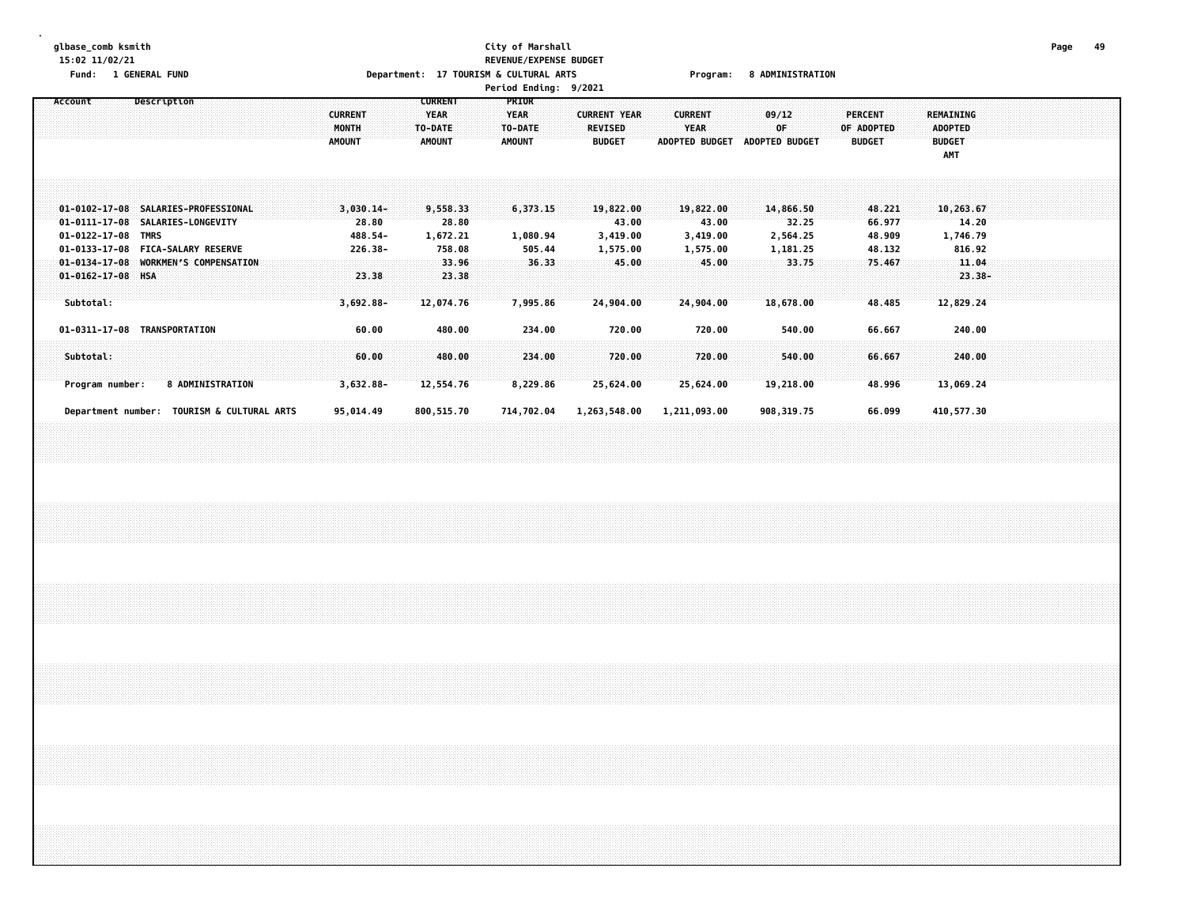glbase_comb ksmith
15:02 11/02/21
Fund: 1 GENERAL FUND

City of Marshall
REVENUE/EXPENSE BUDGET
Department: 17 TOURISM & CULTURAL ARTS
Period Ending: 9/2021

Program: 8 ADMINISTRATION

| Account | Description | CURRENT MONTH AMOUNT | CURRENT YEAR TO-DATE AMOUNT | PRIOR YEAR TO-DATE AMOUNT | CURRENT YEAR REVISED BUDGET | CURRENT YEAR ADOPTED BUDGET | 09/12 OF ADOPTED BUDGET | PERCENT OF ADOPTED BUDGET | REMAINING ADOPTED BUDGET AMT |
|---|---|---|---|---|---|---|---|---|---|
| 01-0102-17-08 | SALARIES-PROFESSIONAL | 3,030.14- | 9,558.33 | 6,373.15 | 19,822.00 | 19,822.00 | 14,866.50 | 48.221 | 10,263.67 |
| 01-0111-17-08 | SALARIES-LONGEVITY | 28.80 | 28.80 | | 43.00 | 43.00 | 32.25 | 66.977 | 14.20 |
| 01-0122-17-08 | TMRS | 488.54- | 1,672.21 | 1,080.94 | 3,419.00 | 3,419.00 | 2,564.25 | 48.909 | 1,746.79 |
| 01-0133-17-08 | FICA-SALARY RESERVE | 226.38- | 758.08 | 505.44 | 1,575.00 | 1,575.00 | 1,181.25 | 48.132 | 816.92 |
| 01-0134-17-08 | WORKMEN'S COMPENSATION | | 33.96 | 36.33 | 45.00 | 45.00 | 33.75 | 75.467 | 11.04 |
| 01-0162-17-08 | HSA | 23.38 | 23.38 | | | | | | 23.38- |
| Subtotal: | | 3,692.88- | 12,074.76 | 7,995.86 | 24,904.00 | 24,904.00 | 18,678.00 | 48.485 | 12,829.24 |
| 01-0311-17-08 | TRANSPORTATION | 60.00 | 480.00 | 234.00 | 720.00 | 720.00 | 540.00 | 66.667 | 240.00 |
| Subtotal: | | 60.00 | 480.00 | 234.00 | 720.00 | 720.00 | 540.00 | 66.667 | 240.00 |
| Program number: | 8 ADMINISTRATION | 3,632.88- | 12,554.76 | 8,229.86 | 25,624.00 | 25,624.00 | 19,218.00 | 48.996 | 13,069.24 |
| Department number: | TOURISM & CULTURAL ARTS | 95,014.49 | 800,515.70 | 714,702.04 | 1,263,548.00 | 1,211,093.00 | 908,319.75 | 66.099 | 410,577.30 |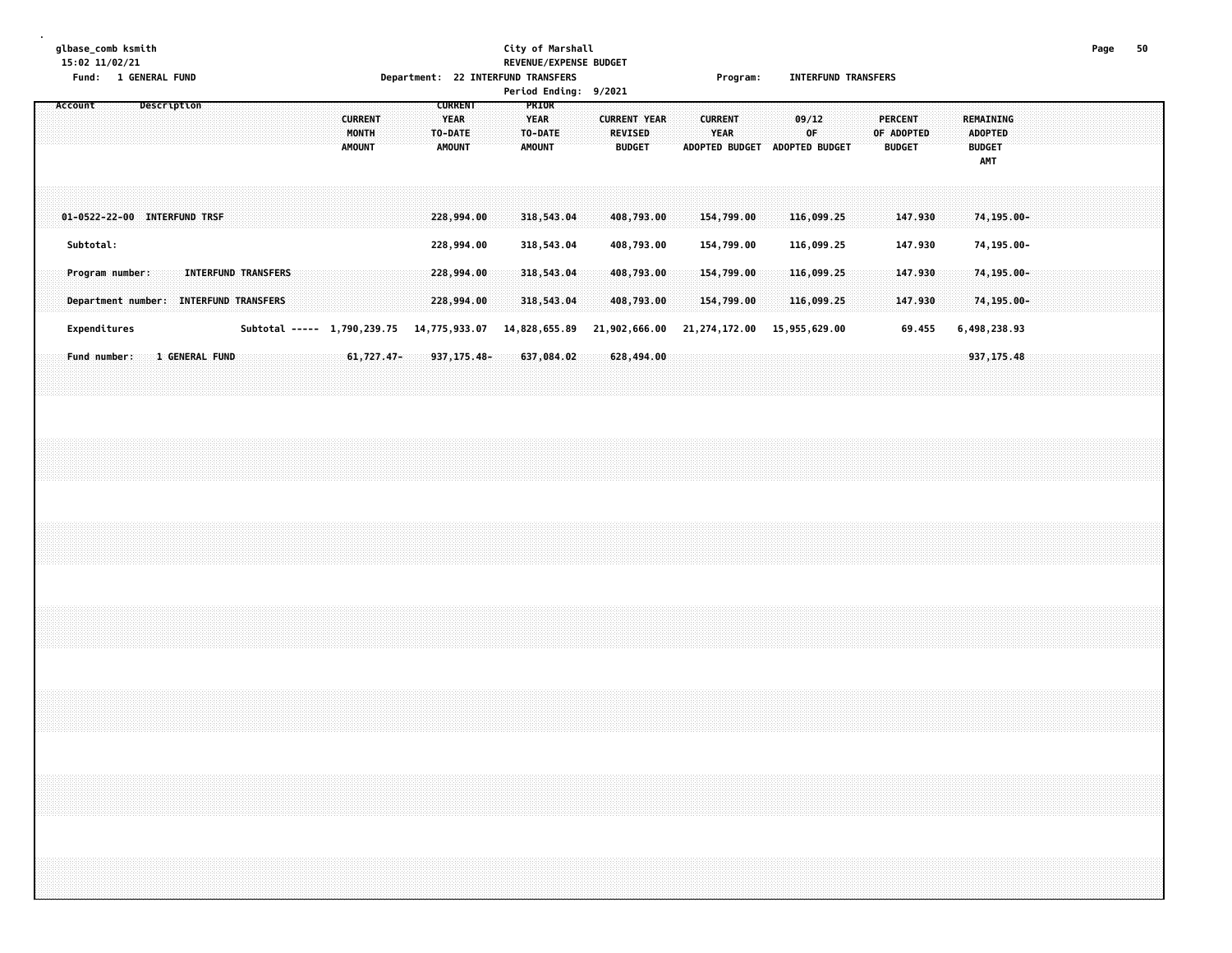glbase_comb ksmith
15:02 11/02/21
Fund: 1 GENERAL FUND

City of Marshall
REVENUE/EXPENSE BUDGET
Department: 22 INTERFUND TRANSFERS
Period Ending: 9/2021

Program: INTERFUND TRANSFERS

| Account | Description | CURRENT MONTH AMOUNT | CURRENT YEAR TO-DATE AMOUNT | PRIOR YEAR TO-DATE AMOUNT | CURRENT YEAR REVISED BUDGET | CURRENT YEAR ADOPTED BUDGET | 09/12 OF ADOPTED BUDGET | PERCENT OF ADOPTED BUDGET | REMAINING ADOPTED BUDGET AMT |
|---|---|---|---|---|---|---|---|---|---|
| 01-0522-22-00 | INTERFUND TRSF | | 228,994.00 | 318,543.04 | 408,793.00 | 154,799.00 | 116,099.25 | 147.930 | 74,195.00- |
| Subtotal: | | | 228,994.00 | 318,543.04 | 408,793.00 | 154,799.00 | 116,099.25 | 147.930 | 74,195.00- |
| Program number: | INTERFUND TRANSFERS | | 228,994.00 | 318,543.04 | 408,793.00 | 154,799.00 | 116,099.25 | 147.930 | 74,195.00- |
| Department number: | INTERFUND TRANSFERS | | 228,994.00 | 318,543.04 | 408,793.00 | 154,799.00 | 116,099.25 | 147.930 | 74,195.00- |
| Expenditures | Subtotal ----- | 1,790,239.75 | 14,775,933.07 | 14,828,655.89 | 21,902,666.00 | 21,274,172.00 | 15,955,629.00 | 69.455 | 6,498,238.93 |
| Fund number: | 1 GENERAL FUND | 61,727.47- | 937,175.48- | 637,084.02 | 628,494.00 | | | | 937,175.48 |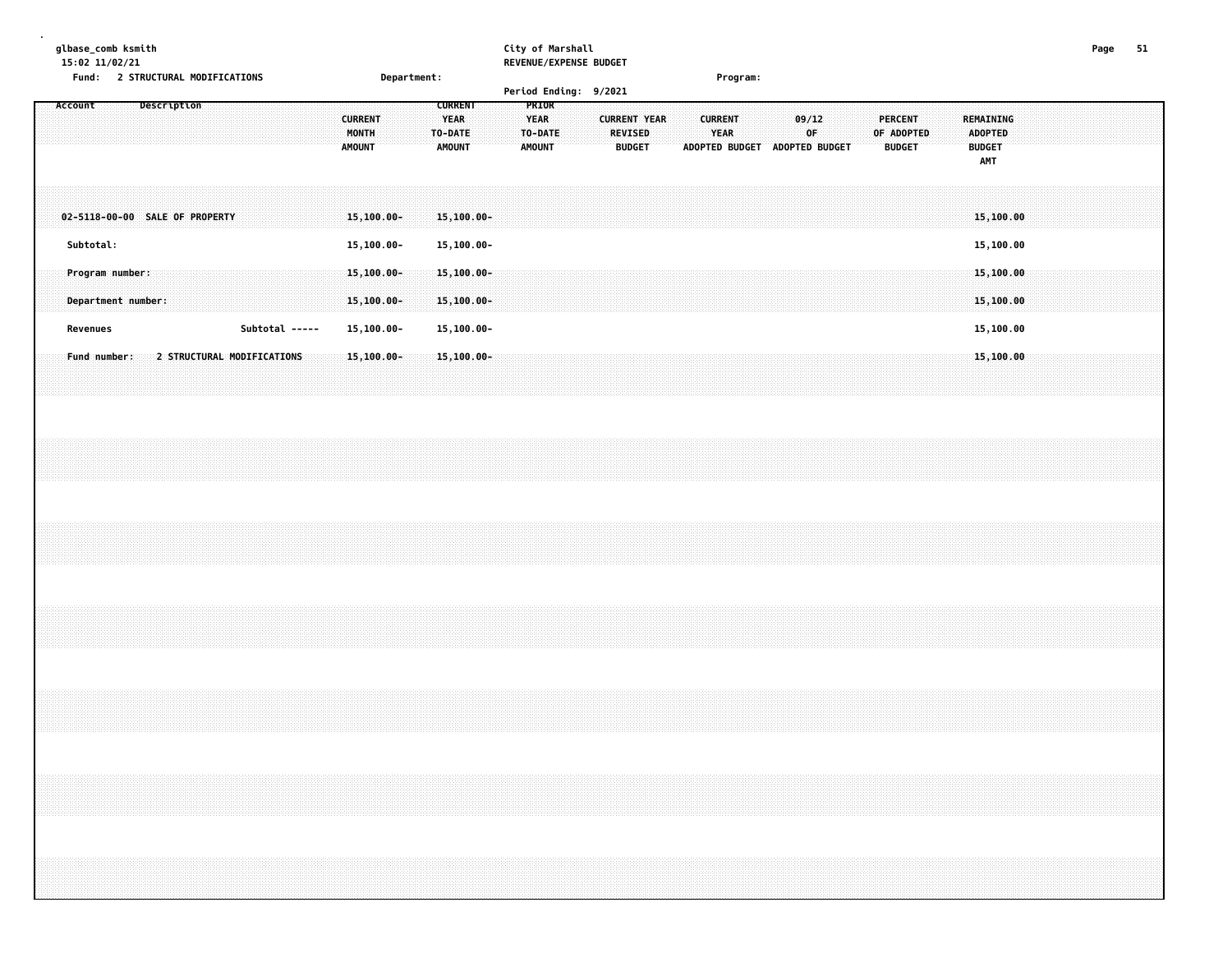glbase_comb ksmith
15:02 11/02/21

City of Marshall
REVENUE/EXPENSE BUDGET

Fund: 2 STRUCTURAL MODIFICATIONS Department: Program:

Period Ending: 9/2021

| Account | Description | CURRENT MONTH AMOUNT | CURRENT YEAR TO-DATE AMOUNT | PRIOR YEAR TO-DATE AMOUNT | CURRENT YEAR REVISED BUDGET | CURRENT YEAR ADOPTED BUDGET | 09/12 OF ADOPTED BUDGET | PERCENT OF ADOPTED BUDGET | REMAINING ADOPTED BUDGET AMT |
|---|---|---|---|---|---|---|---|---|---|
| 02-5118-00-00 | SALE OF PROPERTY | 15,100.00- | 15,100.00- | | | | | | 15,100.00 |
| Subtotal: | | 15,100.00- | 15,100.00- | | | | | | 15,100.00 |
| Program number: | | 15,100.00- | 15,100.00- | | | | | | 15,100.00 |
| Department number: | | 15,100.00- | 15,100.00- | | | | | | 15,100.00 |
| Revenues | Subtotal ----- | 15,100.00- | 15,100.00- | | | | | | 15,100.00 |
| Fund number: | 2 STRUCTURAL MODIFICATIONS | 15,100.00- | 15,100.00- | | | | | | 15,100.00 |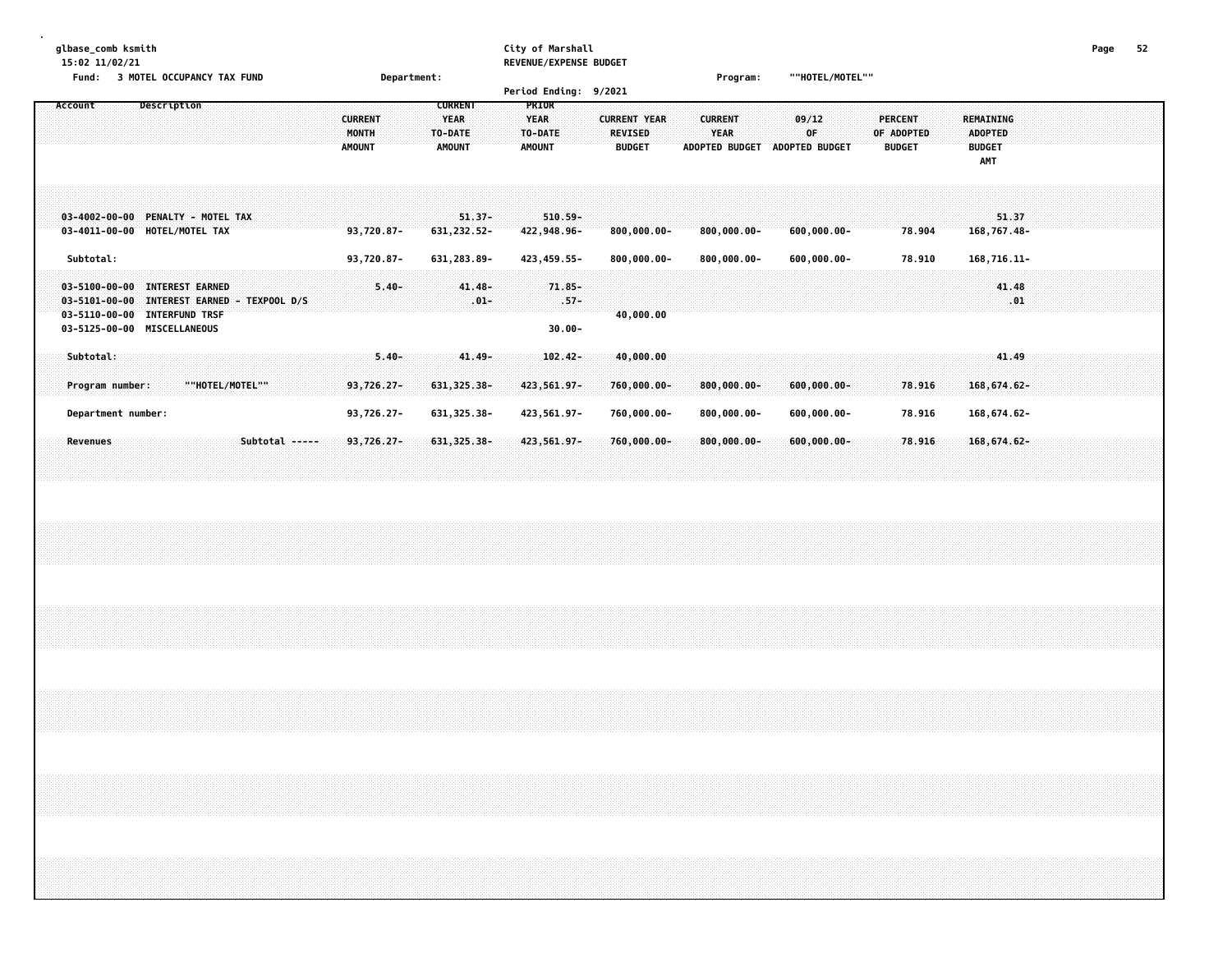glbase_comb ksmith
15:02 11/02/21

City of Marshall
REVENUE/EXPENSE BUDGET

Fund: 3 MOTEL OCCUPANCY TAX FUND    Department:    Program: ""HOTEL/MOTEL""

Period Ending: 9/2021

| Account | Description | CURRENT MONTH AMOUNT | CURRENT YEAR TO-DATE AMOUNT | PRIOR YEAR TO-DATE AMOUNT | CURRENT YEAR REVISED BUDGET | CURRENT YEAR ADOPTED BUDGET | 09/12 OF ADOPTED BUDGET | PERCENT OF ADOPTED BUDGET | REMAINING ADOPTED BUDGET AMT |
|---|---|---|---|---|---|---|---|---|---|
| 03-4002-00-00 | PENALTY - MOTEL TAX | | 51.37- | 510.59- | | | | | 51.37 |
| 03-4011-00-00 | HOTEL/MOTEL TAX | 93,720.87- | 631,232.52- | 422,948.96- | 800,000.00- | 800,000.00- | 600,000.00- | 78.904 | 168,767.48- |
| Subtotal: | | 93,720.87- | 631,283.89- | 423,459.55- | 800,000.00- | 800,000.00- | 600,000.00- | 78.910 | 168,716.11- |
| 03-5100-00-00 | INTEREST EARNED | 5.40- | 41.48- | 71.85- | | | | | 41.48 |
| 03-5101-00-00 | INTEREST EARNED - TEXPOOL D/S | | .01- | .57- | | | | | .01 |
| 03-5110-00-00 | INTERFUND TRSF | | | | 40,000.00 | | | | |
| 03-5125-00-00 | MISCELLANEOUS | | | 30.00- | | | | | |
| Subtotal: | | 5.40- | 41.49- | 102.42- | 40,000.00 | | | | 41.49 |
| Program number: | ""HOTEL/MOTEL"" | 93,726.27- | 631,325.38- | 423,561.97- | 760,000.00- | 800,000.00- | 600,000.00- | 78.916 | 168,674.62- |
| Department number: | | 93,726.27- | 631,325.38- | 423,561.97- | 760,000.00- | 800,000.00- | 600,000.00- | 78.916 | 168,674.62- |
| Revenues | Subtotal ----- | 93,726.27- | 631,325.38- | 423,561.97- | 760,000.00- | 800,000.00- | 600,000.00- | 78.916 | 168,674.62- |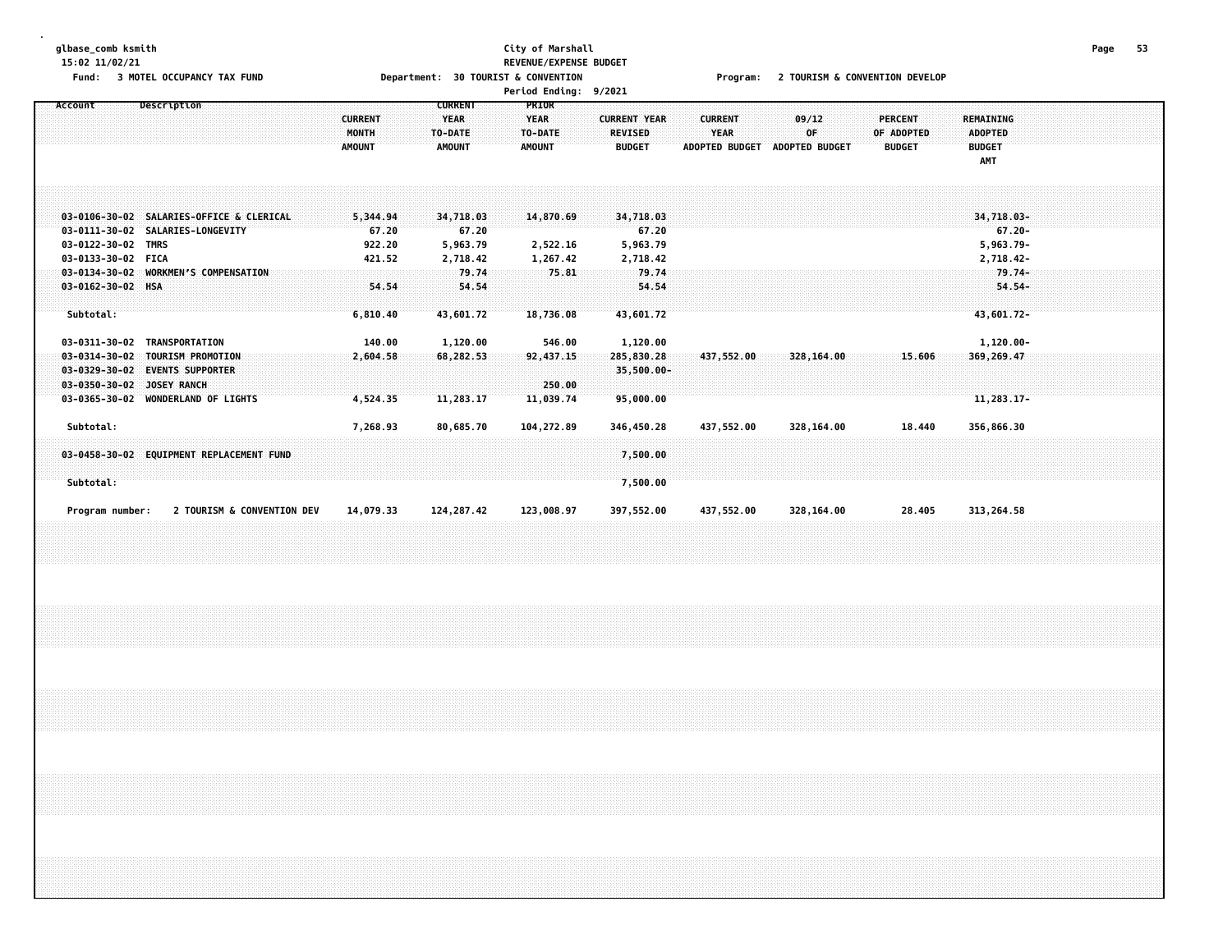glbase_comb ksmith
15:02 11/02/21

**City of Marshall**
**REVENUE/EXPENSE BUDGET**
**Period Ending: 9/2021**

Fund: 3 MOTEL OCCUPANCY TAX FUND | Department: 30 TOURIST & CONVENTION | Program: 2 TOURISM & CONVENTION DEVELOP

| Account | Description | CURRENT MONTH AMOUNT | CURRENT YEAR TO-DATE AMOUNT | PRIOR YEAR TO-DATE AMOUNT | CURRENT YEAR REVISED BUDGET | CURRENT YEAR ADOPTED BUDGET | 09/12 OF ADOPTED BUDGET | PERCENT OF ADOPTED BUDGET | REMAINING ADOPTED BUDGET AMT |
|---|---|---|---|---|---|---|---|---|---|
| 03-0106-30-02 | SALARIES-OFFICE & CLERICAL | 5,344.94 | 34,718.03 | 14,870.69 | 34,718.03 | | | | 34,718.03- |
| 03-0111-30-02 | SALARIES-LONGEVITY | 67.20 | 67.20 | | 67.20 | | | | 67.20- |
| 03-0122-30-02 | TMRS | 922.20 | 5,963.79 | 2,522.16 | 5,963.79 | | | | 5,963.79- |
| 03-0133-30-02 | FICA | 421.52 | 2,718.42 | 1,267.42 | 2,718.42 | | | | 2,718.42- |
| 03-0134-30-02 | WORKMEN'S COMPENSATION | | 79.74 | 75.81 | 79.74 | | | | 79.74- |
| 03-0162-30-02 | HSA | 54.54 | 54.54 | | 54.54 | | | | 54.54- |
| Subtotal: | | 6,810.40 | 43,601.72 | 18,736.08 | 43,601.72 | | | | 43,601.72- |
| 03-0311-30-02 | TRANSPORTATION | 140.00 | 1,120.00 | 546.00 | 1,120.00 | | | | 1,120.00- |
| 03-0314-30-02 | TOURISM PROMOTION | 2,604.58 | 68,282.53 | 92,437.15 | 285,830.28 | 437,552.00 | 328,164.00 | 15.606 | 369,269.47 |
| 03-0329-30-02 | EVENTS SUPPORTER | | | | 35,500.00- | | | | |
| 03-0350-30-02 | JOSEY RANCH | | | 250.00 | | | | | |
| 03-0365-30-02 | WONDERLAND OF LIGHTS | 4,524.35 | 11,283.17 | 11,039.74 | 95,000.00 | | | | 11,283.17- |
| Subtotal: | | 7,268.93 | 80,685.70 | 104,272.89 | 346,450.28 | 437,552.00 | 328,164.00 | 18.440 | 356,866.30 |
| 03-0458-30-02 | EQUIPMENT REPLACEMENT FUND | | | | 7,500.00 | | | | |
| Subtotal: | | | | | 7,500.00 | | | | |
| Program number: | 2 TOURISM & CONVENTION DEV | 14,079.33 | 124,287.42 | 123,008.97 | 397,552.00 | 437,552.00 | 328,164.00 | 28.405 | 313,264.58 |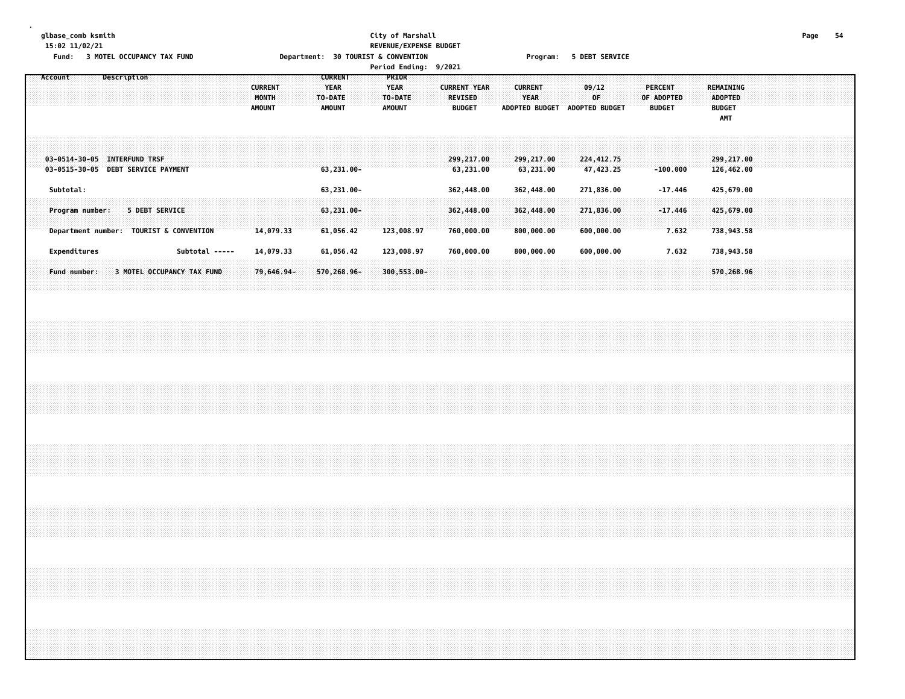City of Marshall
REVENUE/EXPENSE BUDGET

Fund: 3 MOTEL OCCUPANCY TAX FUND    Department: 30 TOURIST & CONVENTION    Program: 5 DEBT SERVICE

Period Ending: 9/2021

| Account | Description | CURRENT MONTH AMOUNT | CURRENT YEAR TO-DATE AMOUNT | PRIOR YEAR TO-DATE AMOUNT | CURRENT YEAR REVISED BUDGET | CURRENT YEAR ADOPTED BUDGET | 09/12 OF ADOPTED BUDGET | PERCENT OF ADOPTED BUDGET | REMAINING ADOPTED BUDGET AMT |
|---|---|---|---|---|---|---|---|---|---|
| 03-0514-30-05 | INTERFUND TRSF | | | | 299,217.00 | 299,217.00 | 224,412.75 | | 299,217.00 |
| 03-0515-30-05 | DEBT SERVICE PAYMENT | | 63,231.00- | | 63,231.00 | 63,231.00 | 47,423.25 | -100.000 | 126,462.00 |
| Subtotal: | | | 63,231.00- | | 362,448.00 | 362,448.00 | 271,836.00 | -17.446 | 425,679.00 |
| Program number: | 5 DEBT SERVICE | | 63,231.00- | | 362,448.00 | 362,448.00 | 271,836.00 | -17.446 | 425,679.00 |
| Department number: | TOURIST & CONVENTION | 14,079.33 | 61,056.42 | 123,008.97 | 760,000.00 | 800,000.00 | 600,000.00 | 7.632 | 738,943.58 |
| Expenditures | Subtotal ----- | 14,079.33 | 61,056.42 | 123,008.97 | 760,000.00 | 800,000.00 | 600,000.00 | 7.632 | 738,943.58 |
| Fund number: | 3 MOTEL OCCUPANCY TAX FUND | 79,646.94- | 570,268.96- | 300,553.00- | | | | | 570,268.96 |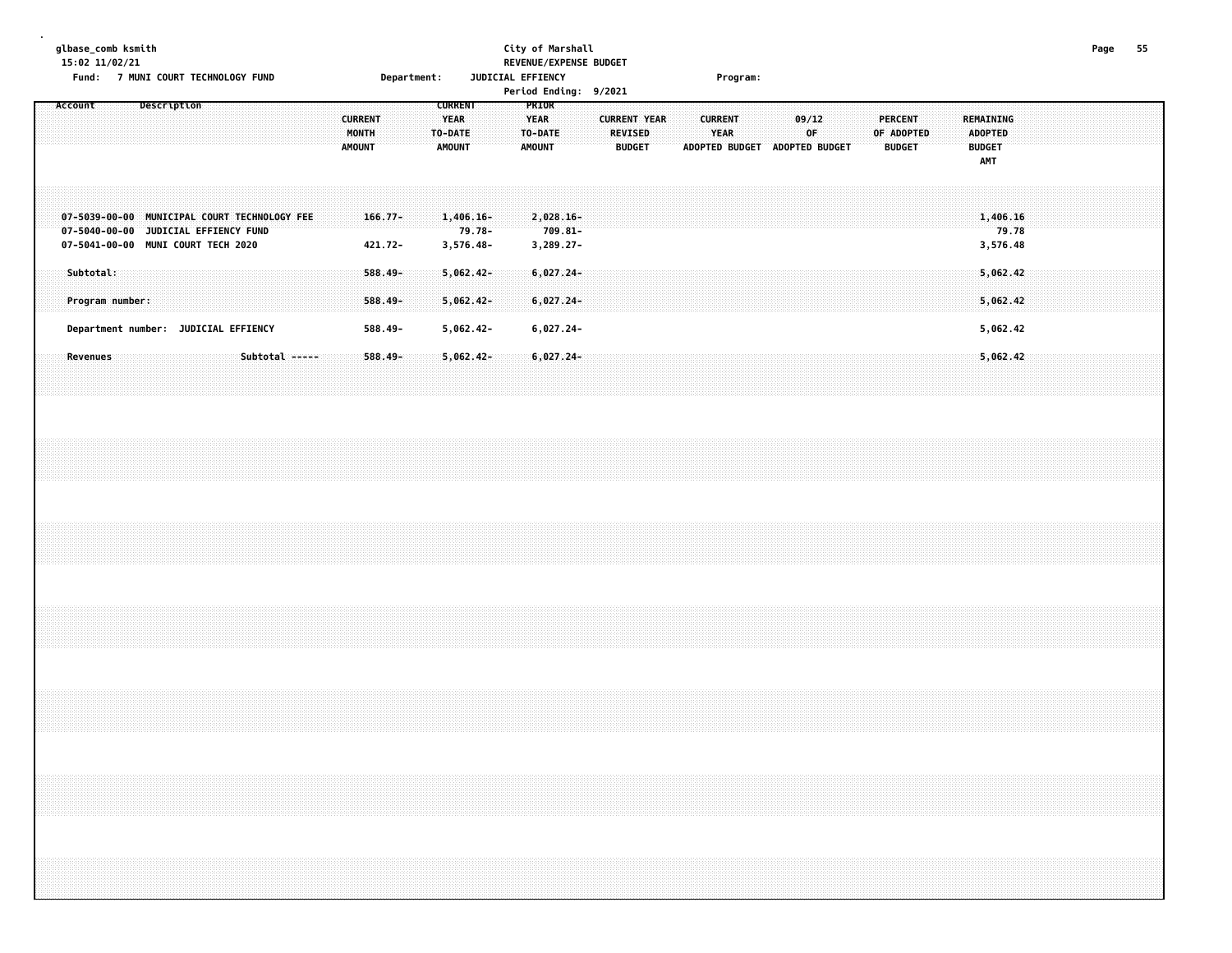glbase_comb ksmith
15:02 11/02/21

City of Marshall
REVENUE/EXPENSE BUDGET

Fund: 7 MUNI COURT TECHNOLOGY FUND     Department: JUDICIAL EFFIENCY     Program:

Period Ending: 9/2021

| Account | Description | CURRENT MONTH AMOUNT | CURRENT YEAR TO-DATE AMOUNT | PRIOR YEAR TO-DATE AMOUNT | CURRENT YEAR REVISED BUDGET | CURRENT YEAR ADOPTED BUDGET | 09/12 OF ADOPTED BUDGET | PERCENT OF ADOPTED BUDGET | REMAINING ADOPTED BUDGET AMT |
|---|---|---|---|---|---|---|---|---|---|
| 07-5039-00-00 | MUNICIPAL COURT TECHNOLOGY FEE | 166.77- | 1,406.16- | 2,028.16- | | | | | 1,406.16 |
| 07-5040-00-00 | JUDICIAL EFFIENCY FUND | | 79.78- | 709.81- | | | | | 79.78 |
| 07-5041-00-00 | MUNI COURT TECH 2020 | 421.72- | 3,576.48- | 3,289.27- | | | | | 3,576.48 |
| Subtotal: | | 588.49- | 5,062.42- | 6,027.24- | | | | | 5,062.42 |
| Program number: | | 588.49- | 5,062.42- | 6,027.24- | | | | | 5,062.42 |
| Department number: JUDICIAL EFFIENCY | | 588.49- | 5,062.42- | 6,027.24- | | | | | 5,062.42 |
| Revenues | Subtotal ----- | 588.49- | 5,062.42- | 6,027.24- | | | | | 5,062.42 |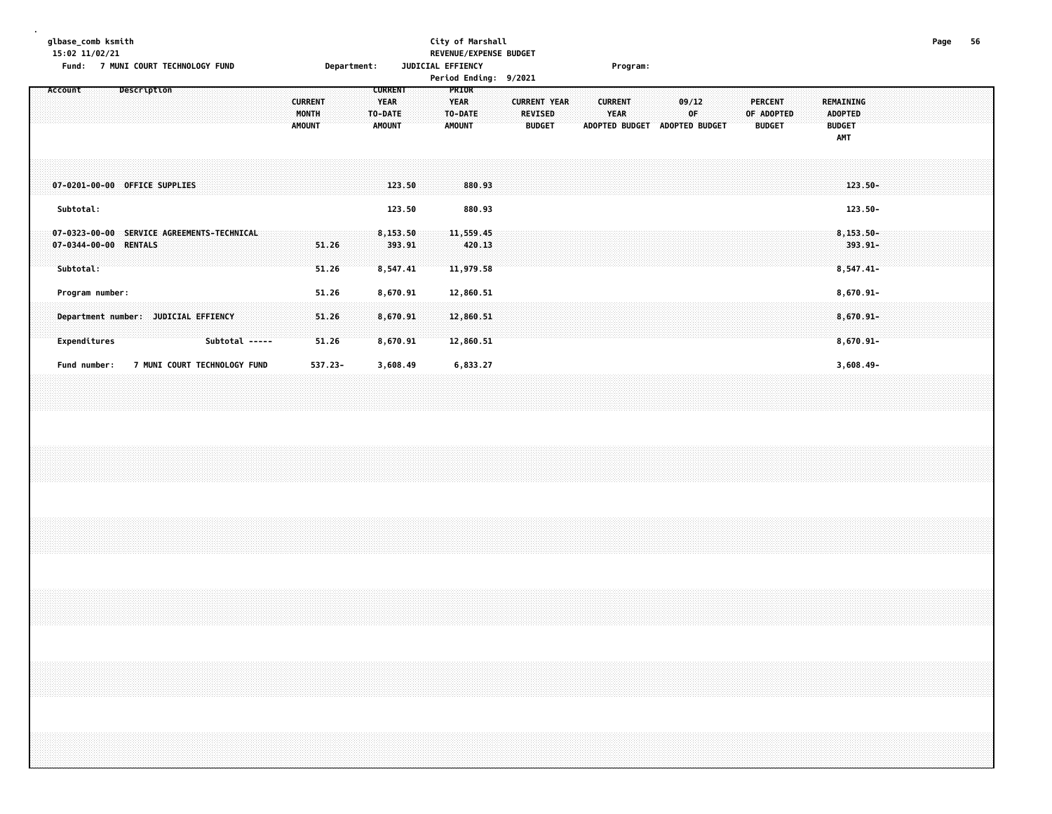glbase_comb ksmith
15:02 11/02/21

City of Marshall
REVENUE/EXPENSE BUDGET

Fund: 7 MUNI COURT TECHNOLOGY FUND    Department: JUDICIAL EFFIENCY    Program:

Period Ending: 9/2021

| Account Description | CURRENT MONTH AMOUNT | CURRENT YEAR TO-DATE AMOUNT | PRIOR YEAR TO-DATE AMOUNT | CURRENT YEAR REVISED BUDGET | CURRENT YEAR ADOPTED BUDGET | 09/12 OF ADOPTED BUDGET | PERCENT OF ADOPTED BUDGET | REMAINING ADOPTED BUDGET AMT |
|---|---|---|---|---|---|---|---|---|
| 07-0201-00-00 OFFICE SUPPLIES | | 123.50 | 880.93 | | | | | 123.50- |
| Subtotal: | | 123.50 | 880.93 | | | | | 123.50- |
| 07-0323-00-00 SERVICE AGREEMENTS-TECHNICAL | | 8,153.50 | 11,559.45 | | | | | 8,153.50- |
| 07-0344-00-00 RENTALS | 51.26 | 393.91 | 420.13 | | | | | 393.91- |
| Subtotal: | 51.26 | 8,547.41 | 11,979.58 | | | | | 8,547.41- |
| Program number: | 51.26 | 8,670.91 | 12,860.51 | | | | | 8,670.91- |
| Department number: JUDICIAL EFFIENCY | 51.26 | 8,670.91 | 12,860.51 | | | | | 8,670.91- |
| Expenditures Subtotal ----- | 51.26 | 8,670.91 | 12,860.51 | | | | | 8,670.91- |
| Fund number: 7 MUNI COURT TECHNOLOGY FUND | 537.23- | 3,608.49 | 6,833.27 | | | | | 3,608.49- |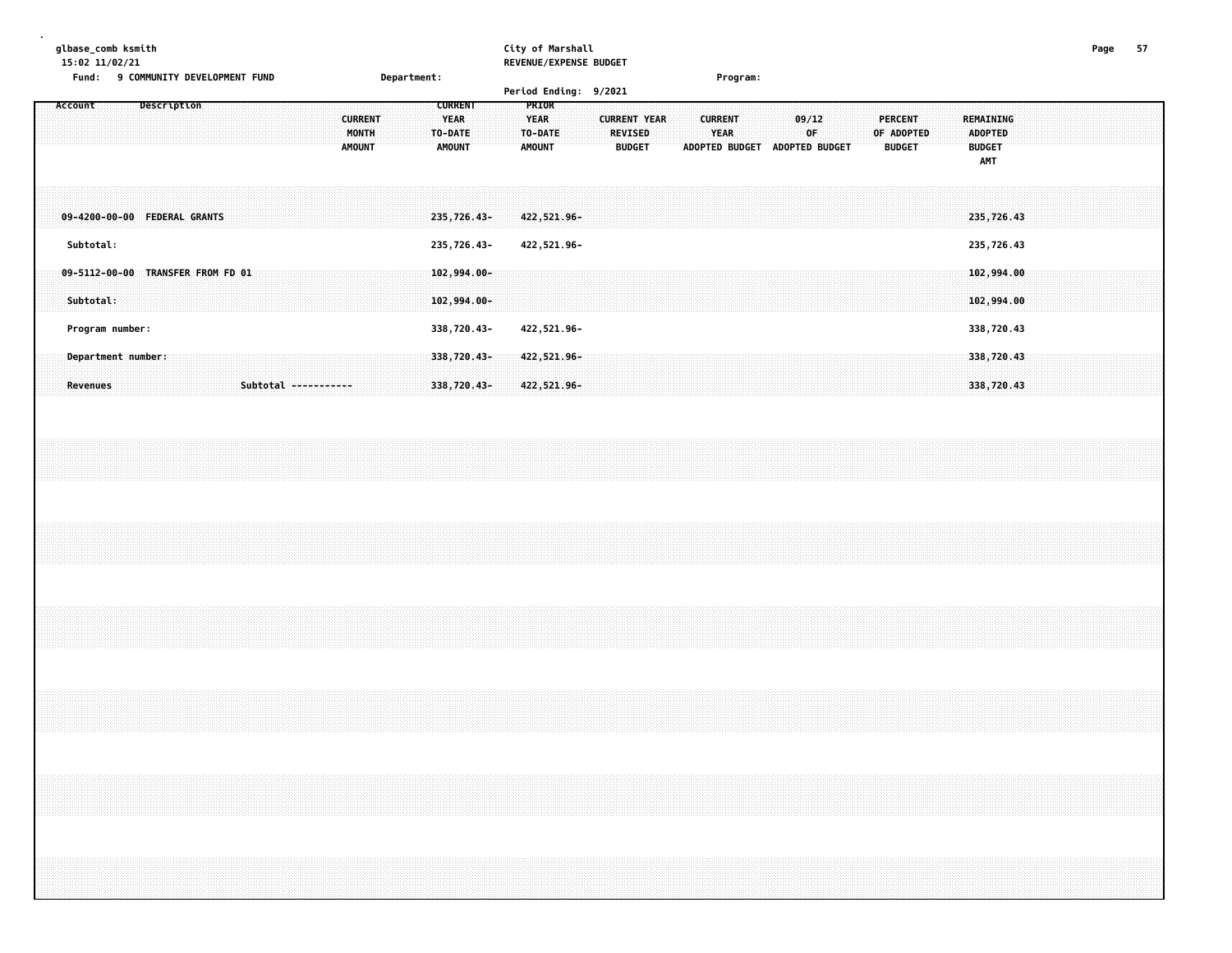glbase_comb ksmith
15:02 11/02/21

City of Marshall
REVENUE/EXPENSE BUDGET

Fund: 9 COMMUNITY DEVELOPMENT FUND | Department: | Program:

Period Ending: 9/2021

| Account | Description | CURRENT MONTH AMOUNT | CURRENT YEAR TO-DATE AMOUNT | PRIOR YEAR TO-DATE AMOUNT | CURRENT YEAR REVISED BUDGET | CURRENT YEAR ADOPTED BUDGET | 09/12 OF ADOPTED BUDGET | PERCENT OF ADOPTED BUDGET | REMAINING ADOPTED BUDGET AMT |
|---|---|---|---|---|---|---|---|---|---|
| 09-4200-00-00 | FEDERAL GRANTS | | 235,726.43- | 422,521.96- | | | | | 235,726.43 |
| Subtotal: | | | 235,726.43- | 422,521.96- | | | | | 235,726.43 |
| 09-5112-00-00 | TRANSFER FROM FD 01 | | 102,994.00- | | | | | | 102,994.00 |
| Subtotal: | | | 102,994.00- | | | | | | 102,994.00 |
| Program number: | | | 338,720.43- | 422,521.96- | | | | | 338,720.43 |
| Department number: | | | 338,720.43- | 422,521.96- | | | | | 338,720.43 |
| Revenues | Subtotal ----------- | | 338,720.43- | 422,521.96- | | | | | 338,720.43 |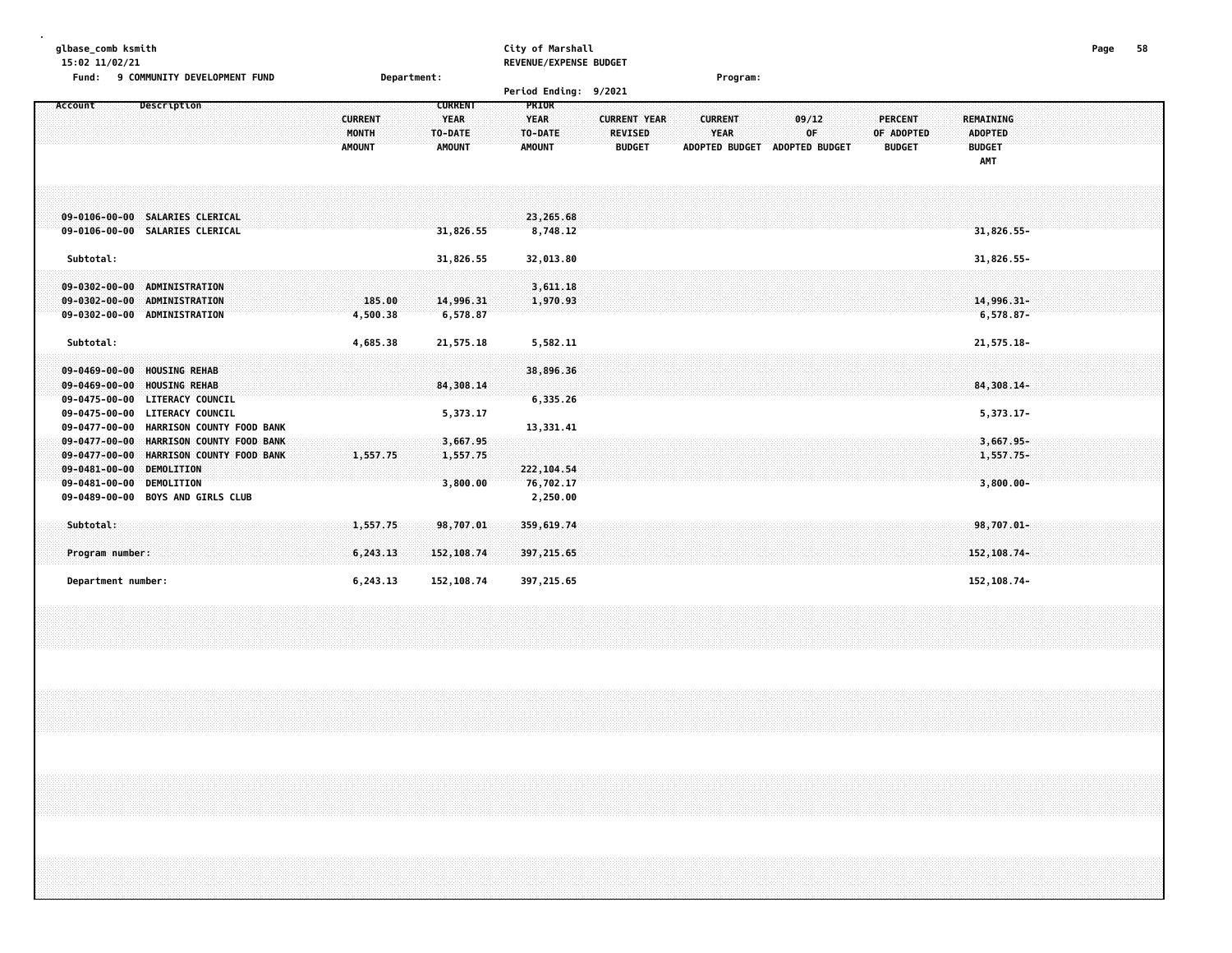glbase_comb ksmith
15:02 11/02/21

City of Marshall
REVENUE/EXPENSE BUDGET

Fund: 9 COMMUNITY DEVELOPMENT FUND　　Department:　　Program:

Period Ending: 9/2021

| Account | Description | CURRENT MONTH AMOUNT | CURRENT YEAR TO-DATE AMOUNT | PRIOR YEAR TO-DATE AMOUNT | CURRENT YEAR REVISED BUDGET | CURRENT YEAR ADOPTED BUDGET | 09/12 OF ADOPTED BUDGET | PERCENT OF ADOPTED BUDGET | REMAINING ADOPTED BUDGET AMT |
|---|---|---|---|---|---|---|---|---|---|
| 09-0106-00-00 | SALARIES CLERICAL | | | 23,265.68 | | | | | |
| 09-0106-00-00 | SALARIES CLERICAL | | 31,826.55 | 8,748.12 | | | | | 31,826.55- |
| Subtotal: | | | 31,826.55 | 32,013.80 | | | | | 31,826.55- |
| 09-0302-00-00 | ADMINISTRATION | | | 3,611.18 | | | | | |
| 09-0302-00-00 | ADMINISTRATION | 185.00 | 14,996.31 | 1,970.93 | | | | | 14,996.31- |
| 09-0302-00-00 | ADMINISTRATION | 4,500.38 | 6,578.87 | | | | | | 6,578.87- |
| Subtotal: | | 4,685.38 | 21,575.18 | 5,582.11 | | | | | 21,575.18- |
| 09-0469-00-00 | HOUSING REHAB | | | 38,896.36 | | | | | |
| 09-0469-00-00 | HOUSING REHAB | | 84,308.14 | | | | | | 84,308.14- |
| 09-0475-00-00 | LITERACY COUNCIL | | | 6,335.26 | | | | | |
| 09-0475-00-00 | LITERACY COUNCIL | | 5,373.17 | | | | | | 5,373.17- |
| 09-0477-00-00 | HARRISON COUNTY FOOD BANK | | | 13,331.41 | | | | | |
| 09-0477-00-00 | HARRISON COUNTY FOOD BANK | | 3,667.95 | | | | | | 3,667.95- |
| 09-0477-00-00 | HARRISON COUNTY FOOD BANK | 1,557.75 | 1,557.75 | | | | | | 1,557.75- |
| 09-0481-00-00 | DEMOLITION | | | 222,104.54 | | | | | |
| 09-0481-00-00 | DEMOLITION | | 3,800.00 | 76,702.17 | | | | | 3,800.00- |
| 09-0489-00-00 | BOYS AND GIRLS CLUB | | | 2,250.00 | | | | | |
| Subtotal: | | 1,557.75 | 98,707.01 | 359,619.74 | | | | | 98,707.01- |
| Program number: | | 6,243.13 | 152,108.74 | 397,215.65 | | | | | 152,108.74- |
| Department number: | | 6,243.13 | 152,108.74 | 397,215.65 | | | | | 152,108.74- |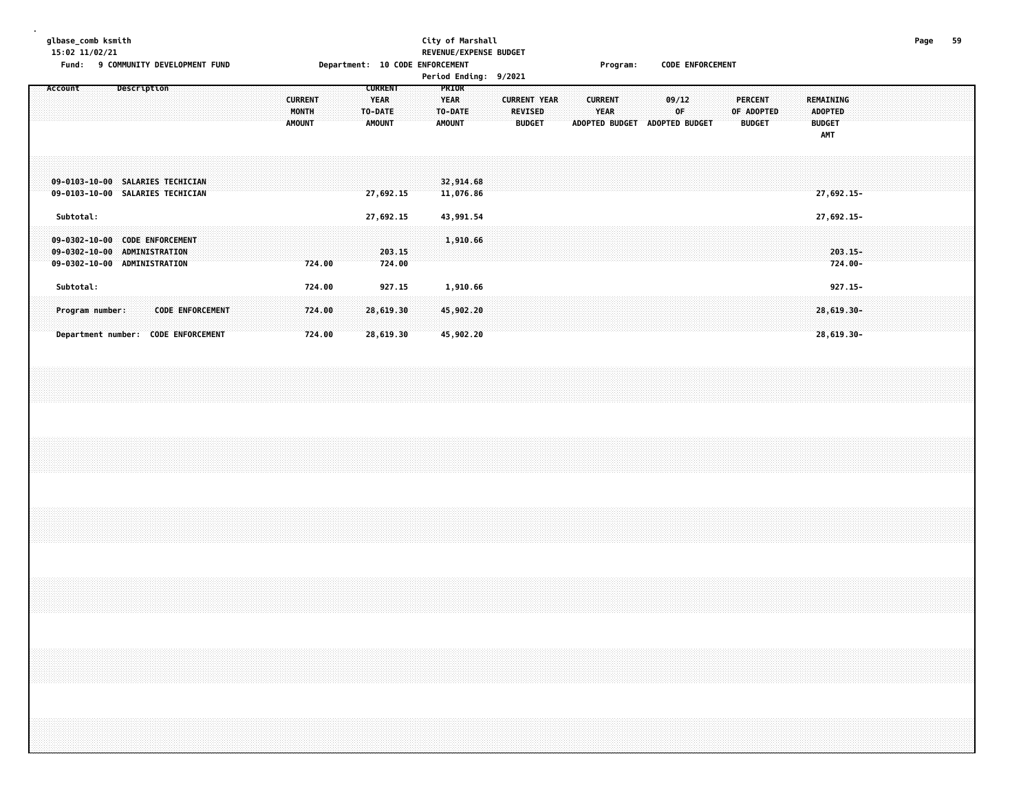glbase_comb ksmith
15:02 11/02/21

City of Marshall
REVENUE/EXPENSE BUDGET

Fund: 9 COMMUNITY DEVELOPMENT FUND

Department: 10 CODE ENFORCEMENT

Period Ending: 9/2021

Program: CODE ENFORCEMENT

| Account | Description | CURRENT MONTH AMOUNT | CURRENT YEAR TO-DATE AMOUNT | PRIOR YEAR TO-DATE AMOUNT | CURRENT YEAR REVISED BUDGET | CURRENT YEAR ADOPTED BUDGET | 09/12 OF ADOPTED BUDGET | PERCENT OF ADOPTED BUDGET | REMAINING ADOPTED BUDGET AMT |
|---|---|---|---|---|---|---|---|---|---|
| 09-0103-10-00 | SALARIES TECHICIAN | | | 32,914.68 | | | | | |
| 09-0103-10-00 | SALARIES TECHICIAN | | 27,692.15 | 11,076.86 | | | | | 27,692.15- |
| Subtotal: | | | 27,692.15 | 43,991.54 | | | | | 27,692.15- |
| 09-0302-10-00 | CODE ENFORCEMENT | | | 1,910.66 | | | | | |
| 09-0302-10-00 | ADMINISTRATION | | 203.15 | | | | | | 203.15- |
| 09-0302-10-00 | ADMINISTRATION | 724.00 | 724.00 | | | | | | 724.00- |
| Subtotal: | | 724.00 | 927.15 | 1,910.66 | | | | | 927.15- |
| Program number: | CODE ENFORCEMENT | 724.00 | 28,619.30 | 45,902.20 | | | | | 28,619.30- |
| Department number: | CODE ENFORCEMENT | 724.00 | 28,619.30 | 45,902.20 | | | | | 28,619.30- |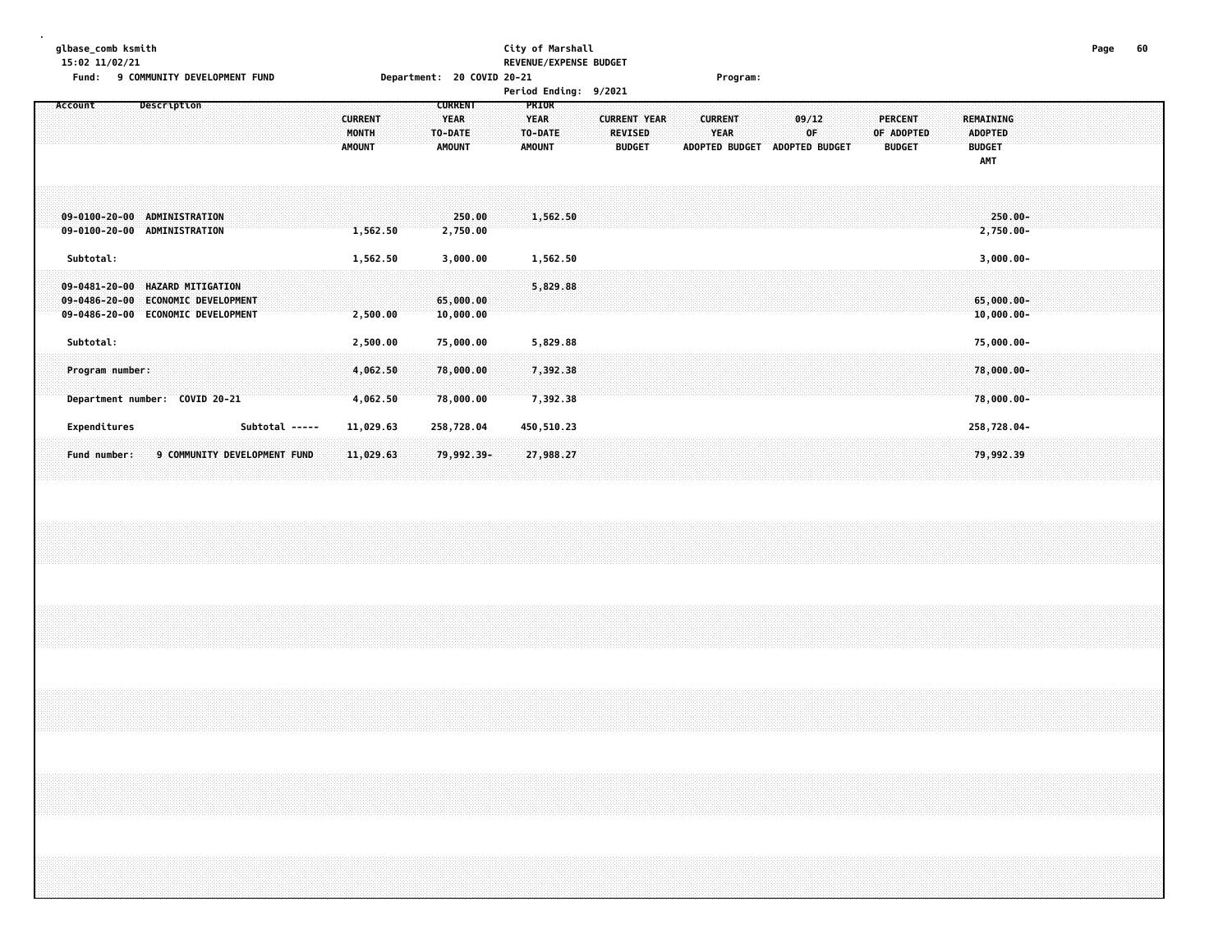glbase_comb ksmith
15:02 11/02/21

City of Marshall
REVENUE/EXPENSE BUDGET

Fund: 9 COMMUNITY DEVELOPMENT FUND    Department: 20 COVID 20-21    Program:

Period Ending: 9/2021

| Account | Description | CURRENT MONTH AMOUNT | CURRENT YEAR TO-DATE AMOUNT | PRIOR YEAR TO-DATE AMOUNT | CURRENT YEAR REVISED BUDGET | CURRENT YEAR ADOPTED BUDGET | 09/12 OF ADOPTED BUDGET | PERCENT OF ADOPTED BUDGET | REMAINING ADOPTED BUDGET AMT |
|---|---|---|---|---|---|---|---|---|---|
| 09-0100-20-00 | ADMINISTRATION | | 250.00 | 1,562.50 | | | | | 250.00- |
| 09-0100-20-00 | ADMINISTRATION | 1,562.50 | 2,750.00 | | | | | | 2,750.00- |
| Subtotal: | | 1,562.50 | 3,000.00 | 1,562.50 | | | | | 3,000.00- |
| 09-0481-20-00 | HAZARD MITIGATION | | | 5,829.88 | | | | | |
| 09-0486-20-00 | ECONOMIC DEVELOPMENT | | 65,000.00 | | | | | | 65,000.00- |
| 09-0486-20-00 | ECONOMIC DEVELOPMENT | 2,500.00 | 10,000.00 | | | | | | 10,000.00- |
| Subtotal: | | 2,500.00 | 75,000.00 | 5,829.88 | | | | | 75,000.00- |
| Program number: | | 4,062.50 | 78,000.00 | 7,392.38 | | | | | 78,000.00- |
| Department number: | COVID 20-21 | 4,062.50 | 78,000.00 | 7,392.38 | | | | | 78,000.00- |
| Expenditures | Subtotal ----- | 11,029.63 | 258,728.04 | 450,510.23 | | | | | 258,728.04- |
| Fund number: | 9 COMMUNITY DEVELOPMENT FUND | 11,029.63 | 79,992.39- | 27,988.27 | | | | | 79,992.39 |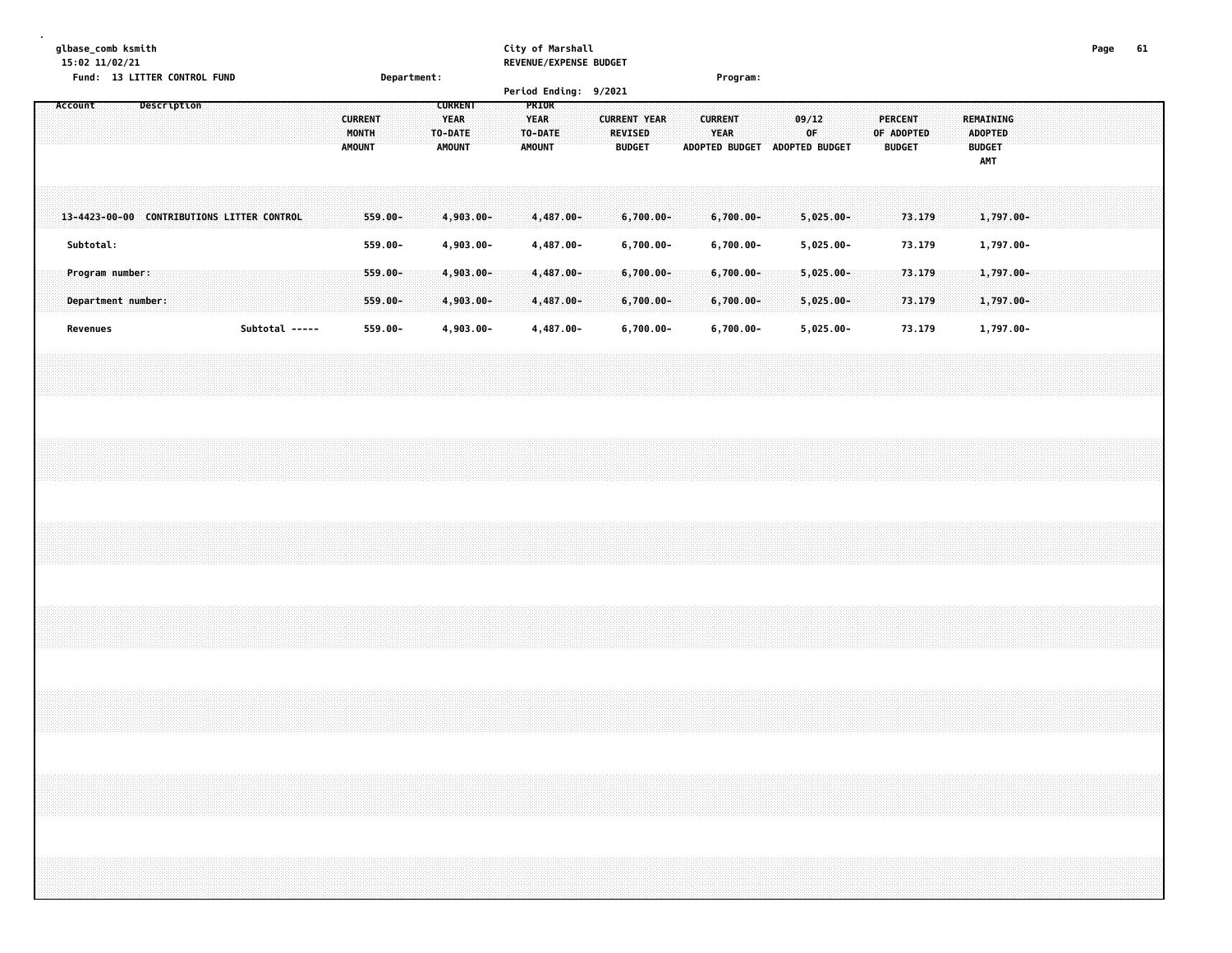glbase_comb ksmith
15:02 11/02/21

City of Marshall
REVENUE/EXPENSE BUDGET

Fund: 13 LITTER CONTROL FUND    Department:    Program:

Period Ending: 9/2021

| Account | Description | CURRENT MONTH AMOUNT | CURRENT YEAR TO-DATE AMOUNT | PRIOR YEAR TO-DATE AMOUNT | CURRENT YEAR REVISED BUDGET | CURRENT YEAR ADOPTED BUDGET | 09/12 OF ADOPTED BUDGET | PERCENT OF ADOPTED BUDGET | REMAINING ADOPTED BUDGET AMT |
|---|---|---|---|---|---|---|---|---|---|
| 13-4423-00-00 | CONTRIBUTIONS LITTER CONTROL | 559.00- | 4,903.00- | 4,487.00- | 6,700.00- | 6,700.00- | 5,025.00- | 73.179 | 1,797.00- |
| Subtotal: | | 559.00- | 4,903.00- | 4,487.00- | 6,700.00- | 6,700.00- | 5,025.00- | 73.179 | 1,797.00- |
| Program number: | | 559.00- | 4,903.00- | 4,487.00- | 6,700.00- | 6,700.00- | 5,025.00- | 73.179 | 1,797.00- |
| Department number: | | 559.00- | 4,903.00- | 4,487.00- | 6,700.00- | 6,700.00- | 5,025.00- | 73.179 | 1,797.00- |
| Revenues | Subtotal ----- | 559.00- | 4,903.00- | 4,487.00- | 6,700.00- | 6,700.00- | 5,025.00- | 73.179 | 1,797.00- |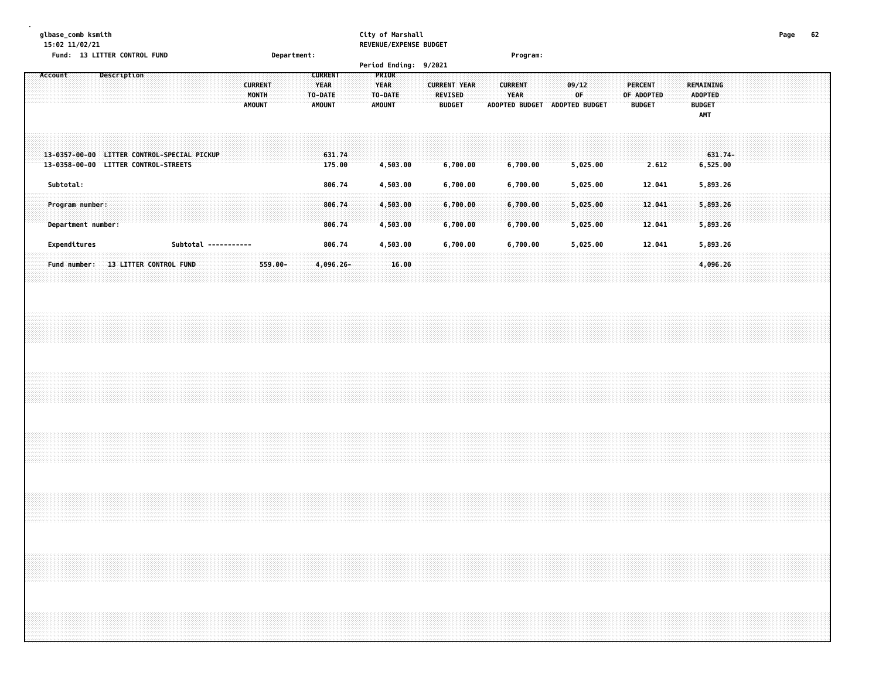glbase_comb ksmith
15:02 11/02/21

**City of Marshall**
**REVENUE/EXPENSE BUDGET**

Fund: 13 LITTER CONTROL FUND | Department: | Program:

Period Ending: 9/2021

| Account | Description | CURRENT MONTH AMOUNT | CURRENT YEAR TO-DATE AMOUNT | PRIOR YEAR TO-DATE AMOUNT | CURRENT YEAR REVISED BUDGET | CURRENT YEAR ADOPTED BUDGET | 09/12 OF ADOPTED BUDGET | PERCENT OF ADOPTED BUDGET | REMAINING ADOPTED BUDGET AMT |
|---|---|---|---|---|---|---|---|---|---|
| 13-0357-00-00 | LITTER CONTROL-SPECIAL PICKUP | | 631.74 | | | | | | 631.74- |
| 13-0358-00-00 | LITTER CONTROL-STREETS | | 175.00 | 4,503.00 | 6,700.00 | 6,700.00 | 5,025.00 | 2.612 | 6,525.00 |
| Subtotal: | | | 806.74 | 4,503.00 | 6,700.00 | 6,700.00 | 5,025.00 | 12.041 | 5,893.26 |
| Program number: | | | 806.74 | 4,503.00 | 6,700.00 | 6,700.00 | 5,025.00 | 12.041 | 5,893.26 |
| Department number: | | | 806.74 | 4,503.00 | 6,700.00 | 6,700.00 | 5,025.00 | 12.041 | 5,893.26 |
| Expenditures | Subtotal ----------- | | 806.74 | 4,503.00 | 6,700.00 | 6,700.00 | 5,025.00 | 12.041 | 5,893.26 |
| Fund number: | 13 LITTER CONTROL FUND | 559.00- | 4,096.26- | 16.00 | | | | | 4,096.26 |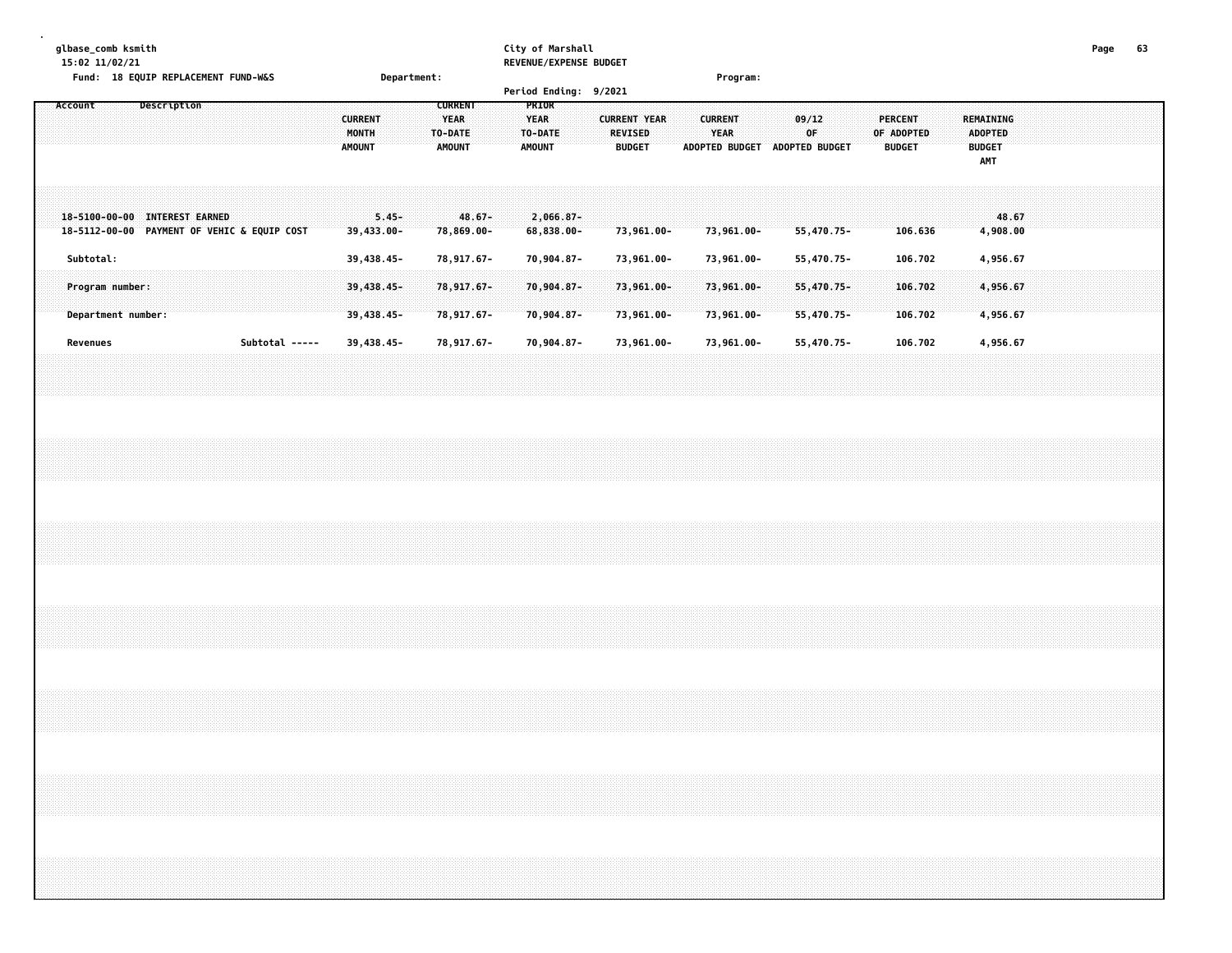glbase_comb ksmith
15:02 11/02/21

City of Marshall
REVENUE/EXPENSE BUDGET

Fund: 18 EQUIP REPLACEMENT FUND-W&S    Department:    Program:

Period Ending: 9/2021

| Account | Description | CURRENT MONTH AMOUNT | CURRENT YEAR TO-DATE AMOUNT | PRIOR YEAR TO-DATE AMOUNT | CURRENT YEAR REVISED BUDGET | CURRENT YEAR ADOPTED BUDGET | 09/12 OF ADOPTED BUDGET | PERCENT OF ADOPTED BUDGET | REMAINING ADOPTED BUDGET AMT |
|---|---|---|---|---|---|---|---|---|---|
| 18-5100-00-00 | INTEREST EARNED | 5.45- | 48.67- | 2,066.87- | | | | | 48.67 |
| 18-5112-00-00 | PAYMENT OF VEHIC & EQUIP COST | 39,433.00- | 78,869.00- | 68,838.00- | 73,961.00- | 73,961.00- | 55,470.75- | 106.636 | 4,908.00 |
| Subtotal: | | 39,438.45- | 78,917.67- | 70,904.87- | 73,961.00- | 73,961.00- | 55,470.75- | 106.702 | 4,956.67 |
| Program number: | | 39,438.45- | 78,917.67- | 70,904.87- | 73,961.00- | 73,961.00- | 55,470.75- | 106.702 | 4,956.67 |
| Department number: | | 39,438.45- | 78,917.67- | 70,904.87- | 73,961.00- | 73,961.00- | 55,470.75- | 106.702 | 4,956.67 |
| Revenues | Subtotal ----- | 39,438.45- | 78,917.67- | 70,904.87- | 73,961.00- | 73,961.00- | 55,470.75- | 106.702 | 4,956.67 |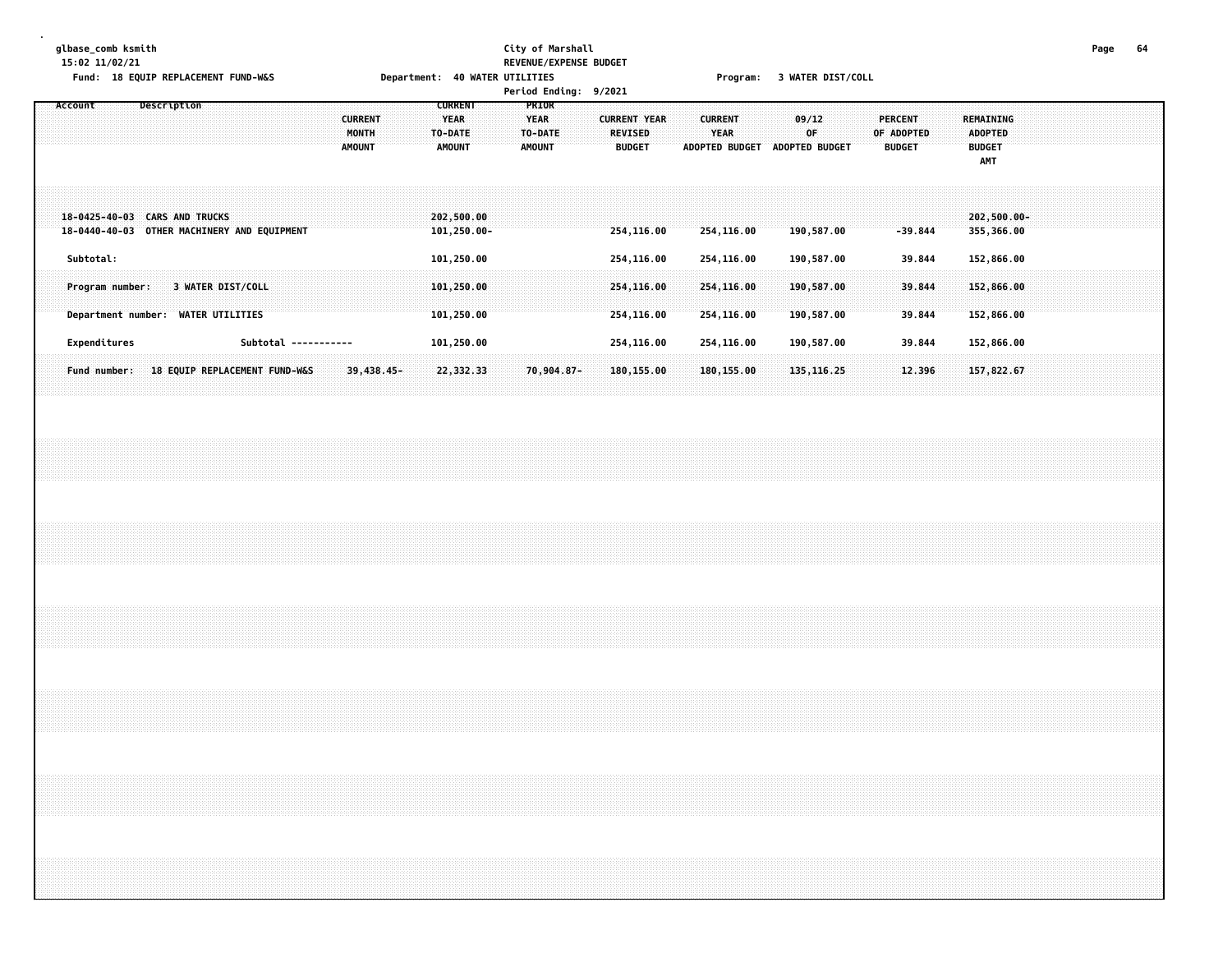glbase_comb ksmith
15:02 11/02/21

Fund: 18 EQUIP REPLACEMENT FUND-W&S

City of Marshall
REVENUE/EXPENSE BUDGET

Department: 40 WATER UTILITIES

Program: 3 WATER DIST/COLL

Period Ending: 9/2021

| Account | Description | CURRENT MONTH AMOUNT | CURRENT YEAR TO-DATE AMOUNT | PRIOR YEAR TO-DATE AMOUNT | CURRENT YEAR REVISED BUDGET | CURRENT YEAR ADOPTED BUDGET | 09/12 OF ADOPTED BUDGET | PERCENT OF ADOPTED BUDGET | REMAINING ADOPTED BUDGET AMT |
|---|---|---|---|---|---|---|---|---|---|
| 18-0425-40-03 | CARS AND TRUCKS | | 202,500.00 | | | | | | 202,500.00- |
| 18-0440-40-03 | OTHER MACHINERY AND EQUIPMENT | | 101,250.00- | | 254,116.00 | 254,116.00 | 190,587.00 | -39.844 | 355,366.00 |
| Subtotal: | | | 101,250.00 | | 254,116.00 | 254,116.00 | 190,587.00 | 39.844 | 152,866.00 |
| Program number: | 3 WATER DIST/COLL | | 101,250.00 | | 254,116.00 | 254,116.00 | 190,587.00 | 39.844 | 152,866.00 |
| Department number: | WATER UTILITIES | | 101,250.00 | | 254,116.00 | 254,116.00 | 190,587.00 | 39.844 | 152,866.00 |
| Expenditures | Subtotal ----------- | | 101,250.00 | | 254,116.00 | 254,116.00 | 190,587.00 | 39.844 | 152,866.00 |
| Fund number: | 18 EQUIP REPLACEMENT FUND-W&S | 39,438.45- | 22,332.33 | 70,904.87- | 180,155.00 | 180,155.00 | 135,116.25 | 12.396 | 157,822.67 |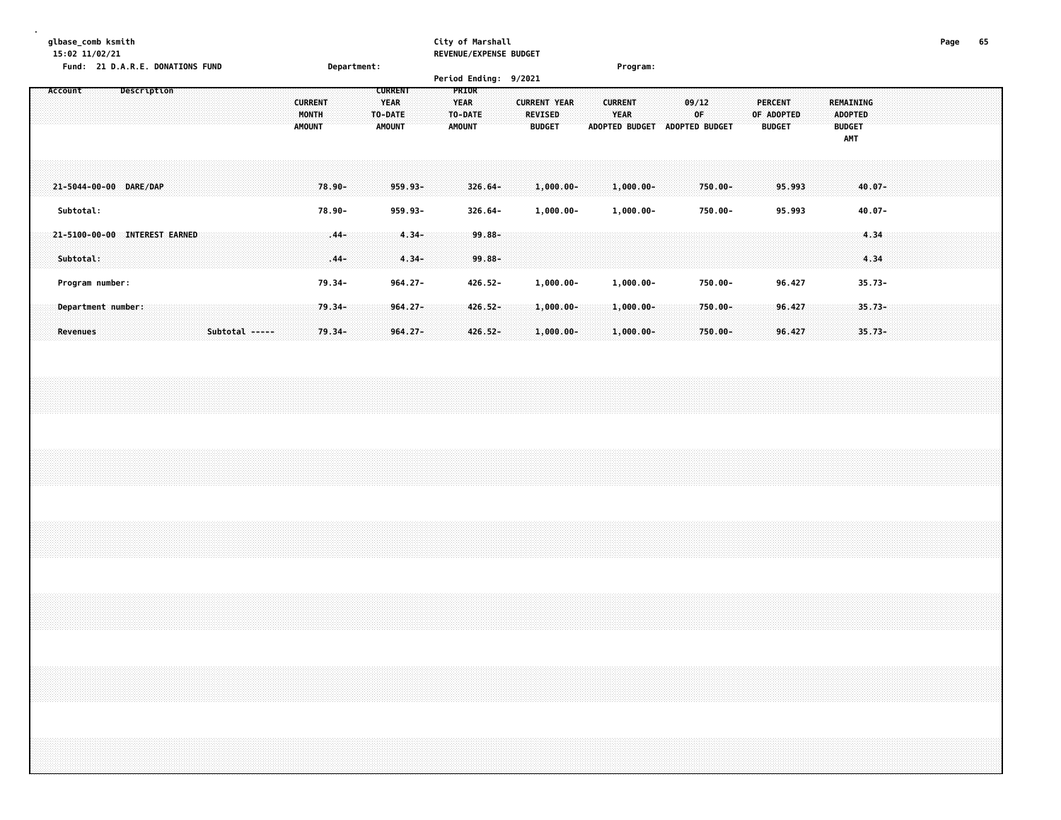glbase_comb ksmith
15:02 11/02/21

City of Marshall
REVENUE/EXPENSE BUDGET

Fund: 21 D.A.R.E. DONATIONS FUND    Department:    Program:

Period Ending: 9/2021

| Account Description | CURRENT MONTH AMOUNT | CURRENT YEAR TO-DATE AMOUNT | PRIOR YEAR TO-DATE AMOUNT | CURRENT YEAR REVISED BUDGET | CURRENT YEAR ADOPTED BUDGET | 09/12 OF ADOPTED BUDGET | PERCENT OF ADOPTED BUDGET | REMAINING ADOPTED BUDGET AMT |
|---|---|---|---|---|---|---|---|---|
| 21-5044-00-00 DARE/DAP | 78.90- | 959.93- | 326.64- | 1,000.00- | 1,000.00- | 750.00- | 95.993 | 40.07- |
| Subtotal: | 78.90- | 959.93- | 326.64- | 1,000.00- | 1,000.00- | 750.00- | 95.993 | 40.07- |
| 21-5100-00-00 INTEREST EARNED | .44- | 4.34- | 99.88- | | | | | 4.34 |
| Subtotal: | .44- | 4.34- | 99.88- | | | | | 4.34 |
| Program number: | 79.34- | 964.27- | 426.52- | 1,000.00- | 1,000.00- | 750.00- | 96.427 | 35.73- |
| Department number: | 79.34- | 964.27- | 426.52- | 1,000.00- | 1,000.00- | 750.00- | 96.427 | 35.73- |
| Revenues Subtotal ----- | 79.34- | 964.27- | 426.52- | 1,000.00- | 1,000.00- | 750.00- | 96.427 | 35.73- |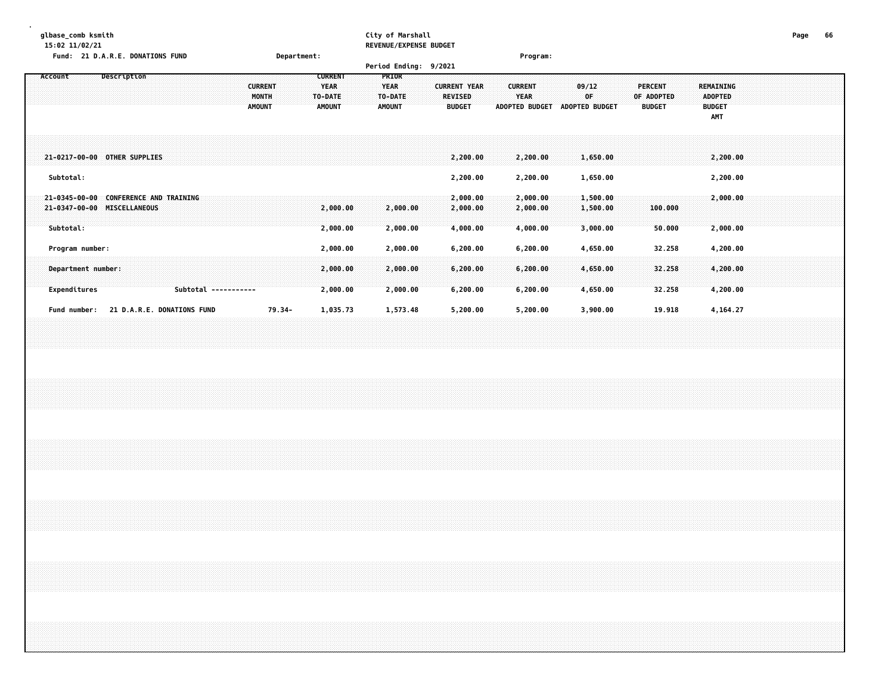glbase_comb ksmith
15:02 11/02/21

City of Marshall
REVENUE/EXPENSE BUDGET

Fund: 21 D.A.R.E. DONATIONS FUND    Department:    Program:

Period Ending: 9/2021

| Account | Description | CURRENT MONTH AMOUNT | CURRENT YEAR TO-DATE AMOUNT | PRIOR YEAR TO-DATE AMOUNT | CURRENT YEAR REVISED BUDGET | CURRENT YEAR ADOPTED BUDGET | 09/12 OF ADOPTED BUDGET | PERCENT OF ADOPTED BUDGET | REMAINING ADOPTED BUDGET AMT |
|---|---|---|---|---|---|---|---|---|---|
| 21-0217-00-00 | OTHER SUPPLIES | | | | 2,200.00 | 2,200.00 | 1,650.00 | | 2,200.00 |
| Subtotal: | | | | | 2,200.00 | 2,200.00 | 1,650.00 | | 2,200.00 |
| 21-0345-00-00 | CONFERENCE AND TRAINING | | | | 2,000.00 | 2,000.00 | 1,500.00 | | 2,000.00 |
| 21-0347-00-00 | MISCELLANEOUS | | 2,000.00 | 2,000.00 | 2,000.00 | 2,000.00 | 1,500.00 | 100.000 | |
| Subtotal: | | | 2,000.00 | 2,000.00 | 4,000.00 | 4,000.00 | 3,000.00 | 50.000 | 2,000.00 |
| Program number: | | | 2,000.00 | 2,000.00 | 6,200.00 | 6,200.00 | 4,650.00 | 32.258 | 4,200.00 |
| Department number: | | | 2,000.00 | 2,000.00 | 6,200.00 | 6,200.00 | 4,650.00 | 32.258 | 4,200.00 |
| Expenditures | Subtotal ----------- | | 2,000.00 | 2,000.00 | 6,200.00 | 6,200.00 | 4,650.00 | 32.258 | 4,200.00 |
| Fund number: | 21 D.A.R.E. DONATIONS FUND | 79.34- | 1,035.73 | 1,573.48 | 5,200.00 | 5,200.00 | 3,900.00 | 19.918 | 4,164.27 |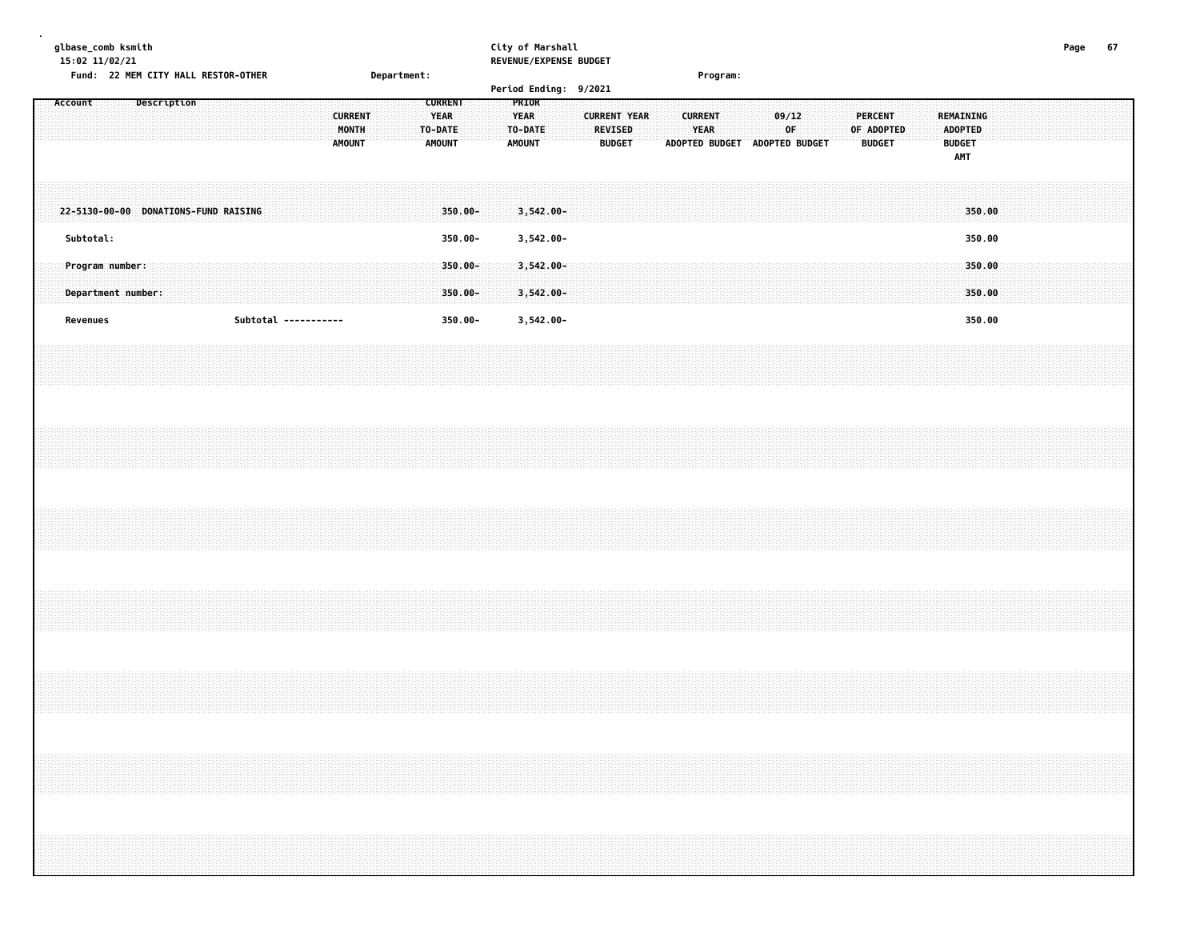glbase_comb ksmith
15:02 11/02/21

City of Marshall
REVENUE/EXPENSE BUDGET

Fund: 22 MEM CITY HALL RESTOR-OTHER    Department:    Program:

Period Ending: 9/2021

| Account | Description | CURRENT MONTH AMOUNT | CURRENT YEAR TO-DATE AMOUNT | PRIOR YEAR TO-DATE AMOUNT | CURRENT YEAR REVISED BUDGET | CURRENT YEAR ADOPTED BUDGET | 09/12 OF ADOPTED BUDGET | PERCENT OF ADOPTED BUDGET | REMAINING ADOPTED BUDGET AMT |
|---|---|---|---|---|---|---|---|---|---|
| 22-5130-00-00 | DONATIONS-FUND RAISING | | 350.00- | 3,542.00- | | | | | 350.00 |
| Subtotal: | | | 350.00- | 3,542.00- | | | | | 350.00 |
| Program number: | | | 350.00- | 3,542.00- | | | | | 350.00 |
| Department number: | | | 350.00- | 3,542.00- | | | | | 350.00 |
| Revenues | Subtotal ----------- | | 350.00- | 3,542.00- | | | | | 350.00 |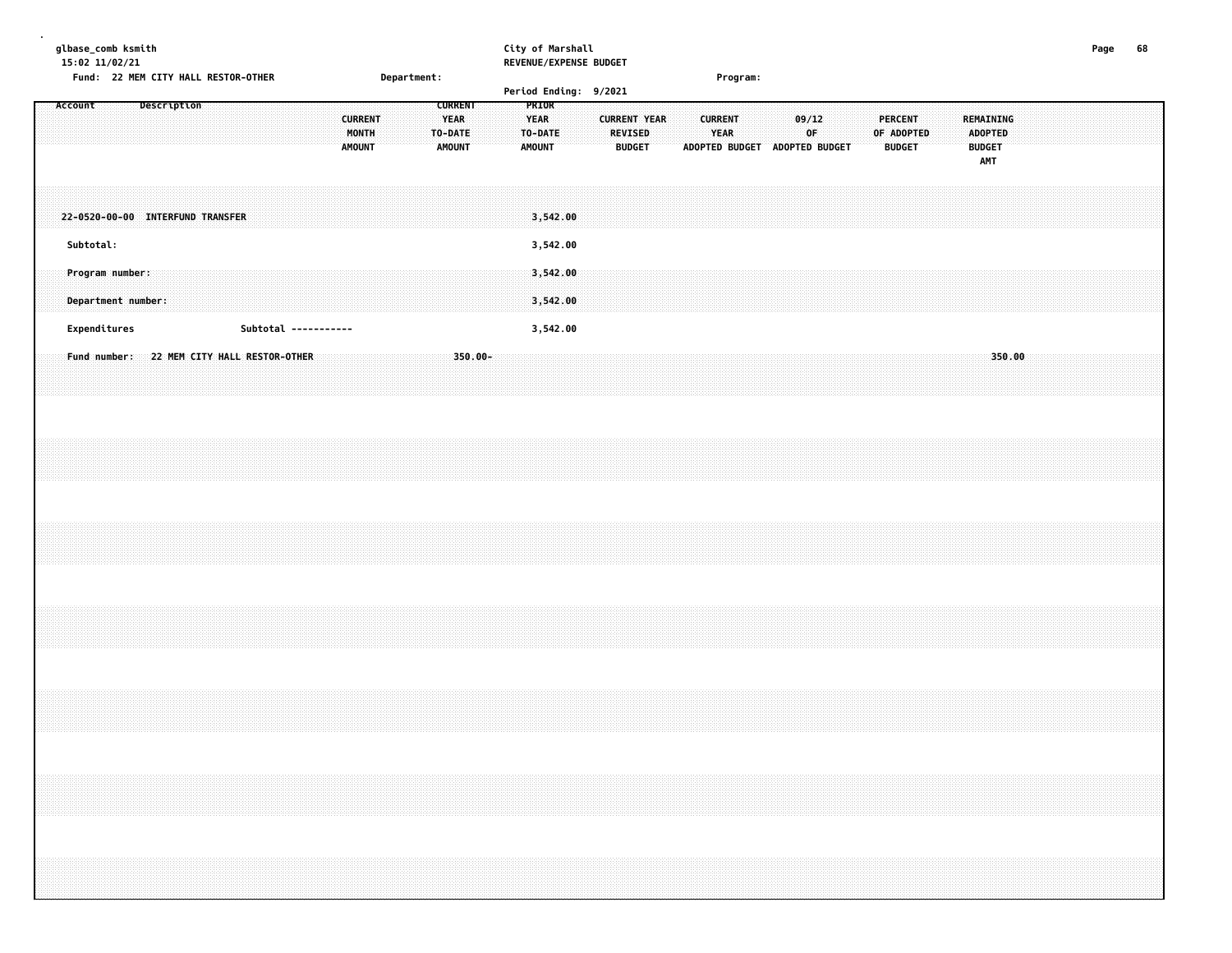glbase_comb ksmith
15:02 11/02/21

City of Marshall
REVENUE/EXPENSE BUDGET

Fund: 22 MEM CITY HALL RESTOR-OTHER    Department:    Program:

Period Ending: 9/2021

| Account | Description | CURRENT MONTH AMOUNT | CURRENT YEAR TO-DATE AMOUNT | PRIOR YEAR TO-DATE AMOUNT | CURRENT YEAR REVISED BUDGET | CURRENT YEAR ADOPTED BUDGET | 09/12 OF ADOPTED BUDGET | PERCENT OF ADOPTED BUDGET | REMAINING ADOPTED BUDGET AMT |
|---|---|---|---|---|---|---|---|---|---|
| 22-0520-00-00 | INTERFUND TRANSFER | | | 3,542.00 | | | | | |
| Subtotal: | | | | 3,542.00 | | | | | |
| Program number: | | | | 3,542.00 | | | | | |
| Department number: | | | | 3,542.00 | | | | | |
| Expenditures | Subtotal ----------- | | | 3,542.00 | | | | | |
| Fund number: | 22 MEM CITY HALL RESTOR-OTHER | | 350.00- | | | | | | 350.00 |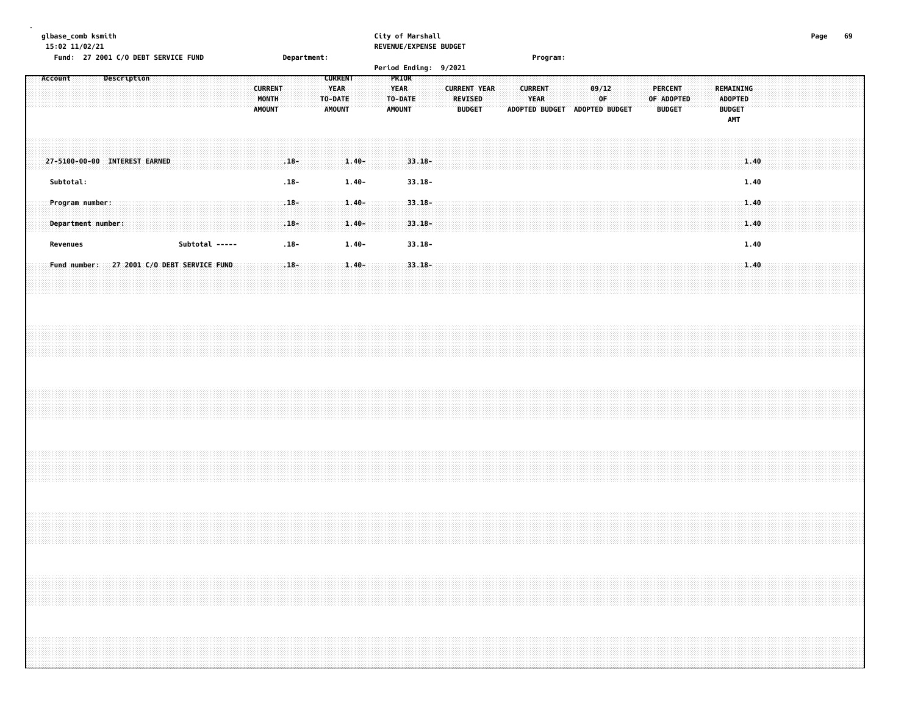City of Marshall
REVENUE/EXPENSE BUDGET
Period Ending: 9/2021

Fund: 27 2001 C/O DEBT SERVICE FUND  Department:  Program:

| Account | Description | CURRENT MONTH AMOUNT | CURRENT YEAR TO-DATE AMOUNT | PRIOR YEAR TO-DATE AMOUNT | CURRENT YEAR REVISED BUDGET | CURRENT YEAR ADOPTED BUDGET | 09/12 OF ADOPTED BUDGET | PERCENT OF ADOPTED BUDGET | REMAINING ADOPTED BUDGET AMT |
|---|---|---|---|---|---|---|---|---|---|
| 27-5100-00-00 | INTEREST EARNED | .18- | 1.40- | 33.18- | | | | | 1.40 |
| Subtotal: | | .18- | 1.40- | 33.18- | | | | | 1.40 |
| Program number: | | .18- | 1.40- | 33.18- | | | | | 1.40 |
| Department number: | | .18- | 1.40- | 33.18- | | | | | 1.40 |
| Revenues | Subtotal ----- | .18- | 1.40- | 33.18- | | | | | 1.40 |
| Fund number: | 27 2001 C/O DEBT SERVICE FUND | .18- | 1.40- | 33.18- | | | | | 1.40 |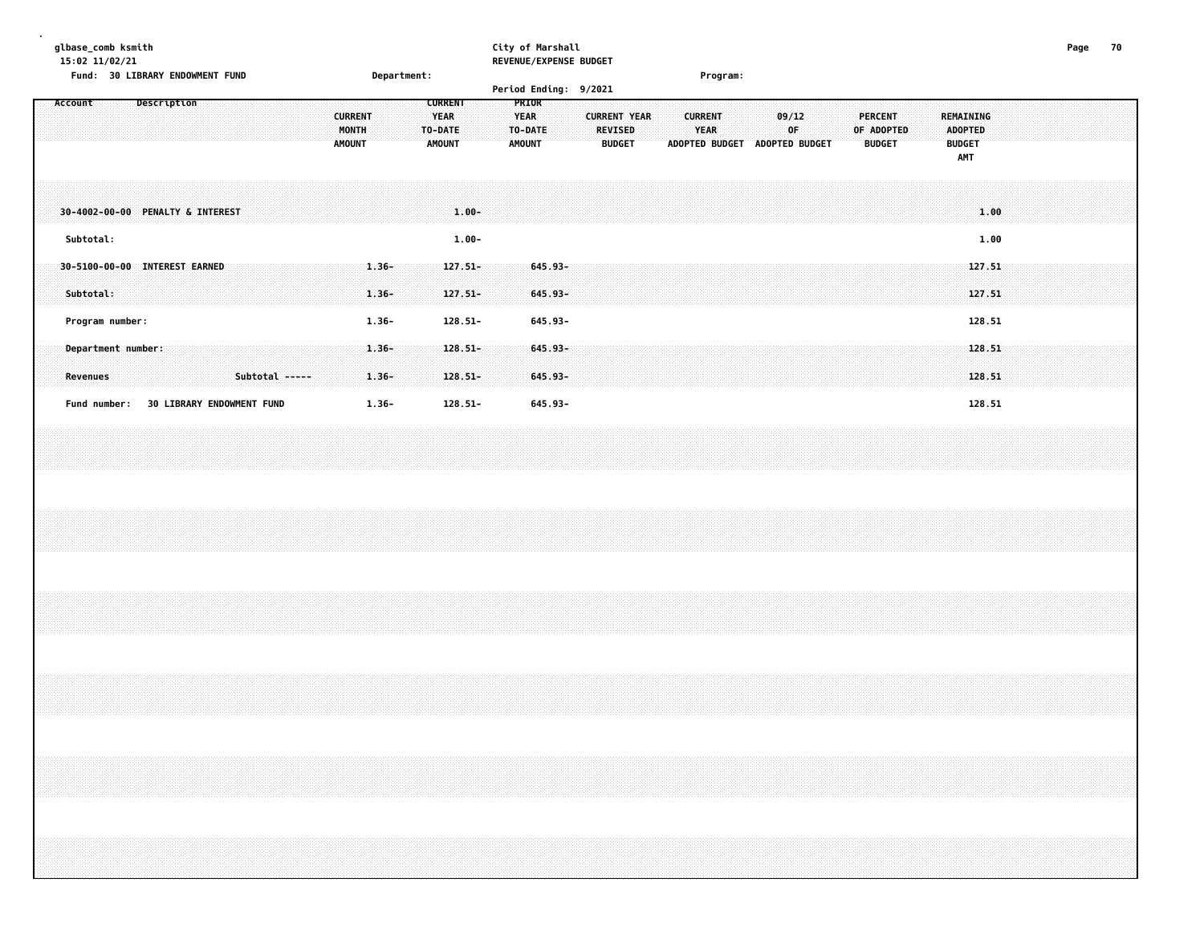City of Marshall
REVENUE/EXPENSE BUDGET

Fund: 30 LIBRARY ENDOWMENT FUND    Department:    Program:

Period Ending: 9/2021

| Account Description | CURRENT MONTH AMOUNT | CURRENT YEAR TO-DATE AMOUNT | PRIOR YEAR TO-DATE AMOUNT | CURRENT YEAR REVISED BUDGET | CURRENT YEAR ADOPTED BUDGET | 09/12 OF ADOPTED BUDGET | PERCENT OF ADOPTED BUDGET | REMAINING ADOPTED BUDGET AMT |
|---|---|---|---|---|---|---|---|---|
| 30-4002-00-00 PENALTY & INTEREST | | 1.00- | | | | | | 1.00 |
| Subtotal: | | 1.00- | | | | | | 1.00 |
| 30-5100-00-00 INTEREST EARNED | 1.36- | 127.51- | 645.93- | | | | | 127.51 |
| Subtotal: | 1.36- | 127.51- | 645.93- | | | | | 127.51 |
| Program number: | 1.36- | 128.51- | 645.93- | | | | | 128.51 |
| Department number: | 1.36- | 128.51- | 645.93- | | | | | 128.51 |
| Revenues Subtotal ----- | 1.36- | 128.51- | 645.93- | | | | | 128.51 |
| Fund number: 30 LIBRARY ENDOWMENT FUND | 1.36- | 128.51- | 645.93- | | | | | 128.51 |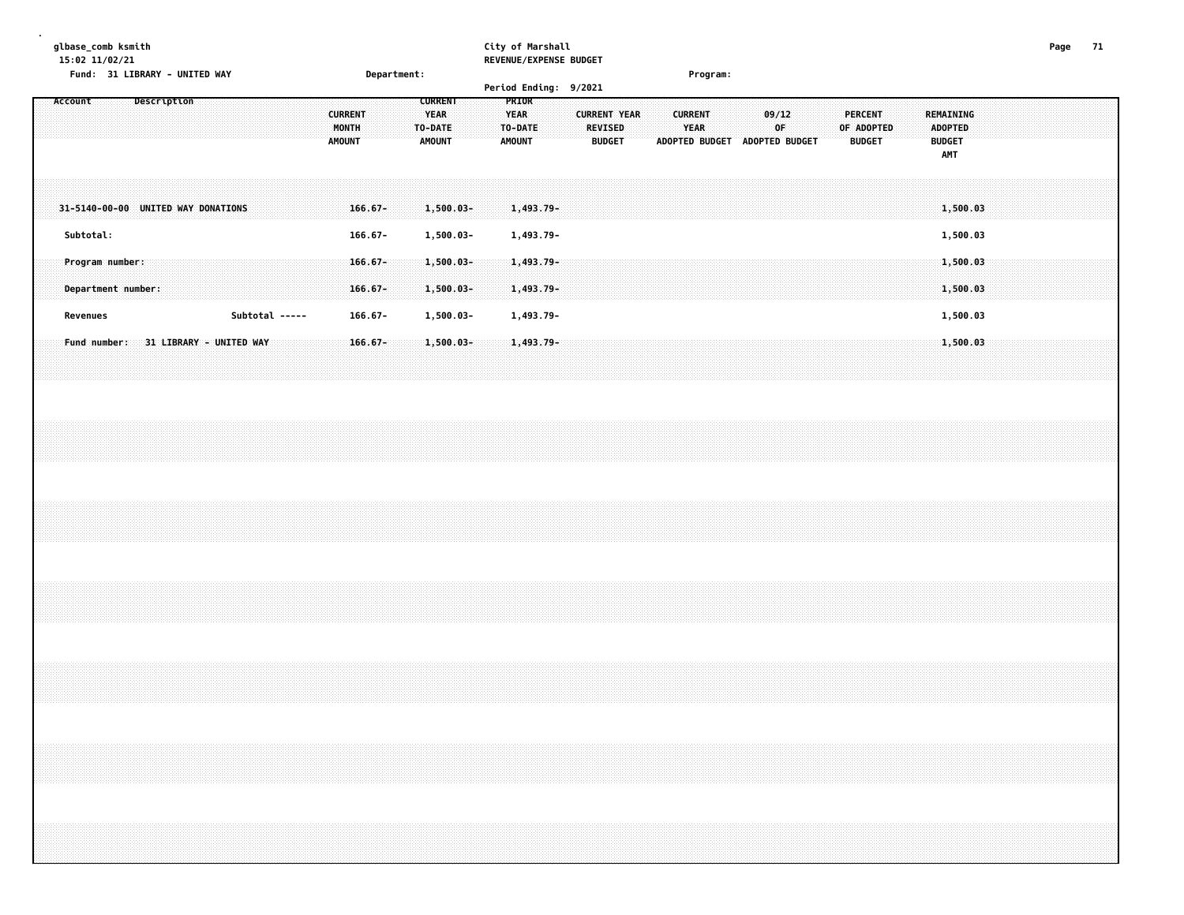glbase_comb ksmith
15:02 11/02/21

Fund: 31 LIBRARY - UNITED WAY

Department:

City of Marshall
REVENUE/EXPENSE BUDGET

Program:

Period Ending: 9/2021

| Account | Description | CURRENT MONTH AMOUNT | CURRENT YEAR TO-DATE AMOUNT | PRIOR YEAR TO-DATE AMOUNT | CURRENT YEAR REVISED BUDGET | CURRENT YEAR ADOPTED BUDGET | 09/12 OF ADOPTED BUDGET | PERCENT OF ADOPTED BUDGET | REMAINING ADOPTED BUDGET AMT |
|---|---|---|---|---|---|---|---|---|---|
| 31-5140-00-00 | UNITED WAY DONATIONS | 166.67- | 1,500.03- | 1,493.79- | | | | | 1,500.03 |
| Subtotal: | | 166.67- | 1,500.03- | 1,493.79- | | | | | 1,500.03 |
| Program number: | | 166.67- | 1,500.03- | 1,493.79- | | | | | 1,500.03 |
| Department number: | | 166.67- | 1,500.03- | 1,493.79- | | | | | 1,500.03 |
| Revenues | Subtotal ----- | 166.67- | 1,500.03- | 1,493.79- | | | | | 1,500.03 |
| Fund number: | 31 LIBRARY - UNITED WAY | 166.67- | 1,500.03- | 1,493.79- | | | | | 1,500.03 |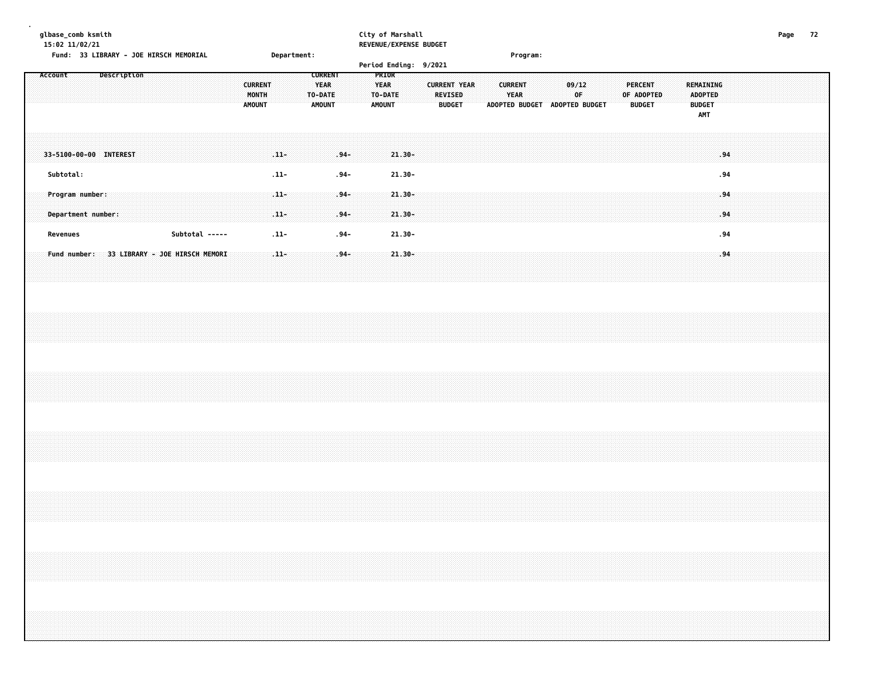glbase_comb ksmith
15:02 11/02/21

**City of Marshall**
**REVENUE/EXPENSE BUDGET**

Fund: 33 LIBRARY - JOE HIRSCH MEMORIAL    Department:    Program:

Period Ending: 9/2021

| Account | Description | CURRENT MONTH AMOUNT | CURRENT YEAR TO-DATE AMOUNT | PRIOR YEAR TO-DATE AMOUNT | CURRENT YEAR REVISED BUDGET | CURRENT YEAR ADOPTED BUDGET | 09/12 OF ADOPTED BUDGET | PERCENT OF ADOPTED BUDGET | REMAINING ADOPTED BUDGET AMT |
|---|---|---|---|---|---|---|---|---|---|
| 33-5100-00-00 | INTEREST | .11- | .94- | 21.30- | | | | | .94 |
| Subtotal: | | .11- | .94- | 21.30- | | | | | .94 |
| Program number: | | .11- | .94- | 21.30- | | | | | .94 |
| Department number: | | .11- | .94- | 21.30- | | | | | .94 |
| Revenues | Subtotal ----- | .11- | .94- | 21.30- | | | | | .94 |
| Fund number: | 33 LIBRARY - JOE HIRSCH MEMORI | .11- | .94- | 21.30- | | | | | .94 |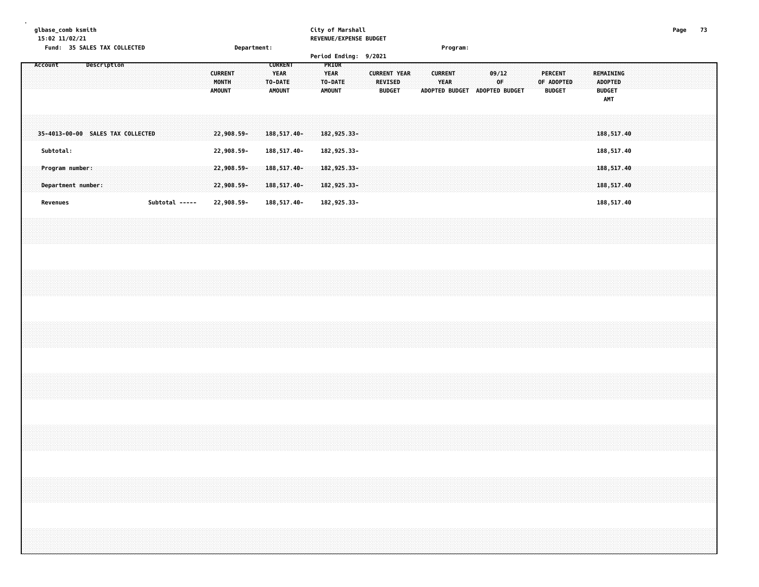glbase_comb ksmith
15:02 11/02/21

City of Marshall
REVENUE/EXPENSE BUDGET

Fund: 35 SALES TAX COLLECTED    Department:    Program:

Period Ending: 9/2021

| Account Description | CURRENT MONTH AMOUNT | CURRENT YEAR TO-DATE AMOUNT | PRIOR YEAR TO-DATE AMOUNT | CURRENT YEAR REVISED BUDGET | CURRENT YEAR ADOPTED BUDGET | 09/12 OF ADOPTED BUDGET | PERCENT OF ADOPTED BUDGET | REMAINING ADOPTED BUDGET AMT |
|---|---|---|---|---|---|---|---|---|
| 35-4013-00-00 SALES TAX COLLECTED | 22,908.59- | 188,517.40- | 182,925.33- | | | | | 188,517.40 |
| Subtotal: | 22,908.59- | 188,517.40- | 182,925.33- | | | | | 188,517.40 |
| Program number: | 22,908.59- | 188,517.40- | 182,925.33- | | | | | 188,517.40 |
| Department number: | 22,908.59- | 188,517.40- | 182,925.33- | | | | | 188,517.40 |
| Revenues Subtotal ----- | 22,908.59- | 188,517.40- | 182,925.33- | | | | | 188,517.40 |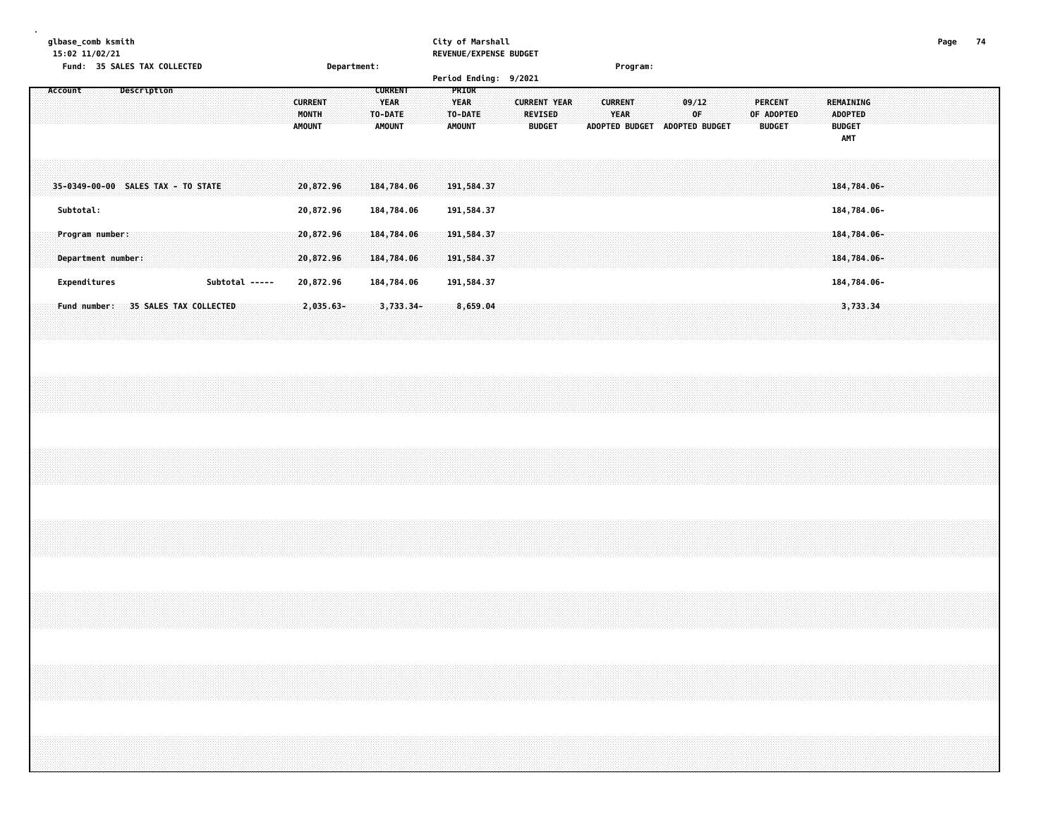glbase_comb ksmith
15:02 11/02/21

City of Marshall
REVENUE/EXPENSE BUDGET

Fund: 35 SALES TAX COLLECTED　　Department:　　Program:

Period Ending: 9/2021

| Account | Description | CURRENT MONTH AMOUNT | CURRENT YEAR TO-DATE AMOUNT | PRIOR YEAR TO-DATE AMOUNT | CURRENT YEAR REVISED BUDGET | CURRENT YEAR ADOPTED BUDGET | 09/12 OF ADOPTED BUDGET | PERCENT OF ADOPTED BUDGET | REMAINING ADOPTED BUDGET AMT |
|---|---|---|---|---|---|---|---|---|---|
| 35-0349-00-00 | SALES TAX - TO STATE | 20,872.96 | 184,784.06 | 191,584.37 | | | | | 184,784.06- |
| Subtotal: | | 20,872.96 | 184,784.06 | 191,584.37 | | | | | 184,784.06- |
| Program number: | | 20,872.96 | 184,784.06 | 191,584.37 | | | | | 184,784.06- |
| Department number: | | 20,872.96 | 184,784.06 | 191,584.37 | | | | | 184,784.06- |
| Expenditures | Subtotal ----- | 20,872.96 | 184,784.06 | 191,584.37 | | | | | 184,784.06- |
| Fund number: | 35 SALES TAX COLLECTED | 2,035.63- | 3,733.34- | 8,659.04 | | | | | 3,733.34 |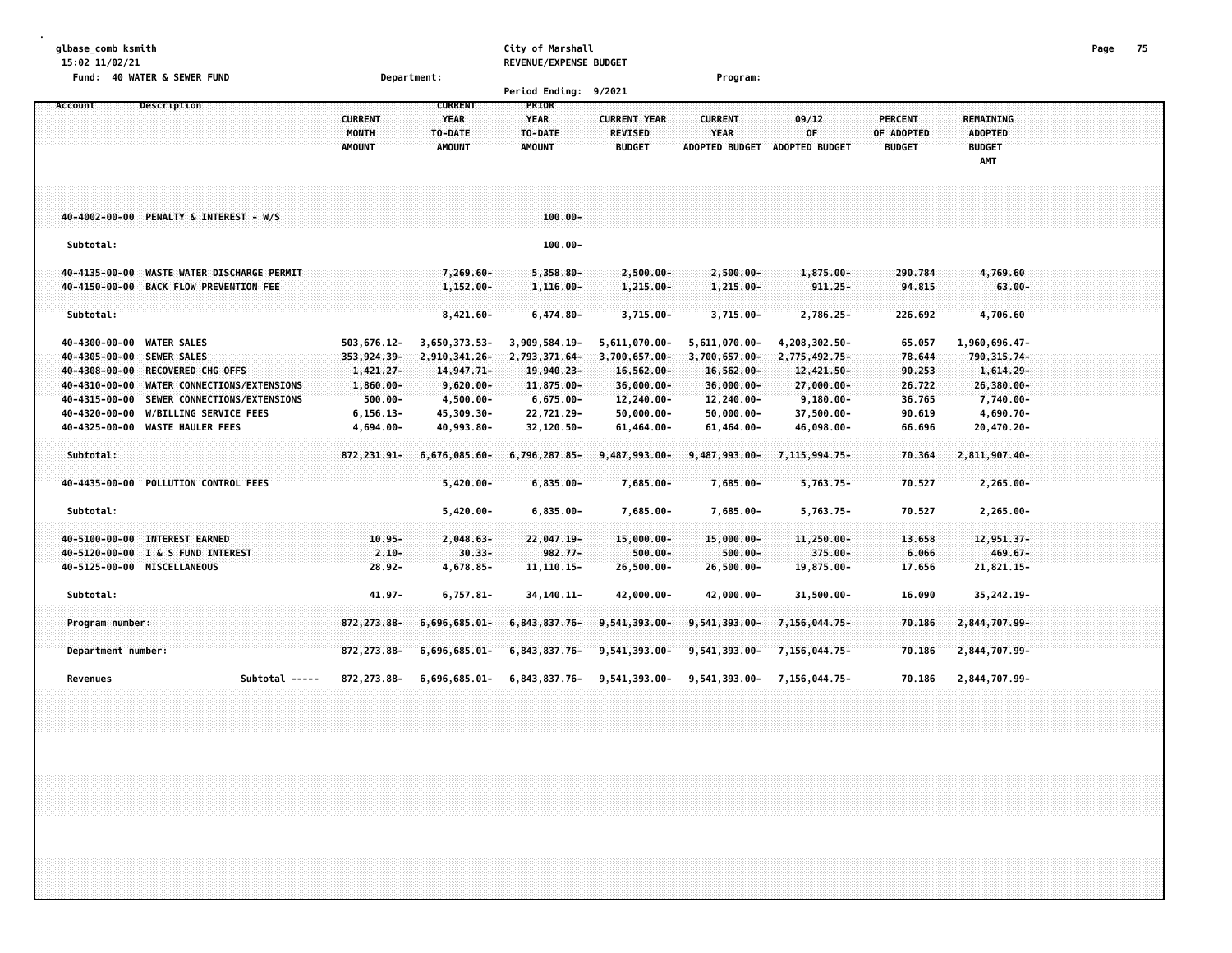glbase_comb ksmith
15:02 11/02/21

**City of Marshall**
**REVENUE/EXPENSE BUDGET**

Fund: 40 WATER & SEWER FUND | Department: | Program:

Period Ending: 9/2021

| Account | Description | CURRENT MONTH AMOUNT | CURRENT YEAR TO-DATE AMOUNT | PRIOR YEAR TO-DATE AMOUNT | CURRENT YEAR REVISED BUDGET | CURRENT YEAR ADOPTED BUDGET | 09/12 OF ADOPTED BUDGET | PERCENT OF ADOPTED BUDGET | REMAINING ADOPTED BUDGET AMT |
|---|---|---|---|---|---|---|---|---|---|
| 40-4002-00-00 | PENALTY & INTEREST - W/S | | | 100.00- | | | | | |
| Subtotal: | | | | 100.00- | | | | | |
| 40-4135-00-00 | WASTE WATER DISCHARGE PERMIT | | 7,269.60- | 5,358.80- | 2,500.00- | 2,500.00- | 1,875.00- | 290.784 | 4,769.60 |
| 40-4150-00-00 | BACK FLOW PREVENTION FEE | | 1,152.00- | 1,116.00- | 1,215.00- | 1,215.00- | 911.25- | 94.815 | 63.00- |
| Subtotal: | | | 8,421.60- | 6,474.80- | 3,715.00- | 3,715.00- | 2,786.25- | 226.692 | 4,706.60 |
| 40-4300-00-00 | WATER SALES | 503,676.12- | 3,650,373.53- | 3,909,584.19- | 5,611,070.00- | 5,611,070.00- | 4,208,302.50- | 65.057 | 1,960,696.47- |
| 40-4305-00-00 | SEWER SALES | 353,924.39- | 2,910,341.26- | 2,793,371.64- | 3,700,657.00- | 3,700,657.00- | 2,775,492.75- | 78.644 | 790,315.74- |
| 40-4308-00-00 | RECOVERED CHG OFFS | 1,421.27- | 14,947.71- | 19,940.23- | 16,562.00- | 16,562.00- | 12,421.50- | 90.253 | 1,614.29- |
| 40-4310-00-00 | WATER CONNECTIONS/EXTENSIONS | 1,860.00- | 9,620.00- | 11,875.00- | 36,000.00- | 36,000.00- | 27,000.00- | 26.722 | 26,380.00- |
| 40-4315-00-00 | SEWER CONNECTIONS/EXTENSIONS | 500.00- | 4,500.00- | 6,675.00- | 12,240.00- | 12,240.00- | 9,180.00- | 36.765 | 7,740.00- |
| 40-4320-00-00 | W/BILLING SERVICE FEES | 6,156.13- | 45,309.30- | 22,721.29- | 50,000.00- | 50,000.00- | 37,500.00- | 90.619 | 4,690.70- |
| 40-4325-00-00 | WASTE HAULER FEES | 4,694.00- | 40,993.80- | 32,120.50- | 61,464.00- | 61,464.00- | 46,098.00- | 66.696 | 20,470.20- |
| Subtotal: | | 872,231.91- | 6,676,085.60- | 6,796,287.85- | 9,487,993.00- | 9,487,993.00- | 7,115,994.75- | 70.364 | 2,811,907.40- |
| 40-4435-00-00 | POLLUTION CONTROL FEES | | 5,420.00- | 6,835.00- | 7,685.00- | 7,685.00- | 5,763.75- | 70.527 | 2,265.00- |
| Subtotal: | | | 5,420.00- | 6,835.00- | 7,685.00- | 7,685.00- | 5,763.75- | 70.527 | 2,265.00- |
| 40-5100-00-00 | INTEREST EARNED | 10.95- | 2,048.63- | 22,047.19- | 15,000.00- | 15,000.00- | 11,250.00- | 13.658 | 12,951.37- |
| 40-5120-00-00 | I & S FUND INTEREST | 2.10- | 30.33- | 982.77- | 500.00- | 500.00- | 375.00- | 6.066 | 469.67- |
| 40-5125-00-00 | MISCELLANEOUS | 28.92- | 4,678.85- | 11,110.15- | 26,500.00- | 26,500.00- | 19,875.00- | 17.656 | 21,821.15- |
| Subtotal: | | 41.97- | 6,757.81- | 34,140.11- | 42,000.00- | 42,000.00- | 31,500.00- | 16.090 | 35,242.19- |
| Program number: | | 872,273.88- | 6,696,685.01- | 6,843,837.76- | 9,541,393.00- | 9,541,393.00- | 7,156,044.75- | 70.186 | 2,844,707.99- |
| Department number: | | 872,273.88- | 6,696,685.01- | 6,843,837.76- | 9,541,393.00- | 9,541,393.00- | 7,156,044.75- | 70.186 | 2,844,707.99- |
| Revenues | Subtotal ----- | 872,273.88- | 6,696,685.01- | 6,843,837.76- | 9,541,393.00- | 9,541,393.00- | 7,156,044.75- | 70.186 | 2,844,707.99- |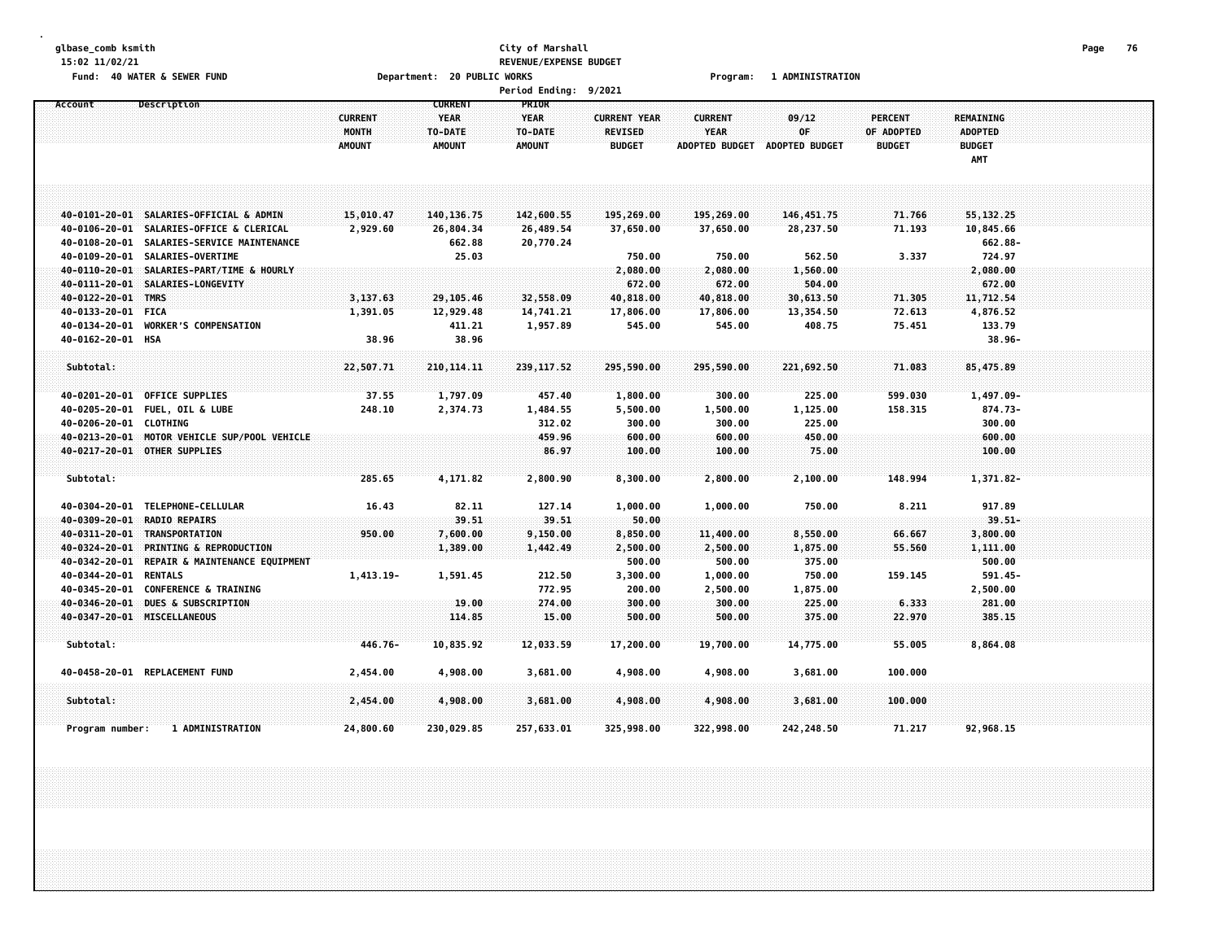glbase_comb ksmith
15:02 11/02/21
Fund: 40 WATER & SEWER FUND

City of Marshall
REVENUE/EXPENSE BUDGET
Department: 20 PUBLIC WORKS
Period Ending: 9/2021

Program: 1 ADMINISTRATION

| Account | Description | CURRENT MONTH AMOUNT | CURRENT YEAR TO-DATE AMOUNT | PRIOR YEAR TO-DATE AMOUNT | CURRENT YEAR REVISED BUDGET | CURRENT YEAR ADOPTED BUDGET | 09/12 OF ADOPTED BUDGET | PERCENT OF ADOPTED BUDGET | REMAINING ADOPTED BUDGET AMT |
|---|---|---|---|---|---|---|---|---|---|
| 40-0101-20-01 | SALARIES-OFFICIAL & ADMIN | 15,010.47 | 140,136.75 | 142,600.55 | 195,269.00 | 195,269.00 | 146,451.75 | 71.766 | 55,132.25 |
| 40-0106-20-01 | SALARIES-OFFICE & CLERICAL | 2,929.60 | 26,804.34 | 26,489.54 | 37,650.00 | 37,650.00 | 28,237.50 | 71.193 | 10,845.66 |
| 40-0108-20-01 | SALARIES-SERVICE MAINTENANCE | | 662.88 | 20,770.24 | | | | | 662.88- |
| 40-0109-20-01 | SALARIES-OVERTIME | | 25.03 | | 750.00 | 750.00 | 562.50 | 3.337 | 724.97 |
| 40-0110-20-01 | SALARIES-PART/TIME & HOURLY | | | | 2,080.00 | 2,080.00 | 1,560.00 | | 2,080.00 |
| 40-0111-20-01 | SALARIES-LONGEVITY | | | | 672.00 | 672.00 | 504.00 | | 672.00 |
| 40-0122-20-01 | TMRS | 3,137.63 | 29,105.46 | 32,558.09 | 40,818.00 | 40,818.00 | 30,613.50 | 71.305 | 11,712.54 |
| 40-0133-20-01 | FICA | 1,391.05 | 12,929.48 | 14,741.21 | 17,806.00 | 17,806.00 | 13,354.50 | 72.613 | 4,876.52 |
| 40-0134-20-01 | WORKER'S COMPENSATION | | 411.21 | 1,957.89 | 545.00 | 545.00 | 408.75 | 75.451 | 133.79 |
| 40-0162-20-01 | HSA | 38.96 | 38.96 | | | | | | 38.96- |
| Subtotal: | | 22,507.71 | 210,114.11 | 239,117.52 | 295,590.00 | 295,590.00 | 221,692.50 | 71.083 | 85,475.89 |
| 40-0201-20-01 | OFFICE SUPPLIES | 37.55 | 1,797.09 | 457.40 | 1,800.00 | 300.00 | 225.00 | 599.030 | 1,497.09- |
| 40-0205-20-01 | FUEL, OIL & LUBE | 248.10 | 2,374.73 | 1,484.55 | 5,500.00 | 1,500.00 | 1,125.00 | 158.315 | 874.73- |
| 40-0206-20-01 | CLOTHING | | | 312.02 | 300.00 | 300.00 | 225.00 | | 300.00 |
| 40-0213-20-01 | MOTOR VEHICLE SUP/POOL VEHICLE | | | 459.96 | 600.00 | 600.00 | 450.00 | | 600.00 |
| 40-0217-20-01 | OTHER SUPPLIES | | | 86.97 | 100.00 | 100.00 | 75.00 | | 100.00 |
| Subtotal: | | 285.65 | 4,171.82 | 2,800.90 | 8,300.00 | 2,800.00 | 2,100.00 | 148.994 | 1,371.82- |
| 40-0304-20-01 | TELEPHONE-CELLULAR | 16.43 | 82.11 | 127.14 | 1,000.00 | 1,000.00 | 750.00 | 8.211 | 917.89 |
| 40-0309-20-01 | RADIO REPAIRS | | 39.51 | 39.51 | 50.00 | | | | 39.51- |
| 40-0311-20-01 | TRANSPORTATION | 950.00 | 7,600.00 | 9,150.00 | 8,850.00 | 11,400.00 | 8,550.00 | 66.667 | 3,800.00 |
| 40-0324-20-01 | PRINTING & REPRODUCTION | | 1,389.00 | 1,442.49 | 2,500.00 | 2,500.00 | 1,875.00 | 55.560 | 1,111.00 |
| 40-0342-20-01 | REPAIR & MAINTENANCE EQUIPMENT | | | | 500.00 | 500.00 | 375.00 | | 500.00 |
| 40-0344-20-01 | RENTALS | 1,413.19- | 1,591.45 | 212.50 | 3,300.00 | 1,000.00 | 750.00 | 159.145 | 591.45- |
| 40-0345-20-01 | CONFERENCE & TRAINING | | | 772.95 | 200.00 | 2,500.00 | 1,875.00 | | 2,500.00 |
| 40-0346-20-01 | DUES & SUBSCRIPTION | | 19.00 | 274.00 | 300.00 | 300.00 | 225.00 | 6.333 | 281.00 |
| 40-0347-20-01 | MISCELLANEOUS | | 114.85 | 15.00 | 500.00 | 500.00 | 375.00 | 22.970 | 385.15 |
| Subtotal: | | 446.76- | 10,835.92 | 12,033.59 | 17,200.00 | 19,700.00 | 14,775.00 | 55.005 | 8,864.08 |
| 40-0458-20-01 | REPLACEMENT FUND | 2,454.00 | 4,908.00 | 3,681.00 | 4,908.00 | 4,908.00 | 3,681.00 | 100.000 | |
| Subtotal: | | 2,454.00 | 4,908.00 | 3,681.00 | 4,908.00 | 4,908.00 | 3,681.00 | 100.000 | |
| Program number: | 1 ADMINISTRATION | 24,800.60 | 230,029.85 | 257,633.01 | 325,998.00 | 322,998.00 | 242,248.50 | 71.217 | 92,968.15 |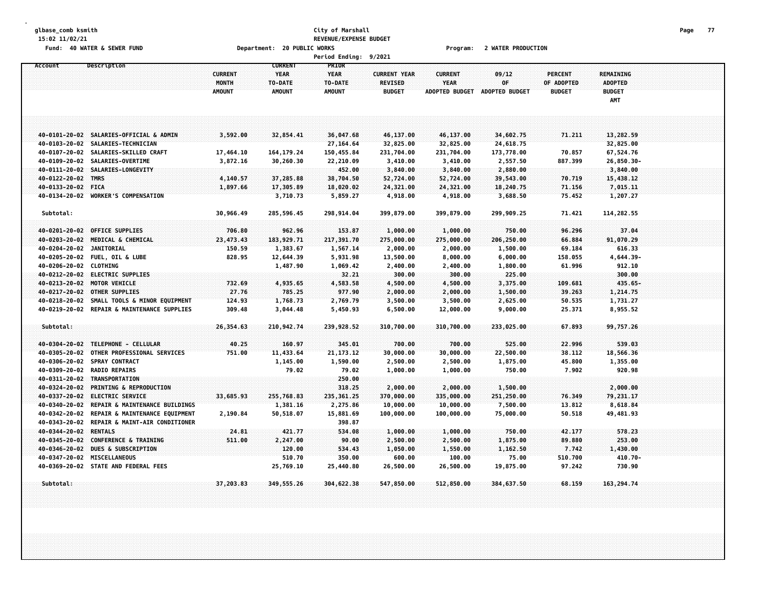glbase_comb ksmith
15:02 11/02/21

**City of Marshall**
**REVENUE/EXPENSE BUDGET**
**Period Ending: 9/2021**

Fund: 40 WATER & SEWER FUND — Department: 20 PUBLIC WORKS — Program: 2 WATER PRODUCTION

| Account | Description | CURRENT MONTH AMOUNT | CURRENT YEAR TO-DATE AMOUNT | PRIOR YEAR TO-DATE AMOUNT | CURRENT YEAR REVISED BUDGET | CURRENT YEAR ADOPTED BUDGET | 09/12 OF ADOPTED BUDGET | PERCENT OF ADOPTED BUDGET | REMAINING ADOPTED BUDGET AMT |
|---|---|---|---|---|---|---|---|---|---|
| 40-0101-20-02 | SALARIES-OFFICIAL & ADMIN | 3,592.00 | 32,854.41 | 36,047.68 | 46,137.00 | 46,137.00 | 34,602.75 | 71.211 | 13,282.59 |
| 40-0103-20-02 | SALARIES-TECHNICIAN | | | 27,164.64 | 32,825.00 | 32,825.00 | 24,618.75 | | 32,825.00 |
| 40-0107-20-02 | SALARIES-SKILLED CRAFT | 17,464.10 | 164,179.24 | 150,455.84 | 231,704.00 | 231,704.00 | 173,778.00 | 70.857 | 67,524.76 |
| 40-0109-20-02 | SALARIES-OVERTIME | 3,872.16 | 30,260.30 | 22,210.09 | 3,410.00 | 3,410.00 | 2,557.50 | 887.399 | 26,850.30- |
| 40-0111-20-02 | SALARIES-LONGEVITY | | | 452.00 | 3,840.00 | 3,840.00 | 2,880.00 | | 3,840.00 |
| 40-0122-20-02 | TMRS | 4,140.57 | 37,285.88 | 38,704.50 | 52,724.00 | 52,724.00 | 39,543.00 | 70.719 | 15,438.12 |
| 40-0133-20-02 | FICA | 1,897.66 | 17,305.89 | 18,020.02 | 24,321.00 | 24,321.00 | 18,240.75 | 71.156 | 7,015.11 |
| 40-0134-20-02 | WORKER'S COMPENSATION | | 3,710.73 | 5,859.27 | 4,918.00 | 4,918.00 | 3,688.50 | 75.452 | 1,207.27 |
| Subtotal: | | 30,966.49 | 285,596.45 | 298,914.04 | 399,879.00 | 399,879.00 | 299,909.25 | 71.421 | 114,282.55 |
| 40-0201-20-02 | OFFICE SUPPLIES | 706.80 | 962.96 | 153.87 | 1,000.00 | 1,000.00 | 750.00 | 96.296 | 37.04 |
| 40-0203-20-02 | MEDICAL & CHEMICAL | 23,473.43 | 183,929.71 | 217,391.70 | 275,000.00 | 275,000.00 | 206,250.00 | 66.884 | 91,070.29 |
| 40-0204-20-02 | JANITORIAL | 150.59 | 1,383.67 | 1,567.14 | 2,000.00 | 2,000.00 | 1,500.00 | 69.184 | 616.33 |
| 40-0205-20-02 | FUEL, OIL & LUBE | 828.95 | 12,644.39 | 5,931.98 | 13,500.00 | 8,000.00 | 6,000.00 | 158.055 | 4,644.39- |
| 40-0206-20-02 | CLOTHING | | 1,487.90 | 1,069.42 | 2,400.00 | 2,400.00 | 1,800.00 | 61.996 | 912.10 |
| 40-0212-20-02 | ELECTRIC SUPPLIES | | | 32.21 | 300.00 | 300.00 | 225.00 | | 300.00 |
| 40-0213-20-02 | MOTOR VEHICLE | 732.69 | 4,935.65 | 4,583.58 | 4,500.00 | 4,500.00 | 3,375.00 | 109.681 | 435.65- |
| 40-0217-20-02 | OTHER SUPPLIES | 27.76 | 785.25 | 977.90 | 2,000.00 | 2,000.00 | 1,500.00 | 39.263 | 1,214.75 |
| 40-0218-20-02 | SMALL TOOLS & MINOR EQUIPMENT | 124.93 | 1,768.73 | 2,769.79 | 3,500.00 | 3,500.00 | 2,625.00 | 50.535 | 1,731.27 |
| 40-0219-20-02 | REPAIR & MAINTENANCE SUPPLIES | 309.48 | 3,044.48 | 5,450.93 | 6,500.00 | 12,000.00 | 9,000.00 | 25.371 | 8,955.52 |
| Subtotal: | | 26,354.63 | 210,942.74 | 239,928.52 | 310,700.00 | 310,700.00 | 233,025.00 | 67.893 | 99,757.26 |
| 40-0304-20-02 | TELEPHONE - CELLULAR | 40.25 | 160.97 | 345.01 | 700.00 | 700.00 | 525.00 | 22.996 | 539.03 |
| 40-0305-20-02 | OTHER PROFESSIONAL SERVICES | 751.00 | 11,433.64 | 21,173.12 | 30,000.00 | 30,000.00 | 22,500.00 | 38.112 | 18,566.36 |
| 40-0306-20-02 | SPRAY CONTRACT | | 1,145.00 | 1,590.00 | 2,500.00 | 2,500.00 | 1,875.00 | 45.800 | 1,355.00 |
| 40-0309-20-02 | RADIO REPAIRS | | 79.02 | 79.02 | 1,000.00 | 1,000.00 | 750.00 | 7.902 | 920.98 |
| 40-0311-20-02 | TRANSPORTATION | | | 250.00 | | | | | |
| 40-0324-20-02 | PRINTING & REPRODUCTION | | | 318.25 | 2,000.00 | 2,000.00 | 1,500.00 | | 2,000.00 |
| 40-0337-20-02 | ELECTRIC SERVICE | 33,685.93 | 255,768.83 | 235,361.25 | 370,000.00 | 335,000.00 | 251,250.00 | 76.349 | 79,231.17 |
| 40-0340-20-02 | REPAIR & MAINTENANCE BUILDINGS | | 1,381.16 | 2,275.86 | 10,000.00 | 10,000.00 | 7,500.00 | 13.812 | 8,618.84 |
| 40-0342-20-02 | REPAIR & MAINTENANCE EQUIPMENT | 2,190.84 | 50,518.07 | 15,881.69 | 100,000.00 | 100,000.00 | 75,000.00 | 50.518 | 49,481.93 |
| 40-0343-20-02 | REPAIR & MAINT-AIR CONDITIONER | | | 398.87 | | | | | |
| 40-0344-20-02 | RENTALS | 24.81 | 421.77 | 534.08 | 1,000.00 | 1,000.00 | 750.00 | 42.177 | 578.23 |
| 40-0345-20-02 | CONFERENCE & TRAINING | 511.00 | 2,247.00 | 90.00 | 2,500.00 | 2,500.00 | 1,875.00 | 89.880 | 253.00 |
| 40-0346-20-02 | DUES & SUBSCRIPTION | | 120.00 | 534.43 | 1,050.00 | 1,550.00 | 1,162.50 | 7.742 | 1,430.00 |
| 40-0347-20-02 | MISCELLANEOUS | | 510.70 | 350.00 | 600.00 | 100.00 | 75.00 | 510.700 | 410.70- |
| 40-0369-20-02 | STATE AND FEDERAL FEES | | 25,769.10 | 25,440.80 | 26,500.00 | 26,500.00 | 19,875.00 | 97.242 | 730.90 |
| Subtotal: | | 37,203.83 | 349,555.26 | 304,622.38 | 547,850.00 | 512,850.00 | 384,637.50 | 68.159 | 163,294.74 |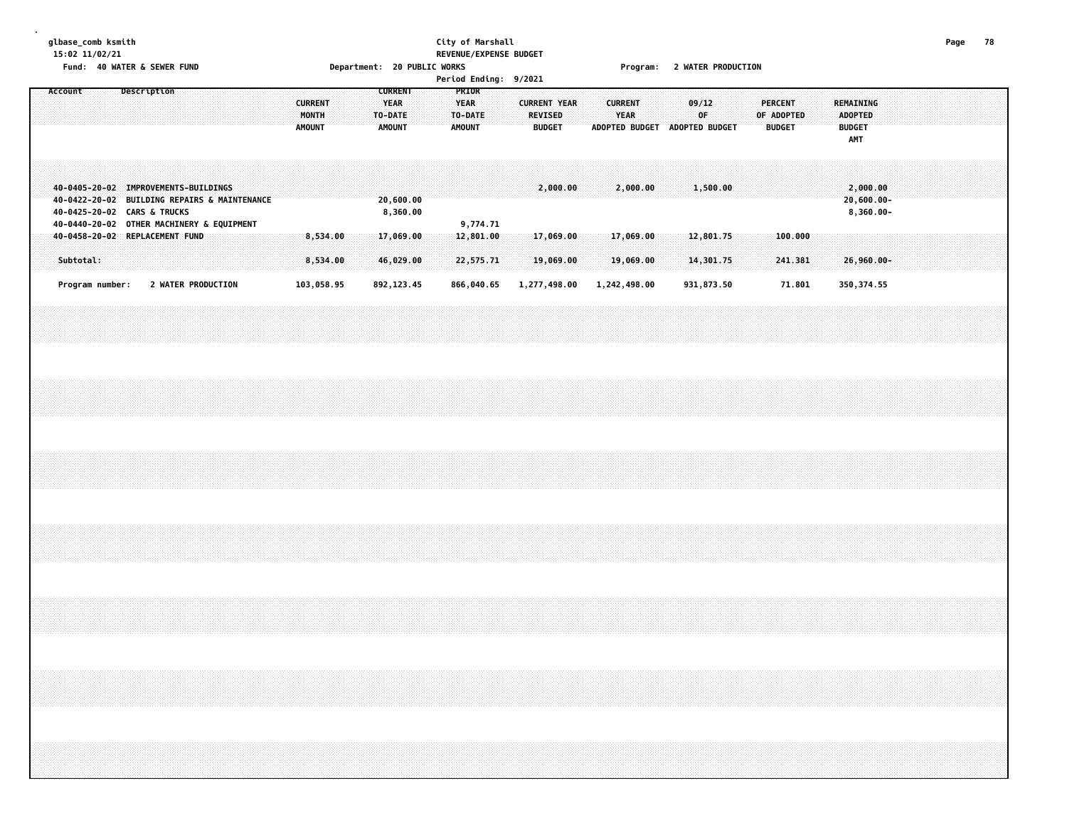glbase_comb ksmith
15:02 11/02/21

Fund: 40 WATER & SEWER FUND

City of Marshall
REVENUE/EXPENSE BUDGET
Department: 20 PUBLIC WORKS
Period Ending: 9/2021

Program: 2 WATER PRODUCTION

| Account | Description | CURRENT MONTH AMOUNT | CURRENT YEAR TO-DATE AMOUNT | PRIOR YEAR TO-DATE AMOUNT | CURRENT YEAR REVISED BUDGET | CURRENT YEAR ADOPTED BUDGET | 09/12 OF ADOPTED BUDGET | PERCENT OF ADOPTED BUDGET | REMAINING ADOPTED BUDGET AMT |
|---|---|---|---|---|---|---|---|---|---|
| 40-0405-20-02 | IMPROVEMENTS-BUILDINGS | | | | 2,000.00 | 2,000.00 | 1,500.00 | | 2,000.00 |
| 40-0422-20-02 | BUILDING REPAIRS & MAINTENANCE | | 20,600.00 | | | | | | 20,600.00- |
| 40-0425-20-02 | CARS & TRUCKS | | 8,360.00 | | | | | | 8,360.00- |
| 40-0440-20-02 | OTHER MACHINERY & EQUIPMENT | | | 9,774.71 | | | | | |
| 40-0458-20-02 | REPLACEMENT FUND | 8,534.00 | 17,069.00 | 12,801.00 | 17,069.00 | 17,069.00 | 12,801.75 | 100.000 | |
| Subtotal: | | 8,534.00 | 46,029.00 | 22,575.71 | 19,069.00 | 19,069.00 | 14,301.75 | 241.381 | 26,960.00- |
| Program number: | 2 WATER PRODUCTION | 103,058.95 | 892,123.45 | 866,040.65 | 1,277,498.00 | 1,242,498.00 | 931,873.50 | 71.801 | 350,374.55 |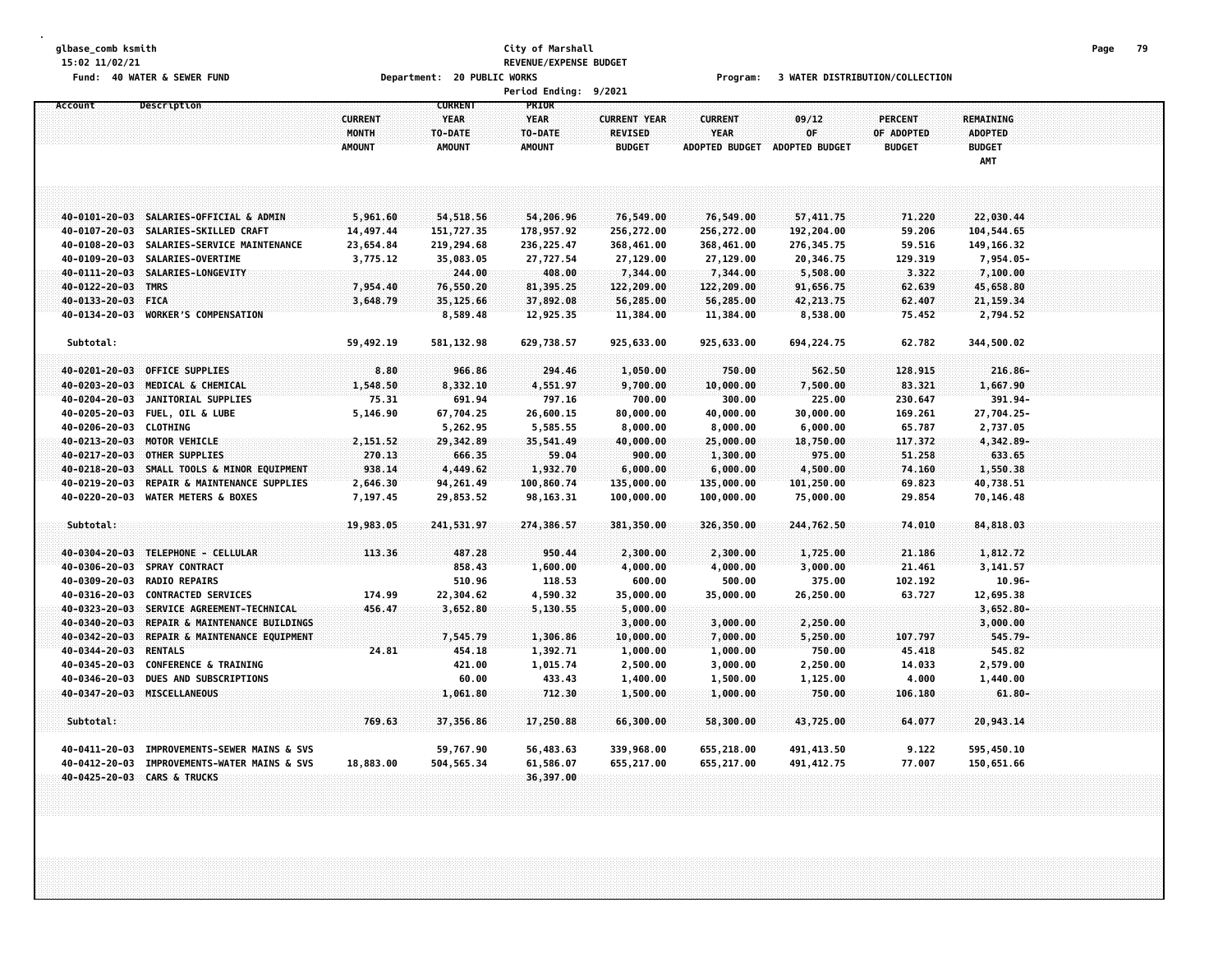City of Marshall
REVENUE/EXPENSE BUDGET

Fund: 40 WATER & SEWER FUND — Department: 20 PUBLIC WORKS — Program: 3 WATER DISTRIBUTION/COLLECTION

Period Ending: 9/2021

| Account | Description | CURRENT MONTH AMOUNT | CURRENT YEAR TO-DATE AMOUNT | PRIOR YEAR TO-DATE AMOUNT | CURRENT YEAR REVISED BUDGET | CURRENT YEAR ADOPTED BUDGET | 09/12 OF ADOPTED BUDGET | PERCENT OF ADOPTED BUDGET | REMAINING ADOPTED BUDGET AMT |
|---|---|---|---|---|---|---|---|---|---|
| 40-0101-20-03 | SALARIES-OFFICIAL & ADMIN | 5,961.60 | 54,518.56 | 54,206.96 | 76,549.00 | 76,549.00 | 57,411.75 | 71.220 | 22,030.44 |
| 40-0107-20-03 | SALARIES-SKILLED CRAFT | 14,497.44 | 151,727.35 | 178,957.92 | 256,272.00 | 256,272.00 | 192,204.00 | 59.206 | 104,544.65 |
| 40-0108-20-03 | SALARIES-SERVICE MAINTENANCE | 23,654.84 | 219,294.68 | 236,225.47 | 368,461.00 | 368,461.00 | 276,345.75 | 59.516 | 149,166.32 |
| 40-0109-20-03 | SALARIES-OVERTIME | 3,775.12 | 35,083.05 | 27,727.54 | 27,129.00 | 27,129.00 | 20,346.75 | 129.319 | 7,954.05- |
| 40-0111-20-03 | SALARIES-LONGEVITY | | 244.00 | 408.00 | 7,344.00 | 7,344.00 | 5,508.00 | 3.322 | 7,100.00 |
| 40-0122-20-03 | TMRS | 7,954.40 | 76,550.20 | 81,395.25 | 122,209.00 | 122,209.00 | 91,656.75 | 62.639 | 45,658.80 |
| 40-0133-20-03 | FICA | 3,648.79 | 35,125.66 | 37,892.08 | 56,285.00 | 56,285.00 | 42,213.75 | 62.407 | 21,159.34 |
| 40-0134-20-03 | WORKER'S COMPENSATION | | 8,589.48 | 12,925.35 | 11,384.00 | 11,384.00 | 8,538.00 | 75.452 | 2,794.52 |
| Subtotal: | | 59,492.19 | 581,132.98 | 629,738.57 | 925,633.00 | 925,633.00 | 694,224.75 | 62.782 | 344,500.02 |
| 40-0201-20-03 | OFFICE SUPPLIES | 8.80 | 966.86 | 294.46 | 1,050.00 | 750.00 | 562.50 | 128.915 | 216.86- |
| 40-0203-20-03 | MEDICAL & CHEMICAL | 1,548.50 | 8,332.10 | 4,551.97 | 9,700.00 | 10,000.00 | 7,500.00 | 83.321 | 1,667.90 |
| 40-0204-20-03 | JANITORIAL SUPPLIES | 75.31 | 691.94 | 797.16 | 700.00 | 300.00 | 225.00 | 230.647 | 391.94- |
| 40-0205-20-03 | FUEL, OIL & LUBE | 5,146.90 | 67,704.25 | 26,600.15 | 80,000.00 | 40,000.00 | 30,000.00 | 169.261 | 27,704.25- |
| 40-0206-20-03 | CLOTHING | | 5,262.95 | 5,585.55 | 8,000.00 | 8,000.00 | 6,000.00 | 65.787 | 2,737.05 |
| 40-0213-20-03 | MOTOR VEHICLE | 2,151.52 | 29,342.89 | 35,541.49 | 40,000.00 | 25,000.00 | 18,750.00 | 117.372 | 4,342.89- |
| 40-0217-20-03 | OTHER SUPPLIES | 270.13 | 666.35 | 59.04 | 900.00 | 1,300.00 | 975.00 | 51.258 | 633.65 |
| 40-0218-20-03 | SMALL TOOLS & MINOR EQUIPMENT | 938.14 | 4,449.62 | 1,932.70 | 6,000.00 | 6,000.00 | 4,500.00 | 74.160 | 1,550.38 |
| 40-0219-20-03 | REPAIR & MAINTENANCE SUPPLIES | 2,646.30 | 94,261.49 | 100,860.74 | 135,000.00 | 135,000.00 | 101,250.00 | 69.823 | 40,738.51 |
| 40-0220-20-03 | WATER METERS & BOXES | 7,197.45 | 29,853.52 | 98,163.31 | 100,000.00 | 100,000.00 | 75,000.00 | 29.854 | 70,146.48 |
| Subtotal: | | 19,983.05 | 241,531.97 | 274,386.57 | 381,350.00 | 326,350.00 | 244,762.50 | 74.010 | 84,818.03 |
| 40-0304-20-03 | TELEPHONE - CELLULAR | 113.36 | 487.28 | 950.44 | 2,300.00 | 2,300.00 | 1,725.00 | 21.186 | 1,812.72 |
| 40-0306-20-03 | SPRAY CONTRACT | | 858.43 | 1,600.00 | 4,000.00 | 4,000.00 | 3,000.00 | 21.461 | 3,141.57 |
| 40-0309-20-03 | RADIO REPAIRS | | 510.96 | 118.53 | 600.00 | 500.00 | 375.00 | 102.192 | 10.96- |
| 40-0316-20-03 | CONTRACTED SERVICES | 174.99 | 22,304.62 | 4,590.32 | 35,000.00 | 35,000.00 | 26,250.00 | 63.727 | 12,695.38 |
| 40-0323-20-03 | SERVICE AGREEMENT-TECHNICAL | 456.47 | 3,652.80 | 5,130.55 | 5,000.00 | | | | 3,652.80- |
| 40-0340-20-03 | REPAIR & MAINTENANCE BUILDINGS | | | | 3,000.00 | 3,000.00 | 2,250.00 | | 3,000.00 |
| 40-0342-20-03 | REPAIR & MAINTENANCE EQUIPMENT | | 7,545.79 | 1,306.86 | 10,000.00 | 7,000.00 | 5,250.00 | 107.797 | 545.79- |
| 40-0344-20-03 | RENTALS | 24.81 | 454.18 | 1,392.71 | 1,000.00 | 1,000.00 | 750.00 | 45.418 | 545.82 |
| 40-0345-20-03 | CONFERENCE & TRAINING | | 421.00 | 1,015.74 | 2,500.00 | 3,000.00 | 2,250.00 | 14.033 | 2,579.00 |
| 40-0346-20-03 | DUES AND SUBSCRIPTIONS | | 60.00 | 433.43 | 1,400.00 | 1,500.00 | 1,125.00 | 4.000 | 1,440.00 |
| 40-0347-20-03 | MISCELLANEOUS | | 1,061.80 | 712.30 | 1,500.00 | 1,000.00 | 750.00 | 106.180 | 61.80- |
| Subtotal: | | 769.63 | 37,356.86 | 17,250.88 | 66,300.00 | 58,300.00 | 43,725.00 | 64.077 | 20,943.14 |
| 40-0411-20-03 | IMPROVEMENTS-SEWER MAINS & SVS | | 59,767.90 | 56,483.63 | 339,968.00 | 655,218.00 | 491,413.50 | 9.122 | 595,450.10 |
| 40-0412-20-03 | IMPROVEMENTS-WATER MAINS & SVS | 18,883.00 | 504,565.34 | 61,586.07 | 655,217.00 | 655,217.00 | 491,412.75 | 77.007 | 150,651.66 |
| 40-0425-20-03 | CARS & TRUCKS | | | 36,397.00 | | | | | |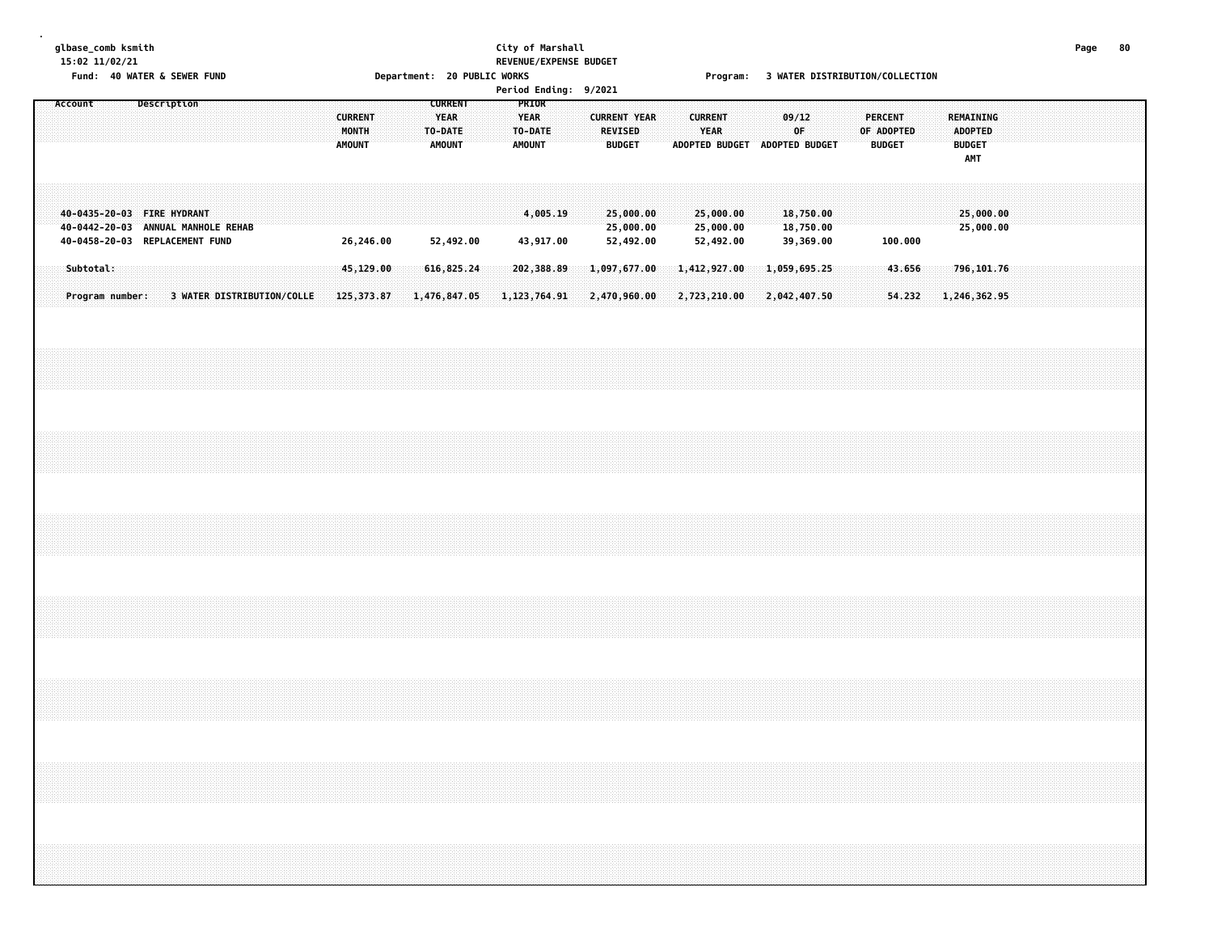glbase_comb ksmith
15:02 11/02/21

City of Marshall
REVENUE/EXPENSE BUDGET
Period Ending: 9/2021

Fund: 40 WATER & SEWER FUND — Department: 20 PUBLIC WORKS — Program: 3 WATER DISTRIBUTION/COLLECTION

| Account | Description | CURRENT MONTH AMOUNT | CURRENT YEAR TO-DATE AMOUNT | PRIOR YEAR TO-DATE AMOUNT | CURRENT YEAR REVISED BUDGET | CURRENT YEAR ADOPTED BUDGET | 09/12 OF ADOPTED BUDGET | PERCENT OF ADOPTED BUDGET | REMAINING ADOPTED BUDGET AMT |
|---|---|---|---|---|---|---|---|---|---|
| 40-0435-20-03 | FIRE HYDRANT | | | 4,005.19 | 25,000.00 | 25,000.00 | 18,750.00 | | 25,000.00 |
| 40-0442-20-03 | ANNUAL MANHOLE REHAB | | | | 25,000.00 | 25,000.00 | 18,750.00 | | 25,000.00 |
| 40-0458-20-03 | REPLACEMENT FUND | 26,246.00 | 52,492.00 | 43,917.00 | 52,492.00 | 52,492.00 | 39,369.00 | 100.000 | |
| Subtotal: | | 45,129.00 | 616,825.24 | 202,388.89 | 1,097,677.00 | 1,412,927.00 | 1,059,695.25 | 43.656 | 796,101.76 |
| Program number: | 3 WATER DISTRIBUTION/COLLE | 125,373.87 | 1,476,847.05 | 1,123,764.91 | 2,470,960.00 | 2,723,210.00 | 2,042,407.50 | 54.232 | 1,246,362.95 |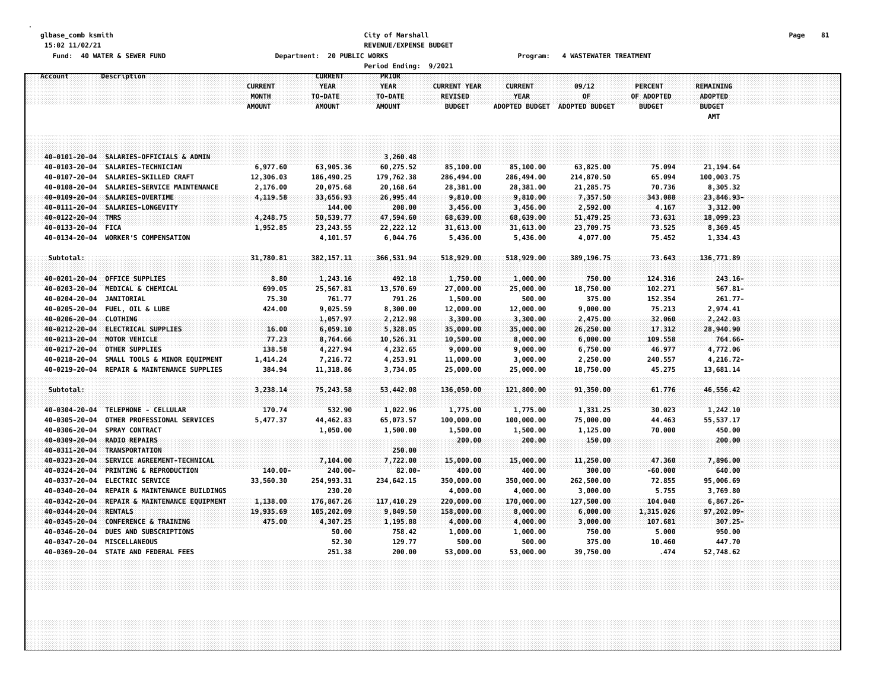glbase_comb ksmith
15:02 11/02/21

City of Marshall
REVENUE/EXPENSE BUDGET

Fund: 40 WATER & SEWER FUND    Department: 20 PUBLIC WORKS    Program: 4 WASTEWATER TREATMENT

Period Ending: 9/2021

| Account | Description | CURRENT MONTH AMOUNT | CURRENT YEAR TO-DATE AMOUNT | PRIOR YEAR TO-DATE AMOUNT | CURRENT YEAR REVISED BUDGET | CURRENT YEAR ADOPTED BUDGET | 09/12 OF ADOPTED BUDGET | PERCENT OF ADOPTED BUDGET | REMAINING ADOPTED BUDGET AMT |
|---|---|---|---|---|---|---|---|---|---|
| 40-0101-20-04 | SALARIES-OFFICIALS & ADMIN | | | 3,260.48 | | | | | |
| 40-0103-20-04 | SALARIES-TECHNICIAN | 6,977.60 | 63,905.36 | 60,275.52 | 85,100.00 | 85,100.00 | 63,825.00 | 75.094 | 21,194.64 |
| 40-0107-20-04 | SALARIES-SKILLED CRAFT | 12,306.03 | 186,490.25 | 179,762.38 | 286,494.00 | 286,494.00 | 214,870.50 | 65.094 | 100,003.75 |
| 40-0108-20-04 | SALARIES-SERVICE MAINTENANCE | 2,176.00 | 20,075.68 | 20,168.64 | 28,381.00 | 28,381.00 | 21,285.75 | 70.736 | 8,305.32 |
| 40-0109-20-04 | SALARIES-OVERTIME | 4,119.58 | 33,656.93 | 26,995.44 | 9,810.00 | 9,810.00 | 7,357.50 | 343.088 | 23,846.93- |
| 40-0111-20-04 | SALARIES-LONGEVITY | | 144.00 | 208.00 | 3,456.00 | 3,456.00 | 2,592.00 | 4.167 | 3,312.00 |
| 40-0122-20-04 | TMRS | 4,248.75 | 50,539.77 | 47,594.60 | 68,639.00 | 68,639.00 | 51,479.25 | 73.631 | 18,099.23 |
| 40-0133-20-04 | FICA | 1,952.85 | 23,243.55 | 22,222.12 | 31,613.00 | 31,613.00 | 23,709.75 | 73.525 | 8,369.45 |
| 40-0134-20-04 | WORKER'S COMPENSATION | | 4,101.57 | 6,044.76 | 5,436.00 | 5,436.00 | 4,077.00 | 75.452 | 1,334.43 |
| Subtotal: | | 31,780.81 | 382,157.11 | 366,531.94 | 518,929.00 | 518,929.00 | 389,196.75 | 73.643 | 136,771.89 |
| 40-0201-20-04 | OFFICE SUPPLIES | 8.80 | 1,243.16 | 492.18 | 1,750.00 | 1,000.00 | 750.00 | 124.316 | 243.16- |
| 40-0203-20-04 | MEDICAL & CHEMICAL | 699.05 | 25,567.81 | 13,570.69 | 27,000.00 | 25,000.00 | 18,750.00 | 102.271 | 567.81- |
| 40-0204-20-04 | JANITORIAL | 75.30 | 761.77 | 791.26 | 1,500.00 | 500.00 | 375.00 | 152.354 | 261.77- |
| 40-0205-20-04 | FUEL, OIL & LUBE | 424.00 | 9,025.59 | 8,300.00 | 12,000.00 | 12,000.00 | 9,000.00 | 75.213 | 2,974.41 |
| 40-0206-20-04 | CLOTHING | | 1,057.97 | 2,212.98 | 3,300.00 | 3,300.00 | 2,475.00 | 32.060 | 2,242.03 |
| 40-0212-20-04 | ELECTRICAL SUPPLIES | 16.00 | 6,059.10 | 5,328.05 | 35,000.00 | 35,000.00 | 26,250.00 | 17.312 | 28,940.90 |
| 40-0213-20-04 | MOTOR VEHICLE | 77.23 | 8,764.66 | 10,526.31 | 10,500.00 | 8,000.00 | 6,000.00 | 109.558 | 764.66- |
| 40-0217-20-04 | OTHER SUPPLIES | 138.58 | 4,227.94 | 4,232.65 | 9,000.00 | 9,000.00 | 6,750.00 | 46.977 | 4,772.06 |
| 40-0218-20-04 | SMALL TOOLS & MINOR EQUIPMENT | 1,414.24 | 7,216.72 | 4,253.91 | 11,000.00 | 3,000.00 | 2,250.00 | 240.557 | 4,216.72- |
| 40-0219-20-04 | REPAIR & MAINTENANCE SUPPLIES | 384.94 | 11,318.86 | 3,734.05 | 25,000.00 | 25,000.00 | 18,750.00 | 45.275 | 13,681.14 |
| Subtotal: | | 3,238.14 | 75,243.58 | 53,442.08 | 136,050.00 | 121,800.00 | 91,350.00 | 61.776 | 46,556.42 |
| 40-0304-20-04 | TELEPHONE - CELLULAR | 170.74 | 532.90 | 1,022.96 | 1,775.00 | 1,775.00 | 1,331.25 | 30.023 | 1,242.10 |
| 40-0305-20-04 | OTHER PROFESSIONAL SERVICES | 5,477.37 | 44,462.83 | 65,073.57 | 100,000.00 | 100,000.00 | 75,000.00 | 44.463 | 55,537.17 |
| 40-0306-20-04 | SPRAY CONTRACT | | 1,050.00 | 1,500.00 | 1,500.00 | 1,500.00 | 1,125.00 | 70.000 | 450.00 |
| 40-0309-20-04 | RADIO REPAIRS | | | | 200.00 | 200.00 | 150.00 | | 200.00 |
| 40-0311-20-04 | TRANSPORTATION | | | 250.00 | | | | | |
| 40-0323-20-04 | SERVICE AGREEMENT-TECHNICAL | | 7,104.00 | 7,722.00 | 15,000.00 | 15,000.00 | 11,250.00 | 47.360 | 7,896.00 |
| 40-0324-20-04 | PRINTING & REPRODUCTION | 140.00- | 240.00- | 82.00- | 400.00 | 400.00 | 300.00 | -60.000 | 640.00 |
| 40-0337-20-04 | ELECTRIC SERVICE | 33,560.30 | 254,993.31 | 234,642.15 | 350,000.00 | 350,000.00 | 262,500.00 | 72.855 | 95,006.69 |
| 40-0340-20-04 | REPAIR & MAINTENANCE BUILDINGS | | 230.20 | | 4,000.00 | 4,000.00 | 3,000.00 | 5.755 | 3,769.80 |
| 40-0342-20-04 | REPAIR & MAINTENANCE EQUIPMENT | 1,138.00 | 176,867.26 | 117,410.29 | 220,000.00 | 170,000.00 | 127,500.00 | 104.040 | 6,867.26- |
| 40-0344-20-04 | RENTALS | 19,935.69 | 105,202.09 | 9,849.50 | 158,000.00 | 8,000.00 | 6,000.00 | 1,315.026 | 97,202.09- |
| 40-0345-20-04 | CONFERENCE & TRAINING | 475.00 | 4,307.25 | 1,195.88 | 4,000.00 | 4,000.00 | 3,000.00 | 107.681 | 307.25- |
| 40-0346-20-04 | DUES AND SUBSCRIPTIONS | | 50.00 | 758.42 | 1,000.00 | 1,000.00 | 750.00 | 5.000 | 950.00 |
| 40-0347-20-04 | MISCELLANEOUS | | 52.30 | 129.77 | 500.00 | 500.00 | 375.00 | 10.460 | 447.70 |
| 40-0369-20-04 | STATE AND FEDERAL FEES | | 251.38 | 200.00 | 53,000.00 | 53,000.00 | 39,750.00 | .474 | 52,748.62 |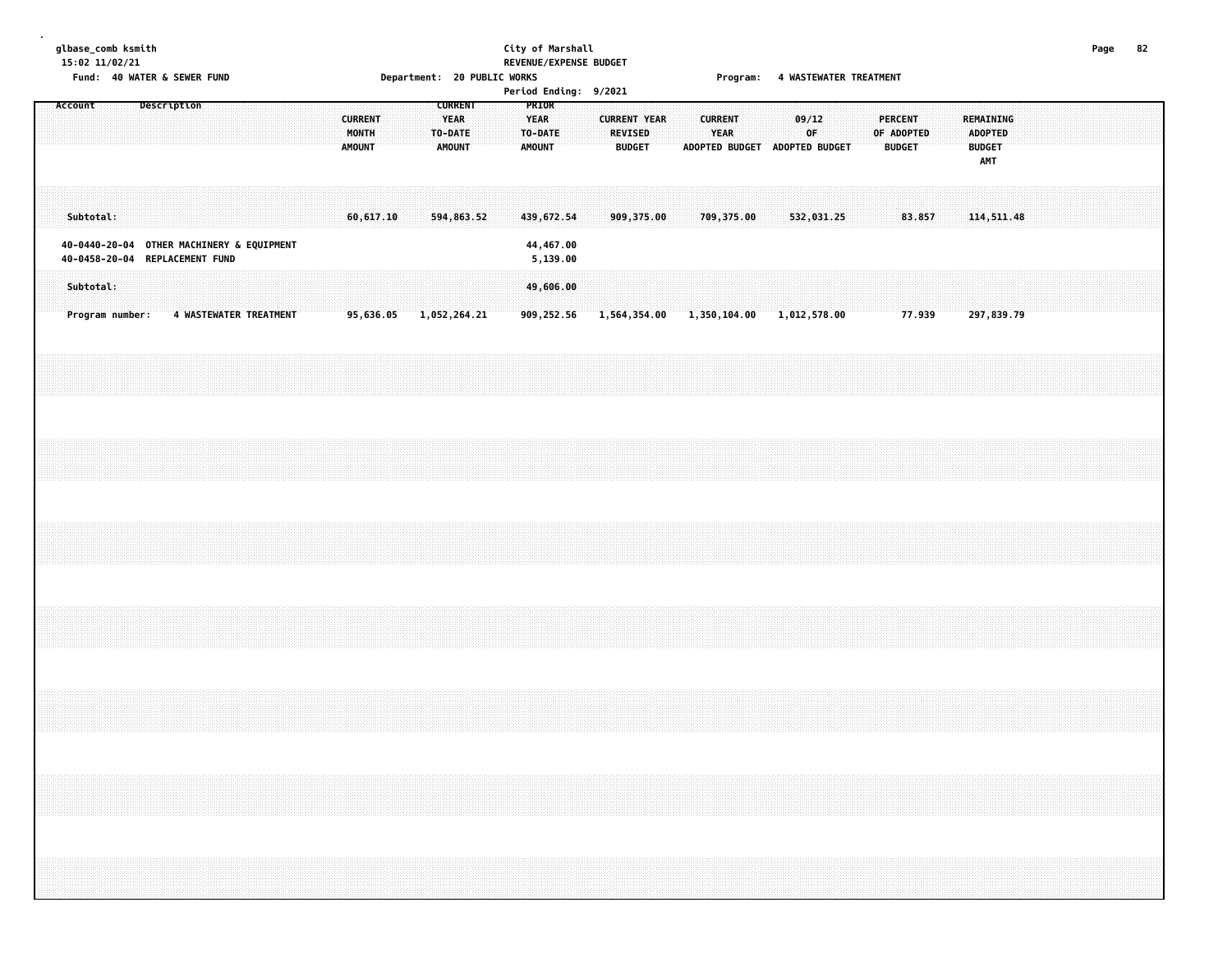glbase_comb ksmith
15:02 11/02/21

City of Marshall
REVENUE/EXPENSE BUDGET

Fund: 40 WATER & SEWER FUND

Department: 20 PUBLIC WORKS

Program: 4 WASTEWATER TREATMENT

Period Ending: 9/2021

| Account | Description | CURRENT MONTH AMOUNT | CURRENT YEAR TO-DATE AMOUNT | PRIOR YEAR TO-DATE AMOUNT | CURRENT YEAR REVISED BUDGET | CURRENT YEAR ADOPTED BUDGET | 09/12 OF ADOPTED BUDGET | PERCENT OF ADOPTED BUDGET | REMAINING ADOPTED BUDGET AMT |
|---|---|---|---|---|---|---|---|---|---|
| Subtotal: | | 60,617.10 | 594,863.52 | 439,672.54 | 909,375.00 | 709,375.00 | 532,031.25 | 83.857 | 114,511.48 |
| 40-0440-20-04 | OTHER MACHINERY & EQUIPMENT | | | 44,467.00 | | | | | |
| 40-0458-20-04 | REPLACEMENT FUND | | | 5,139.00 | | | | | |
| Subtotal: | | | | 49,606.00 | | | | | |
| Program number: | 4 WASTEWATER TREATMENT | 95,636.05 | 1,052,264.21 | 909,252.56 | 1,564,354.00 | 1,350,104.00 | 1,012,578.00 | 77.939 | 297,839.79 |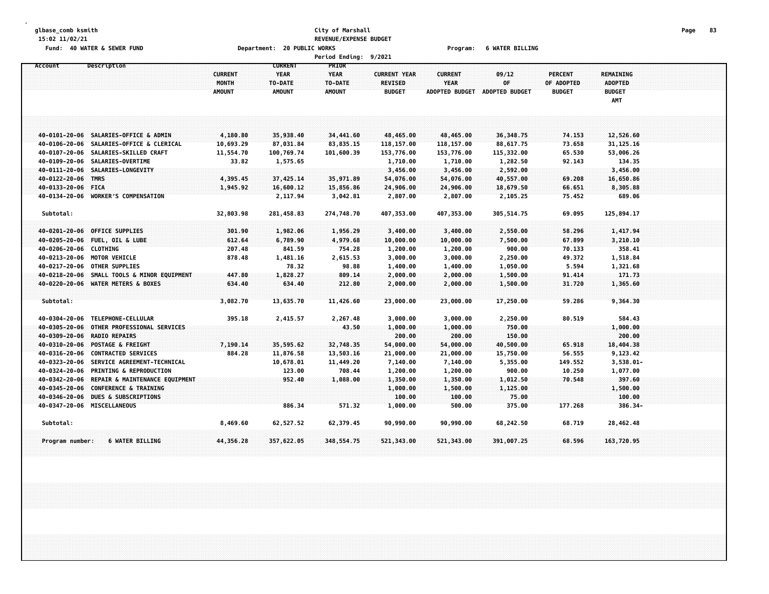**City of Marshall**
**REVENUE/EXPENSE BUDGET**

Fund: 40 WATER & SEWER FUND — Department: 20 PUBLIC WORKS — Program: 6 WATER BILLING

Period Ending: 9/2021

| Account | Description | CURRENT MONTH AMOUNT | CURRENT YEAR TO-DATE AMOUNT | PRIOR YEAR TO-DATE AMOUNT | CURRENT YEAR REVISED BUDGET | CURRENT YEAR ADOPTED BUDGET | 09/12 OF ADOPTED BUDGET | PERCENT OF ADOPTED BUDGET | REMAINING ADOPTED BUDGET AMT |
|---|---|---|---|---|---|---|---|---|---|
| 40-0101-20-06 | SALARIES-OFFICE & ADMIN | 4,180.80 | 35,938.40 | 34,441.60 | 48,465.00 | 48,465.00 | 36,348.75 | 74.153 | 12,526.60 |
| 40-0106-20-06 | SALARIES-OFFICE & CLERICAL | 10,693.29 | 87,031.84 | 83,835.15 | 118,157.00 | 118,157.00 | 88,617.75 | 73.658 | 31,125.16 |
| 40-0107-20-06 | SALARIES-SKILLED CRAFT | 11,554.70 | 100,769.74 | 101,600.39 | 153,776.00 | 153,776.00 | 115,332.00 | 65.530 | 53,006.26 |
| 40-0109-20-06 | SALARIES-OVERTIME | 33.82 | 1,575.65 | | 1,710.00 | 1,710.00 | 1,282.50 | 92.143 | 134.35 |
| 40-0111-20-06 | SALARIES-LONGEVITY | | | | 3,456.00 | 3,456.00 | 2,592.00 | | 3,456.00 |
| 40-0122-20-06 | TMRS | 4,395.45 | 37,425.14 | 35,971.89 | 54,076.00 | 54,076.00 | 40,557.00 | 69.208 | 16,650.86 |
| 40-0133-20-06 | FICA | 1,945.92 | 16,600.12 | 15,856.86 | 24,906.00 | 24,906.00 | 18,679.50 | 66.651 | 8,305.88 |
| 40-0134-20-06 | WORKER'S COMPENSATION | | 2,117.94 | 3,042.81 | 2,807.00 | 2,807.00 | 2,105.25 | 75.452 | 689.06 |
| Subtotal: | | 32,803.98 | 281,458.83 | 274,748.70 | 407,353.00 | 407,353.00 | 305,514.75 | 69.095 | 125,894.17 |
| 40-0201-20-06 | OFFICE SUPPLIES | 301.90 | 1,982.06 | 1,956.29 | 3,400.00 | 3,400.00 | 2,550.00 | 58.296 | 1,417.94 |
| 40-0205-20-06 | FUEL, OIL & LUBE | 612.64 | 6,789.90 | 4,979.68 | 10,000.00 | 10,000.00 | 7,500.00 | 67.899 | 3,210.10 |
| 40-0206-20-06 | CLOTHING | 207.48 | 841.59 | 754.28 | 1,200.00 | 1,200.00 | 900.00 | 70.133 | 358.41 |
| 40-0213-20-06 | MOTOR VEHICLE | 878.48 | 1,481.16 | 2,615.53 | 3,000.00 | 3,000.00 | 2,250.00 | 49.372 | 1,518.84 |
| 40-0217-20-06 | OTHER SUPPLIES | | 78.32 | 98.88 | 1,400.00 | 1,400.00 | 1,050.00 | 5.594 | 1,321.68 |
| 40-0218-20-06 | SMALL TOOLS & MINOR EQUIPMENT | 447.80 | 1,828.27 | 809.14 | 2,000.00 | 2,000.00 | 1,500.00 | 91.414 | 171.73 |
| 40-0220-20-06 | WATER METERS & BOXES | 634.40 | 634.40 | 212.80 | 2,000.00 | 2,000.00 | 1,500.00 | 31.720 | 1,365.60 |
| Subtotal: | | 3,082.70 | 13,635.70 | 11,426.60 | 23,000.00 | 23,000.00 | 17,250.00 | 59.286 | 9,364.30 |
| 40-0304-20-06 | TELEPHONE-CELLULAR | 395.18 | 2,415.57 | 2,267.48 | 3,000.00 | 3,000.00 | 2,250.00 | 80.519 | 584.43 |
| 40-0305-20-06 | OTHER PROFESSIONAL SERVICES | | | 43.50 | 1,000.00 | 1,000.00 | 750.00 | | 1,000.00 |
| 40-0309-20-06 | RADIO REPAIRS | | | | 200.00 | 200.00 | 150.00 | | 200.00 |
| 40-0310-20-06 | POSTAGE & FREIGHT | 7,190.14 | 35,595.62 | 32,748.35 | 54,000.00 | 54,000.00 | 40,500.00 | 65.918 | 18,404.38 |
| 40-0316-20-06 | CONTRACTED SERVICES | 884.28 | 11,876.58 | 13,503.16 | 21,000.00 | 21,000.00 | 15,750.00 | 56.555 | 9,123.42 |
| 40-0323-20-06 | SERVICE AGREEMENT-TECHNICAL | | 10,678.01 | 11,449.20 | 7,140.00 | 7,140.00 | 5,355.00 | 149.552 | 3,538.01- |
| 40-0324-20-06 | PRINTING & REPRODUCTION | | 123.00 | 708.44 | 1,200.00 | 1,200.00 | 900.00 | 10.250 | 1,077.00 |
| 40-0342-20-06 | REPAIR & MAINTENANCE EQUIPMENT | | 952.40 | 1,088.00 | 1,350.00 | 1,350.00 | 1,012.50 | 70.548 | 397.60 |
| 40-0345-20-06 | CONFERENCE & TRAINING | | | | 1,000.00 | 1,500.00 | 1,125.00 | | 1,500.00 |
| 40-0346-20-06 | DUES & SUBSCRIPTIONS | | | | 100.00 | 100.00 | 75.00 | | 100.00 |
| 40-0347-20-06 | MISCELLANEOUS | | 886.34 | 571.32 | 1,000.00 | 500.00 | 375.00 | 177.268 | 386.34- |
| Subtotal: | | 8,469.60 | 62,527.52 | 62,379.45 | 90,990.00 | 90,990.00 | 68,242.50 | 68.719 | 28,462.48 |
| Program number: | 6 WATER BILLING | 44,356.28 | 357,622.05 | 348,554.75 | 521,343.00 | 521,343.00 | 391,007.25 | 68.596 | 163,720.95 |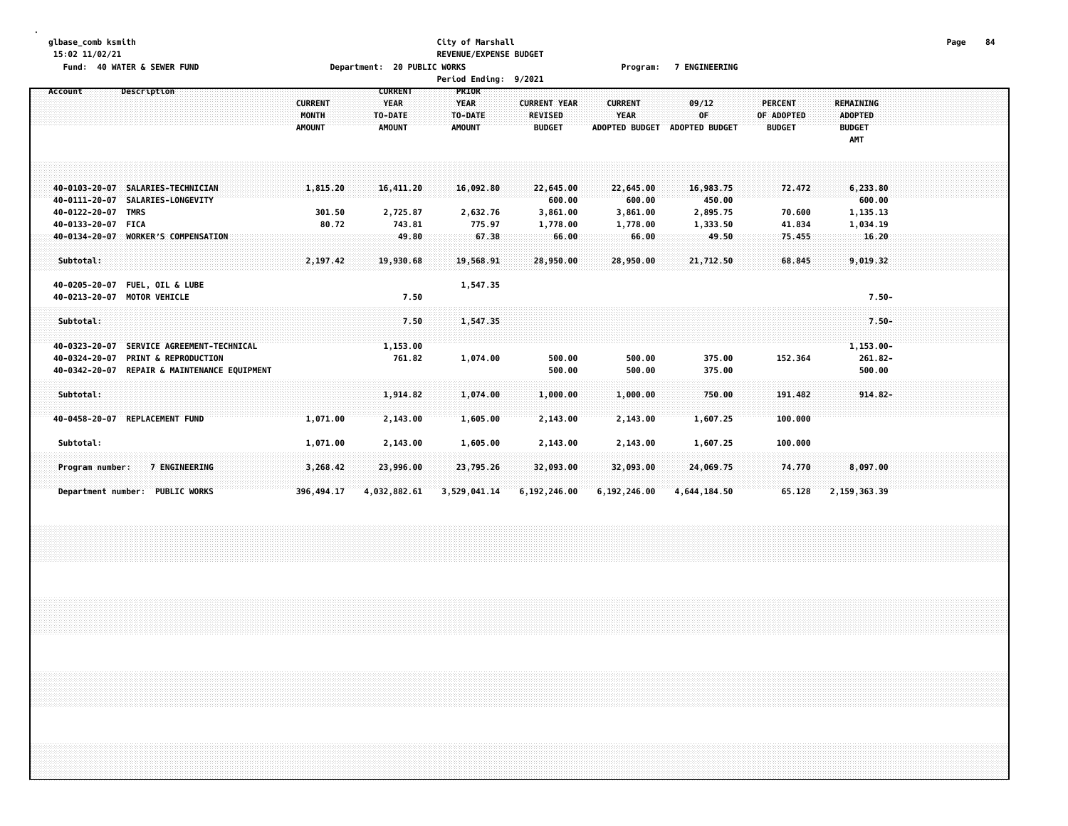glbase_comb ksmith
15:02 11/02/21

City of Marshall
REVENUE/EXPENSE BUDGET
Period Ending: 9/2021

Fund: 40 WATER & SEWER FUND    Department: 20 PUBLIC WORKS    Program: 7 ENGINEERING

| Account | Description | CURRENT MONTH AMOUNT | CURRENT YEAR TO-DATE AMOUNT | PRIOR YEAR TO-DATE AMOUNT | CURRENT YEAR REVISED BUDGET | CURRENT YEAR ADOPTED BUDGET | 09/12 OF ADOPTED BUDGET | PERCENT OF ADOPTED BUDGET | REMAINING ADOPTED BUDGET AMT |
|---|---|---|---|---|---|---|---|---|---|
| 40-0103-20-07 | SALARIES-TECHNICIAN | 1,815.20 | 16,411.20 | 16,092.80 | 22,645.00 | 22,645.00 | 16,983.75 | 72.472 | 6,233.80 |
| 40-0111-20-07 | SALARIES-LONGEVITY | | | | 600.00 | 600.00 | 450.00 | | 600.00 |
| 40-0122-20-07 | TMRS | 301.50 | 2,725.87 | 2,632.76 | 3,861.00 | 3,861.00 | 2,895.75 | 70.600 | 1,135.13 |
| 40-0133-20-07 | FICA | 80.72 | 743.81 | 775.97 | 1,778.00 | 1,778.00 | 1,333.50 | 41.834 | 1,034.19 |
| 40-0134-20-07 | WORKER'S COMPENSATION | | 49.80 | 67.38 | 66.00 | 66.00 | 49.50 | 75.455 | 16.20 |
| Subtotal: | | 2,197.42 | 19,930.68 | 19,568.91 | 28,950.00 | 28,950.00 | 21,712.50 | 68.845 | 9,019.32 |
| 40-0205-20-07 | FUEL, OIL & LUBE | | | 1,547.35 | | | | | |
| 40-0213-20-07 | MOTOR VEHICLE | | 7.50 | | | | | | 7.50- |
| Subtotal: | | | 7.50 | 1,547.35 | | | | | 7.50- |
| 40-0323-20-07 | SERVICE AGREEMENT-TECHNICAL | | 1,153.00 | | | | | | 1,153.00- |
| 40-0324-20-07 | PRINT & REPRODUCTION | | 761.82 | 1,074.00 | 500.00 | 500.00 | 375.00 | 152.364 | 261.82- |
| 40-0342-20-07 | REPAIR & MAINTENANCE EQUIPMENT | | | | 500.00 | 500.00 | 375.00 | | 500.00 |
| Subtotal: | | | 1,914.82 | 1,074.00 | 1,000.00 | 1,000.00 | 750.00 | 191.482 | 914.82- |
| 40-0458-20-07 | REPLACEMENT FUND | 1,071.00 | 2,143.00 | 1,605.00 | 2,143.00 | 2,143.00 | 1,607.25 | 100.000 | |
| Subtotal: | | 1,071.00 | 2,143.00 | 1,605.00 | 2,143.00 | 2,143.00 | 1,607.25 | 100.000 | |
| Program number: | 7 ENGINEERING | 3,268.42 | 23,996.00 | 23,795.26 | 32,093.00 | 32,093.00 | 24,069.75 | 74.770 | 8,097.00 |
| Department number: | PUBLIC WORKS | 396,494.17 | 4,032,882.61 | 3,529,041.14 | 6,192,246.00 | 6,192,246.00 | 4,644,184.50 | 65.128 | 2,159,363.39 |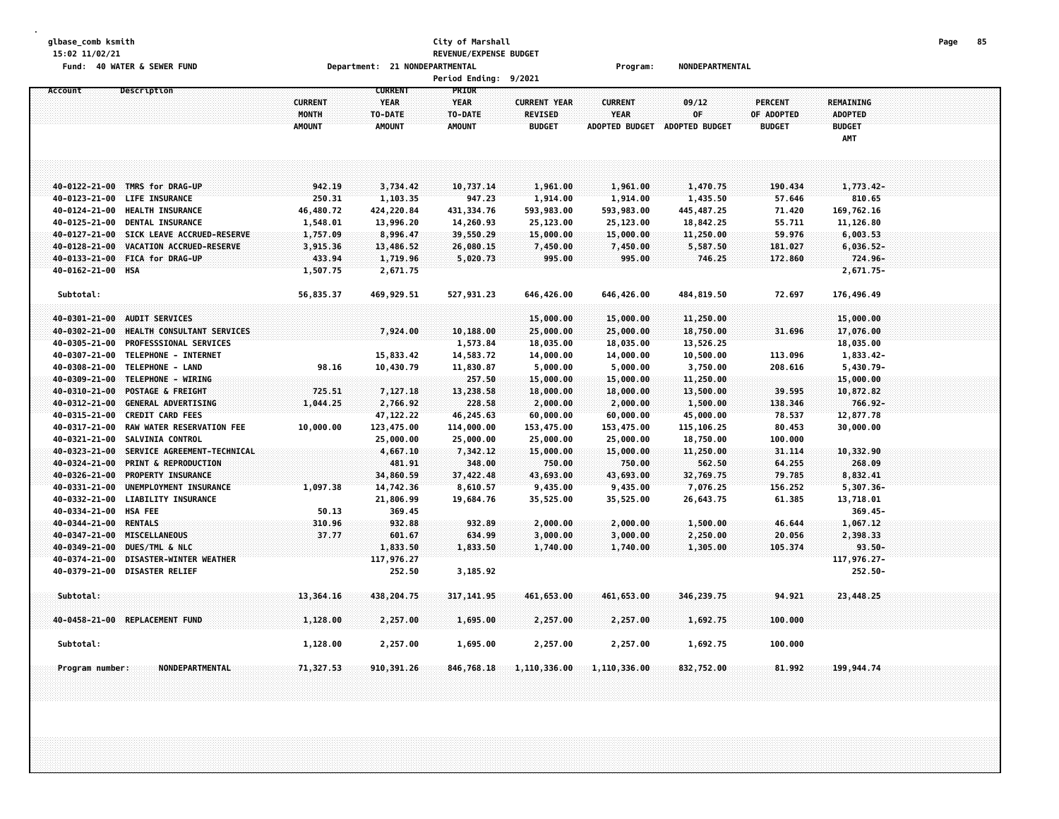glbase_comb ksmith
15:02 11/02/21

**City of Marshall**
**REVENUE/EXPENSE BUDGET**

Fund: 40 WATER & SEWER FUND    Department: 21 NONDEPARTMENTAL    Program: NONDEPARTMENTAL

Period Ending: 9/2021

| Account | Description | CURRENT MONTH AMOUNT | CURRENT YEAR TO-DATE AMOUNT | PRIOR YEAR TO-DATE AMOUNT | CURRENT YEAR REVISED BUDGET | CURRENT YEAR ADOPTED BUDGET | 09/12 OF ADOPTED BUDGET | PERCENT OF ADOPTED BUDGET | REMAINING ADOPTED BUDGET AMT |
|---|---|---|---|---|---|---|---|---|---|
| 40-0122-21-00 | TMRS for DRAG-UP | 942.19 | 3,734.42 | 10,737.14 | 1,961.00 | 1,961.00 | 1,470.75 | 190.434 | 1,773.42- |
| 40-0123-21-00 | LIFE INSURANCE | 250.31 | 1,103.35 | 947.23 | 1,914.00 | 1,914.00 | 1,435.50 | 57.646 | 810.65 |
| 40-0124-21-00 | HEALTH INSURANCE | 46,480.72 | 424,220.84 | 431,334.76 | 593,983.00 | 593,983.00 | 445,487.25 | 71.420 | 169,762.16 |
| 40-0125-21-00 | DENTAL INSURANCE | 1,548.01 | 13,996.20 | 14,260.93 | 25,123.00 | 25,123.00 | 18,842.25 | 55.711 | 11,126.80 |
| 40-0127-21-00 | SICK LEAVE ACCRUED-RESERVE | 1,757.09 | 8,996.47 | 39,550.29 | 15,000.00 | 15,000.00 | 11,250.00 | 59.976 | 6,003.53 |
| 40-0128-21-00 | VACATION ACCRUED-RESERVE | 3,915.36 | 13,486.52 | 26,080.15 | 7,450.00 | 7,450.00 | 5,587.50 | 181.027 | 6,036.52- |
| 40-0133-21-00 | FICA for DRAG-UP | 433.94 | 1,719.96 | 5,020.73 | 995.00 | 995.00 | 746.25 | 172.860 | 724.96- |
| 40-0162-21-00 | HSA | 1,507.75 | 2,671.75 | | | | | | 2,671.75- |
| Subtotal: | | 56,835.37 | 469,929.51 | 527,931.23 | 646,426.00 | 646,426.00 | 484,819.50 | 72.697 | 176,496.49 |
| 40-0301-21-00 | AUDIT SERVICES | | | | 15,000.00 | 15,000.00 | 11,250.00 | | 15,000.00 |
| 40-0302-21-00 | HEALTH CONSULTANT SERVICES | | 7,924.00 | 10,188.00 | 25,000.00 | 25,000.00 | 18,750.00 | 31.696 | 17,076.00 |
| 40-0305-21-00 | PROFESSSIONAL SERVICES | | | 1,573.84 | 18,035.00 | 18,035.00 | 13,526.25 | | 18,035.00 |
| 40-0307-21-00 | TELEPHONE - INTERNET | | 15,833.42 | 14,583.72 | 14,000.00 | 14,000.00 | 10,500.00 | 113.096 | 1,833.42- |
| 40-0308-21-00 | TELEPHONE - LAND | 98.16 | 10,430.79 | 11,830.87 | 5,000.00 | 5,000.00 | 3,750.00 | 208.616 | 5,430.79- |
| 40-0309-21-00 | TELEPHONE - WIRING | | | 257.50 | 15,000.00 | 15,000.00 | 11,250.00 | | 15,000.00 |
| 40-0310-21-00 | POSTAGE & FREIGHT | 725.51 | 7,127.18 | 13,238.58 | 18,000.00 | 18,000.00 | 13,500.00 | 39.595 | 10,872.82 |
| 40-0312-21-00 | GENERAL ADVERTISING | 1,044.25 | 2,766.92 | 228.58 | 2,000.00 | 2,000.00 | 1,500.00 | 138.346 | 766.92- |
| 40-0315-21-00 | CREDIT CARD FEES | | 47,122.22 | 46,245.63 | 60,000.00 | 60,000.00 | 45,000.00 | 78.537 | 12,877.78 |
| 40-0317-21-00 | RAW WATER RESERVATION FEE | 10,000.00 | 123,475.00 | 114,000.00 | 153,475.00 | 153,475.00 | 115,106.25 | 80.453 | 30,000.00 |
| 40-0321-21-00 | SALVINIA CONTROL | | 25,000.00 | 25,000.00 | 25,000.00 | 25,000.00 | 18,750.00 | 100.000 | |
| 40-0323-21-00 | SERVICE AGREEMENT-TECHNICAL | | 4,667.10 | 7,342.12 | 15,000.00 | 15,000.00 | 11,250.00 | 31.114 | 10,332.90 |
| 40-0324-21-00 | PRINT & REPRODUCTION | | 481.91 | 348.00 | 750.00 | 750.00 | 562.50 | 64.255 | 268.09 |
| 40-0326-21-00 | PROPERTY INSURANCE | | 34,860.59 | 37,422.48 | 43,693.00 | 43,693.00 | 32,769.75 | 79.785 | 8,832.41 |
| 40-0331-21-00 | UNEMPLOYMENT INSURANCE | 1,097.38 | 14,742.36 | 8,610.57 | 9,435.00 | 9,435.00 | 7,076.25 | 156.252 | 5,307.36- |
| 40-0332-21-00 | LIABILITY INSURANCE | | 21,806.99 | 19,684.76 | 35,525.00 | 35,525.00 | 26,643.75 | 61.385 | 13,718.01 |
| 40-0334-21-00 | HSA FEE | 50.13 | 369.45 | | | | | | 369.45- |
| 40-0344-21-00 | RENTALS | 310.96 | 932.88 | 932.89 | 2,000.00 | 2,000.00 | 1,500.00 | 46.644 | 1,067.12 |
| 40-0347-21-00 | MISCELLANEOUS | 37.77 | 601.67 | 634.99 | 3,000.00 | 3,000.00 | 2,250.00 | 20.056 | 2,398.33 |
| 40-0349-21-00 | DUES/TML & NLC | | 1,833.50 | 1,833.50 | 1,740.00 | 1,740.00 | 1,305.00 | 105.374 | 93.50- |
| 40-0374-21-00 | DISASTER-WINTER WEATHER | | 117,976.27 | | | | | | 117,976.27- |
| 40-0379-21-00 | DISASTER RELIEF | | 252.50 | 3,185.92 | | | | | 252.50- |
| Subtotal: | | 13,364.16 | 438,204.75 | 317,141.95 | 461,653.00 | 461,653.00 | 346,239.75 | 94.921 | 23,448.25 |
| 40-0458-21-00 | REPLACEMENT FUND | 1,128.00 | 2,257.00 | 1,695.00 | 2,257.00 | 2,257.00 | 1,692.75 | 100.000 | |
| Subtotal: | | 1,128.00 | 2,257.00 | 1,695.00 | 2,257.00 | 2,257.00 | 1,692.75 | 100.000 | |
| Program number: | NONDEPARTMENTAL | 71,327.53 | 910,391.26 | 846,768.18 | 1,110,336.00 | 1,110,336.00 | 832,752.00 | 81.992 | 199,944.74 |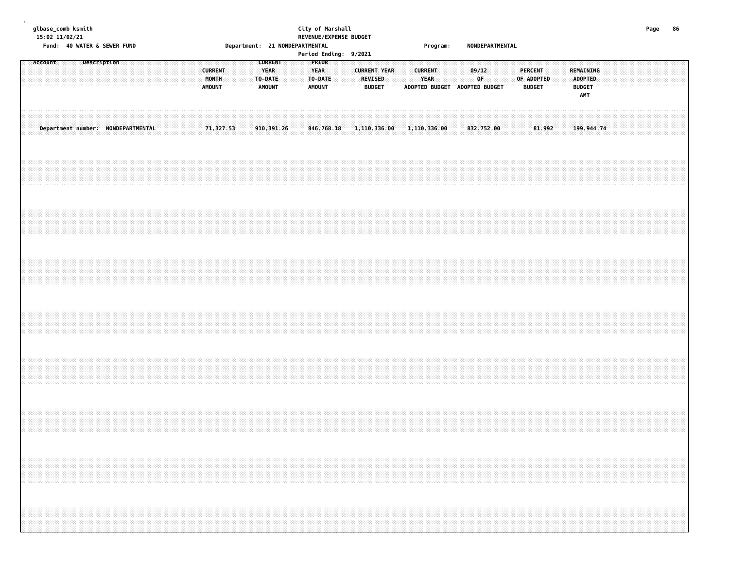glbase_comb ksmith
15:02 11/02/21

City of Marshall
REVENUE/EXPENSE BUDGET

Fund: 40 WATER & SEWER FUND　　Department: 21 NONDEPARTMENTAL　　Program: NONDEPARTMENTAL

Period Ending: 9/2021

| Account | Description | CURRENT MONTH AMOUNT | CURRENT YEAR TO-DATE AMOUNT | PRIOR YEAR TO-DATE AMOUNT | CURRENT YEAR REVISED BUDGET | CURRENT YEAR ADOPTED BUDGET | 09/12 OF ADOPTED BUDGET | PERCENT OF ADOPTED BUDGET | REMAINING ADOPTED BUDGET AMT |
|---|---|---|---|---|---|---|---|---|---|
| Department number: NONDEPARTMENTAL | | 71,327.53 | 910,391.26 | 846,768.18 | 1,110,336.00 | 1,110,336.00 | 832,752.00 | 81.992 | 199,944.74 |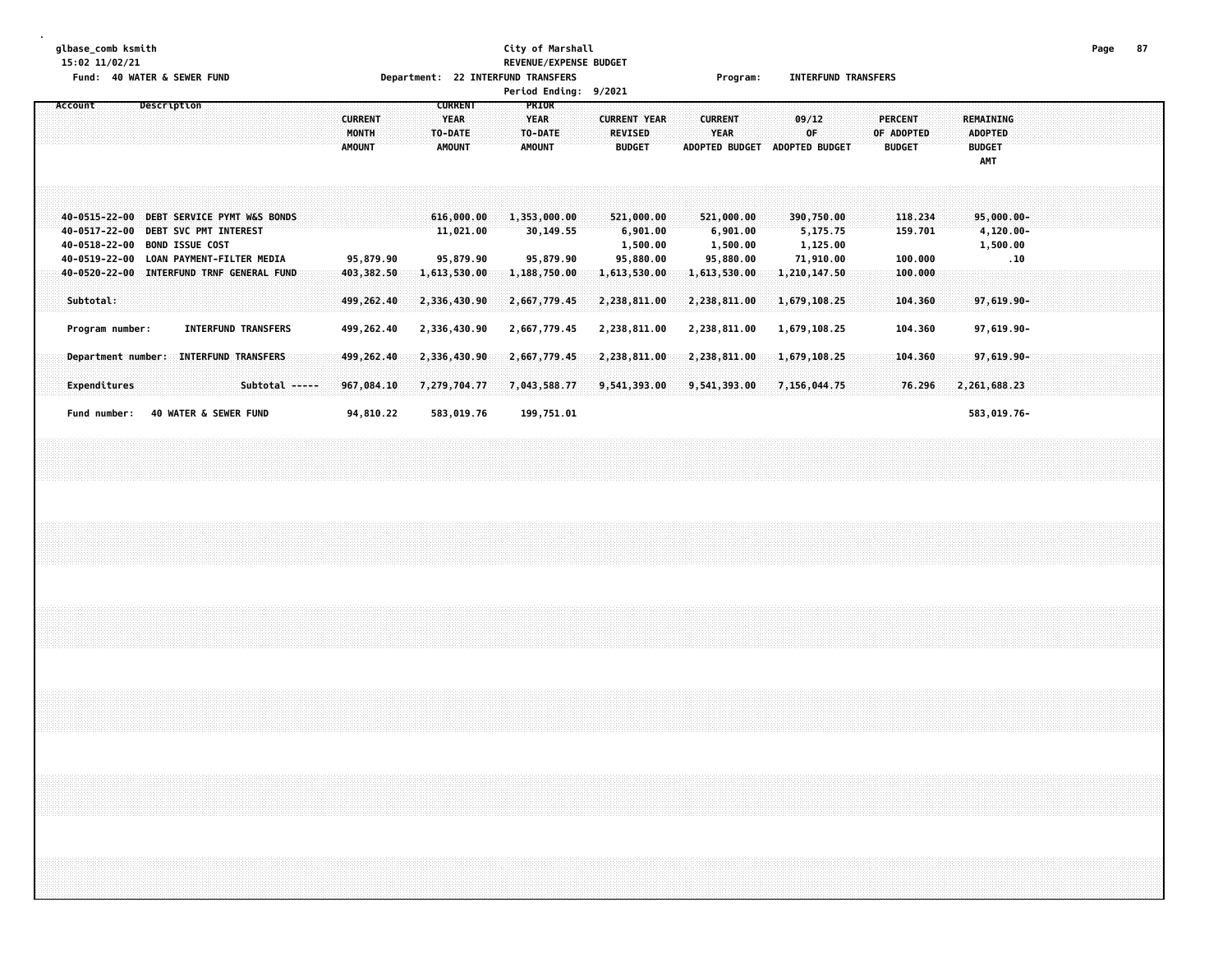glbase_comb ksmith
15:02 11/02/21

**City of Marshall**
**REVENUE/EXPENSE BUDGET**

Fund: 40 WATER & SEWER FUND

Department: 22 INTERFUND TRANSFERS

Program: INTERFUND TRANSFERS

Period Ending: 9/2021

| Account | Description | CURRENT MONTH AMOUNT | CURRENT YEAR TO-DATE AMOUNT | PRIOR YEAR TO-DATE AMOUNT | CURRENT YEAR REVISED BUDGET | CURRENT YEAR ADOPTED BUDGET | 09/12 OF ADOPTED BUDGET | PERCENT OF ADOPTED BUDGET | REMAINING ADOPTED BUDGET AMT |
|---|---|---|---|---|---|---|---|---|---|
| 40-0515-22-00 | DEBT SERVICE PYMT W&S BONDS | | 616,000.00 | 1,353,000.00 | 521,000.00 | 521,000.00 | 390,750.00 | 118.234 | 95,000.00- |
| 40-0517-22-00 | DEBT SVC PMT INTEREST | | 11,021.00 | 30,149.55 | 6,901.00 | 6,901.00 | 5,175.75 | 159.701 | 4,120.00- |
| 40-0518-22-00 | BOND ISSUE COST | | | | 1,500.00 | 1,500.00 | 1,125.00 | | 1,500.00 |
| 40-0519-22-00 | LOAN PAYMENT-FILTER MEDIA | 95,879.90 | 95,879.90 | 95,879.90 | 95,880.00 | 95,880.00 | 71,910.00 | 100.000 | .10 |
| 40-0520-22-00 | INTERFUND TRNF GENERAL FUND | 403,382.50 | 1,613,530.00 | 1,188,750.00 | 1,613,530.00 | 1,613,530.00 | 1,210,147.50 | 100.000 | |
| Subtotal: | | 499,262.40 | 2,336,430.90 | 2,667,779.45 | 2,238,811.00 | 2,238,811.00 | 1,679,108.25 | 104.360 | 97,619.90- |
| Program number: | INTERFUND TRANSFERS | 499,262.40 | 2,336,430.90 | 2,667,779.45 | 2,238,811.00 | 2,238,811.00 | 1,679,108.25 | 104.360 | 97,619.90- |
| Department number: | INTERFUND TRANSFERS | 499,262.40 | 2,336,430.90 | 2,667,779.45 | 2,238,811.00 | 2,238,811.00 | 1,679,108.25 | 104.360 | 97,619.90- |
| Expenditures | Subtotal ----- | 967,084.10 | 7,279,704.77 | 7,043,588.77 | 9,541,393.00 | 9,541,393.00 | 7,156,044.75 | 76.296 | 2,261,688.23 |
| Fund number: | 40 WATER & SEWER FUND | 94,810.22 | 583,019.76 | 199,751.01 | | | | | 583,019.76- |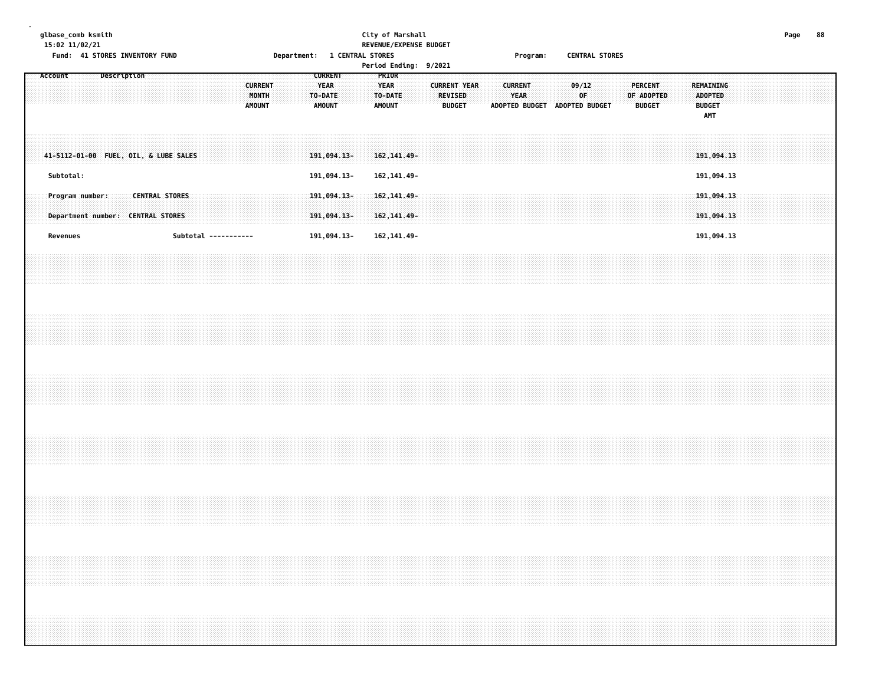glbase_comb ksmith
15:02 11/02/21

City of Marshall
REVENUE/EXPENSE BUDGET

Fund: 41 STORES INVENTORY FUND | Department: 1 CENTRAL STORES | Program: CENTRAL STORES

Period Ending: 9/2021

| Account | Description | CURRENT MONTH AMOUNT | CURRENT YEAR TO-DATE AMOUNT | PRIOR YEAR TO-DATE AMOUNT | CURRENT YEAR REVISED BUDGET | CURRENT YEAR ADOPTED BUDGET | 09/12 OF ADOPTED BUDGET | PERCENT OF ADOPTED BUDGET | REMAINING ADOPTED BUDGET AMT |
|---|---|---|---|---|---|---|---|---|---|
| 41-5112-01-00 | FUEL, OIL, & LUBE SALES | | 191,094.13- | 162,141.49- | | | | | 191,094.13 |
| Subtotal: | | | 191,094.13- | 162,141.49- | | | | | 191,094.13 |
| Program number: | CENTRAL STORES | | 191,094.13- | 162,141.49- | | | | | 191,094.13 |
| Department number: | CENTRAL STORES | | 191,094.13- | 162,141.49- | | | | | 191,094.13 |
| Revenues | Subtotal ----------- | | 191,094.13- | 162,141.49- | | | | | 191,094.13 |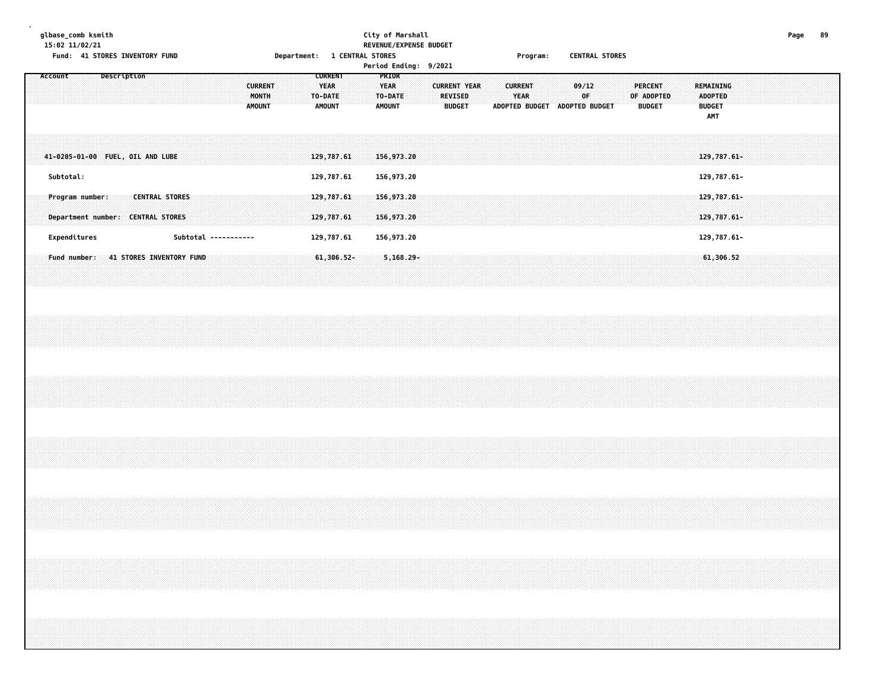City of Marshall
REVENUE/EXPENSE BUDGET

Fund: 41 STORES INVENTORY FUND | Department: 1 CENTRAL STORES | Program: CENTRAL STORES

Period Ending: 9/2021

| Account Description | CURRENT MONTH AMOUNT | CURRENT YEAR TO-DATE AMOUNT | PRIOR YEAR TO-DATE AMOUNT | CURRENT YEAR REVISED BUDGET | CURRENT YEAR ADOPTED BUDGET | 09/12 OF ADOPTED BUDGET | PERCENT OF ADOPTED BUDGET | REMAINING ADOPTED BUDGET AMT |
|---|---|---|---|---|---|---|---|---|
| 41-0205-01-00 FUEL, OIL AND LUBE | | 129,787.61 | 156,973.20 | | | | | 129,787.61- |
| Subtotal: | | 129,787.61 | 156,973.20 | | | | | 129,787.61- |
| Program number: CENTRAL STORES | | 129,787.61 | 156,973.20 | | | | | 129,787.61- |
| Department number: CENTRAL STORES | | 129,787.61 | 156,973.20 | | | | | 129,787.61- |
| Expenditures Subtotal ----------- | | 129,787.61 | 156,973.20 | | | | | 129,787.61- |
| Fund number: 41 STORES INVENTORY FUND | | 61,306.52- | 5,168.29- | | | | | 61,306.52 |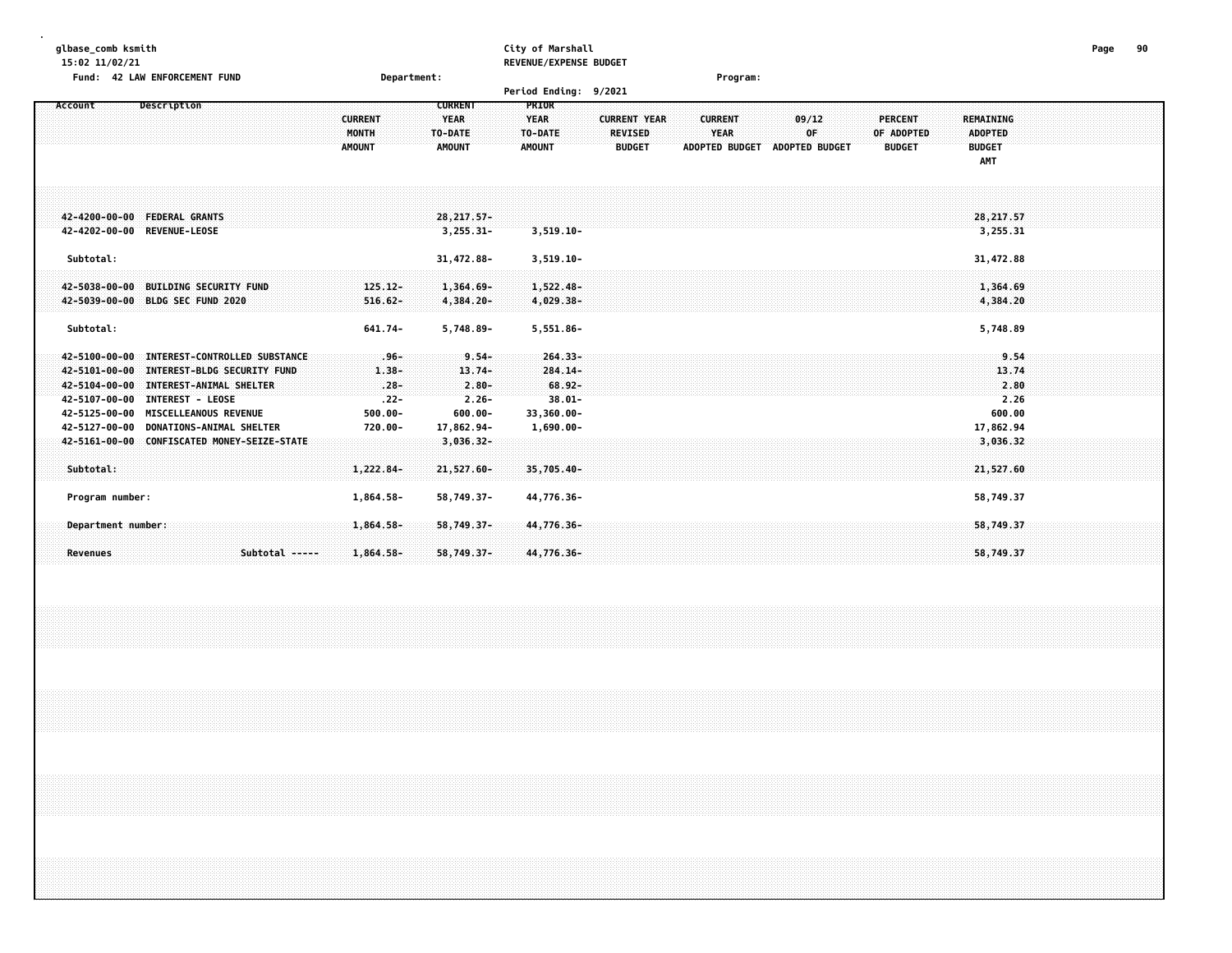glbase_comb ksmith
15:02 11/02/21

Fund: 42 LAW ENFORCEMENT FUND

City of Marshall
REVENUE/EXPENSE BUDGET
Period Ending: 9/2021

Department:

Program:

| Account | Description | CURRENT MONTH AMOUNT | CURRENT YEAR TO-DATE AMOUNT | PRIOR YEAR TO-DATE AMOUNT | CURRENT YEAR REVISED BUDGET | CURRENT YEAR ADOPTED BUDGET | 09/12 OF ADOPTED BUDGET | PERCENT OF ADOPTED BUDGET | REMAINING ADOPTED BUDGET AMT |
|---|---|---|---|---|---|---|---|---|---|
| 42-4200-00-00 | FEDERAL GRANTS | | 28,217.57- | | | | | | 28,217.57 |
| 42-4202-00-00 | REVENUE-LEOSE | | 3,255.31- | 3,519.10- | | | | | 3,255.31 |
| Subtotal: | | | 31,472.88- | 3,519.10- | | | | | 31,472.88 |
| 42-5038-00-00 | BUILDING SECURITY FUND | 125.12- | 1,364.69- | 1,522.48- | | | | | 1,364.69 |
| 42-5039-00-00 | BLDG SEC FUND 2020 | 516.62- | 4,384.20- | 4,029.38- | | | | | 4,384.20 |
| Subtotal: | | 641.74- | 5,748.89- | 5,551.86- | | | | | 5,748.89 |
| 42-5100-00-00 | INTEREST-CONTROLLED SUBSTANCE | .96- | 9.54- | 264.33- | | | | | 9.54 |
| 42-5101-00-00 | INTEREST-BLDG SECURITY FUND | 1.38- | 13.74- | 284.14- | | | | | 13.74 |
| 42-5104-00-00 | INTEREST-ANIMAL SHELTER | .28- | 2.80- | 68.92- | | | | | 2.80 |
| 42-5107-00-00 | INTEREST - LEOSE | .22- | 2.26- | 38.01- | | | | | 2.26 |
| 42-5125-00-00 | MISCELLEANOUS REVENUE | 500.00- | 600.00- | 33,360.00- | | | | | 600.00 |
| 42-5127-00-00 | DONATIONS-ANIMAL SHELTER | 720.00- | 17,862.94- | 1,690.00- | | | | | 17,862.94 |
| 42-5161-00-00 | CONFISCATED MONEY-SEIZE-STATE | | 3,036.32- | | | | | | 3,036.32 |
| Subtotal: | | 1,222.84- | 21,527.60- | 35,705.40- | | | | | 21,527.60 |
| Program number: | | 1,864.58- | 58,749.37- | 44,776.36- | | | | | 58,749.37 |
| Department number: | | 1,864.58- | 58,749.37- | 44,776.36- | | | | | 58,749.37 |
| Revenues | Subtotal ----- | 1,864.58- | 58,749.37- | 44,776.36- | | | | | 58,749.37 |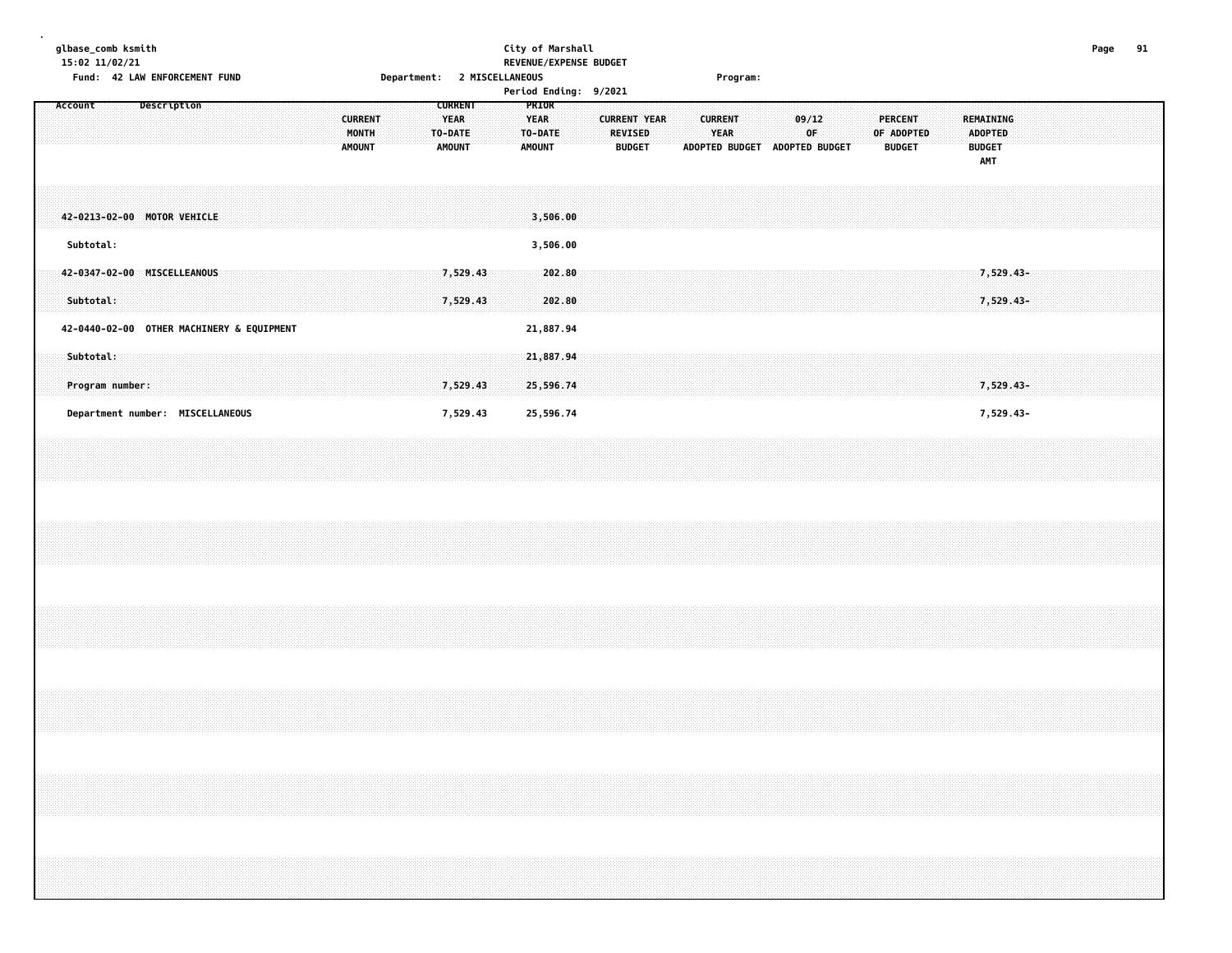glbase_comb ksmith
15:02 11/02/21

City of Marshall
REVENUE/EXPENSE BUDGET

Fund: 42 LAW ENFORCEMENT FUND    Department: 2 MISCELLANEOUS    Program:

Period Ending: 9/2021

| Account Description | CURRENT MONTH AMOUNT | CURRENT YEAR TO-DATE AMOUNT | PRIOR YEAR TO-DATE AMOUNT | CURRENT YEAR REVISED BUDGET | CURRENT YEAR ADOPTED BUDGET | 09/12 OF ADOPTED BUDGET | PERCENT OF ADOPTED BUDGET | REMAINING ADOPTED BUDGET AMT |
|---|---|---|---|---|---|---|---|---|
| 42-0213-02-00 MOTOR VEHICLE | | | 3,506.00 | | | | | |
| Subtotal: | | | 3,506.00 | | | | | |
| 42-0347-02-00 MISCELLANEOUS | | 7,529.43 | 202.80 | | | | | 7,529.43- |
| Subtotal: | | 7,529.43 | 202.80 | | | | | 7,529.43- |
| 42-0440-02-00 OTHER MACHINERY & EQUIPMENT | | | 21,887.94 | | | | | |
| Subtotal: | | | 21,887.94 | | | | | |
| Program number: | | 7,529.43 | 25,596.74 | | | | | 7,529.43- |
| Department number: MISCELLANEOUS | | 7,529.43 | 25,596.74 | | | | | 7,529.43- |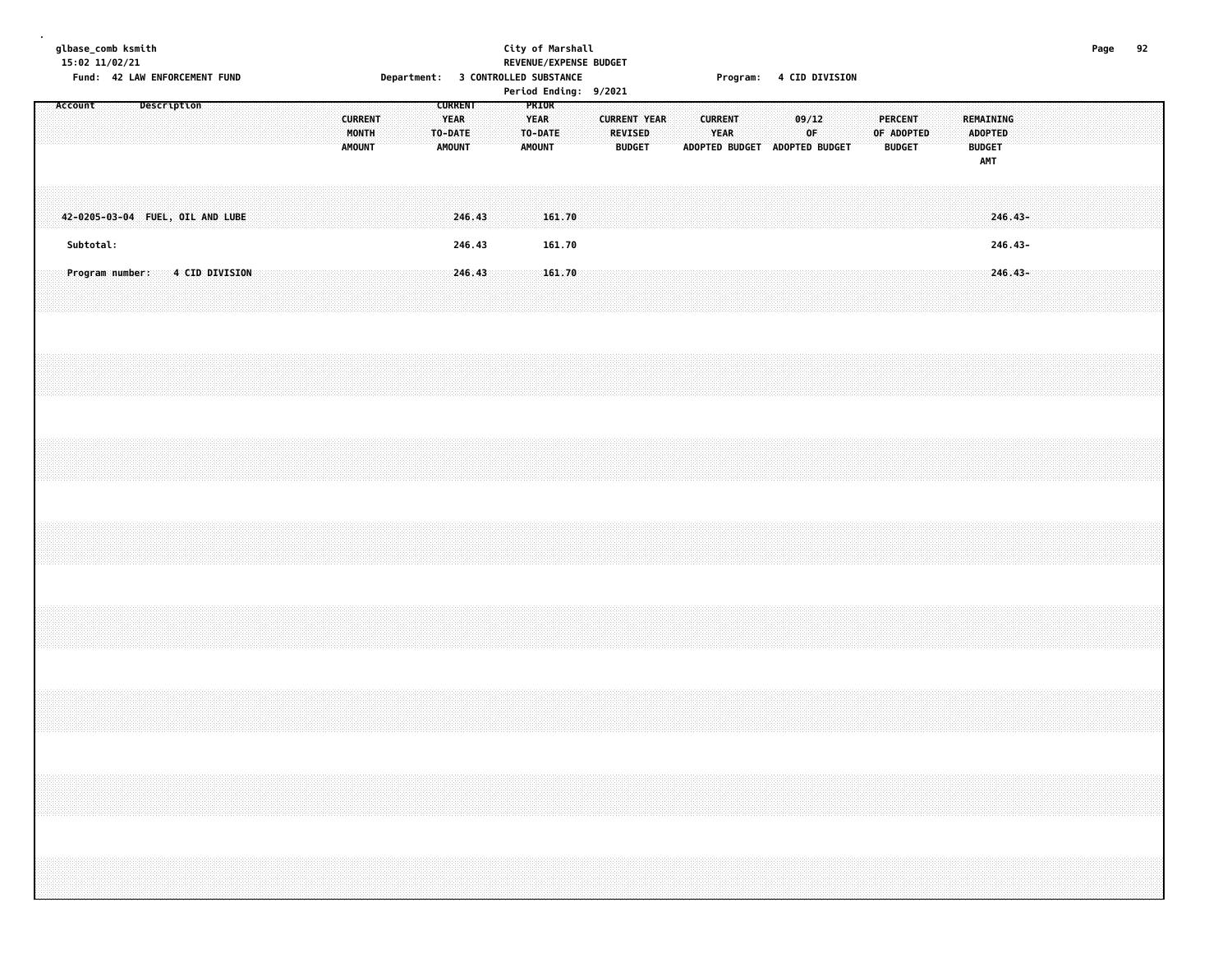glbase_comb ksmith
15:02 11/02/21

City of Marshall
REVENUE/EXPENSE BUDGET

Fund: 42 LAW ENFORCEMENT FUND    Department: 3 CONTROLLED SUBSTANCE    Program: 4 CID DIVISION

Period Ending: 9/2021

| Account Description | CURRENT MONTH AMOUNT | CURRENT YEAR TO-DATE AMOUNT | PRIOR YEAR TO-DATE AMOUNT | CURRENT YEAR REVISED BUDGET | CURRENT YEAR ADOPTED BUDGET | 09/12 OF ADOPTED BUDGET | PERCENT OF ADOPTED BUDGET | REMAINING ADOPTED BUDGET AMT |
|---|---|---|---|---|---|---|---|---|
| 42-0205-03-04 FUEL, OIL AND LUBE | | 246.43 | 161.70 | | | | | 246.43- |
| Subtotal: | | 246.43 | 161.70 | | | | | 246.43- |
| Program number: 4 CID DIVISION | | 246.43 | 161.70 | | | | | 246.43- |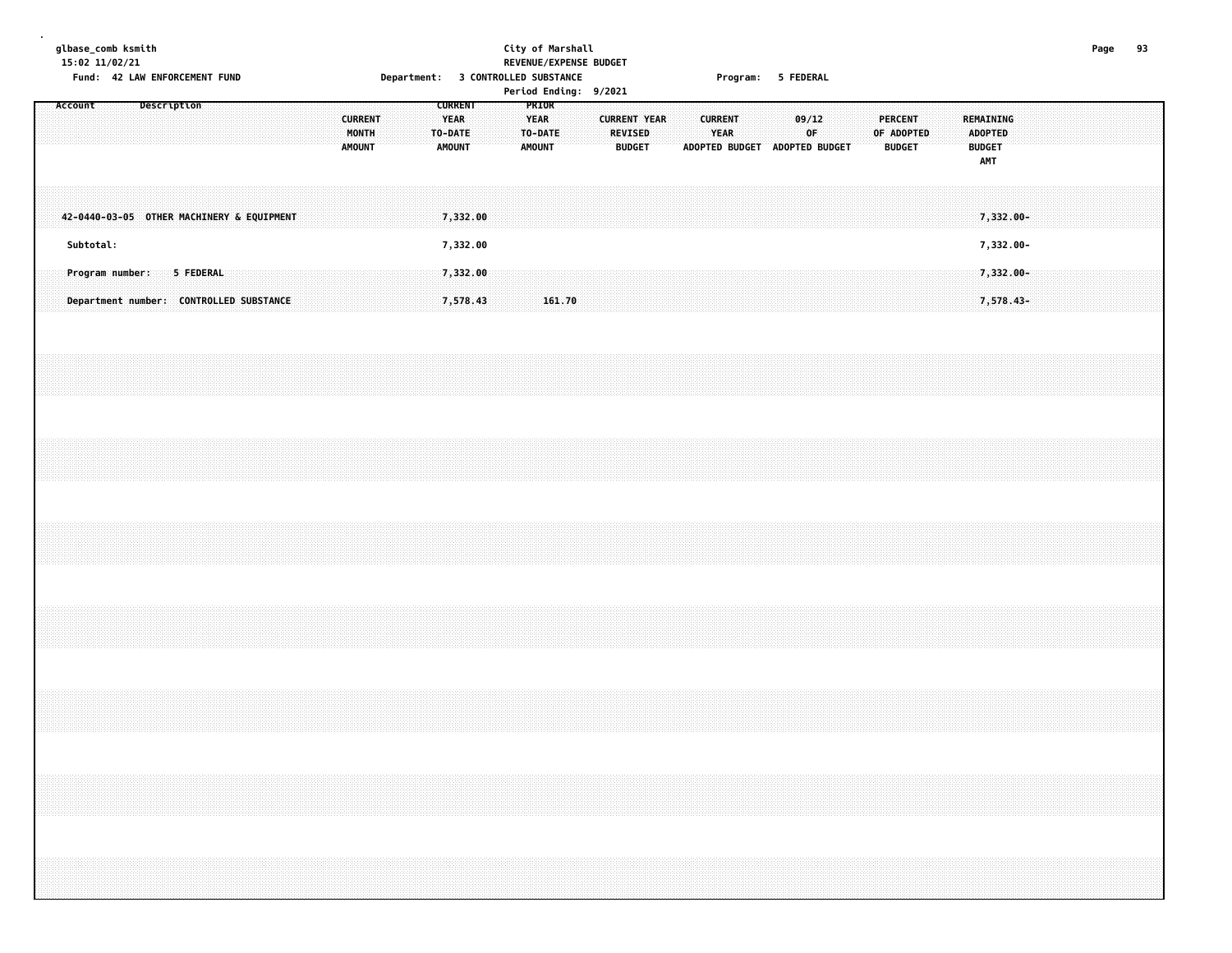glbase_comb ksmith
15:02 11/02/21

Fund: 42 LAW ENFORCEMENT FUND

City of Marshall
REVENUE/EXPENSE BUDGET

Department: 3 CONTROLLED SUBSTANCE
Program: 5 FEDERAL
Period Ending: 9/2021

| Account | Description | CURRENT MONTH AMOUNT | CURRENT YEAR TO-DATE AMOUNT | PRIOR YEAR TO-DATE AMOUNT | CURRENT YEAR REVISED BUDGET | CURRENT YEAR ADOPTED BUDGET | 09/12 OF ADOPTED BUDGET | PERCENT OF ADOPTED BUDGET | REMAINING ADOPTED BUDGET AMT |
|---|---|---|---|---|---|---|---|---|---|
| 42-0440-03-05 | OTHER MACHINERY & EQUIPMENT | | 7,332.00 | | | | | | 7,332.00- |
| Subtotal: | | | 7,332.00 | | | | | | 7,332.00- |
| Program number: | 5 FEDERAL | | 7,332.00 | | | | | | 7,332.00- |
| Department number: | CONTROLLED SUBSTANCE | | 7,578.43 | 161.70 | | | | | 7,578.43- |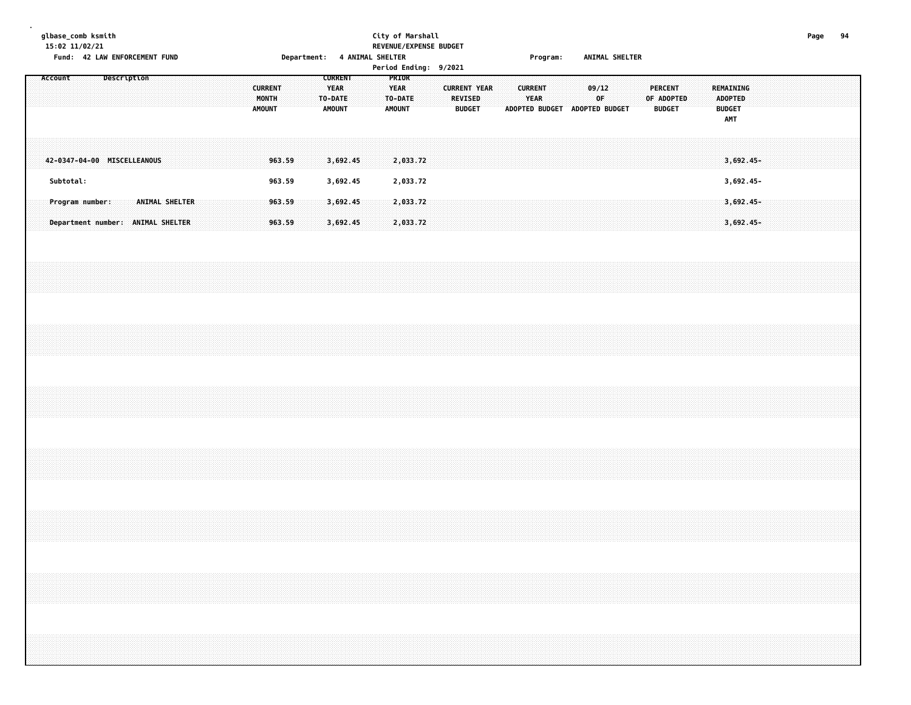glbase_comb ksmith
15:02 11/02/21

City of Marshall
REVENUE/EXPENSE BUDGET

Fund: 42 LAW ENFORCEMENT FUND    Department: 4 ANIMAL SHELTER    Program: ANIMAL SHELTER

Period Ending: 9/2021

| Account Description | CURRENT MONTH AMOUNT | CURRENT YEAR TO-DATE AMOUNT | PRIOR YEAR TO-DATE AMOUNT | CURRENT YEAR REVISED BUDGET | CURRENT YEAR ADOPTED BUDGET | 09/12 OF ADOPTED BUDGET | PERCENT OF ADOPTED BUDGET | REMAINING ADOPTED BUDGET AMT |
|---|---|---|---|---|---|---|---|---|
| 42-0347-04-00 MISCELLEANOUS | 963.59 | 3,692.45 | 2,033.72 | | | | | 3,692.45- |
| Subtotal: | 963.59 | 3,692.45 | 2,033.72 | | | | | 3,692.45- |
| Program number: ANIMAL SHELTER | 963.59 | 3,692.45 | 2,033.72 | | | | | 3,692.45- |
| Department number: ANIMAL SHELTER | 963.59 | 3,692.45 | 2,033.72 | | | | | 3,692.45- |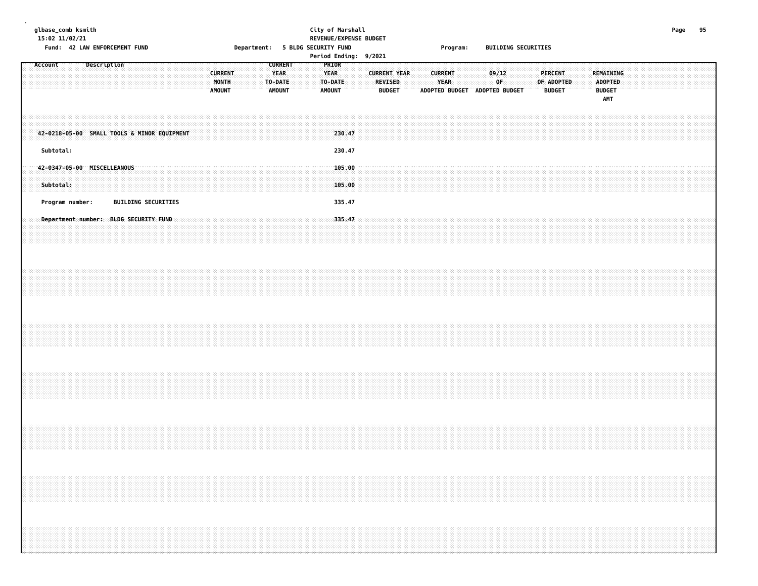glbase_comb ksmith
15:02 11/02/21

City of Marshall
REVENUE/EXPENSE BUDGET

Fund: 42 LAW ENFORCEMENT FUND　　Department: 5 BLDG SECURITY FUND　　Program: BUILDING SECURITIES

Period Ending: 9/2021

| Account Description | CURRENT MONTH AMOUNT | CURRENT YEAR TO-DATE AMOUNT | PRIOR YEAR TO-DATE AMOUNT | CURRENT YEAR REVISED BUDGET | CURRENT YEAR ADOPTED BUDGET | 09/12 OF ADOPTED BUDGET | PERCENT OF ADOPTED BUDGET | REMAINING ADOPTED BUDGET AMT |
|---|---|---|---|---|---|---|---|---|
| 42-0218-05-00 SMALL TOOLS & MINOR EQUIPMENT | | | 230.47 | | | | | |
| Subtotal: | | | 230.47 | | | | | |
| 42-0347-05-00 MISCELLEANOUS | | | 105.00 | | | | | |
| Subtotal: | | | 105.00 | | | | | |
| Program number: BUILDING SECURITIES | | | 335.47 | | | | | |
| Department number: BLDG SECURITY FUND | | | 335.47 | | | | | |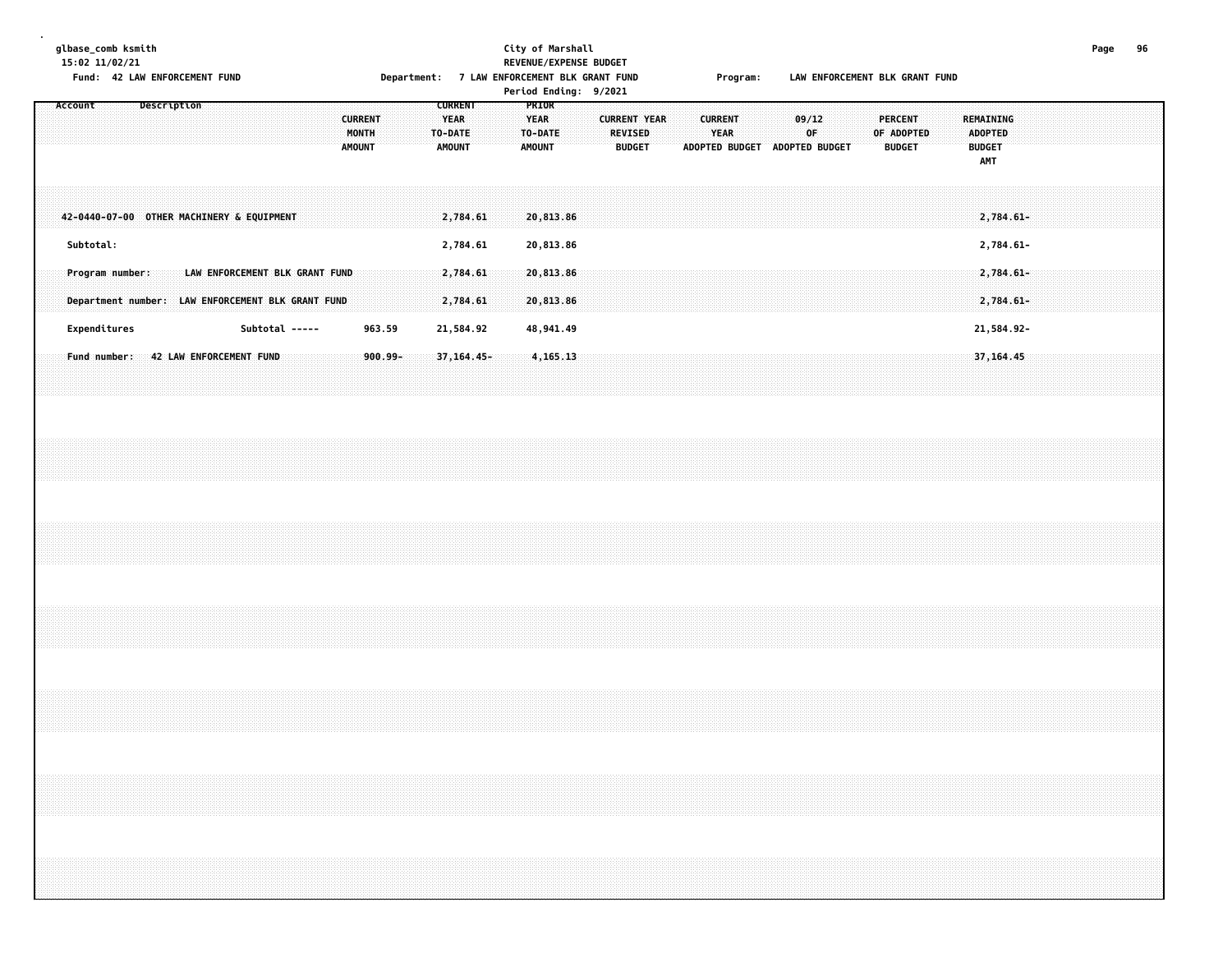glbase_comb ksmith
15:02 11/02/21

City of Marshall
REVENUE/EXPENSE BUDGET

Fund: 42 LAW ENFORCEMENT FUND — Department: 7 LAW ENFORCEMENT BLK GRANT FUND — Program: LAW ENFORCEMENT BLK GRANT FUND

Period Ending: 9/2021

| Account | Description | CURRENT MONTH AMOUNT | CURRENT YEAR TO-DATE AMOUNT | PRIOR YEAR TO-DATE AMOUNT | CURRENT YEAR REVISED BUDGET | CURRENT YEAR ADOPTED BUDGET | 09/12 OF ADOPTED BUDGET | PERCENT OF ADOPTED BUDGET | REMAINING ADOPTED BUDGET AMT |
|---|---|---|---|---|---|---|---|---|---|
| 42-0440-07-00 | OTHER MACHINERY & EQUIPMENT | | 2,784.61 | 20,813.86 | | | | | 2,784.61- |
| Subtotal: | | | 2,784.61 | 20,813.86 | | | | | 2,784.61- |
| Program number: | LAW ENFORCEMENT BLK GRANT FUND | | 2,784.61 | 20,813.86 | | | | | 2,784.61- |
| Department number: | LAW ENFORCEMENT BLK GRANT FUND | | 2,784.61 | 20,813.86 | | | | | 2,784.61- |
| Expenditures | Subtotal ----- | 963.59 | 21,584.92 | 48,941.49 | | | | | 21,584.92- |
| Fund number: | 42 LAW ENFORCEMENT FUND | 900.99- | 37,164.45- | 4,165.13 | | | | | 37,164.45 |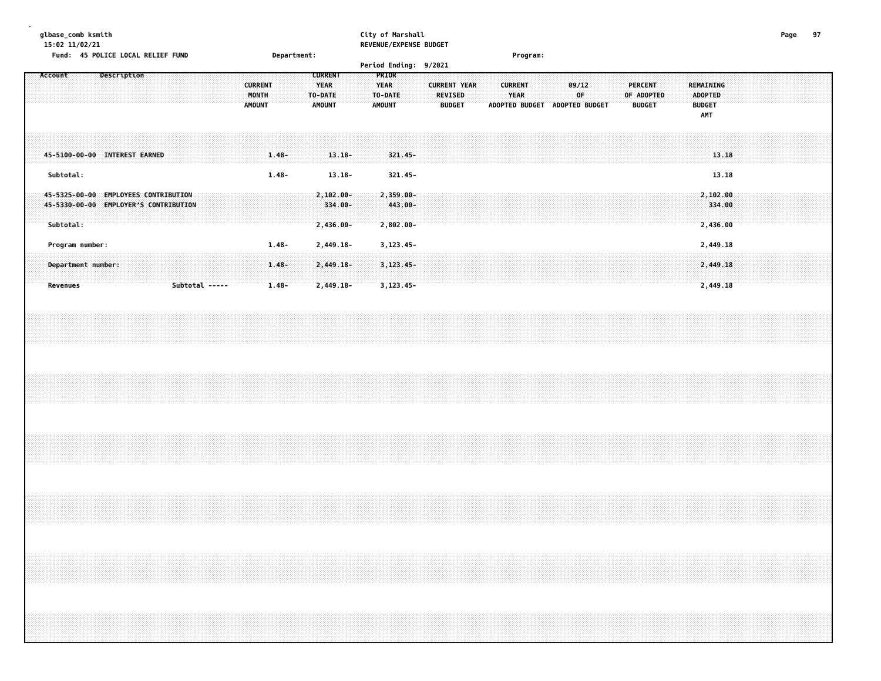glbase_comb ksmith
15:02 11/02/21

City of Marshall
REVENUE/EXPENSE BUDGET

Fund: 45 POLICE LOCAL RELIEF FUND    Department:    Program:

Period Ending: 9/2021

| Account | Description | CURRENT MONTH AMOUNT | CURRENT YEAR TO-DATE AMOUNT | PRIOR YEAR TO-DATE AMOUNT | CURRENT YEAR REVISED BUDGET | CURRENT YEAR ADOPTED BUDGET | 09/12 OF ADOPTED BUDGET | PERCENT OF ADOPTED BUDGET | REMAINING ADOPTED BUDGET AMT |
|---|---|---|---|---|---|---|---|---|---|
| 45-5100-00-00 | INTEREST EARNED | 1.48- | 13.18- | 321.45- | | | | | 13.18 |
| Subtotal: | | 1.48- | 13.18- | 321.45- | | | | | 13.18 |
| 45-5325-00-00 | EMPLOYEES CONTRIBUTION | | 2,102.00- | 2,359.00- | | | | | 2,102.00 |
| 45-5330-00-00 | EMPLOYER'S CONTRIBUTION | | 334.00- | 443.00- | | | | | 334.00 |
| Subtotal: | | | 2,436.00- | 2,802.00- | | | | | 2,436.00 |
| Program number: | | 1.48- | 2,449.18- | 3,123.45- | | | | | 2,449.18 |
| Department number: | | 1.48- | 2,449.18- | 3,123.45- | | | | | 2,449.18 |
| Revenues | Subtotal ----- | 1.48- | 2,449.18- | 3,123.45- | | | | | 2,449.18 |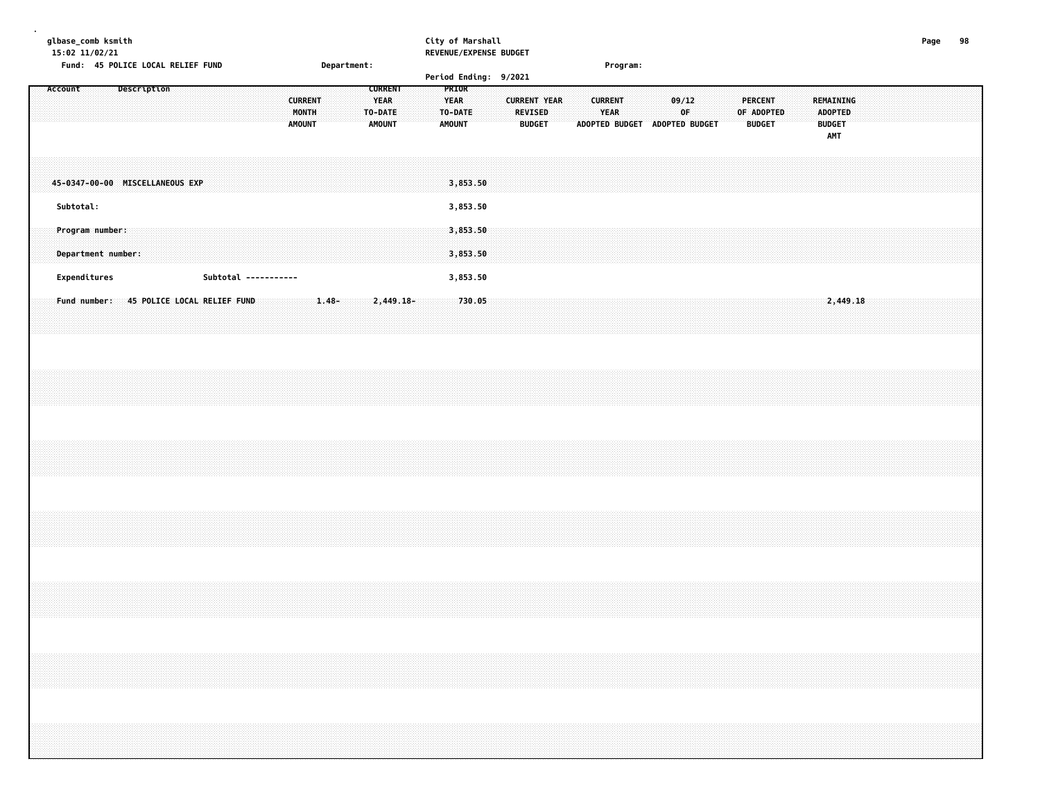glbase_comb ksmith
15:02 11/02/21

City of Marshall
REVENUE/EXPENSE BUDGET

Fund: 45 POLICE LOCAL RELIEF FUND Department: Program:

Period Ending: 9/2021

| Account Description | CURRENT MONTH AMOUNT | CURRENT YEAR TO-DATE AMOUNT | PRIOR YEAR TO-DATE AMOUNT | CURRENT YEAR REVISED BUDGET | CURRENT YEAR ADOPTED BUDGET | 09/12 OF ADOPTED BUDGET | PERCENT OF ADOPTED BUDGET | REMAINING ADOPTED BUDGET AMT |
|---|---|---|---|---|---|---|---|---|
| 45-0347-00-00 MISCELLANEOUS EXP | | | 3,853.50 | | | | | |
| Subtotal: | | | 3,853.50 | | | | | |
| Program number: | | | 3,853.50 | | | | | |
| Department number: | | | 3,853.50 | | | | | |
| Expenditures Subtotal ----------- | | | 3,853.50 | | | | | |
| Fund number: 45 POLICE LOCAL RELIEF FUND | 1.48- | 2,449.18- | 730.05 | | | | | 2,449.18 |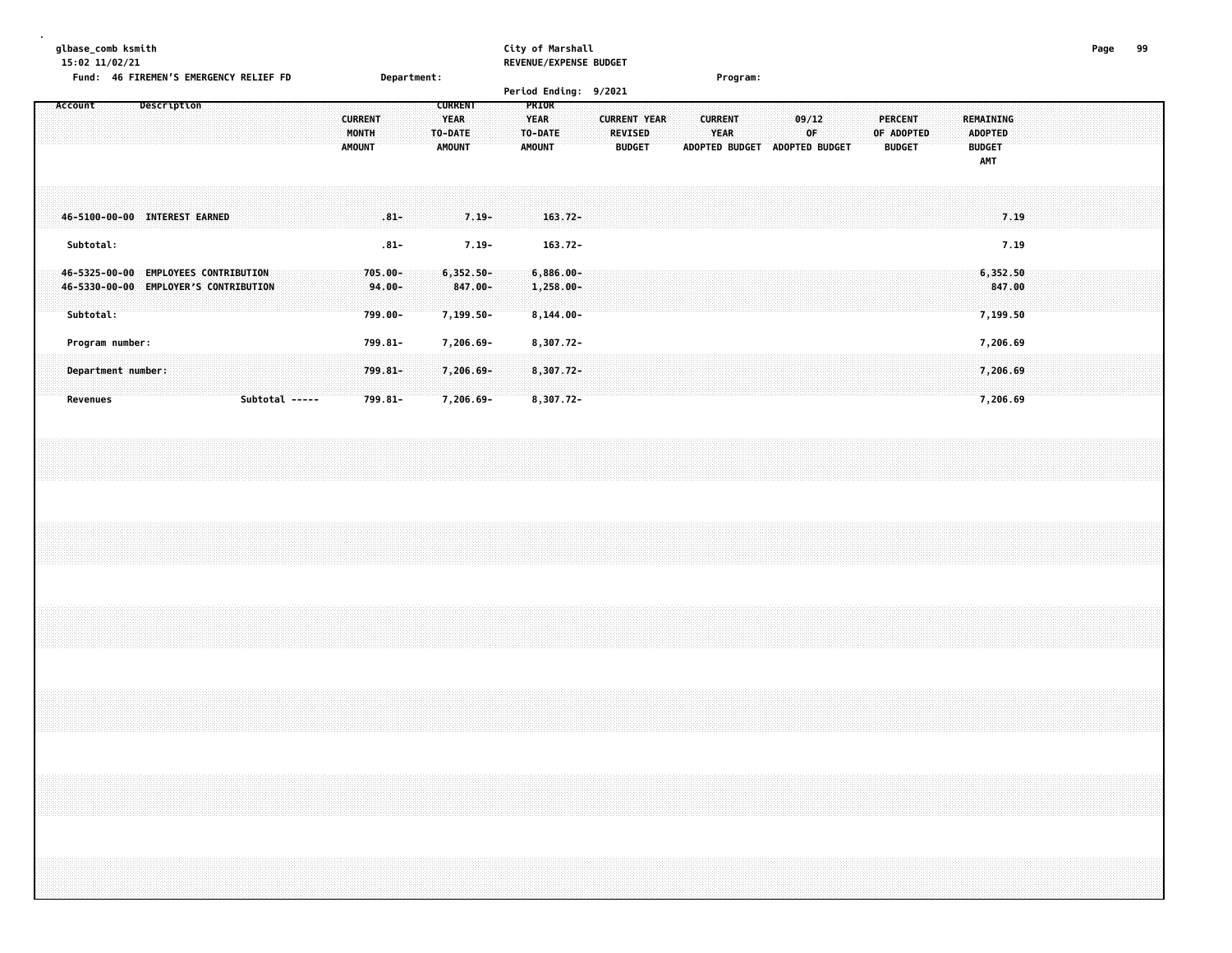glbase_comb ksmith
15:02 11/02/21

City of Marshall
REVENUE/EXPENSE BUDGET

Fund: 46 FIREMEN'S EMERGENCY RELIEF FD    Department:    Program:

Period Ending: 9/2021

| Account | Description | CURRENT MONTH AMOUNT | CURRENT YEAR TO-DATE AMOUNT | PRIOR YEAR TO-DATE AMOUNT | CURRENT YEAR REVISED BUDGET | CURRENT YEAR ADOPTED BUDGET | 09/12 OF ADOPTED BUDGET | PERCENT OF ADOPTED BUDGET | REMAINING ADOPTED BUDGET AMT |
|---|---|---|---|---|---|---|---|---|---|
| 46-5100-00-00 | INTEREST EARNED | .81- | 7.19- | 163.72- | | | | | 7.19 |
| Subtotal: | | .81- | 7.19- | 163.72- | | | | | 7.19 |
| 46-5325-00-00 | EMPLOYEES CONTRIBUTION | 705.00- | 6,352.50- | 6,886.00- | | | | | 6,352.50 |
| 46-5330-00-00 | EMPLOYER'S CONTRIBUTION | 94.00- | 847.00- | 1,258.00- | | | | | 847.00 |
| Subtotal: | | 799.00- | 7,199.50- | 8,144.00- | | | | | 7,199.50 |
| Program number: | | 799.81- | 7,206.69- | 8,307.72- | | | | | 7,206.69 |
| Department number: | | 799.81- | 7,206.69- | 8,307.72- | | | | | 7,206.69 |
| Revenues | Subtotal ----- | 799.81- | 7,206.69- | 8,307.72- | | | | | 7,206.69 |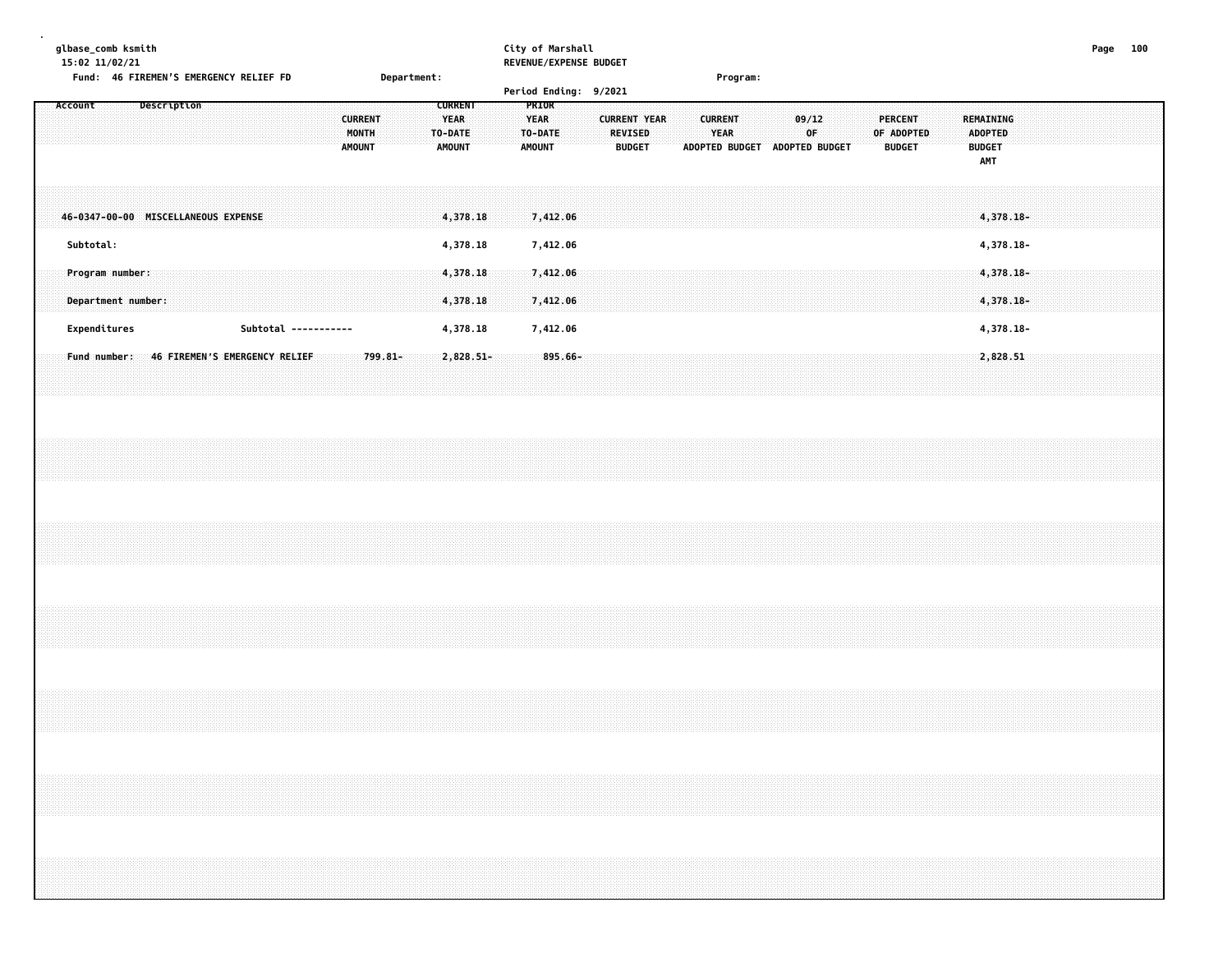glbase_comb ksmith
15:02 11/02/21

City of Marshall
REVENUE/EXPENSE BUDGET

Fund: 46 FIREMEN'S EMERGENCY RELIEF FD    Department:    Program:

Period Ending: 9/2021

| Account | Description | CURRENT MONTH AMOUNT | CURRENT YEAR TO-DATE AMOUNT | PRIOR YEAR TO-DATE AMOUNT | CURRENT YEAR REVISED BUDGET | CURRENT YEAR ADOPTED BUDGET | 09/12 OF ADOPTED BUDGET | PERCENT OF ADOPTED BUDGET | REMAINING ADOPTED BUDGET AMT |
|---|---|---|---|---|---|---|---|---|---|
| 46-0347-00-00 | MISCELLANEOUS EXPENSE | | 4,378.18 | 7,412.06 | | | | | 4,378.18- |
| Subtotal: | | | 4,378.18 | 7,412.06 | | | | | 4,378.18- |
| Program number: | | | 4,378.18 | 7,412.06 | | | | | 4,378.18- |
| Department number: | | | 4,378.18 | 7,412.06 | | | | | 4,378.18- |
| Expenditures | Subtotal ----------- | | 4,378.18 | 7,412.06 | | | | | 4,378.18- |
| Fund number: | 46 FIREMEN'S EMERGENCY RELIEF | 799.81- | 2,828.51- | 895.66- | | | | | 2,828.51 |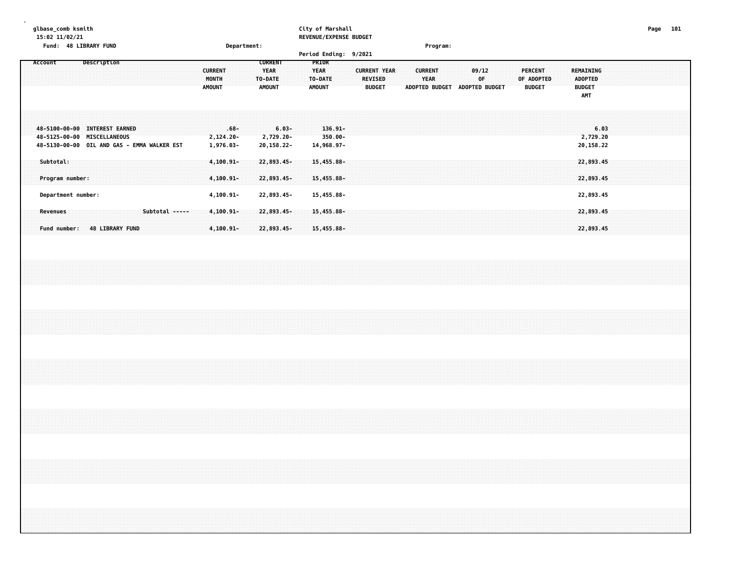glbase_comb ksmith
15:02 11/02/21

Fund: 48 LIBRARY FUND

Department:

Program:

City of Marshall
REVENUE/EXPENSE BUDGET
Period Ending: 9/2021

| Account | Description | CURRENT MONTH AMOUNT | CURRENT YEAR TO-DATE AMOUNT | PRIOR YEAR TO-DATE AMOUNT | CURRENT YEAR REVISED BUDGET | CURRENT YEAR ADOPTED BUDGET | 09/12 OF ADOPTED BUDGET | PERCENT OF ADOPTED BUDGET | REMAINING ADOPTED BUDGET AMT |
|---|---|---|---|---|---|---|---|---|---|
| 48-5100-00-00 | INTEREST EARNED | .68- | 6.03- | 136.91- | | | | | 6.03 |
| 48-5125-00-00 | MISCELLANEOUS | 2,124.20- | 2,729.20- | 350.00- | | | | | 2,729.20 |
| 48-5130-00-00 | OIL AND GAS - EMMA WALKER EST | 1,976.03- | 20,158.22- | 14,968.97- | | | | | 20,158.22 |
| Subtotal: | | 4,100.91- | 22,893.45- | 15,455.88- | | | | | 22,893.45 |
| Program number: | | 4,100.91- | 22,893.45- | 15,455.88- | | | | | 22,893.45 |
| Department number: | | 4,100.91- | 22,893.45- | 15,455.88- | | | | | 22,893.45 |
| Revenues | Subtotal ----- | 4,100.91- | 22,893.45- | 15,455.88- | | | | | 22,893.45 |
| Fund number: | 48 LIBRARY FUND | 4,100.91- | 22,893.45- | 15,455.88- | | | | | 22,893.45 |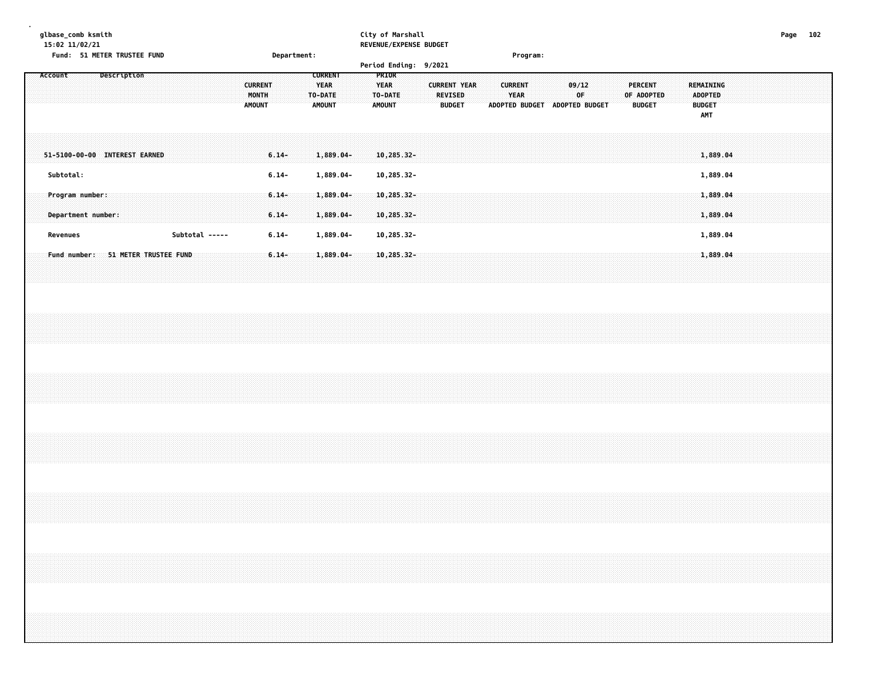glbase_comb ksmith
15:02 11/02/21

City of Marshall
REVENUE/EXPENSE BUDGET

Fund: 51 METER TRUSTEE FUND    Department:    Program:

Period Ending: 9/2021

| Account Description | CURRENT MONTH AMOUNT | CURRENT YEAR TO-DATE AMOUNT | PRIOR YEAR TO-DATE AMOUNT | CURRENT YEAR REVISED BUDGET | CURRENT YEAR ADOPTED BUDGET | 09/12 OF ADOPTED BUDGET | PERCENT OF ADOPTED BUDGET | REMAINING ADOPTED BUDGET AMT |
|---|---|---|---|---|---|---|---|---|
| 51-5100-00-00 INTEREST EARNED | 6.14- | 1,889.04- | 10,285.32- | | | | | 1,889.04 |
| Subtotal: | 6.14- | 1,889.04- | 10,285.32- | | | | | 1,889.04 |
| Program number: | 6.14- | 1,889.04- | 10,285.32- | | | | | 1,889.04 |
| Department number: | 6.14- | 1,889.04- | 10,285.32- | | | | | 1,889.04 |
| Revenues Subtotal ----- | 6.14- | 1,889.04- | 10,285.32- | | | | | 1,889.04 |
| Fund number: 51 METER TRUSTEE FUND | 6.14- | 1,889.04- | 10,285.32- | | | | | 1,889.04 |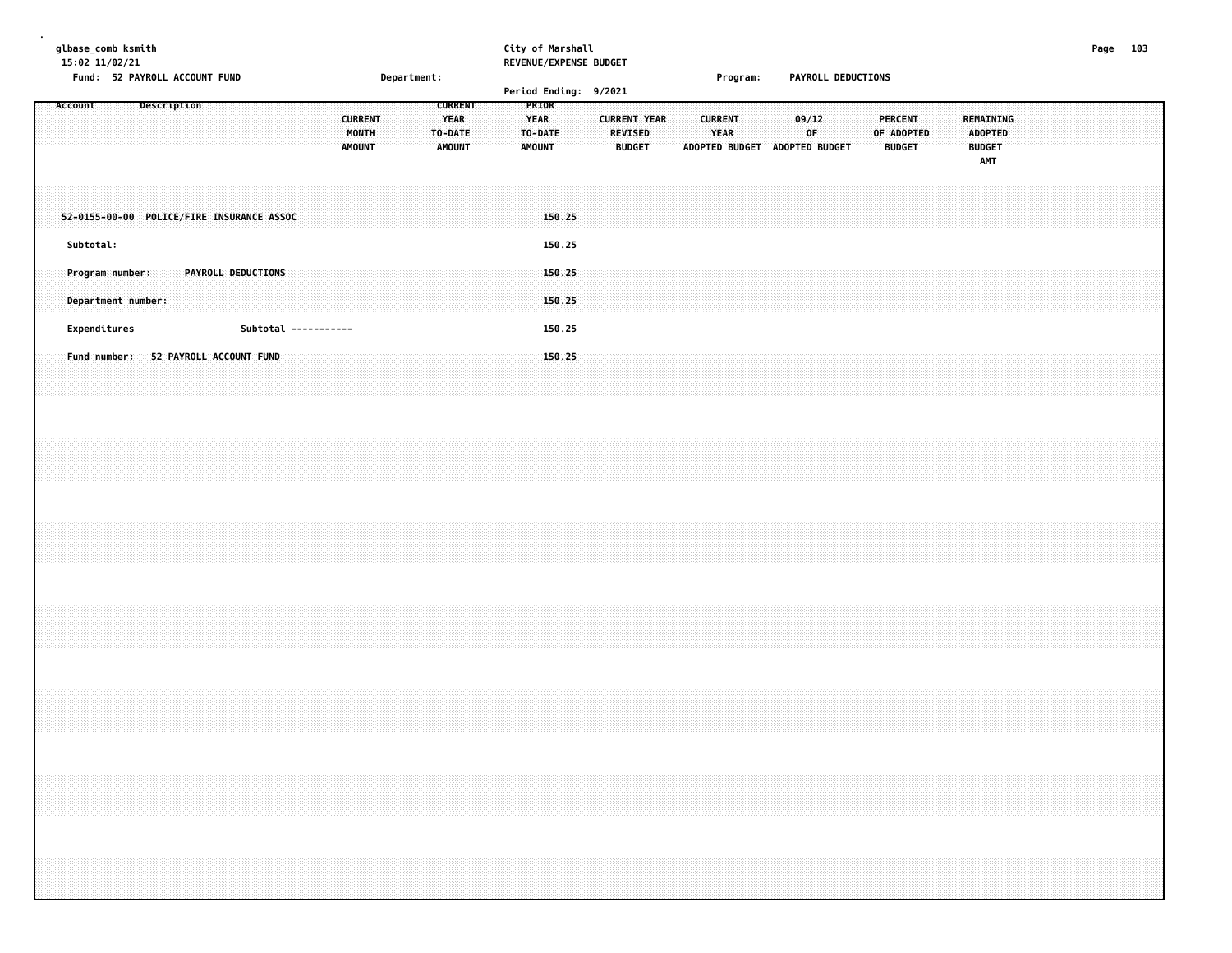glbase_comb ksmith
15:02 11/02/21

**City of Marshall**
**REVENUE/EXPENSE BUDGET**
**Period Ending: 9/2021**

Fund: 52 PAYROLL ACCOUNT FUND | Department: | Program: PAYROLL DEDUCTIONS

| Account | Description | CURRENT MONTH AMOUNT | CURRENT YEAR TO-DATE AMOUNT | PRIOR YEAR TO-DATE AMOUNT | CURRENT YEAR REVISED BUDGET | CURRENT YEAR ADOPTED BUDGET | 09/12 OF ADOPTED BUDGET | PERCENT OF ADOPTED BUDGET | REMAINING ADOPTED BUDGET AMT |
|---|---|---|---|---|---|---|---|---|---|
| 52-0155-00-00 | POLICE/FIRE INSURANCE ASSOC | | | 150.25 | | | | | |
| Subtotal: | | | | 150.25 | | | | | |
| Program number: | PAYROLL DEDUCTIONS | | | 150.25 | | | | | |
| Department number: | | | | 150.25 | | | | | |
| Expenditures | Subtotal ----------- | | | 150.25 | | | | | |
| Fund number: | 52 PAYROLL ACCOUNT FUND | | | 150.25 | | | | | |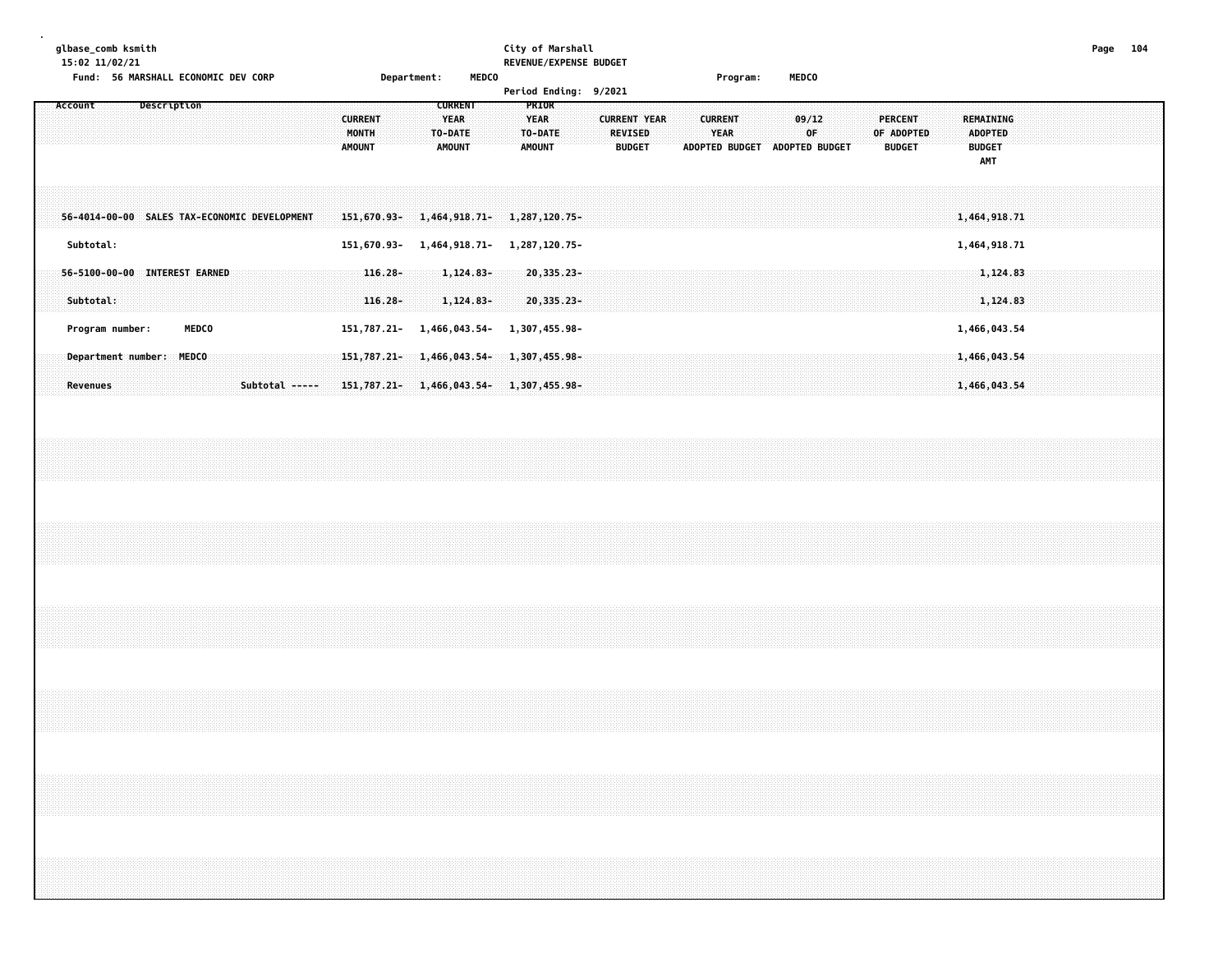glbase_comb ksmith
15:02 11/02/21

City of Marshall
REVENUE/EXPENSE BUDGET

Fund: 56 MARSHALL ECONOMIC DEV CORP  Department: MEDCO  Program: MEDCO

Period Ending: 9/2021

| Account | Description | CURRENT MONTH AMOUNT | CURRENT YEAR TO-DATE AMOUNT | PRIOR YEAR TO-DATE AMOUNT | CURRENT YEAR REVISED BUDGET | CURRENT YEAR ADOPTED BUDGET | 09/12 OF ADOPTED BUDGET | PERCENT OF ADOPTED BUDGET | REMAINING ADOPTED BUDGET AMT |
|---|---|---|---|---|---|---|---|---|---|
| 56-4014-00-00 | SALES TAX-ECONOMIC DEVELOPMENT | 151,670.93- | 1,464,918.71- | 1,287,120.75- | | | | | 1,464,918.71 |
| Subtotal: | | 151,670.93- | 1,464,918.71- | 1,287,120.75- | | | | | 1,464,918.71 |
| 56-5100-00-00 | INTEREST EARNED | 116.28- | 1,124.83- | 20,335.23- | | | | | 1,124.83 |
| Subtotal: | | 116.28- | 1,124.83- | 20,335.23- | | | | | 1,124.83 |
| Program number: | MEDCO | 151,787.21- | 1,466,043.54- | 1,307,455.98- | | | | | 1,466,043.54 |
| Department number: | MEDCO | 151,787.21- | 1,466,043.54- | 1,307,455.98- | | | | | 1,466,043.54 |
| Revenues | Subtotal ----- | 151,787.21- | 1,466,043.54- | 1,307,455.98- | | | | | 1,466,043.54 |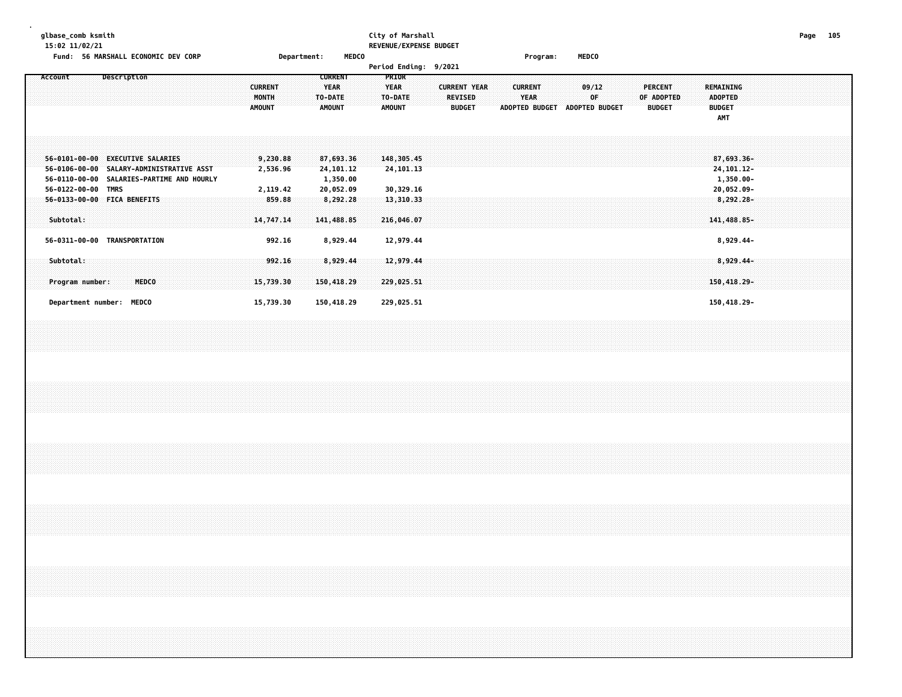glbase_comb ksmith
15:02 11/02/21

City of Marshall
REVENUE/EXPENSE BUDGET

Fund: 56 MARSHALL ECONOMIC DEV CORP    Department: MEDCO    Program: MEDCO

Period Ending: 9/2021

| Account | Description | CURRENT MONTH AMOUNT | CURRENT YEAR TO-DATE AMOUNT | PRIOR YEAR TO-DATE AMOUNT | CURRENT YEAR REVISED BUDGET | CURRENT YEAR ADOPTED BUDGET | 09/12 OF ADOPTED BUDGET | PERCENT OF ADOPTED BUDGET | REMAINING ADOPTED BUDGET AMT |
|---|---|---|---|---|---|---|---|---|---|
| 56-0101-00-00 | EXECUTIVE SALARIES | 9,230.88 | 87,693.36 | 148,305.45 | | | | | 87,693.36- |
| 56-0106-00-00 | SALARY-ADMINISTRATIVE ASST | 2,536.96 | 24,101.12 | 24,101.13 | | | | | 24,101.12- |
| 56-0110-00-00 | SALARIES-PARTIME AND HOURLY | | 1,350.00 | | | | | | 1,350.00- |
| 56-0122-00-00 | TMRS | 2,119.42 | 20,052.09 | 30,329.16 | | | | | 20,052.09- |
| 56-0133-00-00 | FICA BENEFITS | 859.88 | 8,292.28 | 13,310.33 | | | | | 8,292.28- |
| Subtotal: | | 14,747.14 | 141,488.85 | 216,046.07 | | | | | 141,488.85- |
| 56-0311-00-00 | TRANSPORTATION | 992.16 | 8,929.44 | 12,979.44 | | | | | 8,929.44- |
| Subtotal: | | 992.16 | 8,929.44 | 12,979.44 | | | | | 8,929.44- |
| Program number: | MEDCO | 15,739.30 | 150,418.29 | 229,025.51 | | | | | 150,418.29- |
| Department number: | MEDCO | 15,739.30 | 150,418.29 | 229,025.51 | | | | | 150,418.29- |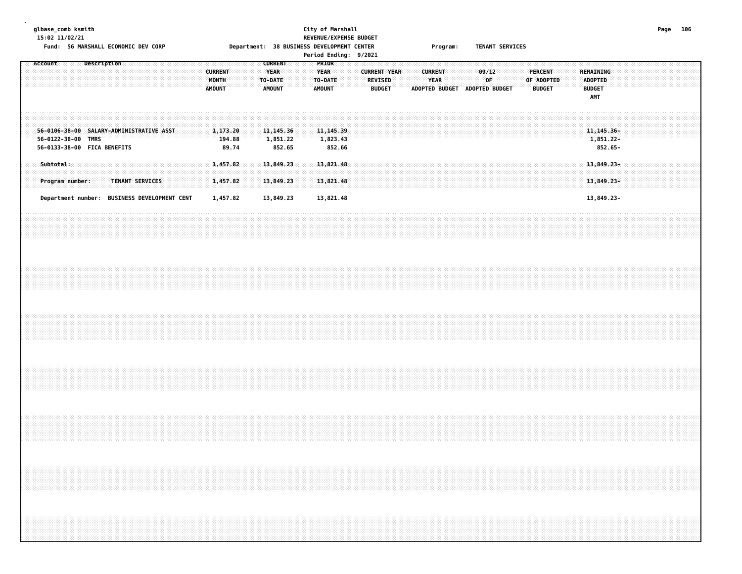glbase_comb ksmith
15:02 11/02/21

City of Marshall
REVENUE/EXPENSE BUDGET

Fund: 56 MARSHALL ECONOMIC DEV CORP    Department: 38 BUSINESS DEVELOPMENT CENTER    Program: TENANT SERVICES

Period Ending: 9/2021

| Account | Description | CURRENT MONTH AMOUNT | CURRENT YEAR TO-DATE AMOUNT | PRIOR YEAR TO-DATE AMOUNT | CURRENT YEAR REVISED BUDGET | CURRENT YEAR ADOPTED BUDGET | 09/12 OF ADOPTED BUDGET | PERCENT OF ADOPTED BUDGET | REMAINING ADOPTED BUDGET AMT |
|---|---|---|---|---|---|---|---|---|---|
| 56-0106-38-00 | SALARY-ADMINISTRATIVE ASST | 1,173.20 | 11,145.36 | 11,145.39 | | | | | 11,145.36- |
| 56-0122-38-00 | TMRS | 194.88 | 1,851.22 | 1,823.43 | | | | | 1,851.22- |
| 56-0133-38-00 | FICA BENEFITS | 89.74 | 852.65 | 852.66 | | | | | 852.65- |
| Subtotal: | | 1,457.82 | 13,849.23 | 13,821.48 | | | | | 13,849.23- |
| Program number: | TENANT SERVICES | 1,457.82 | 13,849.23 | 13,821.48 | | | | | 13,849.23- |
| Department number: | BUSINESS DEVELOPMENT CENT | 1,457.82 | 13,849.23 | 13,821.48 | | | | | 13,849.23- |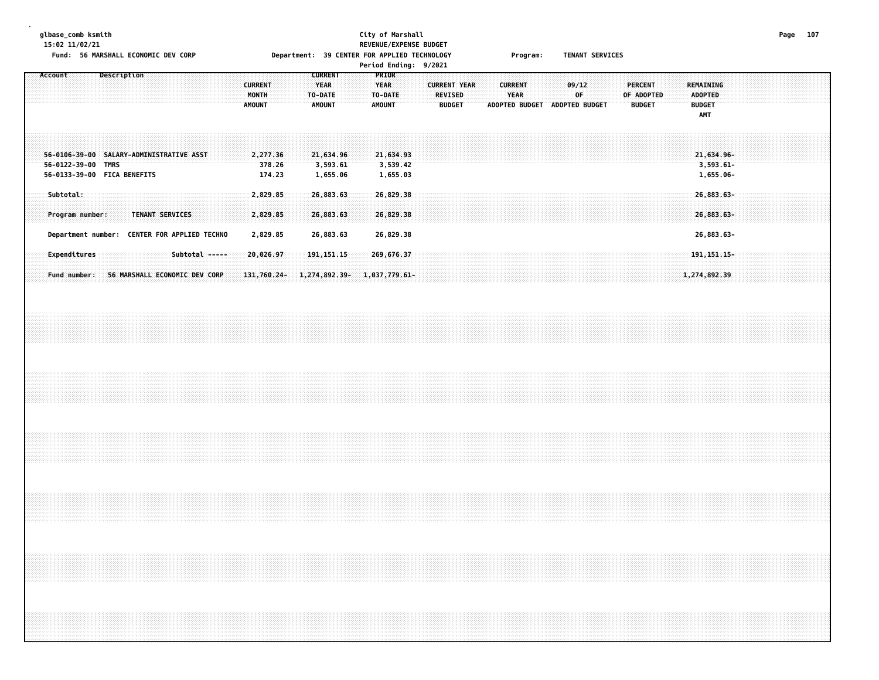glbase_comb ksmith
15:02 11/02/21

City of Marshall
REVENUE/EXPENSE BUDGET

Fund: 56 MARSHALL ECONOMIC DEV CORP    Department: 39 CENTER FOR APPLIED TECHNOLOGY    Program: TENANT SERVICES

Period Ending: 9/2021

| Account | Description | CURRENT MONTH AMOUNT | CURRENT YEAR TO-DATE AMOUNT | PRIOR YEAR TO-DATE AMOUNT | CURRENT YEAR REVISED BUDGET | CURRENT YEAR ADOPTED BUDGET | 09/12 OF ADOPTED BUDGET | PERCENT OF ADOPTED BUDGET | REMAINING ADOPTED BUDGET AMT |
|---|---|---|---|---|---|---|---|---|---|
| 56-0106-39-00 | SALARY-ADMINISTRATIVE ASST | 2,277.36 | 21,634.96 | 21,634.93 | | | | | 21,634.96- |
| 56-0122-39-00 | TMRS | 378.26 | 3,593.61 | 3,539.42 | | | | | 3,593.61- |
| 56-0133-39-00 | FICA BENEFITS | 174.23 | 1,655.06 | 1,655.03 | | | | | 1,655.06- |
| Subtotal: | | 2,829.85 | 26,883.63 | 26,829.38 | | | | | 26,883.63- |
| Program number: | TENANT SERVICES | 2,829.85 | 26,883.63 | 26,829.38 | | | | | 26,883.63- |
| Department number: | CENTER FOR APPLIED TECHNO | 2,829.85 | 26,883.63 | 26,829.38 | | | | | 26,883.63- |
| Expenditures | Subtotal ----- | 20,026.97 | 191,151.15 | 269,676.37 | | | | | 191,151.15- |
| Fund number: | 56 MARSHALL ECONOMIC DEV CORP | 131,760.24- | 1,274,892.39- | 1,037,779.61- | | | | | 1,274,892.39 |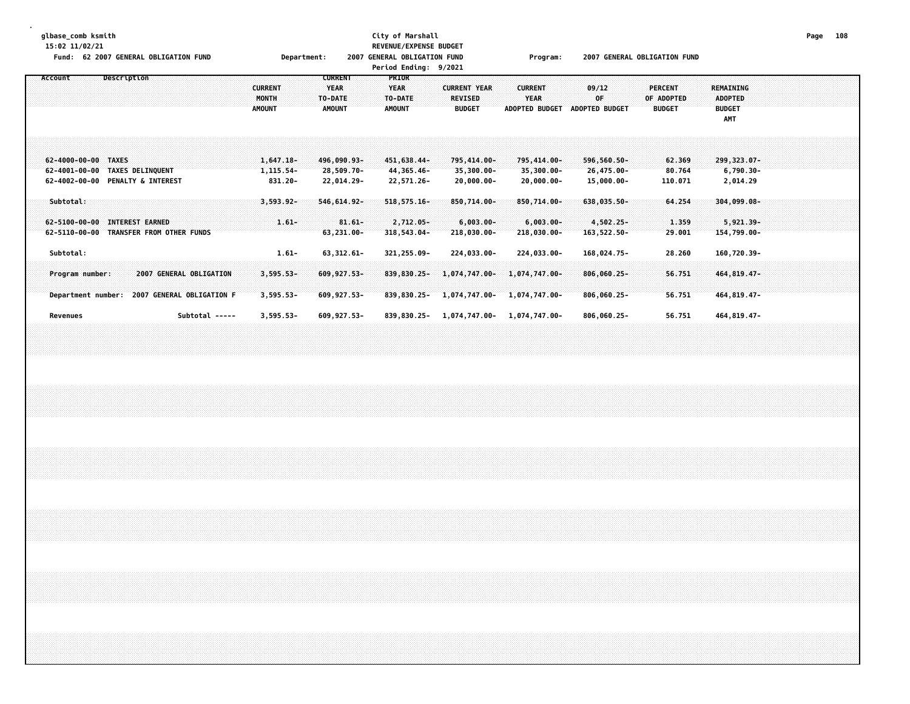glbase_comb ksmith
15:02 11/02/21
Fund: 62 2007 GENERAL OBLIGATION FUND

City of Marshall
REVENUE/EXPENSE BUDGET
Department: 2007 GENERAL OBLIGATION FUND
Program: 2007 GENERAL OBLIGATION FUND
Period Ending: 9/2021

| Account | Description | CURRENT MONTH AMOUNT | CURRENT YEAR TO-DATE AMOUNT | PRIOR YEAR TO-DATE AMOUNT | CURRENT YEAR REVISED BUDGET | CURRENT YEAR ADOPTED BUDGET | 09/12 OF ADOPTED BUDGET | PERCENT OF ADOPTED BUDGET | REMAINING ADOPTED BUDGET AMT |
|---|---|---|---|---|---|---|---|---|---|
| 62-4000-00-00 | TAXES | 1,647.18- | 496,090.93- | 451,638.44- | 795,414.00- | 795,414.00- | 596,560.50- | 62.369 | 299,323.07- |
| 62-4001-00-00 | TAXES DELINQUENT | 1,115.54- | 28,509.70- | 44,365.46- | 35,300.00- | 35,300.00- | 26,475.00- | 80.764 | 6,790.30- |
| 62-4002-00-00 | PENALTY & INTEREST | 831.20- | 22,014.29- | 22,571.26- | 20,000.00- | 20,000.00- | 15,000.00- | 110.071 | 2,014.29 |
| Subtotal: | | 3,593.92- | 546,614.92- | 518,575.16- | 850,714.00- | 850,714.00- | 638,035.50- | 64.254 | 304,099.08- |
| 62-5100-00-00 | INTEREST EARNED | 1.61- | 81.61- | 2,712.05- | 6,003.00- | 6,003.00- | 4,502.25- | 1.359 | 5,921.39- |
| 62-5110-00-00 | TRANSFER FROM OTHER FUNDS | | 63,231.00- | 318,543.04- | 218,030.00- | 218,030.00- | 163,522.50- | 29.001 | 154,799.00- |
| Subtotal: | | 1.61- | 63,312.61- | 321,255.09- | 224,033.00- | 224,033.00- | 168,024.75- | 28.260 | 160,720.39- |
| Program number: | 2007 GENERAL OBLIGATION | 3,595.53- | 609,927.53- | 839,830.25- | 1,074,747.00- | 1,074,747.00- | 806,060.25- | 56.751 | 464,819.47- |
| Department number: | 2007 GENERAL OBLIGATION F | 3,595.53- | 609,927.53- | 839,830.25- | 1,074,747.00- | 1,074,747.00- | 806,060.25- | 56.751 | 464,819.47- |
| Revenues | Subtotal ----- | 3,595.53- | 609,927.53- | 839,830.25- | 1,074,747.00- | 1,074,747.00- | 806,060.25- | 56.751 | 464,819.47- |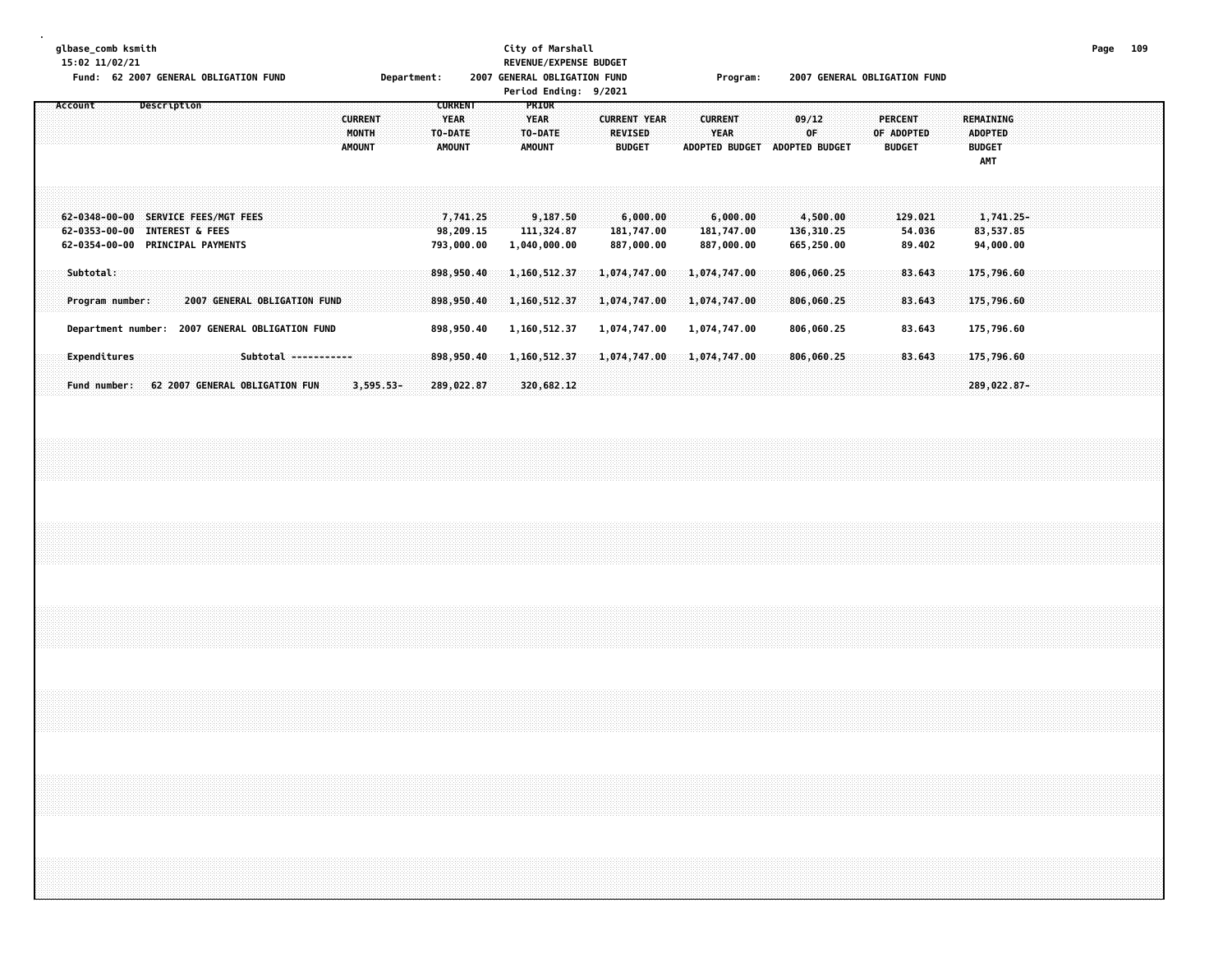glbase_comb ksmith
15:02 11/02/21

City of Marshall
REVENUE/EXPENSE BUDGET

Fund: 62 2007 GENERAL OBLIGATION FUND — Department: 2007 GENERAL OBLIGATION FUND — Program: 2007 GENERAL OBLIGATION FUND

Period Ending: 9/2021

| Account | Description | CURRENT MONTH AMOUNT | CURRENT YEAR TO-DATE AMOUNT | PRIOR YEAR TO-DATE AMOUNT | CURRENT YEAR REVISED BUDGET | CURRENT YEAR ADOPTED BUDGET | 09/12 OF ADOPTED BUDGET | PERCENT OF ADOPTED BUDGET | REMAINING ADOPTED BUDGET AMT |
|---|---|---|---|---|---|---|---|---|---|
| 62-0348-00-00 | SERVICE FEES/MGT FEES | | 7,741.25 | 9,187.50 | 6,000.00 | 6,000.00 | 4,500.00 | 129.021 | 1,741.25- |
| 62-0353-00-00 | INTEREST & FEES | | 98,209.15 | 111,324.87 | 181,747.00 | 181,747.00 | 136,310.25 | 54.036 | 83,537.85 |
| 62-0354-00-00 | PRINCIPAL PAYMENTS | | 793,000.00 | 1,040,000.00 | 887,000.00 | 887,000.00 | 665,250.00 | 89.402 | 94,000.00 |
| Subtotal: | | | 898,950.40 | 1,160,512.37 | 1,074,747.00 | 1,074,747.00 | 806,060.25 | 83.643 | 175,796.60 |
| Program number: | 2007 GENERAL OBLIGATION FUND | | 898,950.40 | 1,160,512.37 | 1,074,747.00 | 1,074,747.00 | 806,060.25 | 83.643 | 175,796.60 |
| Department number: | 2007 GENERAL OBLIGATION FUND | | 898,950.40 | 1,160,512.37 | 1,074,747.00 | 1,074,747.00 | 806,060.25 | 83.643 | 175,796.60 |
| Expenditures | Subtotal ----------- | | 898,950.40 | 1,160,512.37 | 1,074,747.00 | 1,074,747.00 | 806,060.25 | 83.643 | 175,796.60 |
| Fund number: | 62 2007 GENERAL OBLIGATION FUN | 3,595.53- | 289,022.87 | 320,682.12 | | | | | 289,022.87- |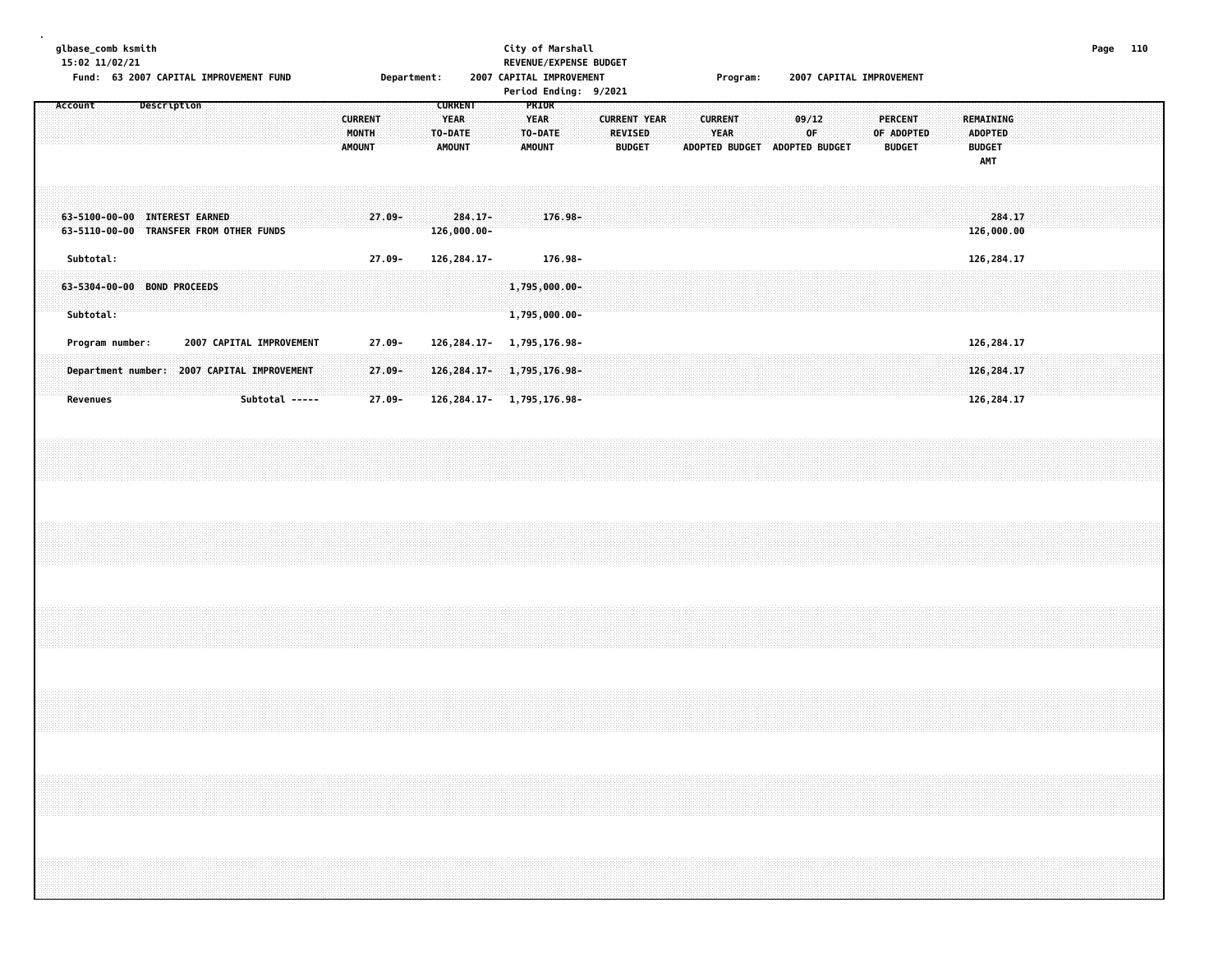glbase_comb ksmith
15:02 11/02/21

City of Marshall
REVENUE/EXPENSE BUDGET

Fund: 63 2007 CAPITAL IMPROVEMENT FUND | Department: 2007 CAPITAL IMPROVEMENT | Program: 2007 CAPITAL IMPROVEMENT

Period Ending: 9/2021

| Account | Description | CURRENT MONTH AMOUNT | CURRENT YEAR TO-DATE AMOUNT | PRIOR YEAR TO-DATE AMOUNT | CURRENT YEAR REVISED BUDGET | CURRENT YEAR ADOPTED BUDGET | 09/12 OF ADOPTED BUDGET | PERCENT OF ADOPTED BUDGET | REMAINING ADOPTED BUDGET AMT |
|---|---|---|---|---|---|---|---|---|---|
| 63-5100-00-00 | INTEREST EARNED | 27.09- | 284.17- | 176.98- | | | | | 284.17 |
| 63-5110-00-00 | TRANSFER FROM OTHER FUNDS | | 126,000.00- | | | | | | 126,000.00 |
| Subtotal: | | 27.09- | 126,284.17- | 176.98- | | | | | 126,284.17 |
| 63-5304-00-00 | BOND PROCEEDS | | | 1,795,000.00- | | | | | |
| Subtotal: | | | | 1,795,000.00- | | | | | |
| Program number: | 2007 CAPITAL IMPROVEMENT | 27.09- | 126,284.17- | 1,795,176.98- | | | | | 126,284.17 |
| Department number: | 2007 CAPITAL IMPROVEMENT | 27.09- | 126,284.17- | 1,795,176.98- | | | | | 126,284.17 |
| Revenues | Subtotal ----- | 27.09- | 126,284.17- | 1,795,176.98- | | | | | 126,284.17 |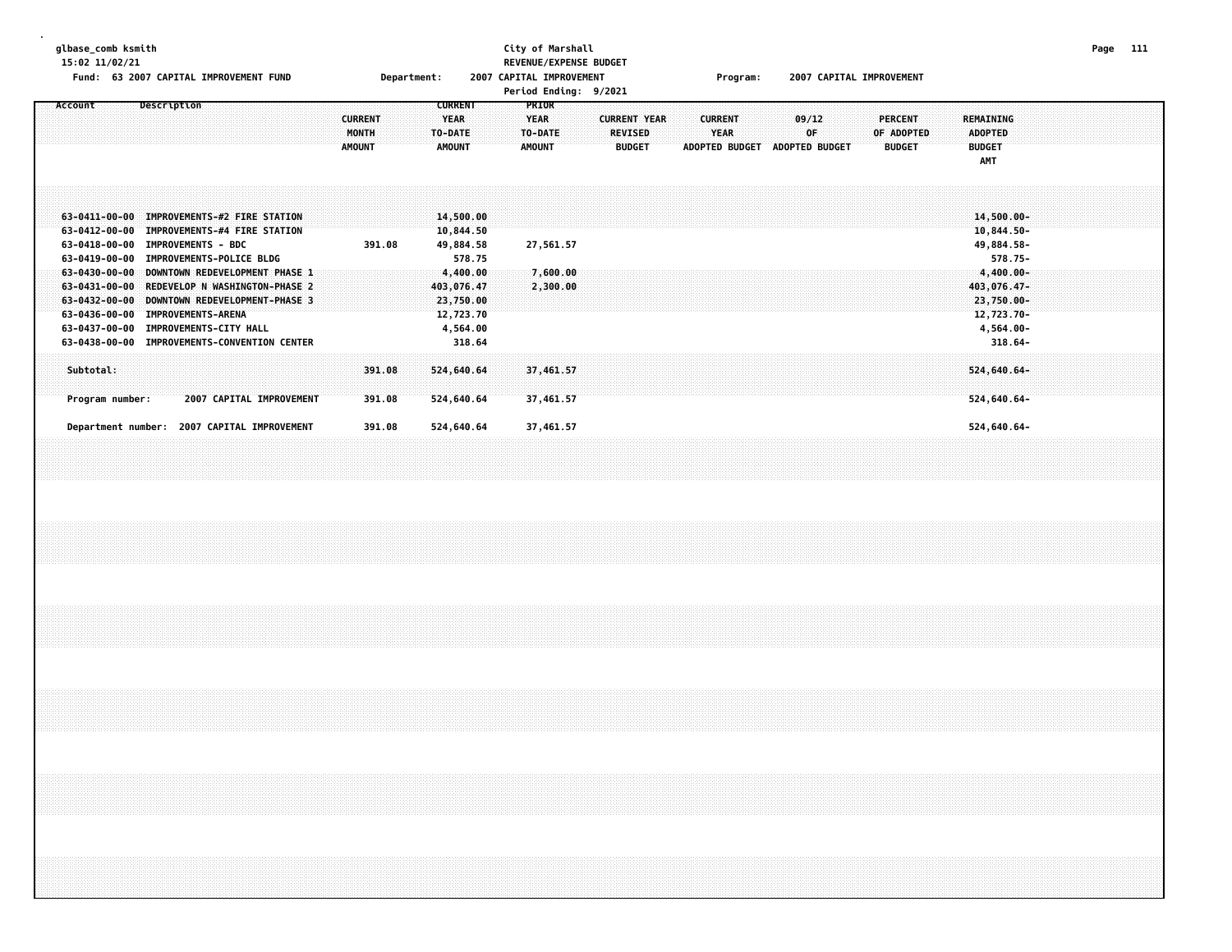glbase_comb ksmith
15:02 11/02/21

City of Marshall
REVENUE/EXPENSE BUDGET
Period Ending: 9/2021

Fund: 63 2007 CAPITAL IMPROVEMENT FUND    Department: 2007 CAPITAL IMPROVEMENT    Program: 2007 CAPITAL IMPROVEMENT

| Account | Description | CURRENT MONTH AMOUNT | CURRENT YEAR TO-DATE AMOUNT | PRIOR YEAR TO-DATE AMOUNT | CURRENT YEAR REVISED BUDGET | CURRENT YEAR ADOPTED BUDGET | 09/12 OF ADOPTED BUDGET | PERCENT OF ADOPTED BUDGET | REMAINING ADOPTED BUDGET AMT |
|---|---|---|---|---|---|---|---|---|---|
| 63-0411-00-00 | IMPROVEMENTS-#2 FIRE STATION | | 14,500.00 | | | | | | 14,500.00- |
| 63-0412-00-00 | IMPROVEMENTS-#4 FIRE STATION | | 10,844.50 | | | | | | 10,844.50- |
| 63-0418-00-00 | IMPROVEMENTS - BDC | 391.08 | 49,884.58 | 27,561.57 | | | | | 49,884.58- |
| 63-0419-00-00 | IMPROVEMENTS-POLICE BLDG | | 578.75 | | | | | | 578.75- |
| 63-0430-00-00 | DOWNTOWN REDEVELOPMENT PHASE 1 | | 4,400.00 | 7,600.00 | | | | | 4,400.00- |
| 63-0431-00-00 | REDEVELOP N WASHINGTON-PHASE 2 | | 403,076.47 | 2,300.00 | | | | | 403,076.47- |
| 63-0432-00-00 | DOWNTOWN REDEVELOPMENT-PHASE 3 | | 23,750.00 | | | | | | 23,750.00- |
| 63-0436-00-00 | IMPROVEMENTS-ARENA | | 12,723.70 | | | | | | 12,723.70- |
| 63-0437-00-00 | IMPROVEMENTS-CITY HALL | | 4,564.00 | | | | | | 4,564.00- |
| 63-0438-00-00 | IMPROVEMENTS-CONVENTION CENTER | | 318.64 | | | | | | 318.64- |
| Subtotal: | | 391.08 | 524,640.64 | 37,461.57 | | | | | 524,640.64- |
| Program number: | 2007 CAPITAL IMPROVEMENT | 391.08 | 524,640.64 | 37,461.57 | | | | | 524,640.64- |
| Department number: | 2007 CAPITAL IMPROVEMENT | 391.08 | 524,640.64 | 37,461.57 | | | | | 524,640.64- |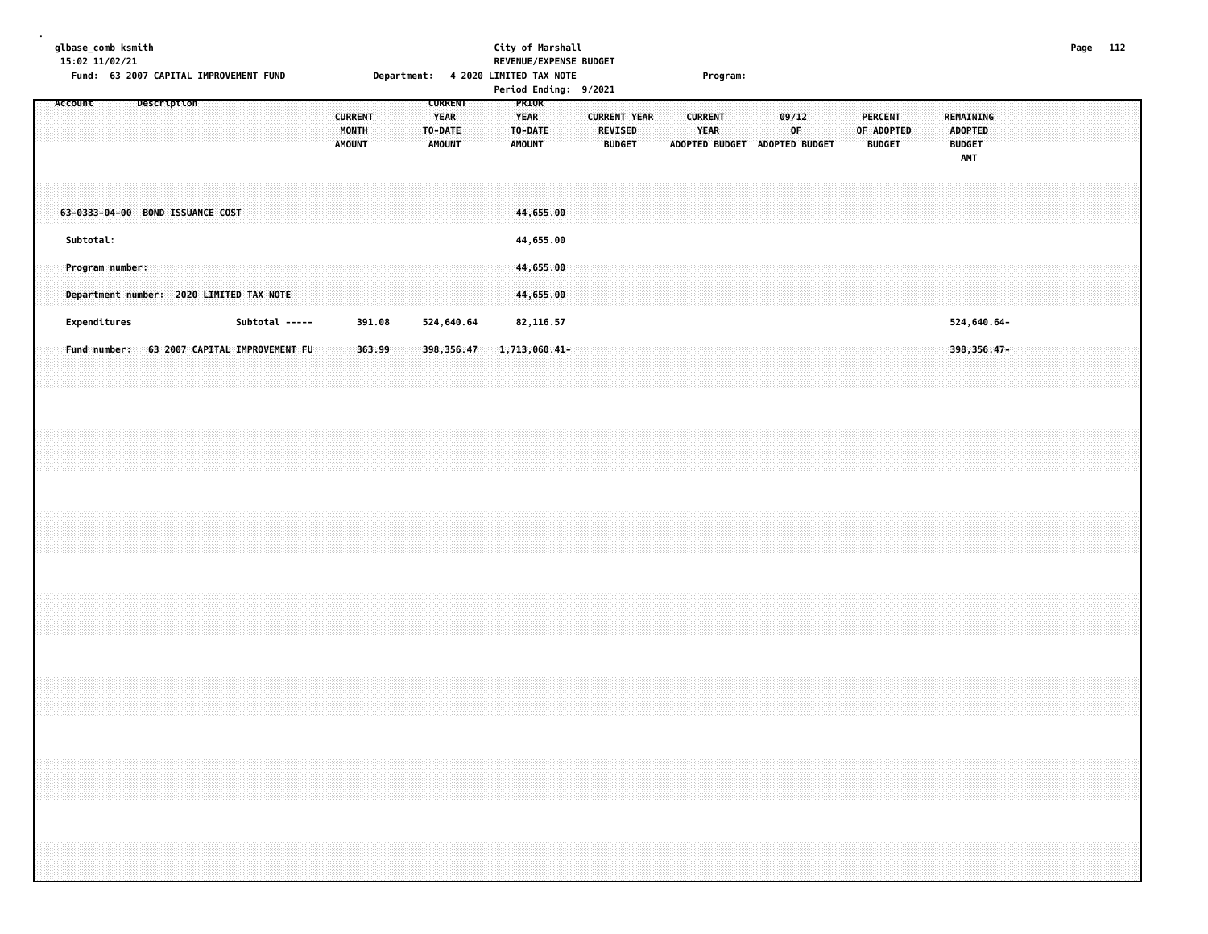glbase_comb ksmith
15:02 11/02/21

City of Marshall
REVENUE/EXPENSE BUDGET

Fund: 63 2007 CAPITAL IMPROVEMENT FUND    Department: 4 2020 LIMITED TAX NOTE    Program:

Period Ending: 9/2021

| Account | Description | CURRENT MONTH AMOUNT | CURRENT YEAR TO-DATE AMOUNT | PRIOR YEAR TO-DATE AMOUNT | CURRENT YEAR REVISED BUDGET | CURRENT YEAR ADOPTED BUDGET | 09/12 OF ADOPTED BUDGET | PERCENT OF ADOPTED BUDGET | REMAINING ADOPTED BUDGET AMT |
|---|---|---|---|---|---|---|---|---|---|
| 63-0333-04-00 | BOND ISSUANCE COST | | | 44,655.00 | | | | | |
| Subtotal: | | | | 44,655.00 | | | | | |
| Program number: | | | | 44,655.00 | | | | | |
| Department number: | 2020 LIMITED TAX NOTE | | | 44,655.00 | | | | | |
| Expenditures | Subtotal ----- | 391.08 | 524,640.64 | 82,116.57 | | | | | 524,640.64- |
| Fund number: | 63 2007 CAPITAL IMPROVEMENT FU | 363.99 | 398,356.47 | 1,713,060.41- | | | | | 398,356.47- |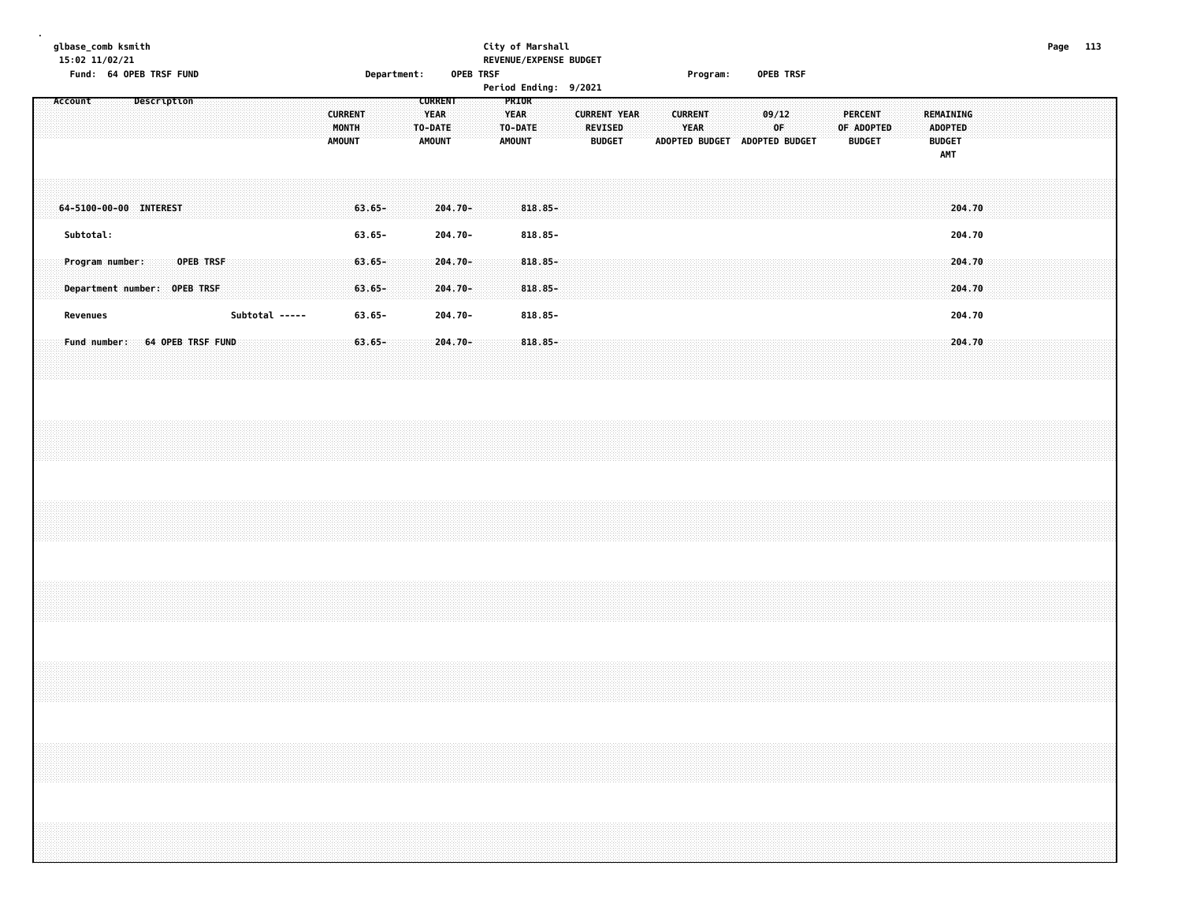glbase_comb ksmith
15:02 11/02/21

City of Marshall
REVENUE/EXPENSE BUDGET

Fund: 64 OPEB TRSF FUND — Department: OPEB TRSF — Program: OPEB TRSF

Period Ending: 9/2021

| Account | Description | CURRENT MONTH AMOUNT | CURRENT YEAR TO-DATE AMOUNT | PRIOR YEAR TO-DATE AMOUNT | CURRENT YEAR REVISED BUDGET | CURRENT YEAR ADOPTED BUDGET | 09/12 OF ADOPTED BUDGET | PERCENT OF ADOPTED BUDGET | REMAINING ADOPTED BUDGET AMT |
|---|---|---|---|---|---|---|---|---|---|
| 64-5100-00-00 | INTEREST | 63.65- | 204.70- | 818.85- | | | | | 204.70 |
| Subtotal: | | 63.65- | 204.70- | 818.85- | | | | | 204.70 |
| Program number: | OPEB TRSF | 63.65- | 204.70- | 818.85- | | | | | 204.70 |
| Department number: | OPEB TRSF | 63.65- | 204.70- | 818.85- | | | | | 204.70 |
| Revenues | Subtotal ----- | 63.65- | 204.70- | 818.85- | | | | | 204.70 |
| Fund number: | 64 OPEB TRSF FUND | 63.65- | 204.70- | 818.85- | | | | | 204.70 |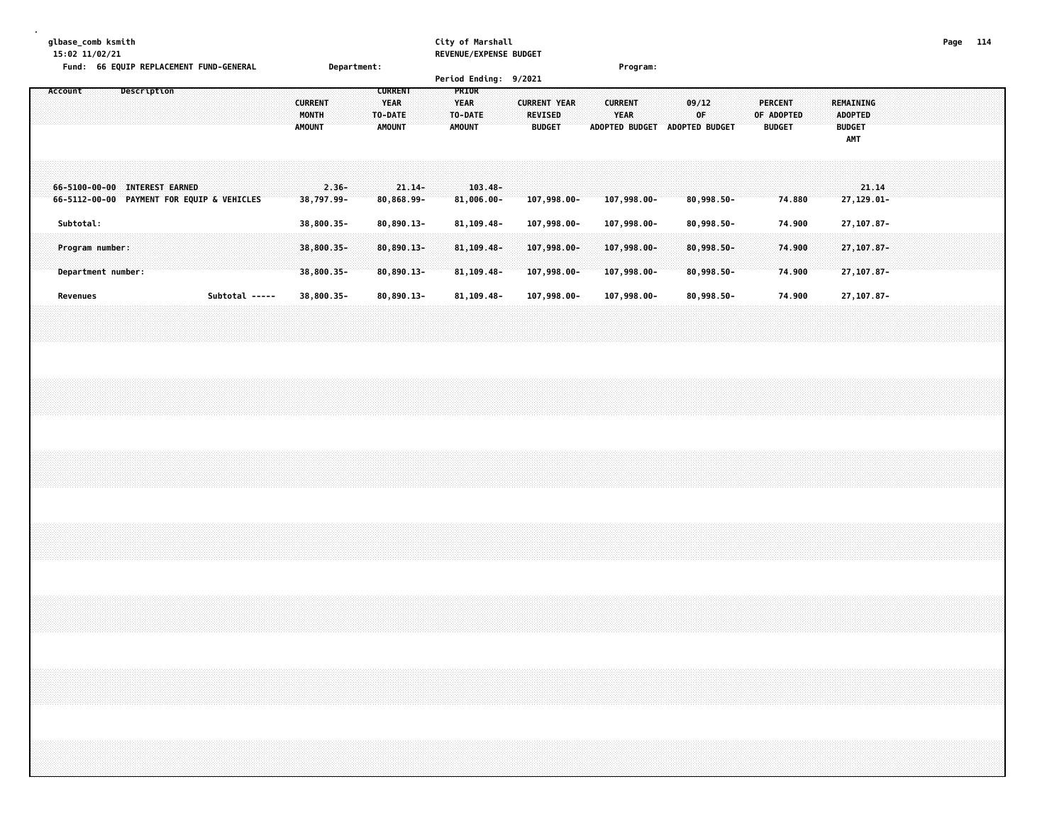glbase_comb ksmith
15:02 11/02/21

**City of Marshall**
**REVENUE/EXPENSE BUDGET**

Fund: 66 EQUIP REPLACEMENT FUND-GENERAL    Department:    Program:

Period Ending: 9/2021

| Account | Description | CURRENT MONTH AMOUNT | CURRENT YEAR TO-DATE AMOUNT | PRIOR YEAR TO-DATE AMOUNT | CURRENT YEAR REVISED BUDGET | CURRENT YEAR ADOPTED BUDGET | 09/12 OF ADOPTED BUDGET | PERCENT OF ADOPTED BUDGET | REMAINING ADOPTED BUDGET AMT |
|---|---|---|---|---|---|---|---|---|---|
| 66-5100-00-00 | INTEREST EARNED | 2.36- | 21.14- | 103.48- | | | | | 21.14 |
| 66-5112-00-00 | PAYMENT FOR EQUIP & VEHICLES | 38,797.99- | 80,868.99- | 81,006.00- | 107,998.00- | 107,998.00- | 80,998.50- | 74.880 | 27,129.01- |
| Subtotal: | | 38,800.35- | 80,890.13- | 81,109.48- | 107,998.00- | 107,998.00- | 80,998.50- | 74.900 | 27,107.87- |
| Program number: | | 38,800.35- | 80,890.13- | 81,109.48- | 107,998.00- | 107,998.00- | 80,998.50- | 74.900 | 27,107.87- |
| Department number: | | 38,800.35- | 80,890.13- | 81,109.48- | 107,998.00- | 107,998.00- | 80,998.50- | 74.900 | 27,107.87- |
| Revenues | Subtotal ----- | 38,800.35- | 80,890.13- | 81,109.48- | 107,998.00- | 107,998.00- | 80,998.50- | 74.900 | 27,107.87- |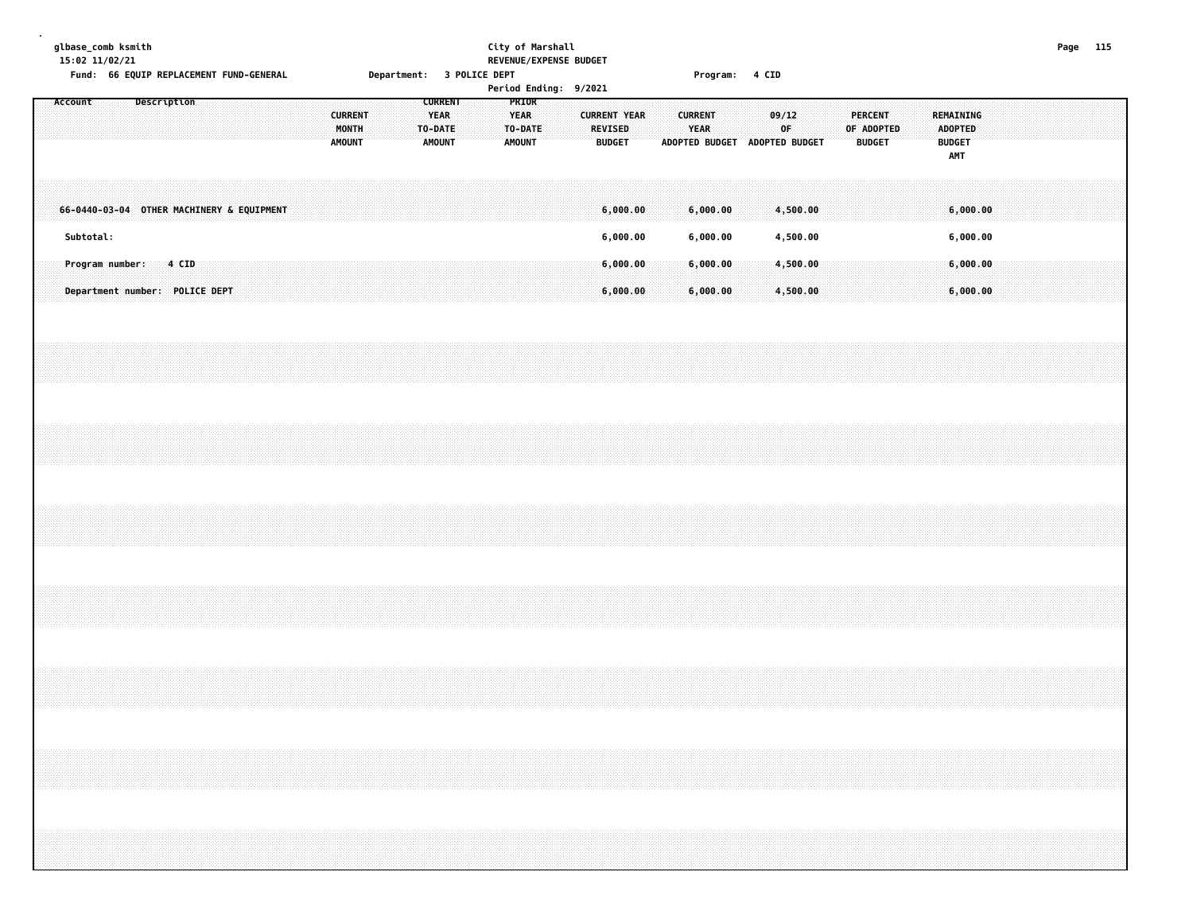glbase_comb ksmith
15:02 11/02/21

City of Marshall
REVENUE/EXPENSE BUDGET

Fund: 66 EQUIP REPLACEMENT FUND-GENERAL    Department: 3 POLICE DEPT    Program: 4 CID

Period Ending: 9/2021

| Account | Description | CURRENT MONTH AMOUNT | CURRENT YEAR TO-DATE AMOUNT | PRIOR YEAR TO-DATE AMOUNT | CURRENT YEAR REVISED BUDGET | CURRENT YEAR ADOPTED BUDGET | 09/12 OF ADOPTED BUDGET | PERCENT OF ADOPTED BUDGET | REMAINING ADOPTED BUDGET AMT |
|---|---|---|---|---|---|---|---|---|---|
| 66-0440-03-04 | OTHER MACHINERY & EQUIPMENT | | | | 6,000.00 | 6,000.00 | 4,500.00 | | 6,000.00 |
| Subtotal: | | | | | 6,000.00 | 6,000.00 | 4,500.00 | | 6,000.00 |
| Program number: | 4 CID | | | | 6,000.00 | 6,000.00 | 4,500.00 | | 6,000.00 |
| Department number: | POLICE DEPT | | | | 6,000.00 | 6,000.00 | 4,500.00 | | 6,000.00 |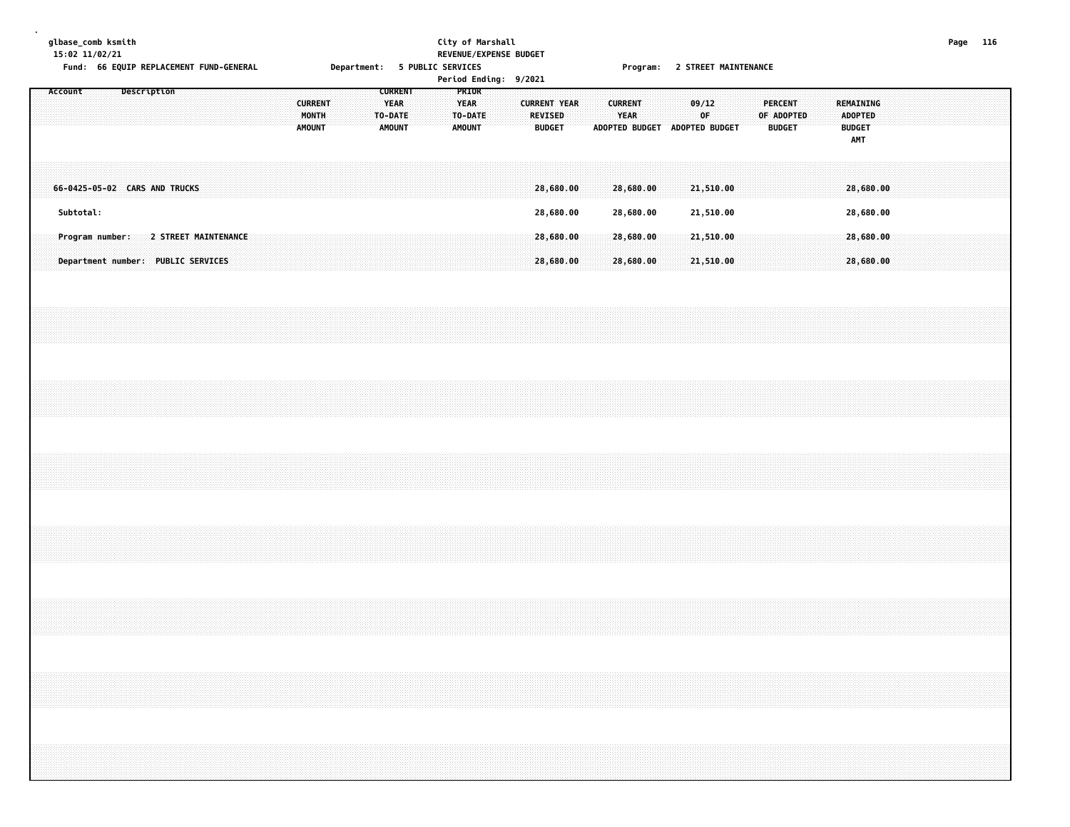glbase_comb ksmith
15:02 11/02/21

City of Marshall
REVENUE/EXPENSE BUDGET
Period Ending: 9/2021

Fund: 66 EQUIP REPLACEMENT FUND-GENERAL    Department: 5 PUBLIC SERVICES    Program: 2 STREET MAINTENANCE

| Account | Description | CURRENT MONTH AMOUNT | CURRENT YEAR TO-DATE AMOUNT | PRIOR YEAR TO-DATE AMOUNT | CURRENT YEAR REVISED BUDGET | CURRENT YEAR ADOPTED BUDGET | 09/12 OF ADOPTED BUDGET | PERCENT OF ADOPTED BUDGET | REMAINING ADOPTED BUDGET AMT |
|---|---|---|---|---|---|---|---|---|---|
| 66-0425-05-02 | CARS AND TRUCKS | | | | 28,680.00 | 28,680.00 | 21,510.00 | | 28,680.00 |
| Subtotal: | | | | | 28,680.00 | 28,680.00 | 21,510.00 | | 28,680.00 |
| Program number: | 2 STREET MAINTENANCE | | | | 28,680.00 | 28,680.00 | 21,510.00 | | 28,680.00 |
| Department number: | PUBLIC SERVICES | | | | 28,680.00 | 28,680.00 | 21,510.00 | | 28,680.00 |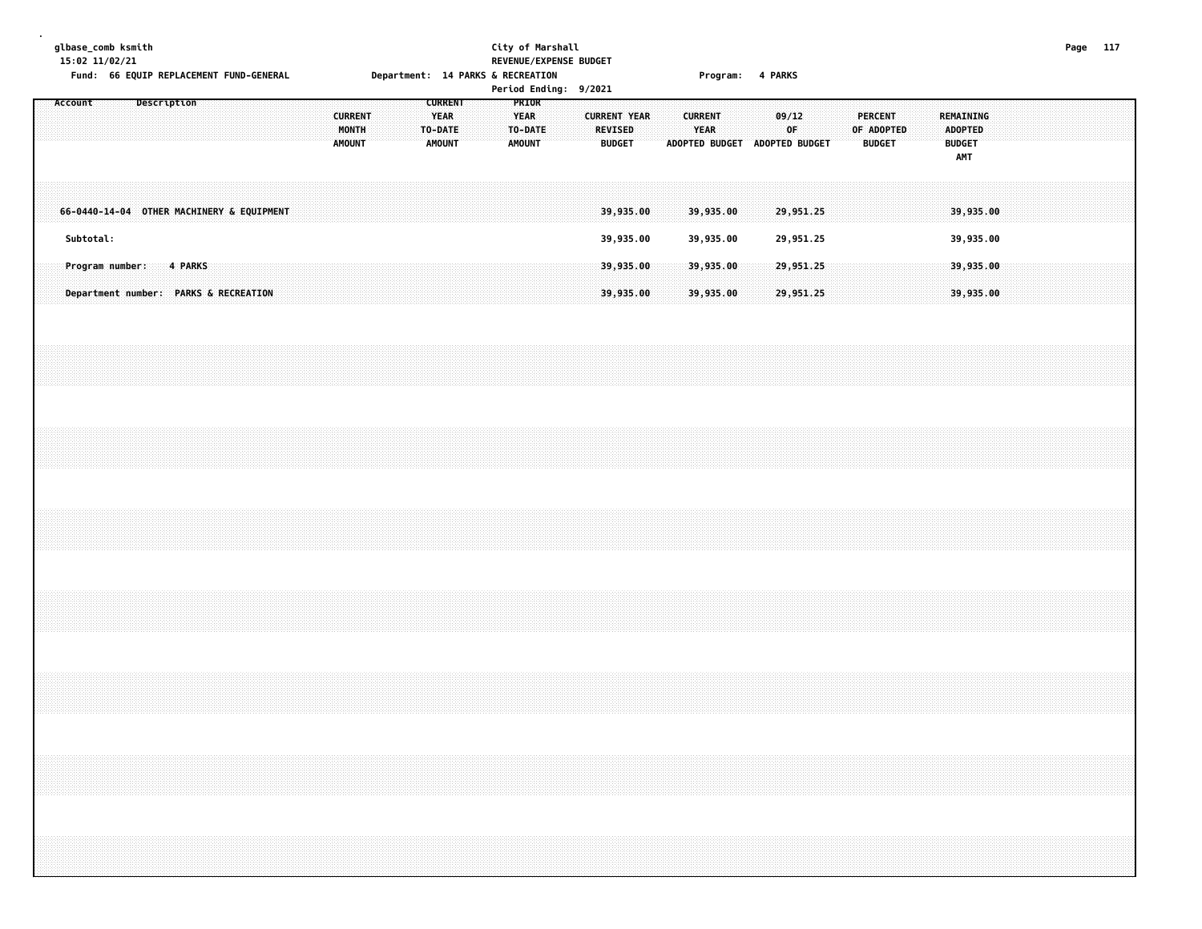glbase_comb ksmith
15:02 11/02/21

City of Marshall
REVENUE/EXPENSE BUDGET

Fund: 66 EQUIP REPLACEMENT FUND-GENERAL　　Department: 14 PARKS & RECREATION　　Program: 4 PARKS

Period Ending: 9/2021

| Account Description | CURRENT MONTH AMOUNT | CURRENT YEAR TO-DATE AMOUNT | PRIOR YEAR TO-DATE AMOUNT | CURRENT YEAR REVISED BUDGET | CURRENT YEAR ADOPTED BUDGET | 09/12 OF ADOPTED BUDGET | PERCENT OF ADOPTED BUDGET | REMAINING ADOPTED BUDGET AMT |
|---|---|---|---|---|---|---|---|---|
| 66-0440-14-04 OTHER MACHINERY & EQUIPMENT | | | | 39,935.00 | 39,935.00 | 29,951.25 | | 39,935.00 |
| Subtotal: | | | | 39,935.00 | 39,935.00 | 29,951.25 | | 39,935.00 |
| Program number: 4 PARKS | | | | 39,935.00 | 39,935.00 | 29,951.25 | | 39,935.00 |
| Department number: PARKS & RECREATION | | | | 39,935.00 | 39,935.00 | 29,951.25 | | 39,935.00 |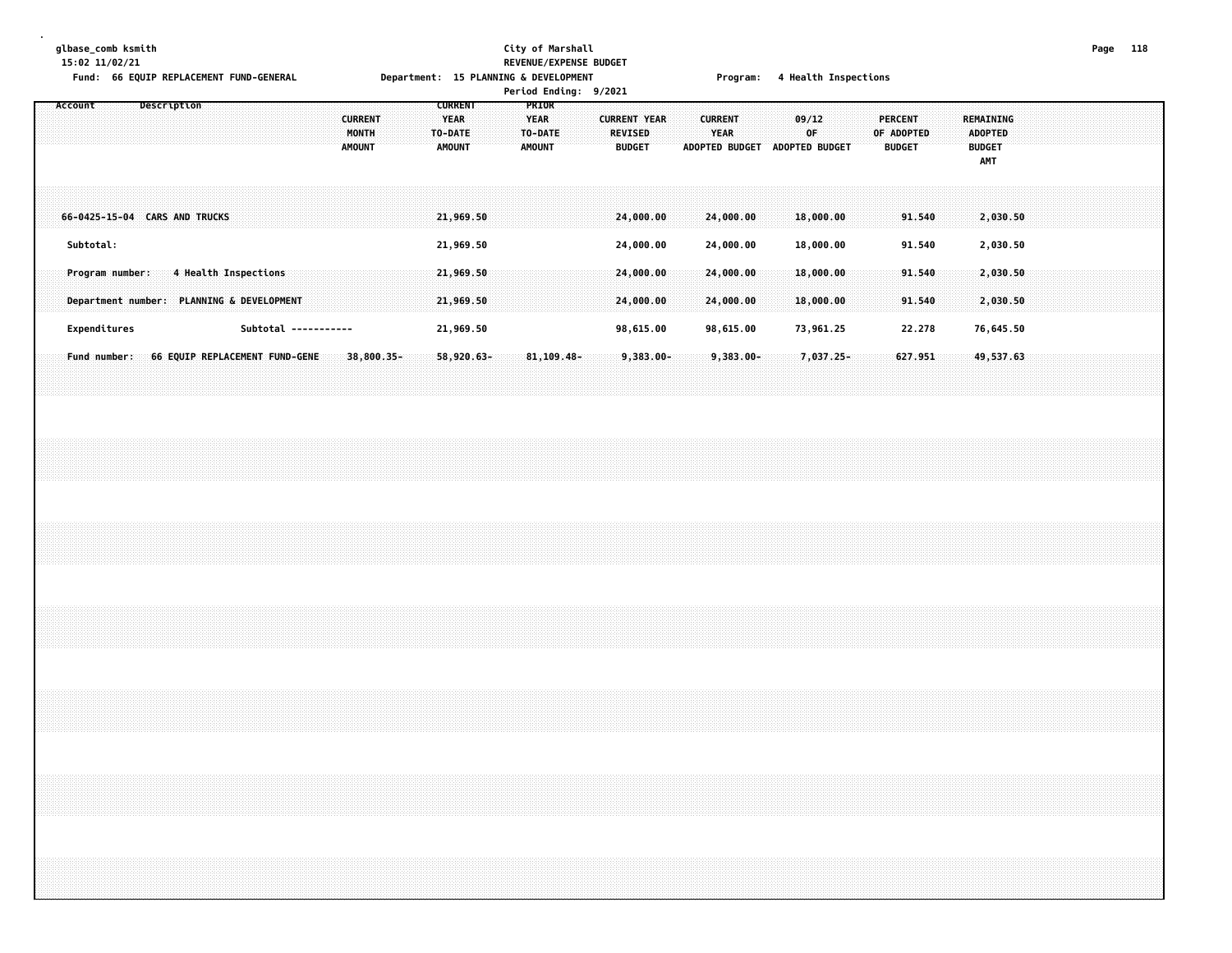glbase_comb ksmith
15:02 11/02/21

City of Marshall
REVENUE/EXPENSE BUDGET

Fund: 66 EQUIP REPLACEMENT FUND-GENERAL     Department: 15 PLANNING & DEVELOPMENT     Program: 4 Health Inspections

Period Ending: 9/2021

| Account Description | CURRENT MONTH AMOUNT | CURRENT YEAR TO-DATE AMOUNT | PRIOR YEAR TO-DATE AMOUNT | CURRENT YEAR REVISED BUDGET | CURRENT YEAR ADOPTED BUDGET | 09/12 OF ADOPTED BUDGET | PERCENT OF ADOPTED BUDGET | REMAINING ADOPTED BUDGET AMT |
|---|---|---|---|---|---|---|---|---|
| 66-0425-15-04 CARS AND TRUCKS | | 21,969.50 | | 24,000.00 | 24,000.00 | 18,000.00 | 91.540 | 2,030.50 |
| Subtotal: | | 21,969.50 | | 24,000.00 | 24,000.00 | 18,000.00 | 91.540 | 2,030.50 |
| Program number: 4 Health Inspections | | 21,969.50 | | 24,000.00 | 24,000.00 | 18,000.00 | 91.540 | 2,030.50 |
| Department number: PLANNING & DEVELOPMENT | | 21,969.50 | | 24,000.00 | 24,000.00 | 18,000.00 | 91.540 | 2,030.50 |
| Expenditures Subtotal ----------- | | 21,969.50 | | 98,615.00 | 98,615.00 | 73,961.25 | 22.278 | 76,645.50 |
| Fund number: 66 EQUIP REPLACEMENT FUND-GENE | 38,800.35- | 58,920.63- | 81,109.48- | 9,383.00- | 9,383.00- | 7,037.25- | 627.951 | 49,537.63 |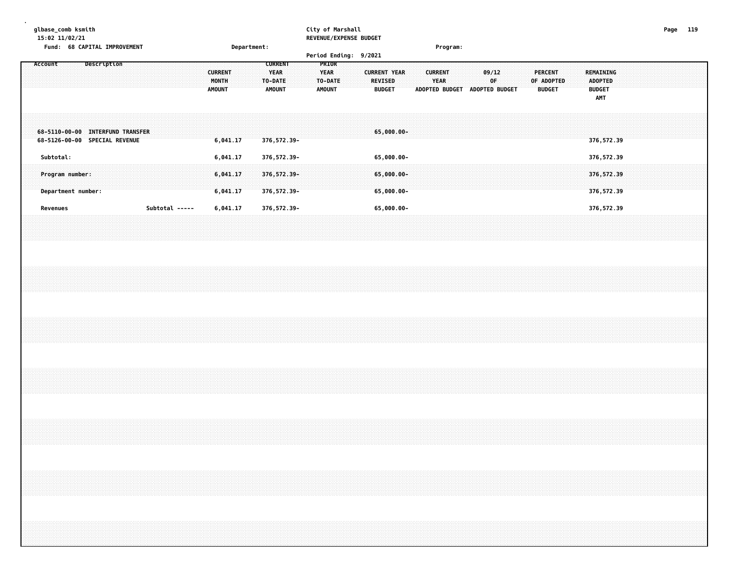glbase_comb ksmith
15:02 11/02/21

**City of Marshall**
**REVENUE/EXPENSE BUDGET**

Fund: 68 CAPITAL IMPROVEMENT    Department:    Program:

Period Ending: 9/2021

| Account | Description | CURRENT MONTH AMOUNT | CURRENT YEAR TO-DATE AMOUNT | PRIOR YEAR TO-DATE AMOUNT | CURRENT YEAR REVISED BUDGET | CURRENT YEAR ADOPTED BUDGET | 09/12 OF ADOPTED BUDGET | PERCENT OF ADOPTED BUDGET | REMAINING ADOPTED BUDGET AMT |
|---|---|---|---|---|---|---|---|---|---|
| 68-5110-00-00 | INTERFUND TRANSFER | | | | 65,000.00- | | | | |
| 68-5126-00-00 | SPECIAL REVENUE | 6,041.17 | 376,572.39- | | | | | | 376,572.39 |
| Subtotal: | | 6,041.17 | 376,572.39- | | 65,000.00- | | | | 376,572.39 |
| Program number: | | 6,041.17 | 376,572.39- | | 65,000.00- | | | | 376,572.39 |
| Department number: | | 6,041.17 | 376,572.39- | | 65,000.00- | | | | 376,572.39 |
| Revenues | Subtotal ----- | 6,041.17 | 376,572.39- | | 65,000.00- | | | | 376,572.39 |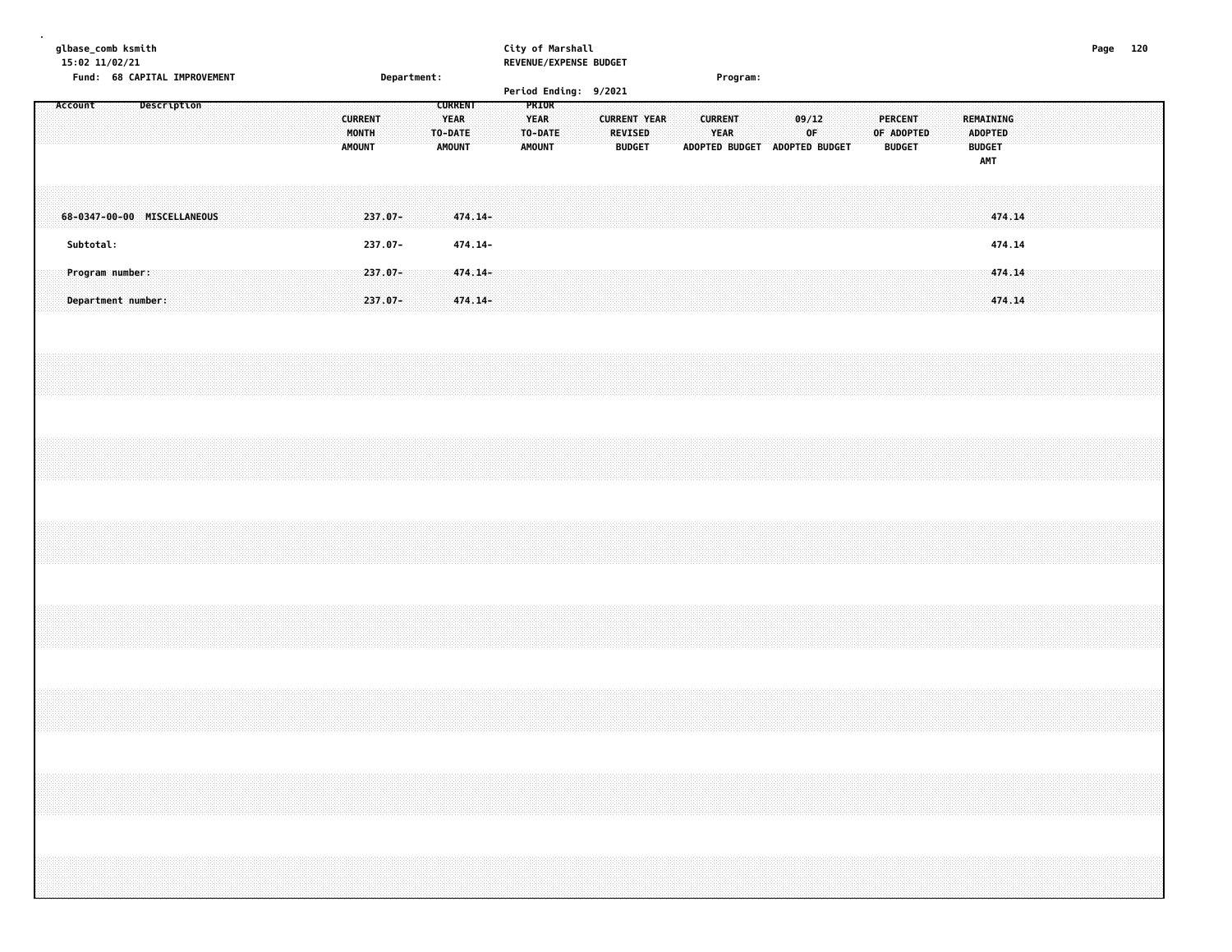glbase_comb ksmith
15:02 11/02/21

City of Marshall
REVENUE/EXPENSE BUDGET

Fund: 68 CAPITAL IMPROVEMENT    Department:    Program:

Period Ending: 9/2021

| Account Description | CURRENT MONTH AMOUNT | CURRENT YEAR TO-DATE AMOUNT | PRIOR YEAR TO-DATE AMOUNT | CURRENT YEAR REVISED BUDGET | CURRENT YEAR ADOPTED BUDGET | 09/12 OF ADOPTED BUDGET | PERCENT OF ADOPTED BUDGET | REMAINING ADOPTED BUDGET AMT |
|---|---|---|---|---|---|---|---|---|
| 68-0347-00-00 MISCELLANEOUS | 237.07- | 474.14- | | | | | | 474.14 |
| Subtotal: | 237.07- | 474.14- | | | | | | 474.14 |
| Program number: | 237.07- | 474.14- | | | | | | 474.14 |
| Department number: | 237.07- | 474.14- | | | | | | 474.14 |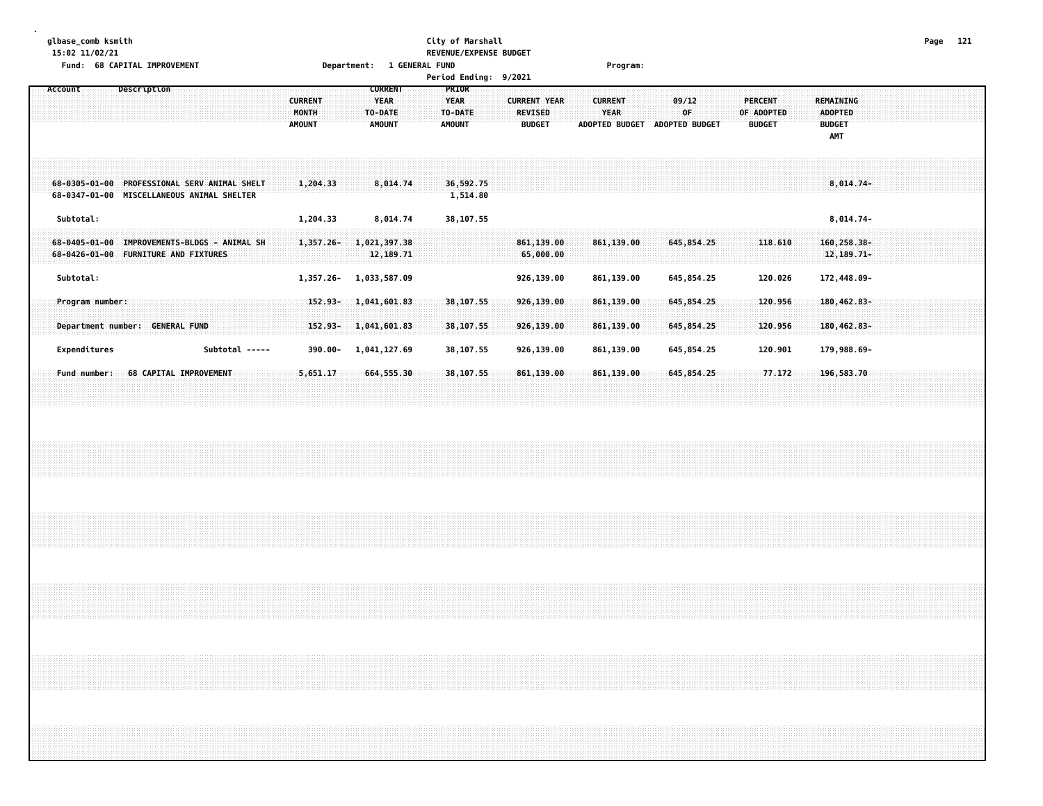glbase_comb ksmith
15:02 11/02/21

City of Marshall
REVENUE/EXPENSE BUDGET

Fund: 68 CAPITAL IMPROVEMENT | Department: 1 GENERAL FUND | Program:

Period Ending: 9/2021

| Account | Description | CURRENT MONTH AMOUNT | CURRENT YEAR TO-DATE AMOUNT | PRIOR YEAR TO-DATE AMOUNT | CURRENT YEAR REVISED BUDGET | CURRENT YEAR ADOPTED BUDGET | 09/12 OF ADOPTED BUDGET | PERCENT OF ADOPTED BUDGET | REMAINING ADOPTED BUDGET AMT |
|---|---|---|---|---|---|---|---|---|---|
| 68-0305-01-00 | PROFESSIONAL SERV ANIMAL SHELT | 1,204.33 | 8,014.74 | 36,592.75 | | | | | 8,014.74- |
| 68-0347-01-00 | MISCELLANEOUS ANIMAL SHELTER | | | 1,514.80 | | | | | |
| Subtotal: | | 1,204.33 | 8,014.74 | 38,107.55 | | | | | 8,014.74- |
| 68-0405-01-00 | IMPROVEMENTS-BLDGS - ANIMAL SH | 1,357.26- | 1,021,397.38 | | 861,139.00 | 861,139.00 | 645,854.25 | 118.610 | 160,258.38- |
| 68-0426-01-00 | FURNITURE AND FIXTURES | | 12,189.71 | | 65,000.00 | | | | 12,189.71- |
| Subtotal: | | 1,357.26- | 1,033,587.09 | | 926,139.00 | 861,139.00 | 645,854.25 | 120.026 | 172,448.09- |
| Program number: | | 152.93- | 1,041,601.83 | 38,107.55 | 926,139.00 | 861,139.00 | 645,854.25 | 120.956 | 180,462.83- |
| Department number: GENERAL FUND | | 152.93- | 1,041,601.83 | 38,107.55 | 926,139.00 | 861,139.00 | 645,854.25 | 120.956 | 180,462.83- |
| Expenditures | Subtotal ----- | 390.00- | 1,041,127.69 | 38,107.55 | 926,139.00 | 861,139.00 | 645,854.25 | 120.901 | 179,988.69- |
| Fund number: 68 CAPITAL IMPROVEMENT | | 5,651.17 | 664,555.30 | 38,107.55 | 861,139.00 | 861,139.00 | 645,854.25 | 77.172 | 196,583.70 |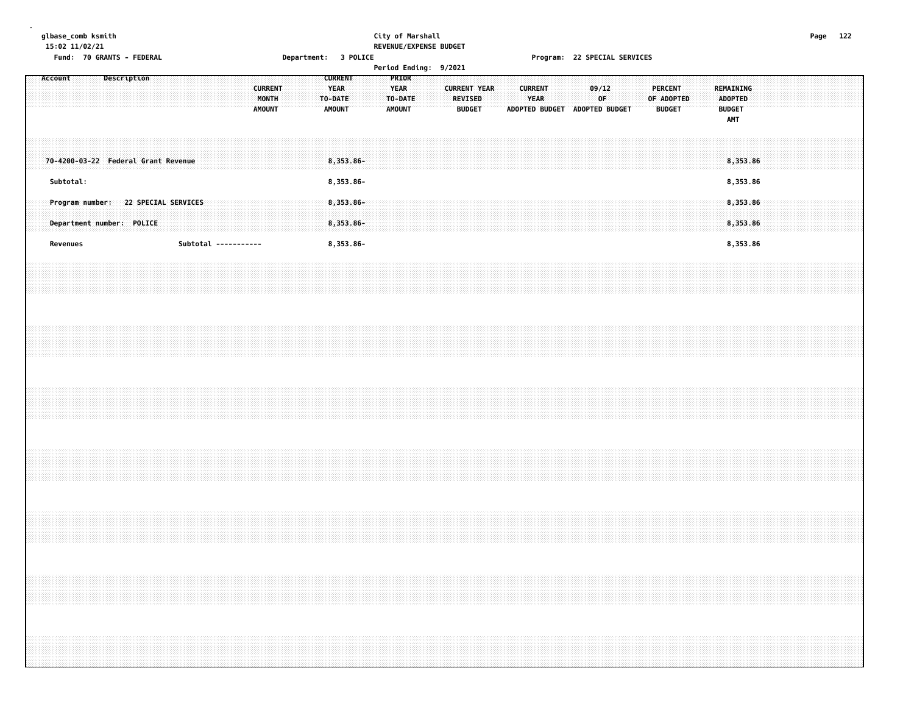glbase_comb ksmith
15:02 11/02/21

City of Marshall
REVENUE/EXPENSE BUDGET
Period Ending: 9/2021

Fund: 70 GRANTS - FEDERAL

Department: 3 POLICE

Program: 22 SPECIAL SERVICES

| Account | Description | CURRENT MONTH AMOUNT | CURRENT YEAR TO-DATE AMOUNT | PRIOR YEAR TO-DATE AMOUNT | CURRENT YEAR REVISED BUDGET | CURRENT YEAR ADOPTED BUDGET | 09/12 OF ADOPTED BUDGET | PERCENT OF ADOPTED BUDGET | REMAINING ADOPTED BUDGET AMT |
|---|---|---|---|---|---|---|---|---|---|
| 70-4200-03-22 | Federal Grant Revenue | | 8,353.86- | | | | | | 8,353.86 |
| Subtotal: | | | 8,353.86- | | | | | | 8,353.86 |
| Program number: | 22 SPECIAL SERVICES | | 8,353.86- | | | | | | 8,353.86 |
| Department number: | POLICE | | 8,353.86- | | | | | | 8,353.86 |
| Revenues | Subtotal ----------- | | 8,353.86- | | | | | | 8,353.86 |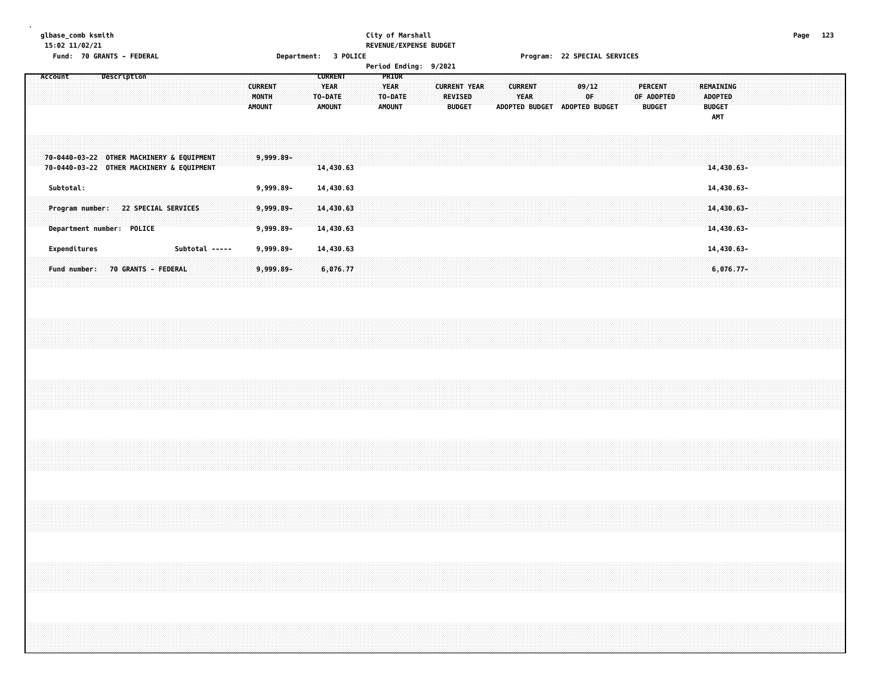glbase_comb ksmith
15:02 11/02/21
Fund: 70 GRANTS - FEDERAL

City of Marshall
REVENUE/EXPENSE BUDGET

Department: 3 POLICE

Program: 22 SPECIAL SERVICES

Period Ending: 9/2021

| Account | Description | CURRENT MONTH AMOUNT | CURRENT YEAR TO-DATE AMOUNT | PRIOR YEAR TO-DATE AMOUNT | CURRENT YEAR REVISED BUDGET | CURRENT YEAR ADOPTED BUDGET | 09/12 OF ADOPTED BUDGET | PERCENT OF ADOPTED BUDGET | REMAINING ADOPTED BUDGET AMT |
|---|---|---|---|---|---|---|---|---|---|
| 70-0440-03-22 | OTHER MACHINERY & EQUIPMENT | 9,999.89- | | | | | | | |
| 70-0440-03-22 | OTHER MACHINERY & EQUIPMENT | | 14,430.63 | | | | | | 14,430.63- |
| Subtotal: | | 9,999.89- | 14,430.63 | | | | | | 14,430.63- |
| Program number: 22 SPECIAL SERVICES | | 9,999.89- | 14,430.63 | | | | | | 14,430.63- |
| Department number: POLICE | | 9,999.89- | 14,430.63 | | | | | | 14,430.63- |
| Expenditures | Subtotal ----- | 9,999.89- | 14,430.63 | | | | | | 14,430.63- |
| Fund number: 70 GRANTS - FEDERAL | | 9,999.89- | 6,076.77 | | | | | | 6,076.77- |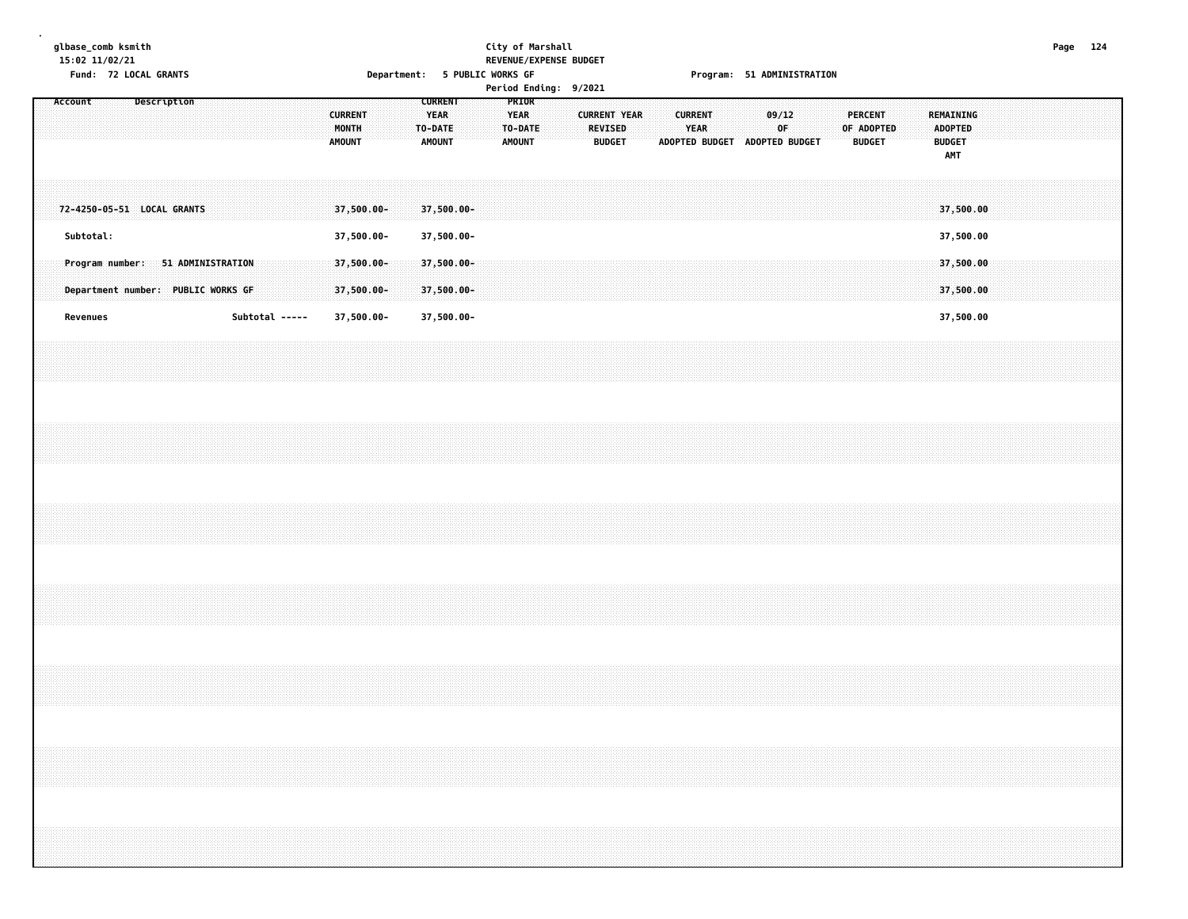glbase_comb ksmith
15:02 11/02/21

**City of Marshall**
**REVENUE/EXPENSE BUDGET**

Fund: 72 LOCAL GRANTS    Department: 5 PUBLIC WORKS GF    Program: 51 ADMINISTRATION

Period Ending: 9/2021

| Account | Description | CURRENT MONTH AMOUNT | CURRENT YEAR TO-DATE AMOUNT | PRIOR YEAR TO-DATE AMOUNT | CURRENT YEAR REVISED BUDGET | CURRENT YEAR ADOPTED BUDGET | 09/12 OF ADOPTED BUDGET | PERCENT OF ADOPTED BUDGET | REMAINING ADOPTED BUDGET AMT |
|---|---|---|---|---|---|---|---|---|---|
| 72-4250-05-51 | LOCAL GRANTS | 37,500.00- | 37,500.00- | | | | | | 37,500.00 |
| Subtotal: | | 37,500.00- | 37,500.00- | | | | | | 37,500.00 |
| Program number: | 51 ADMINISTRATION | 37,500.00- | 37,500.00- | | | | | | 37,500.00 |
| Department number: | PUBLIC WORKS GF | 37,500.00- | 37,500.00- | | | | | | 37,500.00 |
| Revenues | Subtotal ----- | 37,500.00- | 37,500.00- | | | | | | 37,500.00 |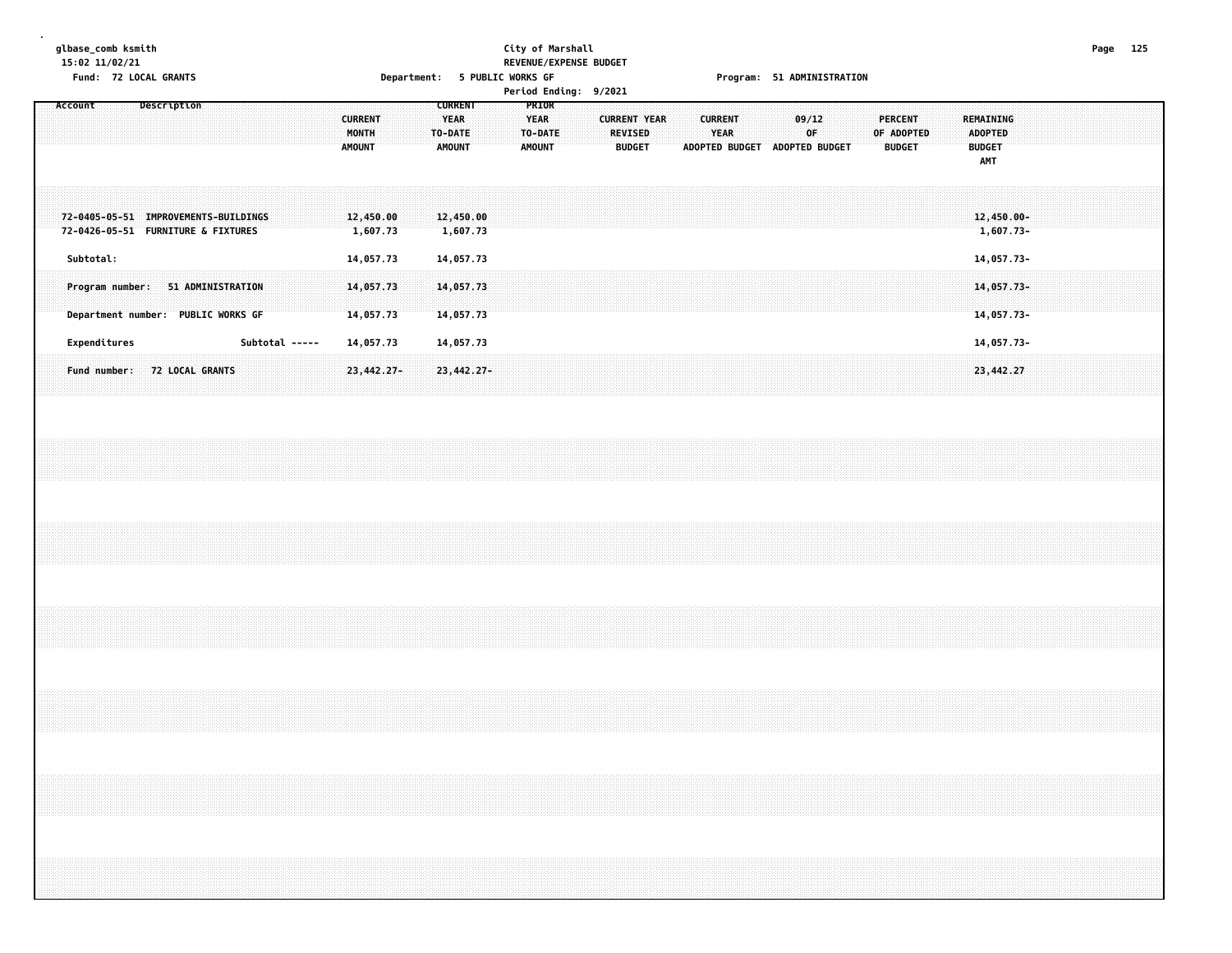glbase_comb ksmith
15:02 11/02/21
Fund: 72 LOCAL GRANTS

City of Marshall
REVENUE/EXPENSE BUDGET
Department: 5 PUBLIC WORKS GF
Period Ending: 9/2021

Program: 51 ADMINISTRATION

| Account | Description | CURRENT MONTH AMOUNT | CURRENT YEAR TO-DATE AMOUNT | PRIOR YEAR TO-DATE AMOUNT | CURRENT YEAR REVISED BUDGET | CURRENT YEAR ADOPTED BUDGET | 09/12 OF ADOPTED BUDGET | PERCENT OF ADOPTED BUDGET | REMAINING ADOPTED BUDGET AMT |
|---|---|---|---|---|---|---|---|---|---|
| 72-0405-05-51 | IMPROVEMENTS-BUILDINGS | 12,450.00 | 12,450.00 | | | | | | 12,450.00- |
| 72-0426-05-51 | FURNITURE & FIXTURES | 1,607.73 | 1,607.73 | | | | | | 1,607.73- |
| Subtotal: | | 14,057.73 | 14,057.73 | | | | | | 14,057.73- |
| Program number: | 51 ADMINISTRATION | 14,057.73 | 14,057.73 | | | | | | 14,057.73- |
| Department number: | PUBLIC WORKS GF | 14,057.73 | 14,057.73 | | | | | | 14,057.73- |
| Expenditures | Subtotal ----- | 14,057.73 | 14,057.73 | | | | | | 14,057.73- |
| Fund number: | 72 LOCAL GRANTS | 23,442.27- | 23,442.27- | | | | | | 23,442.27 |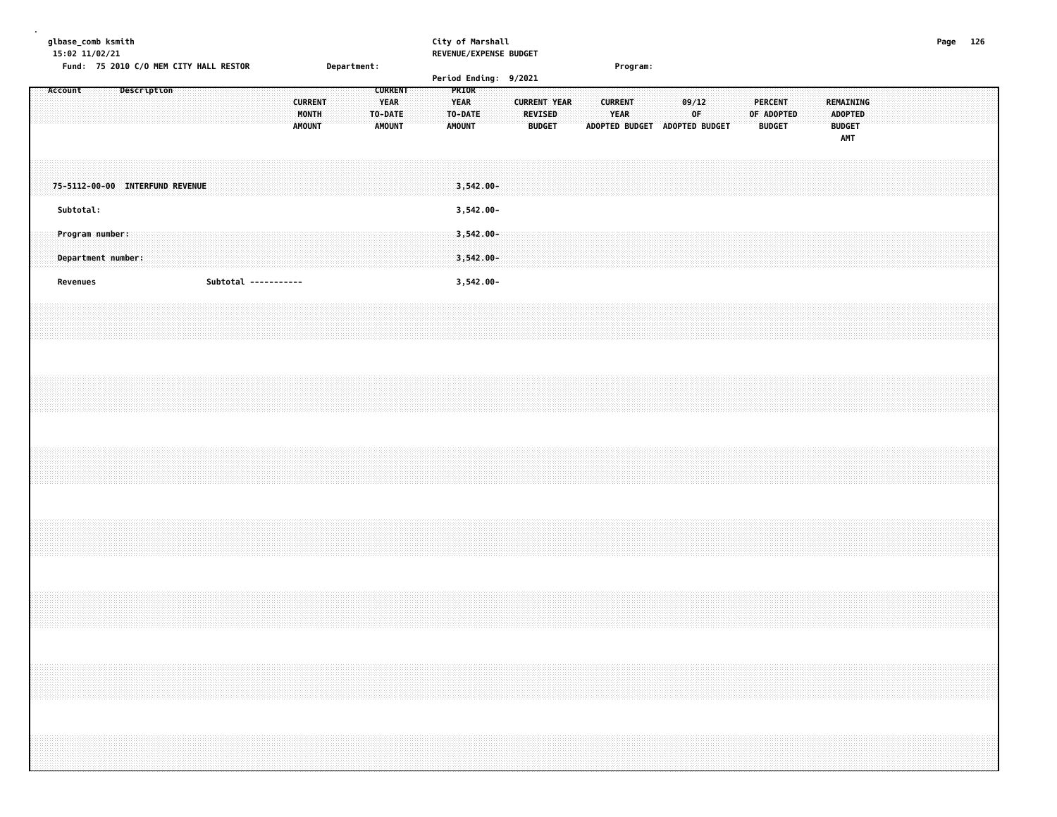glbase_comb ksmith
15:02 11/02/21

City of Marshall
REVENUE/EXPENSE BUDGET

Fund: 75 2010 C/O MEM CITY HALL RESTOR     Department:     Program:

Period Ending: 9/2021

| Account | Description | CURRENT MONTH AMOUNT | CURRENT YEAR TO-DATE AMOUNT | PRIOR YEAR TO-DATE AMOUNT | CURRENT YEAR REVISED BUDGET | CURRENT YEAR ADOPTED BUDGET | 09/12 OF ADOPTED BUDGET | PERCENT OF ADOPTED BUDGET | REMAINING ADOPTED BUDGET AMT |
|---|---|---|---|---|---|---|---|---|---|
| 75-5112-00-00 | INTERFUND REVENUE | | | 3,542.00- | | | | | |
| Subtotal: | | | | 3,542.00- | | | | | |
| Program number: | | | | 3,542.00- | | | | | |
| Department number: | | | | 3,542.00- | | | | | |
| Revenues | Subtotal ----------- | | | 3,542.00- | | | | | |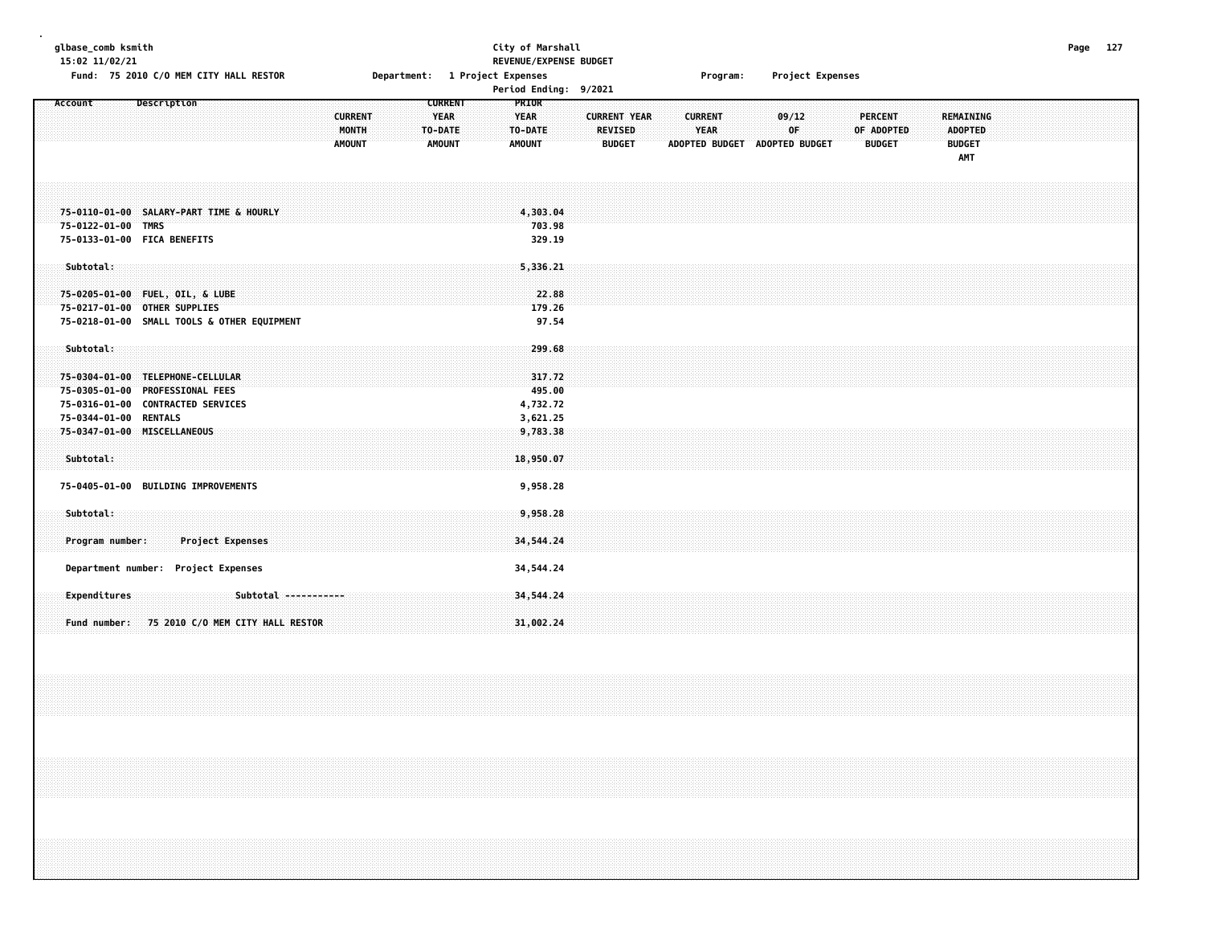glbase_comb ksmith
15:02 11/02/21

**City of Marshall**
**REVENUE/EXPENSE BUDGET**

Fund: 75 2010 C/O MEM CITY HALL RESTOR | Department: 1 Project Expenses | Program: Project Expenses

Period Ending: 9/2021

| Account | Description | CURRENT MONTH AMOUNT | CURRENT YEAR TO-DATE AMOUNT | PRIOR YEAR TO-DATE AMOUNT | CURRENT YEAR REVISED BUDGET | CURRENT YEAR ADOPTED BUDGET | 09/12 OF ADOPTED BUDGET | PERCENT OF ADOPTED BUDGET | REMAINING ADOPTED BUDGET AMT |
|---|---|---|---|---|---|---|---|---|---|
| 75-0110-01-00 | SALARY-PART TIME & HOURLY | | | 4,303.04 | | | | | |
| 75-0122-01-00 | TMRS | | | 703.98 | | | | | |
| 75-0133-01-00 | FICA BENEFITS | | | 329.19 | | | | | |
| Subtotal: | | | | 5,336.21 | | | | | |
| 75-0205-01-00 | FUEL, OIL, & LUBE | | | 22.88 | | | | | |
| 75-0217-01-00 | OTHER SUPPLIES | | | 179.26 | | | | | |
| 75-0218-01-00 | SMALL TOOLS & OTHER EQUIPMENT | | | 97.54 | | | | | |
| Subtotal: | | | | 299.68 | | | | | |
| 75-0304-01-00 | TELEPHONE-CELLULAR | | | 317.72 | | | | | |
| 75-0305-01-00 | PROFESSIONAL FEES | | | 495.00 | | | | | |
| 75-0316-01-00 | CONTRACTED SERVICES | | | 4,732.72 | | | | | |
| 75-0344-01-00 | RENTALS | | | 3,621.25 | | | | | |
| 75-0347-01-00 | MISCELLANEOUS | | | 9,783.38 | | | | | |
| Subtotal: | | | | 18,950.07 | | | | | |
| 75-0405-01-00 | BUILDING IMPROVEMENTS | | | 9,958.28 | | | | | |
| Subtotal: | | | | 9,958.28 | | | | | |
| Program number: | Project Expenses | | | 34,544.24 | | | | | |
| Department number: | Project Expenses | | | 34,544.24 | | | | | |
| Expenditures | Subtotal ----------- | | | 34,544.24 | | | | | |
| Fund number: | 75 2010 C/O MEM CITY HALL RESTOR | | | 31,002.24 | | | | | |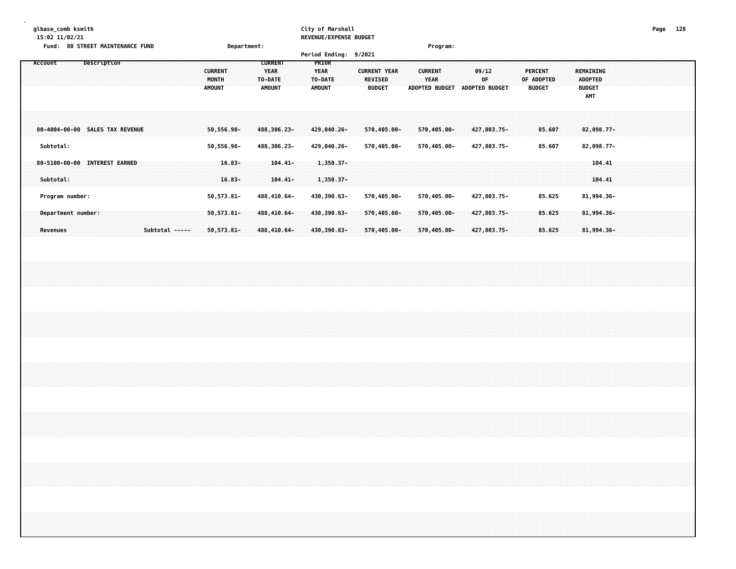glbase_comb ksmith
15:02 11/02/21

City of Marshall
REVENUE/EXPENSE BUDGET

Fund: 80 STREET MAINTENANCE FUND    Department:    Program:

Period Ending: 9/2021

| Account Description | CURRENT MONTH AMOUNT | CURRENT YEAR TO-DATE AMOUNT | PRIOR YEAR TO-DATE AMOUNT | CURRENT YEAR REVISED BUDGET | CURRENT YEAR ADOPTED BUDGET | 09/12 OF ADOPTED BUDGET | PERCENT OF ADOPTED BUDGET | REMAINING ADOPTED BUDGET AMT |
|---|---|---|---|---|---|---|---|---|
| 80-4004-00-00 SALES TAX REVENUE | 50,556.98- | 488,306.23- | 429,040.26- | 570,405.00- | 570,405.00- | 427,803.75- | 85.607 | 82,098.77- |
| Subtotal: | 50,556.98- | 488,306.23- | 429,040.26- | 570,405.00- | 570,405.00- | 427,803.75- | 85.607 | 82,098.77- |
| 80-5100-00-00 INTEREST EARNED | 16.83- | 104.41- | 1,350.37- | | | | | 104.41 |
| Subtotal: | 16.83- | 104.41- | 1,350.37- | | | | | 104.41 |
| Program number: | 50,573.81- | 488,410.64- | 430,390.63- | 570,405.00- | 570,405.00- | 427,803.75- | 85.625 | 81,994.36- |
| Department number: | 50,573.81- | 488,410.64- | 430,390.63- | 570,405.00- | 570,405.00- | 427,803.75- | 85.625 | 81,994.36- |
| Revenues Subtotal ----- | 50,573.81- | 488,410.64- | 430,390.63- | 570,405.00- | 570,405.00- | 427,803.75- | 85.625 | 81,994.36- |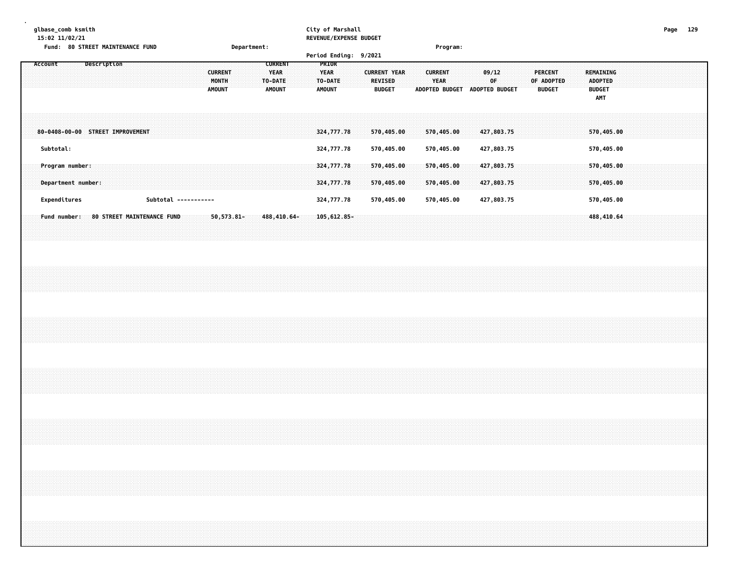glbase_comb ksmith
15:02 11/02/21

City of Marshall
REVENUE/EXPENSE BUDGET

Fund: 80 STREET MAINTENANCE FUND    Department:    Program:

Period Ending: 9/2021

| Account | Description | CURRENT MONTH AMOUNT | CURRENT YEAR TO-DATE AMOUNT | PRIOR YEAR TO-DATE AMOUNT | CURRENT YEAR REVISED BUDGET | CURRENT YEAR ADOPTED BUDGET | 09/12 OF ADOPTED BUDGET | PERCENT OF ADOPTED BUDGET | REMAINING ADOPTED BUDGET AMT |
|---|---|---|---|---|---|---|---|---|---|
| 80-0408-00-00 | STREET IMPROVEMENT | | | 324,777.78 | 570,405.00 | 570,405.00 | 427,803.75 | | 570,405.00 |
| Subtotal: | | | | 324,777.78 | 570,405.00 | 570,405.00 | 427,803.75 | | 570,405.00 |
| Program number: | | | | 324,777.78 | 570,405.00 | 570,405.00 | 427,803.75 | | 570,405.00 |
| Department number: | | | | 324,777.78 | 570,405.00 | 570,405.00 | 427,803.75 | | 570,405.00 |
| Expenditures | Subtotal ----------- | | | 324,777.78 | 570,405.00 | 570,405.00 | 427,803.75 | | 570,405.00 |
| Fund number: | 80 STREET MAINTENANCE FUND | 50,573.81- | 488,410.64- | 105,612.85- | | | | | 488,410.64 |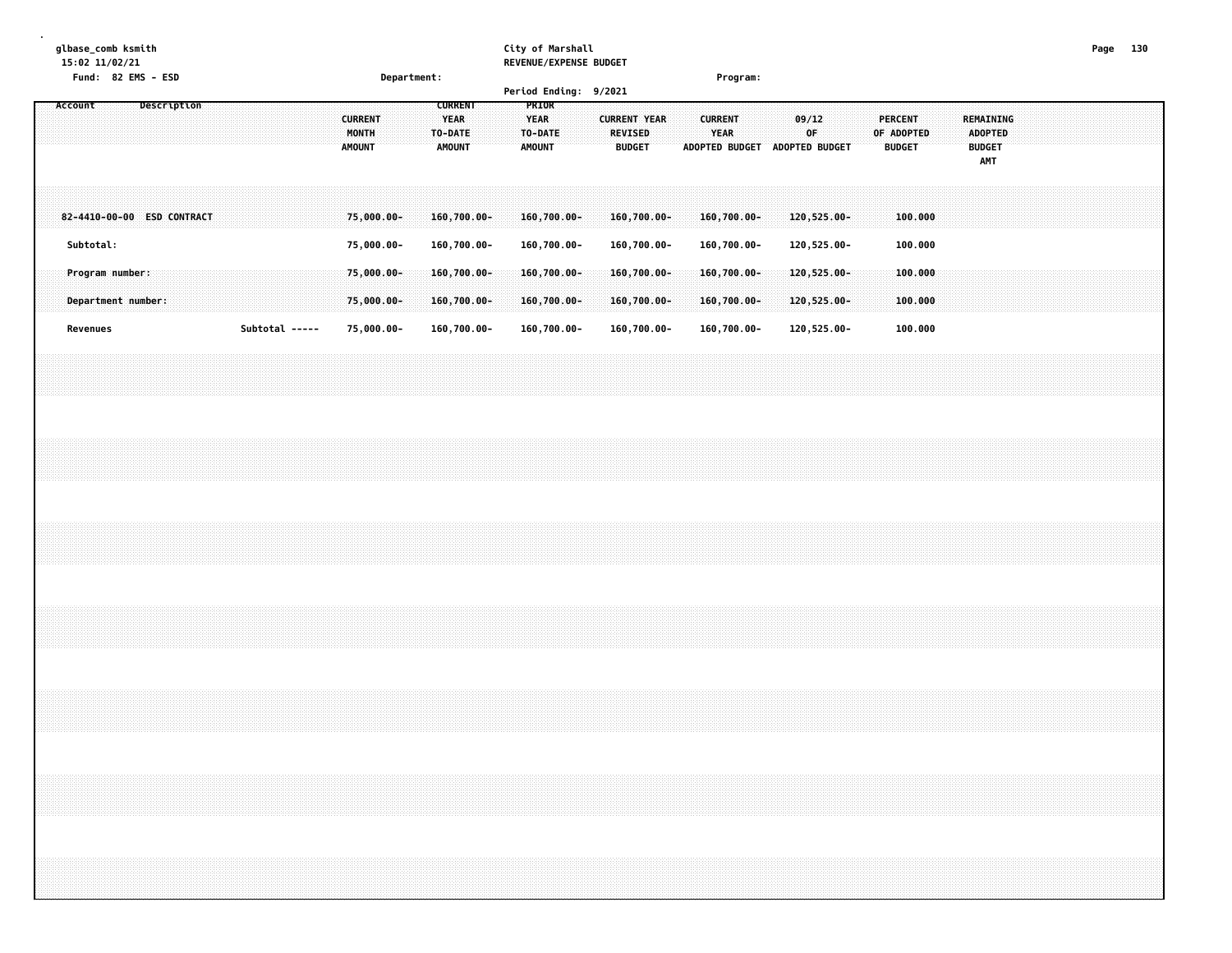glbase_comb ksmith
15:02 11/02/21
Fund: 82 EMS - ESD

City of Marshall
REVENUE/EXPENSE BUDGET
Period Ending: 9/2021

Department:

Program:

| Account | Description | | CURRENT MONTH AMOUNT | CURRENT YEAR TO-DATE AMOUNT | PRIOR YEAR TO-DATE AMOUNT | CURRENT YEAR REVISED BUDGET | CURRENT YEAR ADOPTED BUDGET | 09/12 OF ADOPTED BUDGET | PERCENT OF ADOPTED BUDGET | REMAINING ADOPTED BUDGET AMT |
|---|---|---|---|---|---|---|---|---|---|---|
| 82-4410-00-00 | ESD CONTRACT | | 75,000.00- | 160,700.00- | 160,700.00- | 160,700.00- | 160,700.00- | 120,525.00- | 100.000 | |
| Subtotal: | | | 75,000.00- | 160,700.00- | 160,700.00- | 160,700.00- | 160,700.00- | 120,525.00- | 100.000 | |
| Program number: | | | 75,000.00- | 160,700.00- | 160,700.00- | 160,700.00- | 160,700.00- | 120,525.00- | 100.000 | |
| Department number: | | | 75,000.00- | 160,700.00- | 160,700.00- | 160,700.00- | 160,700.00- | 120,525.00- | 100.000 | |
| Revenues | | Subtotal ----- | 75,000.00- | 160,700.00- | 160,700.00- | 160,700.00- | 160,700.00- | 120,525.00- | 100.000 | |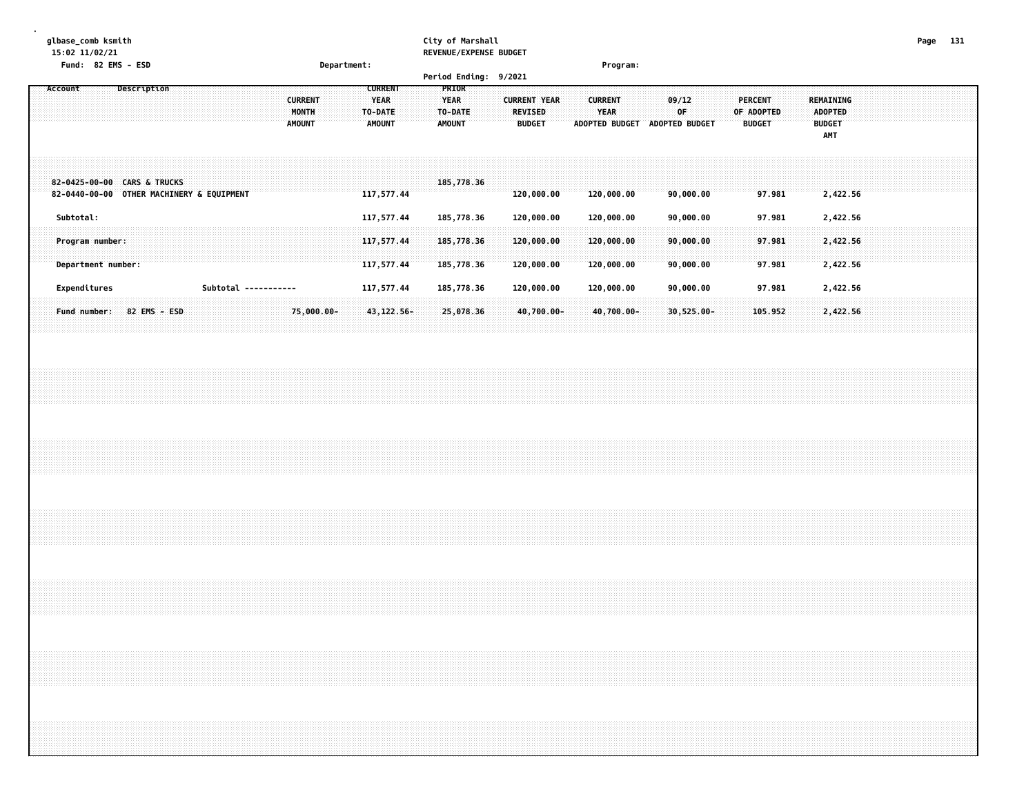glbase_comb ksmith
15:02 11/02/21
Fund: 82 EMS - ESD

City of Marshall
REVENUE/EXPENSE BUDGET
Period Ending: 9/2021

Department: Program:

| Account | Description | CURRENT MONTH AMOUNT | CURRENT YEAR TO-DATE AMOUNT | PRIOR YEAR TO-DATE AMOUNT | CURRENT YEAR REVISED BUDGET | CURRENT YEAR ADOPTED BUDGET | 09/12 OF ADOPTED BUDGET | PERCENT OF ADOPTED BUDGET | REMAINING ADOPTED BUDGET AMT |
|---|---|---|---|---|---|---|---|---|---|
| 82-0425-00-00 | CARS & TRUCKS | | | 185,778.36 | | | | | |
| 82-0440-00-00 | OTHER MACHINERY & EQUIPMENT | | 117,577.44 | | 120,000.00 | 120,000.00 | 90,000.00 | 97.981 | 2,422.56 |
| Subtotal: | | | 117,577.44 | 185,778.36 | 120,000.00 | 120,000.00 | 90,000.00 | 97.981 | 2,422.56 |
| Program number: | | | 117,577.44 | 185,778.36 | 120,000.00 | 120,000.00 | 90,000.00 | 97.981 | 2,422.56 |
| Department number: | | | 117,577.44 | 185,778.36 | 120,000.00 | 120,000.00 | 90,000.00 | 97.981 | 2,422.56 |
| Expenditures | Subtotal ----------- | | 117,577.44 | 185,778.36 | 120,000.00 | 120,000.00 | 90,000.00 | 97.981 | 2,422.56 |
| Fund number: 82 EMS - ESD | | 75,000.00- | 43,122.56- | 25,078.36 | 40,700.00- | 40,700.00- | 30,525.00- | 105.952 | 2,422.56 |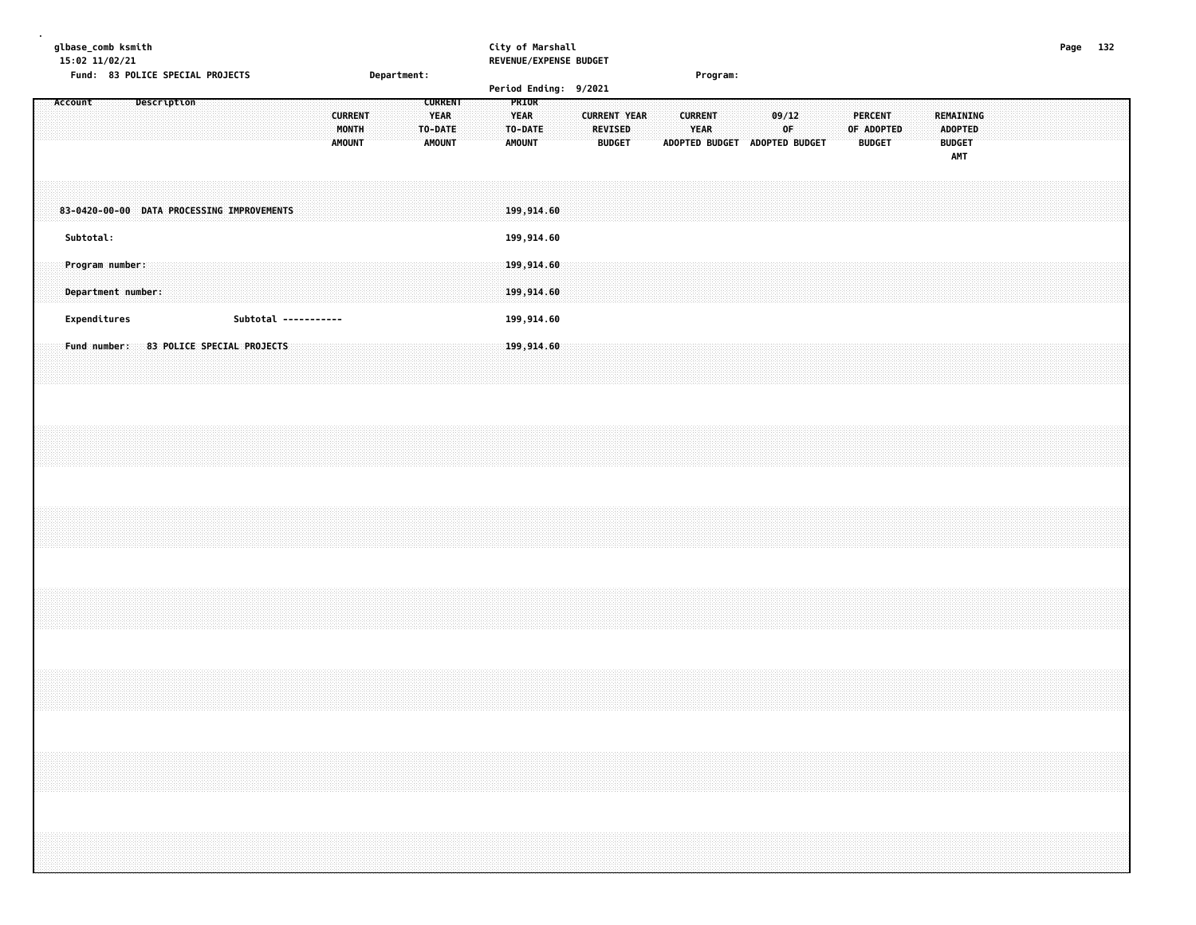City of Marshall
REVENUE/EXPENSE BUDGET

glbase_comb ksmith
15:02 11/02/21

Fund: 83 POLICE SPECIAL PROJECTS | Department: | Program:

Period Ending: 9/2021

| Account | Description | CURRENT MONTH AMOUNT | CURRENT YEAR TO-DATE AMOUNT | PRIOR YEAR TO-DATE AMOUNT | CURRENT YEAR REVISED BUDGET | CURRENT YEAR ADOPTED BUDGET | 09/12 OF ADOPTED BUDGET | PERCENT OF ADOPTED BUDGET | REMAINING ADOPTED BUDGET AMT |
|---|---|---|---|---|---|---|---|---|---|
| 83-0420-00-00 | DATA PROCESSING IMPROVEMENTS | | | 199,914.60 | | | | | |
| Subtotal: | | | | 199,914.60 | | | | | |
| Program number: | | | | 199,914.60 | | | | | |
| Department number: | | | | 199,914.60 | | | | | |
| Expenditures | Subtotal ----------- | | | 199,914.60 | | | | | |
| Fund number: | 83 POLICE SPECIAL PROJECTS | | | 199,914.60 | | | | | |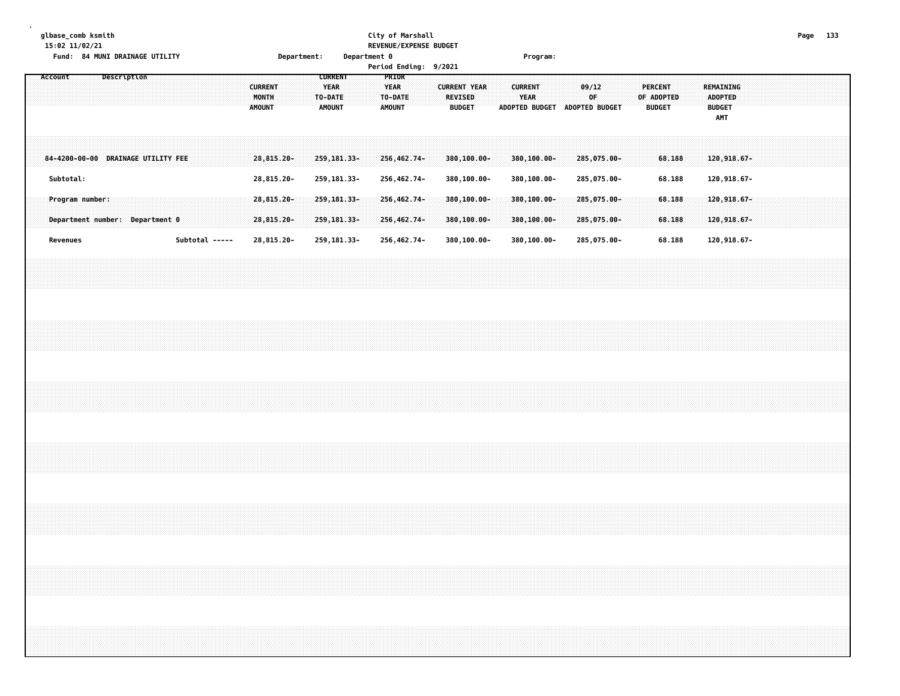glbase_comb ksmith
15:02 11/02/21

City of Marshall
REVENUE/EXPENSE BUDGET

Fund: 84 MUNI DRAINAGE UTILITY    Department:    Department 0    Program:

Period Ending: 9/2021

| Account | Description | CURRENT MONTH AMOUNT | CURRENT YEAR TO-DATE AMOUNT | PRIOR YEAR TO-DATE AMOUNT | CURRENT YEAR REVISED BUDGET | CURRENT YEAR ADOPTED BUDGET | 09/12 OF ADOPTED BUDGET | PERCENT OF ADOPTED BUDGET | REMAINING ADOPTED BUDGET AMT |
|---|---|---|---|---|---|---|---|---|---|
| 84-4200-00-00 | DRAINAGE UTILITY FEE | 28,815.20- | 259,181.33- | 256,462.74- | 380,100.00- | 380,100.00- | 285,075.00- | 68.188 | 120,918.67- |
| Subtotal: | | 28,815.20- | 259,181.33- | 256,462.74- | 380,100.00- | 380,100.00- | 285,075.00- | 68.188 | 120,918.67- |
| Program number: | | 28,815.20- | 259,181.33- | 256,462.74- | 380,100.00- | 380,100.00- | 285,075.00- | 68.188 | 120,918.67- |
| Department number: | Department 0 | 28,815.20- | 259,181.33- | 256,462.74- | 380,100.00- | 380,100.00- | 285,075.00- | 68.188 | 120,918.67- |
| Revenues | Subtotal ----- | 28,815.20- | 259,181.33- | 256,462.74- | 380,100.00- | 380,100.00- | 285,075.00- | 68.188 | 120,918.67- |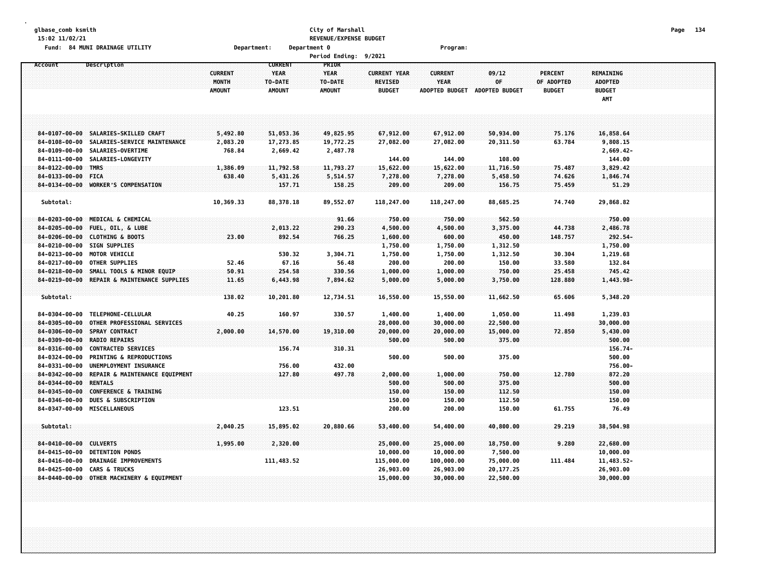glbase_comb ksmith
15:02 11/02/21

**City of Marshall**
**REVENUE/EXPENSE BUDGET**

Fund: 84 MUNI DRAINAGE UTILITY    Department: Department 0    Program:

Period Ending: 9/2021

| Account | Description | CURRENT MONTH AMOUNT | CURRENT YEAR TO-DATE AMOUNT | PRIOR YEAR TO-DATE AMOUNT | CURRENT YEAR REVISED BUDGET | CURRENT YEAR ADOPTED BUDGET | 09/12 OF ADOPTED BUDGET | PERCENT OF ADOPTED BUDGET | REMAINING ADOPTED BUDGET AMT |
|---|---|---|---|---|---|---|---|---|---|
| 84-0107-00-00 | SALARIES-SKILLED CRAFT | 5,492.80 | 51,053.36 | 49,825.95 | 67,912.00 | 67,912.00 | 50,934.00 | 75.176 | 16,858.64 |
| 84-0108-00-00 | SALARIES-SERVICE MAINTENANCE | 2,083.20 | 17,273.85 | 19,772.25 | 27,082.00 | 27,082.00 | 20,311.50 | 63.784 | 9,808.15 |
| 84-0109-00-00 | SALARIES-OVERTIME | 768.84 | 2,669.42 | 2,487.78 | | | | | 2,669.42- |
| 84-0111-00-00 | SALARIES-LONGEVITY | | | | 144.00 | 144.00 | 108.00 | | 144.00 |
| 84-0122-00-00 | TMRS | 1,386.09 | 11,792.58 | 11,793.27 | 15,622.00 | 15,622.00 | 11,716.50 | 75.487 | 3,829.42 |
| 84-0133-00-00 | FICA | 638.40 | 5,431.26 | 5,514.57 | 7,278.00 | 7,278.00 | 5,458.50 | 74.626 | 1,846.74 |
| 84-0134-00-00 | WORKER'S COMPENSATION | | 157.71 | 158.25 | 209.00 | 209.00 | 156.75 | 75.459 | 51.29 |
| Subtotal: | | 10,369.33 | 88,378.18 | 89,552.07 | 118,247.00 | 118,247.00 | 88,685.25 | 74.740 | 29,868.82 |
| 84-0203-00-00 | MEDICAL & CHEMICAL | | | 91.66 | 750.00 | 750.00 | 562.50 | | 750.00 |
| 84-0205-00-00 | FUEL, OIL, & LUBE | | 2,013.22 | 290.23 | 4,500.00 | 4,500.00 | 3,375.00 | 44.738 | 2,486.78 |
| 84-0206-00-00 | CLOTHING & BOOTS | 23.00 | 892.54 | 766.25 | 1,600.00 | 600.00 | 450.00 | 148.757 | 292.54- |
| 84-0210-00-00 | SIGN SUPPLIES | | | | 1,750.00 | 1,750.00 | 1,312.50 | | 1,750.00 |
| 84-0213-00-00 | MOTOR VEHICLE | | 530.32 | 3,304.71 | 1,750.00 | 1,750.00 | 1,312.50 | 30.304 | 1,219.68 |
| 84-0217-00-00 | OTHER SUPPLIES | 52.46 | 67.16 | 56.48 | 200.00 | 200.00 | 150.00 | 33.580 | 132.84 |
| 84-0218-00-00 | SMALL TOOLS & MINOR EQUIP | 50.91 | 254.58 | 330.56 | 1,000.00 | 1,000.00 | 750.00 | 25.458 | 745.42 |
| 84-0219-00-00 | REPAIR & MAINTENANCE SUPPLIES | 11.65 | 6,443.98 | 7,894.62 | 5,000.00 | 5,000.00 | 3,750.00 | 128.880 | 1,443.98- |
| Subtotal: | | 138.02 | 10,201.80 | 12,734.51 | 16,550.00 | 15,550.00 | 11,662.50 | 65.606 | 5,348.20 |
| 84-0304-00-00 | TELEPHONE-CELLULAR | 40.25 | 160.97 | 330.57 | 1,400.00 | 1,400.00 | 1,050.00 | 11.498 | 1,239.03 |
| 84-0305-00-00 | OTHER PROFESSIONAL SERVICES | | | | 28,000.00 | 30,000.00 | 22,500.00 | | 30,000.00 |
| 84-0306-00-00 | SPRAY CONTRACT | 2,000.00 | 14,570.00 | 19,310.00 | 20,000.00 | 20,000.00 | 15,000.00 | 72.850 | 5,430.00 |
| 84-0309-00-00 | RADIO REPAIRS | | | | 500.00 | 500.00 | 375.00 | | 500.00 |
| 84-0316-00-00 | CONTRACTED SERVICES | | 156.74 | 310.31 | | | | | 156.74- |
| 84-0324-00-00 | PRINTING & REPRODUCTIONS | | | | 500.00 | 500.00 | 375.00 | | 500.00 |
| 84-0331-00-00 | UNEMPLOYMENT INSURANCE | | 756.00 | 432.00 | | | | | 756.00- |
| 84-0342-00-00 | REPAIR & MAINTENANCE EQUIPMENT | | 127.80 | 497.78 | 2,000.00 | 1,000.00 | 750.00 | 12.780 | 872.20 |
| 84-0344-00-00 | RENTALS | | | | 500.00 | 500.00 | 375.00 | | 500.00 |
| 84-0345-00-00 | CONFERENCE & TRAINING | | | | 150.00 | 150.00 | 112.50 | | 150.00 |
| 84-0346-00-00 | DUES & SUBSCRIPTION | | | | 150.00 | 150.00 | 112.50 | | 150.00 |
| 84-0347-00-00 | MISCELLANEOUS | | 123.51 | | 200.00 | 200.00 | 150.00 | 61.755 | 76.49 |
| Subtotal: | | 2,040.25 | 15,895.02 | 20,880.66 | 53,400.00 | 54,400.00 | 40,800.00 | 29.219 | 38,504.98 |
| 84-0410-00-00 | CULVERTS | 1,995.00 | 2,320.00 | | 25,000.00 | 25,000.00 | 18,750.00 | 9.280 | 22,680.00 |
| 84-0415-00-00 | DETENTION PONDS | | | | 10,000.00 | 10,000.00 | 7,500.00 | | 10,000.00 |
| 84-0416-00-00 | DRAINAGE IMPROVEMENTS | | 111,483.52 | | 115,000.00 | 100,000.00 | 75,000.00 | 111.484 | 11,483.52- |
| 84-0425-00-00 | CARS & TRUCKS | | | | 26,903.00 | 26,903.00 | 20,177.25 | | 26,903.00 |
| 84-0440-00-00 | OTHER MACHINERY & EQUIPMENT | | | | 15,000.00 | 30,000.00 | 22,500.00 | | 30,000.00 |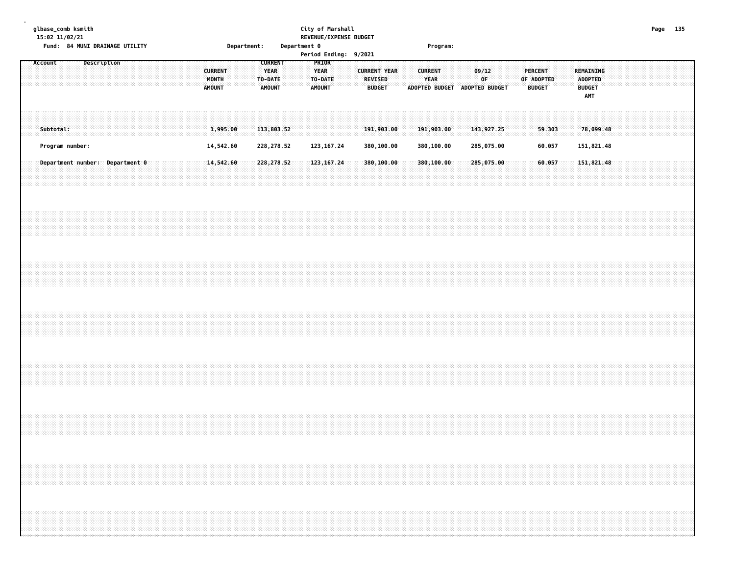glbase_comb ksmith
15:02 11/02/21

City of Marshall
REVENUE/EXPENSE BUDGET

Fund: 84 MUNI DRAINAGE UTILITY　　Department:　Department 0　　Program:

Period Ending: 9/2021

| Account | Description | CURRENT MONTH AMOUNT | CURRENT YEAR TO-DATE AMOUNT | PRIOR YEAR TO-DATE AMOUNT | CURRENT YEAR REVISED BUDGET | CURRENT YEAR ADOPTED BUDGET | 09/12 OF ADOPTED BUDGET | PERCENT OF ADOPTED BUDGET | REMAINING ADOPTED BUDGET AMT |
|---|---|---|---|---|---|---|---|---|---|
| Subtotal: | | 1,995.00 | 113,803.52 | | 191,903.00 | 191,903.00 | 143,927.25 | 59.303 | 78,099.48 |
| Program number: | | 14,542.60 | 228,278.52 | 123,167.24 | 380,100.00 | 380,100.00 | 285,075.00 | 60.057 | 151,821.48 |
| Department number: Department 0 | | 14,542.60 | 228,278.52 | 123,167.24 | 380,100.00 | 380,100.00 | 285,075.00 | 60.057 | 151,821.48 |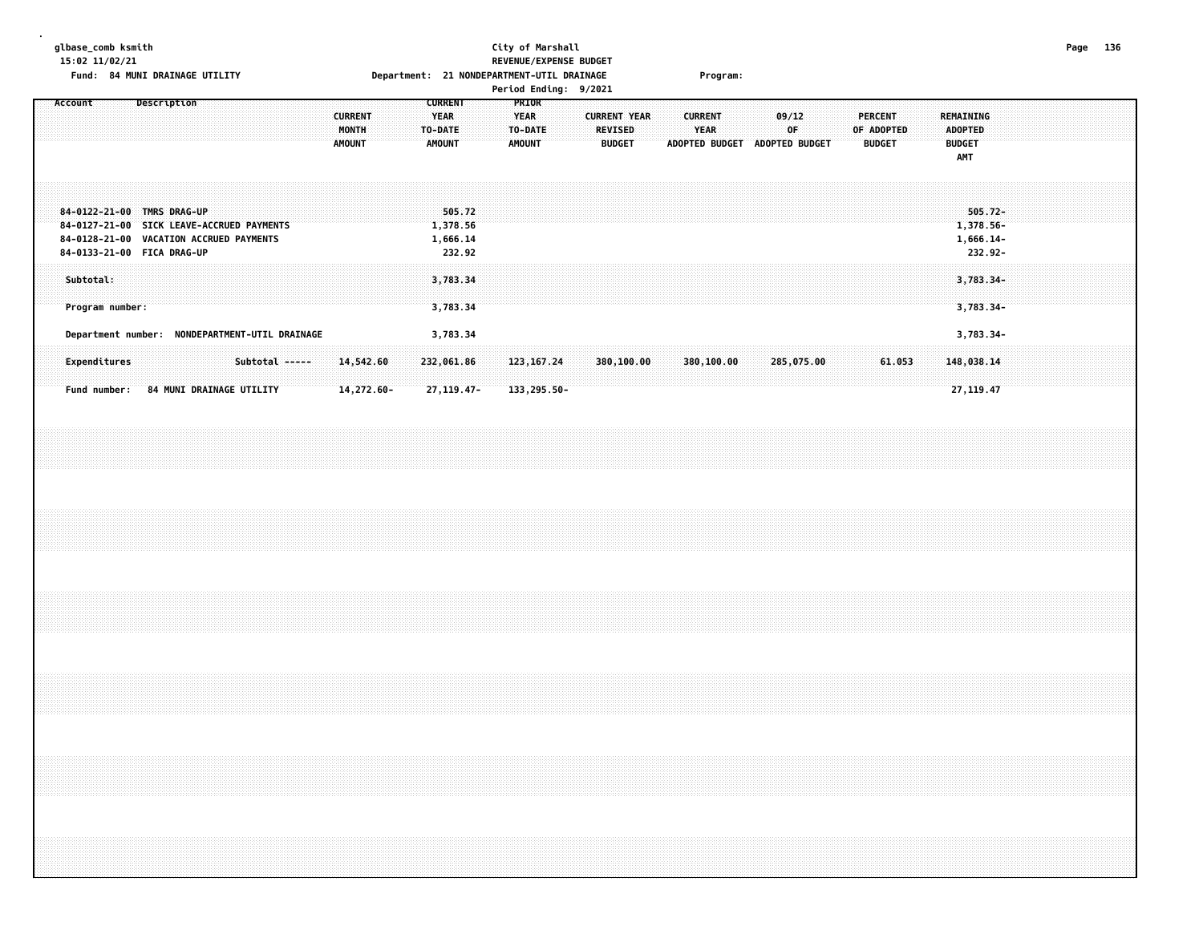glbase_comb ksmith
15:02 11/02/21
Fund: 84 MUNI DRAINAGE UTILITY

City of Marshall
REVENUE/EXPENSE BUDGET
Department: 21 NONDEPARTMENT-UTIL DRAINAGE
Period Ending: 9/2021

Program:

| Account | Description | CURRENT MONTH AMOUNT | CURRENT YEAR TO-DATE AMOUNT | PRIOR YEAR TO-DATE AMOUNT | CURRENT YEAR REVISED BUDGET | CURRENT YEAR ADOPTED BUDGET | 09/12 OF ADOPTED BUDGET | PERCENT OF ADOPTED BUDGET | REMAINING ADOPTED BUDGET AMT |
|---|---|---|---|---|---|---|---|---|---|
| 84-0122-21-00 | TMRS DRAG-UP | | 505.72 | | | | | | 505.72- |
| 84-0127-21-00 | SICK LEAVE-ACCRUED PAYMENTS | | 1,378.56 | | | | | | 1,378.56- |
| 84-0128-21-00 | VACATION ACCRUED PAYMENTS | | 1,666.14 | | | | | | 1,666.14- |
| 84-0133-21-00 | FICA DRAG-UP | | 232.92 | | | | | | 232.92- |
| Subtotal: | | | 3,783.34 | | | | | | 3,783.34- |
| Program number: | | | 3,783.34 | | | | | | 3,783.34- |
| Department number: NONDEPARTMENT-UTIL DRAINAGE | | | 3,783.34 | | | | | | 3,783.34- |
| Expenditures | Subtotal ----- | 14,542.60 | 232,061.86 | 123,167.24 | 380,100.00 | 380,100.00 | 285,075.00 | 61.053 | 148,038.14 |
| Fund number: 84 MUNI DRAINAGE UTILITY | | 14,272.60- | 27,119.47- | 133,295.50- | | | | | 27,119.47 |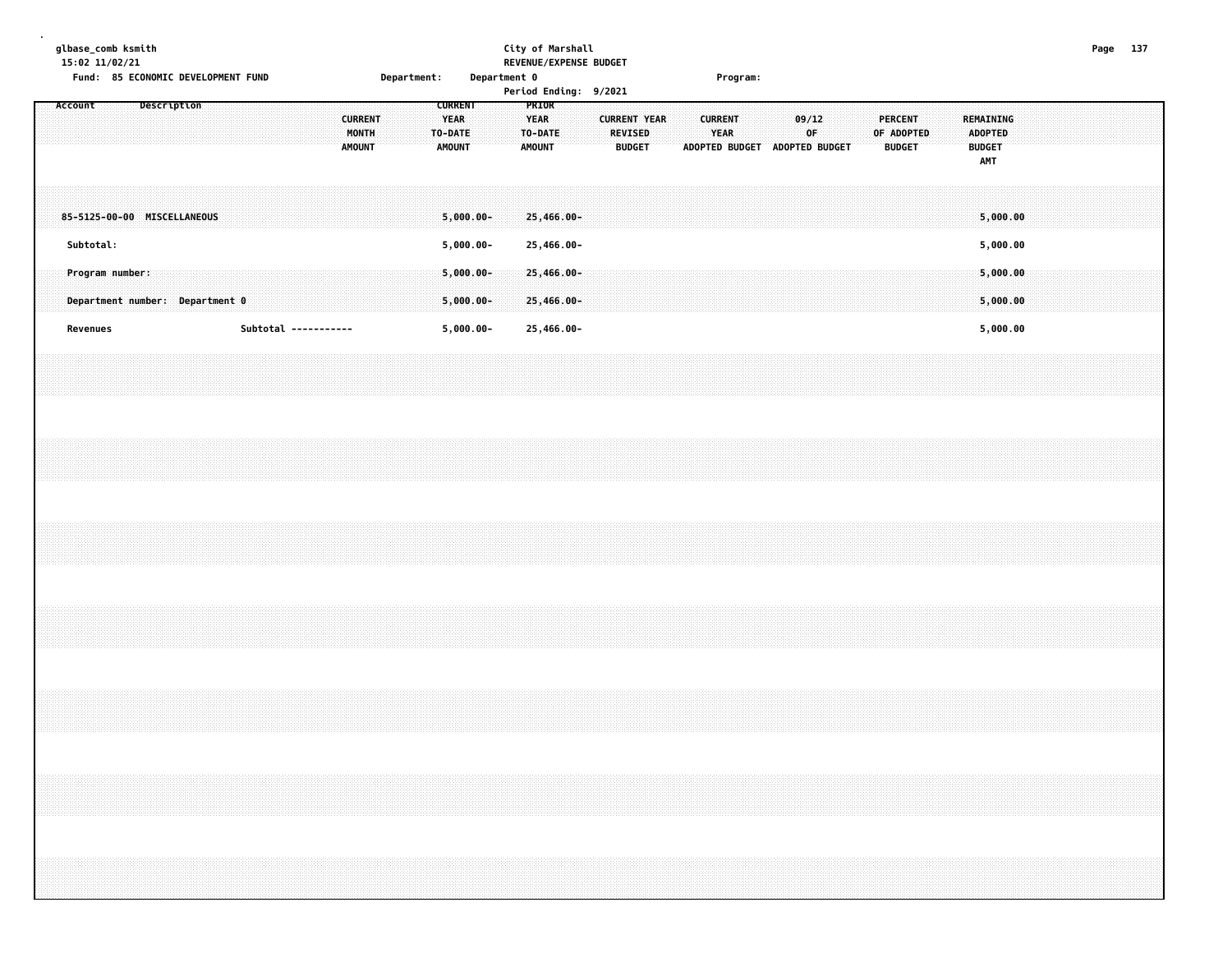glbase_comb ksmith
15:02 11/02/21

**City of Marshall**
**REVENUE/EXPENSE BUDGET**
Period Ending: 9/2021

Fund: 85 ECONOMIC DEVELOPMENT FUND    Department: Department 0    Program:

| Account | Description | CURRENT MONTH AMOUNT | CURRENT YEAR TO-DATE AMOUNT | PRIOR YEAR TO-DATE AMOUNT | CURRENT YEAR REVISED BUDGET | CURRENT YEAR ADOPTED BUDGET | 09/12 OF ADOPTED BUDGET | PERCENT OF ADOPTED BUDGET | REMAINING ADOPTED BUDGET AMT |
|---|---|---|---|---|---|---|---|---|---|
| 85-5125-00-00 | MISCELLANEOUS | | 5,000.00- | 25,466.00- | | | | | 5,000.00 |
| Subtotal: | | | 5,000.00- | 25,466.00- | | | | | 5,000.00 |
| Program number: | | | 5,000.00- | 25,466.00- | | | | | 5,000.00 |
| Department number: | Department 0 | | 5,000.00- | 25,466.00- | | | | | 5,000.00 |
| Revenues | Subtotal ----------- | | 5,000.00- | 25,466.00- | | | | | 5,000.00 |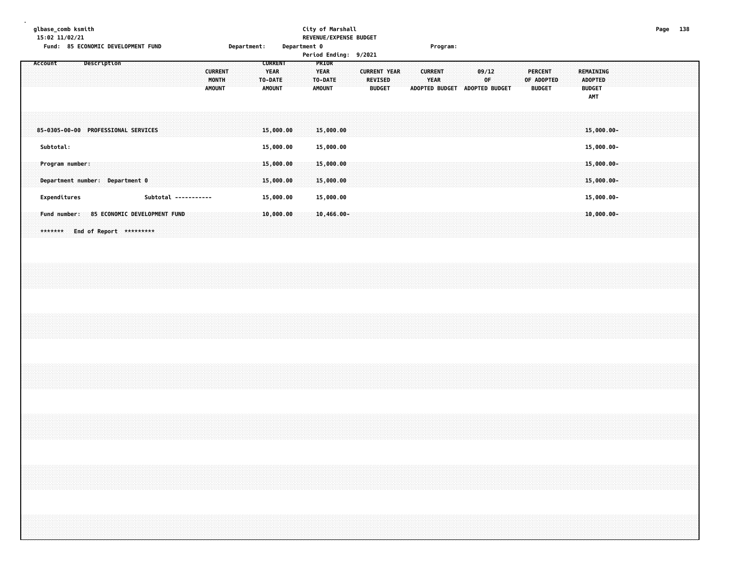glbase_comb ksmith
15:02 11/02/21

City of Marshall
REVENUE/EXPENSE BUDGET

Fund: 85 ECONOMIC DEVELOPMENT FUND        Department:    Department 0        Program:

Period Ending: 9/2021

| Account Description | CURRENT MONTH AMOUNT | CURRENT YEAR TO-DATE AMOUNT | PRIOR YEAR TO-DATE AMOUNT | CURRENT YEAR REVISED BUDGET | CURRENT YEAR ADOPTED BUDGET | 09/12 OF ADOPTED BUDGET | PERCENT OF ADOPTED BUDGET | REMAINING ADOPTED BUDGET AMT |
|---|---|---|---|---|---|---|---|---|
| 85-0305-00-00 PROFESSIONAL SERVICES | | 15,000.00 | 15,000.00 | | | | | 15,000.00- |
| Subtotal: | | 15,000.00 | 15,000.00 | | | | | 15,000.00- |
| Program number: | | 15,000.00 | 15,000.00 | | | | | 15,000.00- |
| Department number: Department 0 | | 15,000.00 | 15,000.00 | | | | | 15,000.00- |
| Expenditures Subtotal ----------- | | 15,000.00 | 15,000.00 | | | | | 15,000.00- |
| Fund number: 85 ECONOMIC DEVELOPMENT FUND | | 10,000.00 | 10,466.00- | | | | | 10,000.00- |

******* End of Report *********